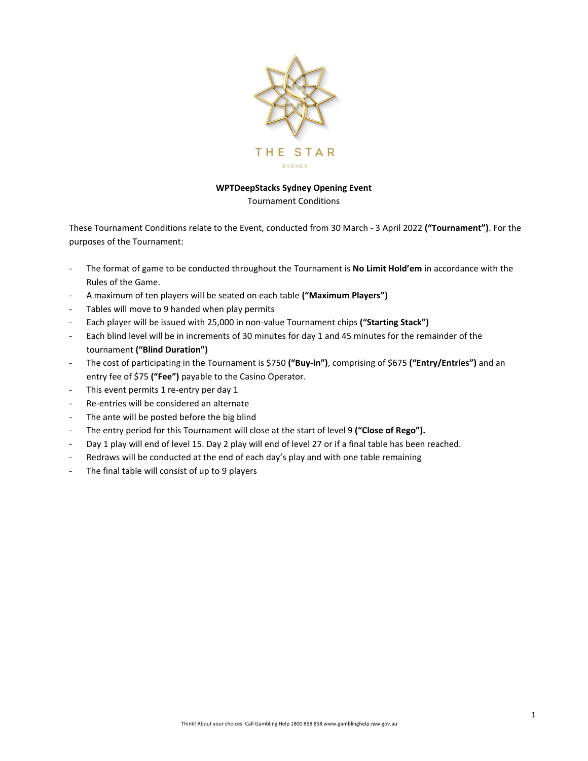THE STAR

SYDNEY

**WPTDeepStacks Sydney Opening Event**

Tournament Conditions

These Tournament Conditions relate to the Event, conducted from 30 March - 3 April 2022 **("Tournament")**. For the purposes of the Tournament:

- The format of game to be conducted throughout the Tournament is **No Limit Hold'em** in accordance with the Rules of the Game.
- A maximum of ten players will be seated on each table **("Maximum Players")**
- Tables will move to 9 handed when play permits
- Each player will be issued with 25,000 in non-value Tournament chips **("Starting Stack")**
- Each blind level will be in increments of 30 minutes for day 1 and 45 minutes for the remainder of the tournament **("Blind Duration")**
- The cost of participating in the Tournament is $750 **("Buy-in")**, comprising of $675 **("Entry/Entries")** and an entry fee of $75 **("Fee")** payable to the Casino Operator.
- This event permits 1 re-entry per day 1
- Re-entries will be considered an alternate
- The ante will be posted before the big blind
- The entry period for this Tournament will close at the start of level 9 **("Close of Rego").**
- Day 1 play will end of level 15. Day 2 play will end of level 27 or if a final table has been reached.
- Redraws will be conducted at the end of each day's play and with one table remaining
- The final table will consist of up to 9 players

Think! About your choices. Call Gambling Help 1800 858 858 www.gamblinghelp.nsw.gov.au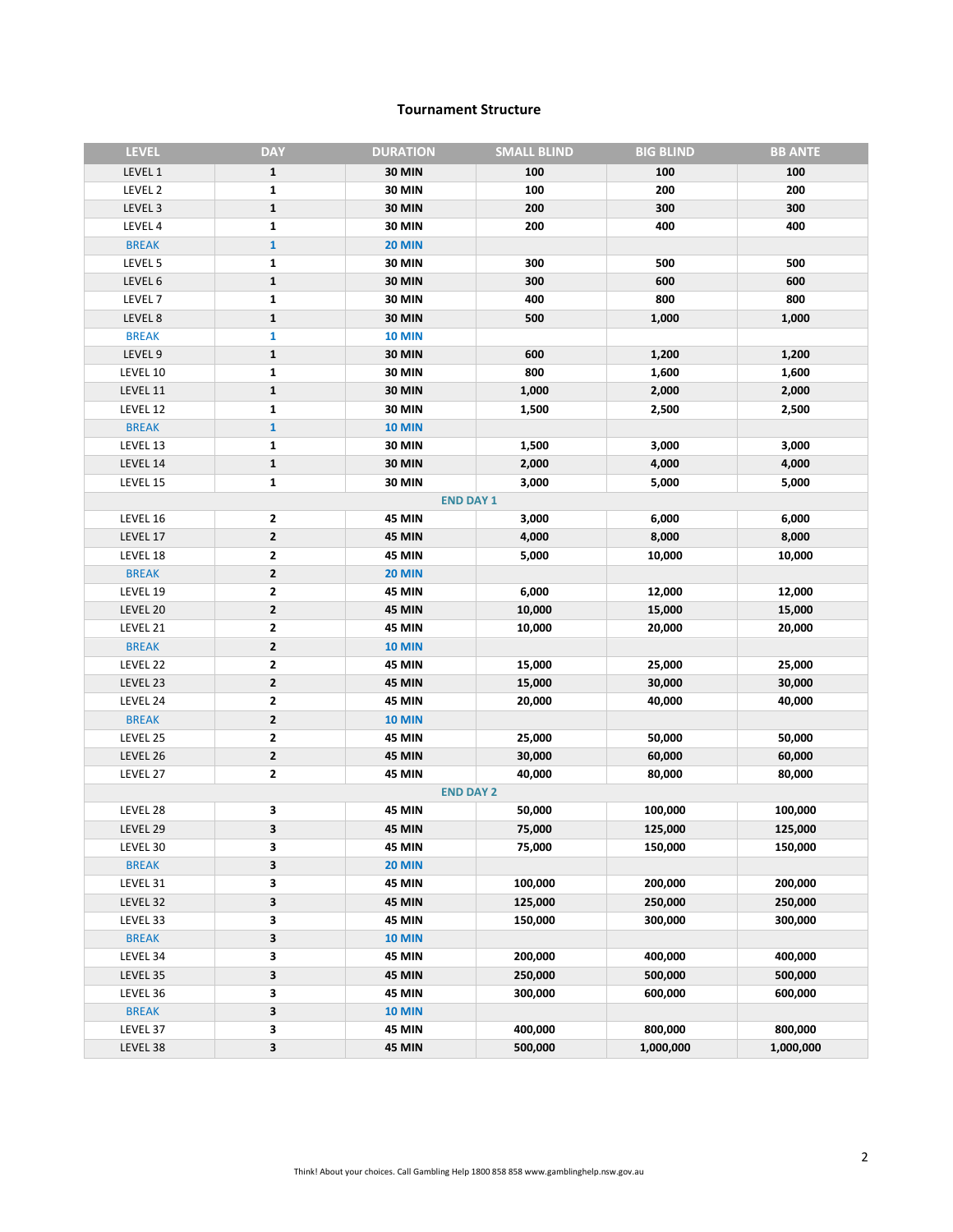**Tournament Structure**

| LEVEL | DAY | DURATION | SMALL BLIND | BIG BLIND | BB ANTE |
|---|---|---|---|---|---|
| LEVEL 1 | 1 | 30 MIN | 100 | 100 | 100 |
| LEVEL 2 | 1 | 30 MIN | 100 | 200 | 200 |
| LEVEL 3 | 1 | 30 MIN | 200 | 300 | 300 |
| LEVEL 4 | 1 | 30 MIN | 200 | 400 | 400 |
| BREAK | 1 | 20 MIN | | | |
| LEVEL 5 | 1 | 30 MIN | 300 | 500 | 500 |
| LEVEL 6 | 1 | 30 MIN | 300 | 600 | 600 |
| LEVEL 7 | 1 | 30 MIN | 400 | 800 | 800 |
| LEVEL 8 | 1 | 30 MIN | 500 | 1,000 | 1,000 |
| BREAK | 1 | 10 MIN | | | |
| LEVEL 9 | 1 | 30 MIN | 600 | 1,200 | 1,200 |
| LEVEL 10 | 1 | 30 MIN | 800 | 1,600 | 1,600 |
| LEVEL 11 | 1 | 30 MIN | 1,000 | 2,000 | 2,000 |
| LEVEL 12 | 1 | 30 MIN | 1,500 | 2,500 | 2,500 |
| BREAK | 1 | 10 MIN | | | |
| LEVEL 13 | 1 | 30 MIN | 1,500 | 3,000 | 3,000 |
| LEVEL 14 | 1 | 30 MIN | 2,000 | 4,000 | 4,000 |
| LEVEL 15 | 1 | 30 MIN | 3,000 | 5,000 | 5,000 |
| END DAY 1 | | | | | |
| LEVEL 16 | 2 | 45 MIN | 3,000 | 6,000 | 6,000 |
| LEVEL 17 | 2 | 45 MIN | 4,000 | 8,000 | 8,000 |
| LEVEL 18 | 2 | 45 MIN | 5,000 | 10,000 | 10,000 |
| BREAK | 2 | 20 MIN | | | |
| LEVEL 19 | 2 | 45 MIN | 6,000 | 12,000 | 12,000 |
| LEVEL 20 | 2 | 45 MIN | 10,000 | 15,000 | 15,000 |
| LEVEL 21 | 2 | 45 MIN | 10,000 | 20,000 | 20,000 |
| BREAK | 2 | 10 MIN | | | |
| LEVEL 22 | 2 | 45 MIN | 15,000 | 25,000 | 25,000 |
| LEVEL 23 | 2 | 45 MIN | 15,000 | 30,000 | 30,000 |
| LEVEL 24 | 2 | 45 MIN | 20,000 | 40,000 | 40,000 |
| BREAK | 2 | 10 MIN | | | |
| LEVEL 25 | 2 | 45 MIN | 25,000 | 50,000 | 50,000 |
| LEVEL 26 | 2 | 45 MIN | 30,000 | 60,000 | 60,000 |
| LEVEL 27 | 2 | 45 MIN | 40,000 | 80,000 | 80,000 |
| END DAY 2 | | | | | |
| LEVEL 28 | 3 | 45 MIN | 50,000 | 100,000 | 100,000 |
| LEVEL 29 | 3 | 45 MIN | 75,000 | 125,000 | 125,000 |
| LEVEL 30 | 3 | 45 MIN | 75,000 | 150,000 | 150,000 |
| BREAK | 3 | 20 MIN | | | |
| LEVEL 31 | 3 | 45 MIN | 100,000 | 200,000 | 200,000 |
| LEVEL 32 | 3 | 45 MIN | 125,000 | 250,000 | 250,000 |
| LEVEL 33 | 3 | 45 MIN | 150,000 | 300,000 | 300,000 |
| BREAK | 3 | 10 MIN | | | |
| LEVEL 34 | 3 | 45 MIN | 200,000 | 400,000 | 400,000 |
| LEVEL 35 | 3 | 45 MIN | 250,000 | 500,000 | 500,000 |
| LEVEL 36 | 3 | 45 MIN | 300,000 | 600,000 | 600,000 |
| BREAK | 3 | 10 MIN | | | |
| LEVEL 37 | 3 | 45 MIN | 400,000 | 800,000 | 800,000 |
| LEVEL 38 | 3 | 45 MIN | 500,000 | 1,000,000 | 1,000,000 |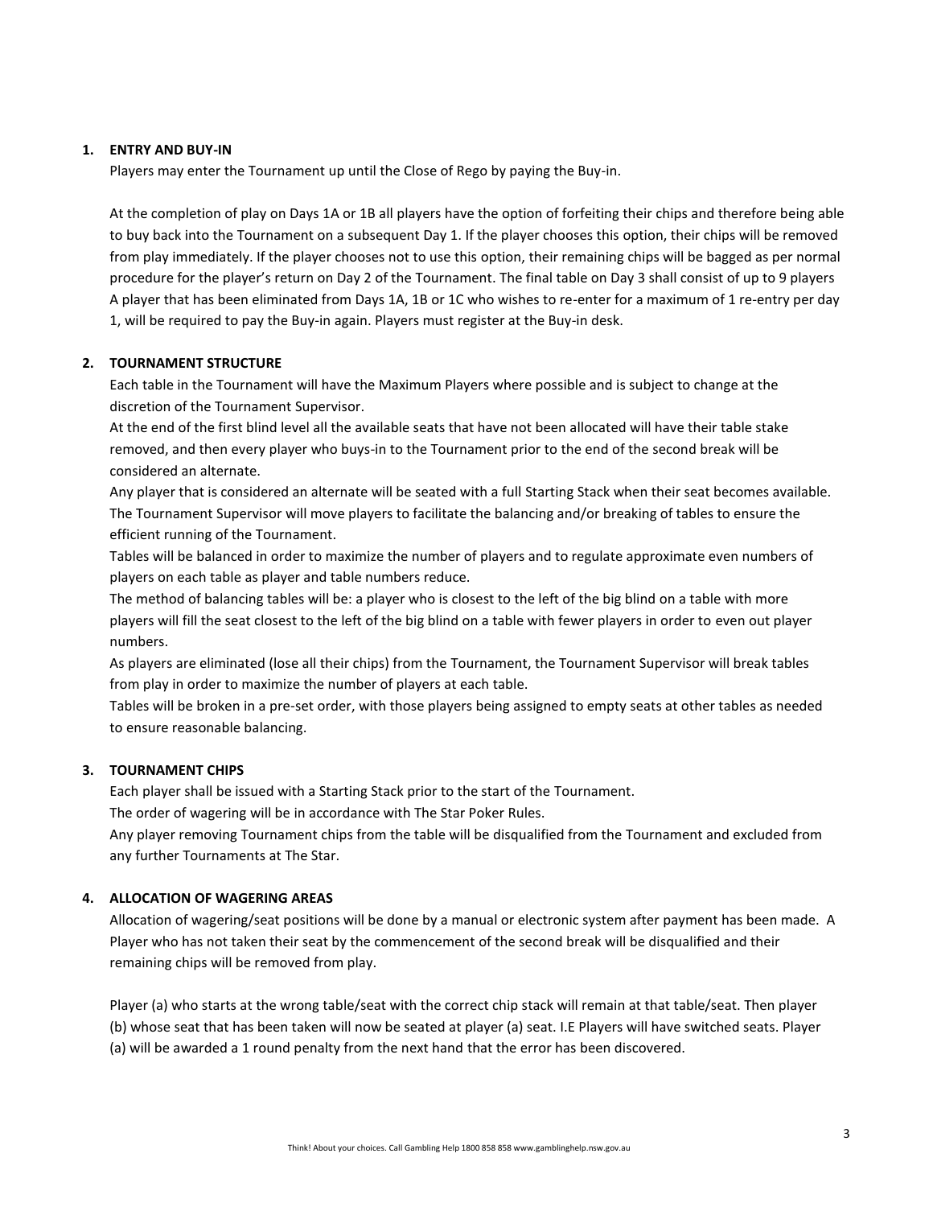## 1. ENTRY AND BUY-IN

Players may enter the Tournament up until the Close of Rego by paying the Buy-in.

At the completion of play on Days 1A or 1B all players have the option of forfeiting their chips and therefore being able to buy back into the Tournament on a subsequent Day 1. If the player chooses this option, their chips will be removed from play immediately. If the player chooses not to use this option, their remaining chips will be bagged as per normal procedure for the player's return on Day 2 of the Tournament. The final table on Day 3 shall consist of up to 9 players A player that has been eliminated from Days 1A, 1B or 1C who wishes to re-enter for a maximum of 1 re-entry per day 1, will be required to pay the Buy-in again. Players must register at the Buy-in desk.

## 2. TOURNAMENT STRUCTURE

Each table in the Tournament will have the Maximum Players where possible and is subject to change at the discretion of the Tournament Supervisor.

At the end of the first blind level all the available seats that have not been allocated will have their table stake removed, and then every player who buys-in to the Tournament prior to the end of the second break will be considered an alternate.

Any player that is considered an alternate will be seated with a full Starting Stack when their seat becomes available.

The Tournament Supervisor will move players to facilitate the balancing and/or breaking of tables to ensure the efficient running of the Tournament.

Tables will be balanced in order to maximize the number of players and to regulate approximate even numbers of players on each table as player and table numbers reduce.

The method of balancing tables will be: a player who is closest to the left of the big blind on a table with more players will fill the seat closest to the left of the big blind on a table with fewer players in order to even out player numbers.

As players are eliminated (lose all their chips) from the Tournament, the Tournament Supervisor will break tables from play in order to maximize the number of players at each table.

Tables will be broken in a pre-set order, with those players being assigned to empty seats at other tables as needed to ensure reasonable balancing.

## 3. TOURNAMENT CHIPS

Each player shall be issued with a Starting Stack prior to the start of the Tournament.

The order of wagering will be in accordance with The Star Poker Rules.

Any player removing Tournament chips from the table will be disqualified from the Tournament and excluded from any further Tournaments at The Star.

## 4. ALLOCATION OF WAGERING AREAS

Allocation of wagering/seat positions will be done by a manual or electronic system after payment has been made. A Player who has not taken their seat by the commencement of the second break will be disqualified and their remaining chips will be removed from play.

Player (a) who starts at the wrong table/seat with the correct chip stack will remain at that table/seat. Then player (b) whose seat that has been taken will now be seated at player (a) seat. I.E Players will have switched seats. Player (a) will be awarded a 1 round penalty from the next hand that the error has been discovered.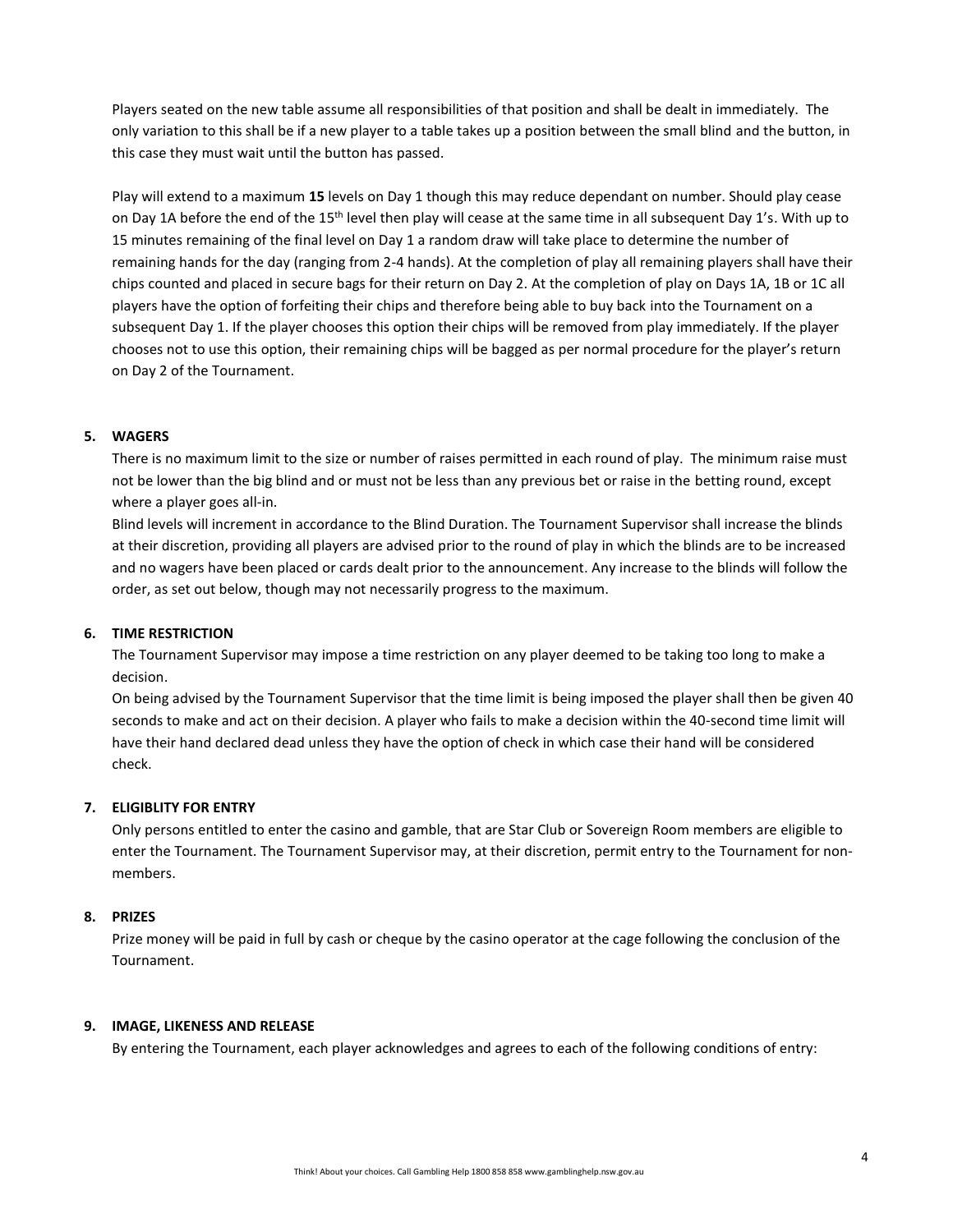Players seated on the new table assume all responsibilities of that position and shall be dealt in immediately. The only variation to this shall be if a new player to a table takes up a position between the small blind and the button, in this case they must wait until the button has passed.

Play will extend to a maximum **15** levels on Day 1 though this may reduce dependant on number. Should play cease on Day 1A before the end of the 15th level then play will cease at the same time in all subsequent Day 1's. With up to 15 minutes remaining of the final level on Day 1 a random draw will take place to determine the number of remaining hands for the day (ranging from 2-4 hands). At the completion of play all remaining players shall have their chips counted and placed in secure bags for their return on Day 2. At the completion of play on Days 1A, 1B or 1C all players have the option of forfeiting their chips and therefore being able to buy back into the Tournament on a subsequent Day 1. If the player chooses this option their chips will be removed from play immediately. If the player chooses not to use this option, their remaining chips will be bagged as per normal procedure for the player's return on Day 2 of the Tournament.

**5. WAGERS**

There is no maximum limit to the size or number of raises permitted in each round of play. The minimum raise must not be lower than the big blind and or must not be less than any previous bet or raise in the betting round, except where a player goes all-in.

Blind levels will increment in accordance to the Blind Duration. The Tournament Supervisor shall increase the blinds at their discretion, providing all players are advised prior to the round of play in which the blinds are to be increased and no wagers have been placed or cards dealt prior to the announcement. Any increase to the blinds will follow the order, as set out below, though may not necessarily progress to the maximum.

**6. TIME RESTRICTION**

The Tournament Supervisor may impose a time restriction on any player deemed to be taking too long to make a decision.

On being advised by the Tournament Supervisor that the time limit is being imposed the player shall then be given 40 seconds to make and act on their decision. A player who fails to make a decision within the 40-second time limit will have their hand declared dead unless they have the option of check in which case their hand will be considered check.

**7. ELIGIBLITY FOR ENTRY**

Only persons entitled to enter the casino and gamble, that are Star Club or Sovereign Room members are eligible to enter the Tournament. The Tournament Supervisor may, at their discretion, permit entry to the Tournament for non-members.

**8. PRIZES**

Prize money will be paid in full by cash or cheque by the casino operator at the cage following the conclusion of the Tournament.

**9. IMAGE, LIKENESS AND RELEASE**

By entering the Tournament, each player acknowledges and agrees to each of the following conditions of entry: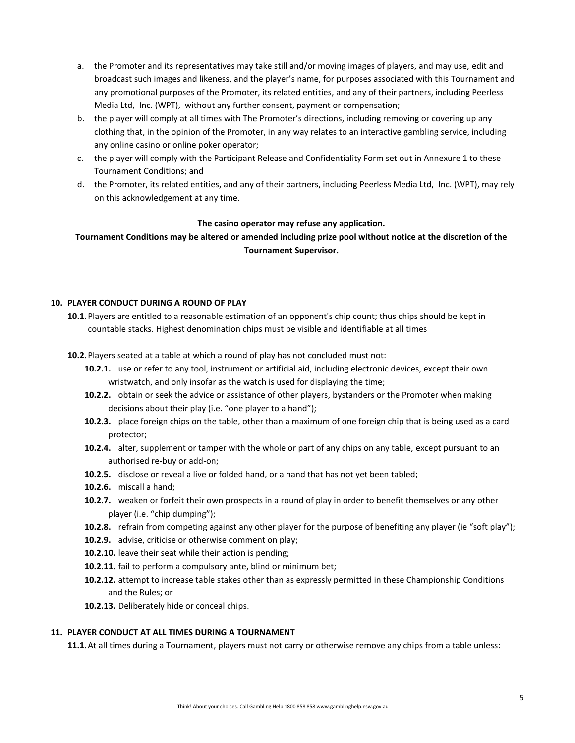a. the Promoter and its representatives may take still and/or moving images of players, and may use, edit and broadcast such images and likeness, and the player's name, for purposes associated with this Tournament and any promotional purposes of the Promoter, its related entities, and any of their partners, including Peerless Media Ltd, Inc. (WPT), without any further consent, payment or compensation;
b. the player will comply at all times with The Promoter's directions, including removing or covering up any clothing that, in the opinion of the Promoter, in any way relates to an interactive gambling service, including any online casino or online poker operator;
c. the player will comply with the Participant Release and Confidentiality Form set out in Annexure 1 to these Tournament Conditions; and
d. the Promoter, its related entities, and any of their partners, including Peerless Media Ltd, Inc. (WPT), may rely on this acknowledgement at any time.

**The casino operator may refuse any application.**

**Tournament Conditions may be altered or amended including prize pool without notice at the discretion of the Tournament Supervisor.**

## 10. PLAYER CONDUCT DURING A ROUND OF PLAY

**10.1.** Players are entitled to a reasonable estimation of an opponent's chip count; thus chips should be kept in countable stacks. Highest denomination chips must be visible and identifiable at all times

**10.2.** Players seated at a table at which a round of play has not concluded must not:

- **10.2.1.** use or refer to any tool, instrument or artificial aid, including electronic devices, except their own wristwatch, and only insofar as the watch is used for displaying the time;
- **10.2.2.** obtain or seek the advice or assistance of other players, bystanders or the Promoter when making decisions about their play (i.e. "one player to a hand");
- **10.2.3.** place foreign chips on the table, other than a maximum of one foreign chip that is being used as a card protector;
- **10.2.4.** alter, supplement or tamper with the whole or part of any chips on any table, except pursuant to an authorised re-buy or add-on;
- **10.2.5.** disclose or reveal a live or folded hand, or a hand that has not yet been tabled;
- **10.2.6.** miscall a hand;
- **10.2.7.** weaken or forfeit their own prospects in a round of play in order to benefit themselves or any other player (i.e. "chip dumping");
- **10.2.8.** refrain from competing against any other player for the purpose of benefiting any player (ie "soft play");
- **10.2.9.** advise, criticise or otherwise comment on play;
- **10.2.10.** leave their seat while their action is pending;
- **10.2.11.** fail to perform a compulsory ante, blind or minimum bet;
- **10.2.12.** attempt to increase table stakes other than as expressly permitted in these Championship Conditions and the Rules; or
- **10.2.13.** Deliberately hide or conceal chips.

## 11. PLAYER CONDUCT AT ALL TIMES DURING A TOURNAMENT

**11.1.** At all times during a Tournament, players must not carry or otherwise remove any chips from a table unless: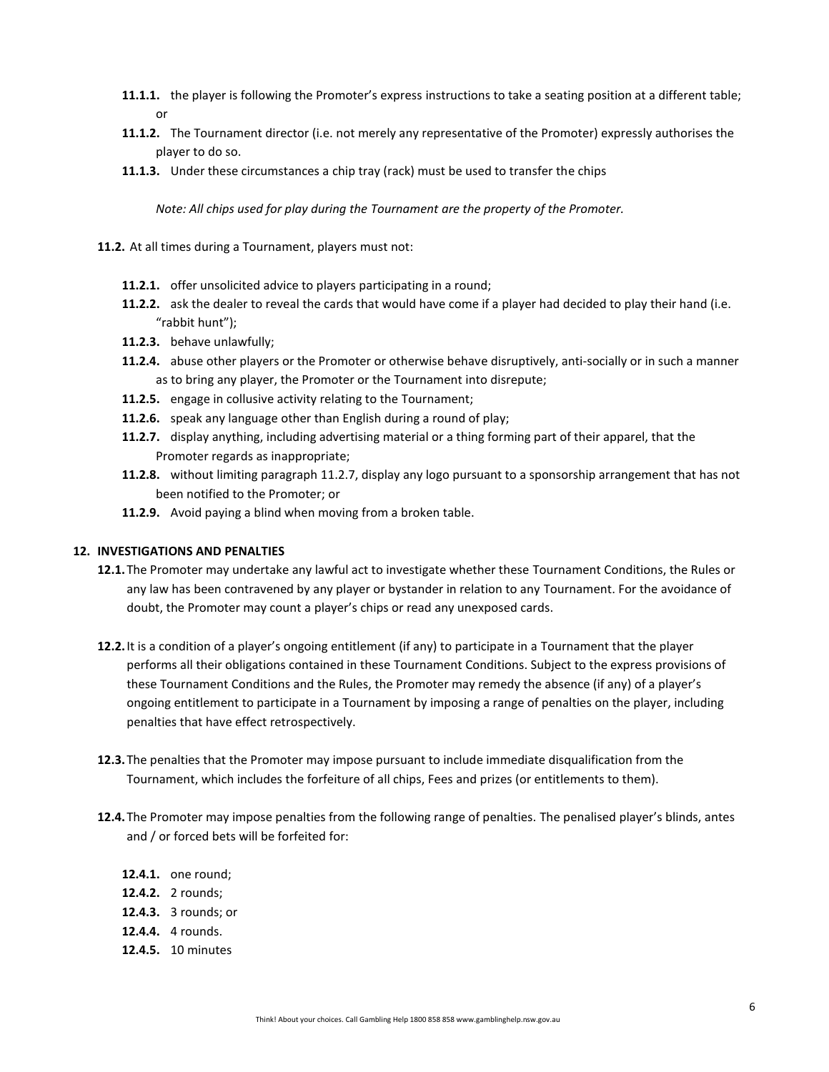- **11.1.1.** the player is following the Promoter's express instructions to take a seating position at a different table; or
- **11.1.2.** The Tournament director (i.e. not merely any representative of the Promoter) expressly authorises the player to do so.
- **11.1.3.** Under these circumstances a chip tray (rack) must be used to transfer the chips

*Note: All chips used for play during the Tournament are the property of the Promoter.*

**11.2.** At all times during a Tournament, players must not:

- **11.2.1.** offer unsolicited advice to players participating in a round;
- **11.2.2.** ask the dealer to reveal the cards that would have come if a player had decided to play their hand (i.e. "rabbit hunt");
- **11.2.3.** behave unlawfully;
- **11.2.4.** abuse other players or the Promoter or otherwise behave disruptively, anti-socially or in such a manner as to bring any player, the Promoter or the Tournament into disrepute;
- **11.2.5.** engage in collusive activity relating to the Tournament;
- **11.2.6.** speak any language other than English during a round of play;
- **11.2.7.** display anything, including advertising material or a thing forming part of their apparel, that the Promoter regards as inappropriate;
- **11.2.8.** without limiting paragraph 11.2.7, display any logo pursuant to a sponsorship arrangement that has not been notified to the Promoter; or
- **11.2.9.** Avoid paying a blind when moving from a broken table.

## 12. INVESTIGATIONS AND PENALTIES

**12.1.** The Promoter may undertake any lawful act to investigate whether these Tournament Conditions, the Rules or any law has been contravened by any player or bystander in relation to any Tournament. For the avoidance of doubt, the Promoter may count a player's chips or read any unexposed cards.

**12.2.** It is a condition of a player's ongoing entitlement (if any) to participate in a Tournament that the player performs all their obligations contained in these Tournament Conditions. Subject to the express provisions of these Tournament Conditions and the Rules, the Promoter may remedy the absence (if any) of a player's ongoing entitlement to participate in a Tournament by imposing a range of penalties on the player, including penalties that have effect retrospectively.

**12.3.** The penalties that the Promoter may impose pursuant to include immediate disqualification from the Tournament, which includes the forfeiture of all chips, Fees and prizes (or entitlements to them).

**12.4.** The Promoter may impose penalties from the following range of penalties. The penalised player's blinds, antes and / or forced bets will be forfeited for:

- **12.4.1.** one round;
- **12.4.2.** 2 rounds;
- **12.4.3.** 3 rounds; or
- **12.4.4.** 4 rounds.
- **12.4.5.** 10 minutes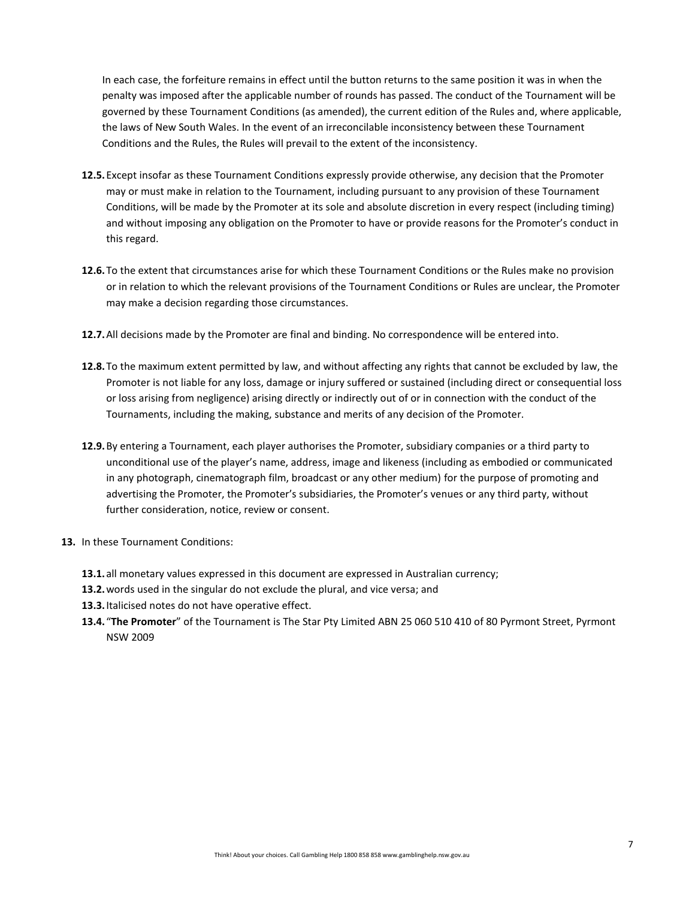In each case, the forfeiture remains in effect until the button returns to the same position it was in when the penalty was imposed after the applicable number of rounds has passed. The conduct of the Tournament will be governed by these Tournament Conditions (as amended), the current edition of the Rules and, where applicable, the laws of New South Wales. In the event of an irreconcilable inconsistency between these Tournament Conditions and the Rules, the Rules will prevail to the extent of the inconsistency.

**12.5.** Except insofar as these Tournament Conditions expressly provide otherwise, any decision that the Promoter may or must make in relation to the Tournament, including pursuant to any provision of these Tournament Conditions, will be made by the Promoter at its sole and absolute discretion in every respect (including timing) and without imposing any obligation on the Promoter to have or provide reasons for the Promoter's conduct in this regard.

**12.6.** To the extent that circumstances arise for which these Tournament Conditions or the Rules make no provision or in relation to which the relevant provisions of the Tournament Conditions or Rules are unclear, the Promoter may make a decision regarding those circumstances.

**12.7.** All decisions made by the Promoter are final and binding. No correspondence will be entered into.

**12.8.** To the maximum extent permitted by law, and without affecting any rights that cannot be excluded by law, the Promoter is not liable for any loss, damage or injury suffered or sustained (including direct or consequential loss or loss arising from negligence) arising directly or indirectly out of or in connection with the conduct of the Tournaments, including the making, substance and merits of any decision of the Promoter.

**12.9.** By entering a Tournament, each player authorises the Promoter, subsidiary companies or a third party to unconditional use of the player's name, address, image and likeness (including as embodied or communicated in any photograph, cinematograph film, broadcast or any other medium) for the purpose of promoting and advertising the Promoter, the Promoter's subsidiaries, the Promoter's venues or any third party, without further consideration, notice, review or consent.

**13.** In these Tournament Conditions:

**13.1.** all monetary values expressed in this document are expressed in Australian currency;
**13.2.** words used in the singular do not exclude the plural, and vice versa; and
**13.3.** Italicised notes do not have operative effect.
**13.4.** "**The Promoter**" of the Tournament is The Star Pty Limited ABN 25 060 510 410 of 80 Pyrmont Street, Pyrmont NSW 2009

Think! About your choices. Call Gambling Help 1800 858 858 www.gamblinghelp.nsw.gov.au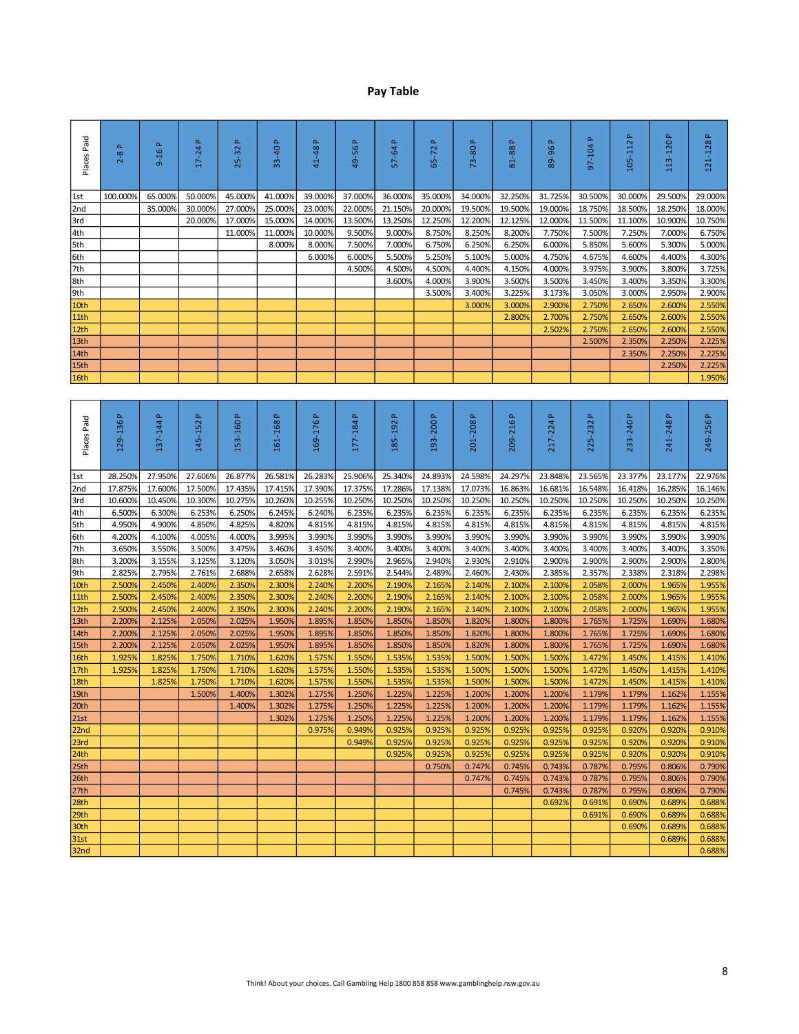# Pay Table

| Places Paid | 2-8 P | 9-16 P | 17-24 P | 25-32 P | 33-40 P | 41-48 P | 49-56 P | 57-64 P | 65-72 P | 73-80 P | 81-88 P | 89-96 P | 97-104 P | 105-112 P | 113-120 P | 121-128 P |
|---|---|---|---|---|---|---|---|---|---|---|---|---|---|---|---|---|
| 1st | 100.000% | 65.000% | 50.000% | 45.000% | 41.000% | 39.000% | 37.000% | 36.000% | 35.000% | 34.000% | 32.250% | 31.725% | 30.500% | 30.000% | 29.500% | 29.000% |
| 2nd | | 35.000% | 30.000% | 27.000% | 25.000% | 23.000% | 22.000% | 21.150% | 20.000% | 19.500% | 19.500% | 19.000% | 18.750% | 18.500% | 18.250% | 18.000% |
| 3rd | | | 20.000% | 17.000% | 15.000% | 14.000% | 13.500% | 13.250% | 12.250% | 12.200% | 12.125% | 12.000% | 11.500% | 11.100% | 10.900% | 10.750% |
| 4th | | | | 11.000% | 11.000% | 10.000% | 9.500% | 9.000% | 8.750% | 8.250% | 8.200% | 7.750% | 7.500% | 7.250% | 7.000% | 6.750% |
| 5th | | | | | 8.000% | 8.000% | 7.500% | 7.000% | 6.750% | 6.250% | 6.250% | 6.000% | 5.850% | 5.600% | 5.300% | 5.000% |
| 6th | | | | | | 6.000% | 6.000% | 5.500% | 5.250% | 5.100% | 5.000% | 4.750% | 4.675% | 4.600% | 4.400% | 4.300% |
| 7th | | | | | | | 4.500% | 4.500% | 4.500% | 4.400% | 4.150% | 4.000% | 3.975% | 3.900% | 3.800% | 3.725% |
| 8th | | | | | | | | 3.600% | 4.000% | 3.900% | 3.500% | 3.500% | 3.450% | 3.400% | 3.350% | 3.300% |
| 9th | | | | | | | | | 3.500% | 3.400% | 3.225% | 3.173% | 3.050% | 3.000% | 2.950% | 2.900% |
| 10th | | | | | | | | | | 3.000% | 3.000% | 2.900% | 2.750% | 2.650% | 2.600% | 2.550% |
| 11th | | | | | | | | | | | 2.800% | 2.700% | 2.750% | 2.650% | 2.600% | 2.550% |
| 12th | | | | | | | | | | | | 2.502% | 2.750% | 2.650% | 2.600% | 2.550% |
| 13th | | | | | | | | | | | | | 2.500% | 2.350% | 2.250% | 2.225% |
| 14th | | | | | | | | | | | | | | 2.350% | 2.250% | 2.225% |
| 15th | | | | | | | | | | | | | | | 2.250% | 2.225% |
| 16th | | | | | | | | | | | | | | | | 1.950% |

| Places Paid | 129-136 P | 137-144 P | 145-152 P | 153-160 P | 161-168 P | 169-176 P | 177-184 P | 185-192 P | 193-200 P | 201-208 P | 209-216 P | 217-224 P | 225-232 P | 233-240 P | 241-248 P | 249-256 P |
|---|---|---|---|---|---|---|---|---|---|---|---|---|---|---|---|---|
| 1st | 28.250% | 27.950% | 27.606% | 26.877% | 26.581% | 26.283% | 25.906% | 25.340% | 24.893% | 24.598% | 24.297% | 23.848% | 23.565% | 23.377% | 23.177% | 22.976% |
| 2nd | 17.875% | 17.600% | 17.500% | 17.435% | 17.415% | 17.390% | 17.375% | 17.286% | 17.138% | 17.073% | 16.863% | 16.681% | 16.548% | 16.418% | 16.285% | 16.146% |
| 3rd | 10.600% | 10.450% | 10.300% | 10.275% | 10.260% | 10.255% | 10.250% | 10.250% | 10.250% | 10.250% | 10.250% | 10.250% | 10.250% | 10.250% | 10.250% | 10.250% |
| 4th | 6.500% | 6.300% | 6.253% | 6.250% | 6.245% | 6.240% | 6.235% | 6.235% | 6.235% | 6.235% | 6.235% | 6.235% | 6.235% | 6.235% | 6.235% | 6.235% |
| 5th | 4.950% | 4.900% | 4.850% | 4.825% | 4.820% | 4.815% | 4.815% | 4.815% | 4.815% | 4.815% | 4.815% | 4.815% | 4.815% | 4.815% | 4.815% | 4.815% |
| 6th | 4.200% | 4.100% | 4.005% | 4.000% | 3.995% | 3.990% | 3.990% | 3.990% | 3.990% | 3.990% | 3.990% | 3.990% | 3.990% | 3.990% | 3.990% | 3.990% |
| 7th | 3.650% | 3.550% | 3.500% | 3.475% | 3.460% | 3.450% | 3.400% | 3.400% | 3.400% | 3.400% | 3.400% | 3.400% | 3.400% | 3.400% | 3.400% | 3.350% |
| 8th | 3.200% | 3.155% | 3.125% | 3.120% | 3.050% | 3.019% | 2.990% | 2.965% | 2.940% | 2.930% | 2.910% | 2.900% | 2.900% | 2.900% | 2.900% | 2.800% |
| 9th | 2.825% | 2.795% | 2.761% | 2.688% | 2.658% | 2.628% | 2.591% | 2.544% | 2.489% | 2.460% | 2.430% | 2.385% | 2.357% | 2.338% | 2.318% | 2.298% |
| 10th | 2.500% | 2.450% | 2.400% | 2.350% | 2.300% | 2.240% | 2.200% | 2.190% | 2.165% | 2.140% | 2.100% | 2.100% | 2.058% | 2.000% | 1.965% | 1.955% |
| 11th | 2.500% | 2.450% | 2.400% | 2.350% | 2.300% | 2.240% | 2.200% | 2.190% | 2.165% | 2.140% | 2.100% | 2.100% | 2.058% | 2.000% | 1.965% | 1.955% |
| 12th | 2.500% | 2.450% | 2.400% | 2.350% | 2.300% | 2.240% | 2.200% | 2.190% | 2.165% | 2.140% | 2.100% | 2.100% | 2.058% | 2.000% | 1.965% | 1.955% |
| 13th | 2.200% | 2.125% | 2.050% | 2.025% | 1.950% | 1.895% | 1.850% | 1.850% | 1.850% | 1.820% | 1.800% | 1.800% | 1.765% | 1.725% | 1.690% | 1.680% |
| 14th | 2.200% | 2.125% | 2.050% | 2.025% | 1.950% | 1.895% | 1.850% | 1.850% | 1.850% | 1.820% | 1.800% | 1.800% | 1.765% | 1.725% | 1.690% | 1.680% |
| 15th | 2.200% | 2.125% | 2.050% | 2.025% | 1.950% | 1.895% | 1.850% | 1.850% | 1.850% | 1.820% | 1.800% | 1.800% | 1.765% | 1.725% | 1.690% | 1.680% |
| 16th | 1.925% | 1.825% | 1.750% | 1.710% | 1.620% | 1.575% | 1.550% | 1.535% | 1.535% | 1.500% | 1.500% | 1.500% | 1.472% | 1.450% | 1.415% | 1.410% |
| 17th | 1.925% | 1.825% | 1.750% | 1.710% | 1.620% | 1.575% | 1.550% | 1.535% | 1.535% | 1.500% | 1.500% | 1.500% | 1.472% | 1.450% | 1.415% | 1.410% |
| 18th | | 1.825% | 1.750% | 1.710% | 1.620% | 1.575% | 1.550% | 1.535% | 1.535% | 1.500% | 1.500% | 1.500% | 1.472% | 1.450% | 1.415% | 1.410% |
| 19th | | | 1.500% | 1.400% | 1.302% | 1.275% | 1.250% | 1.225% | 1.225% | 1.200% | 1.200% | 1.200% | 1.179% | 1.179% | 1.162% | 1.155% |
| 20th | | | | 1.400% | 1.302% | 1.275% | 1.250% | 1.225% | 1.225% | 1.200% | 1.200% | 1.200% | 1.179% | 1.179% | 1.162% | 1.155% |
| 21st | | | | | 1.302% | 1.275% | 1.250% | 1.225% | 1.225% | 1.200% | 1.200% | 1.200% | 1.179% | 1.179% | 1.162% | 1.155% |
| 22nd | | | | | | 0.975% | 0.949% | 0.925% | 0.925% | 0.925% | 0.925% | 0.925% | 0.925% | 0.920% | 0.920% | 0.910% |
| 23rd | | | | | | | 0.949% | 0.925% | 0.925% | 0.925% | 0.925% | 0.925% | 0.925% | 0.920% | 0.920% | 0.910% |
| 24th | | | | | | | | 0.925% | 0.925% | 0.925% | 0.925% | 0.925% | 0.925% | 0.920% | 0.920% | 0.910% |
| 25th | | | | | | | | | 0.750% | 0.747% | 0.745% | 0.743% | 0.787% | 0.795% | 0.806% | 0.790% |
| 26th | | | | | | | | | | 0.747% | 0.745% | 0.743% | 0.787% | 0.795% | 0.806% | 0.790% |
| 27th | | | | | | | | | | | 0.745% | 0.743% | 0.787% | 0.795% | 0.806% | 0.790% |
| 28th | | | | | | | | | | | | 0.692% | 0.691% | 0.690% | 0.689% | 0.688% |
| 29th | | | | | | | | | | | | | 0.691% | 0.690% | 0.689% | 0.688% |
| 30th | | | | | | | | | | | | | | 0.690% | 0.689% | 0.688% |
| 31st | | | | | | | | | | | | | | | 0.689% | 0.688% |
| 32nd | | | | | | | | | | | | | | | | 0.688% |

Think! About your choices. Call Gambling Help 1800 858 858 www.gamblinghelp.nsw.gov.au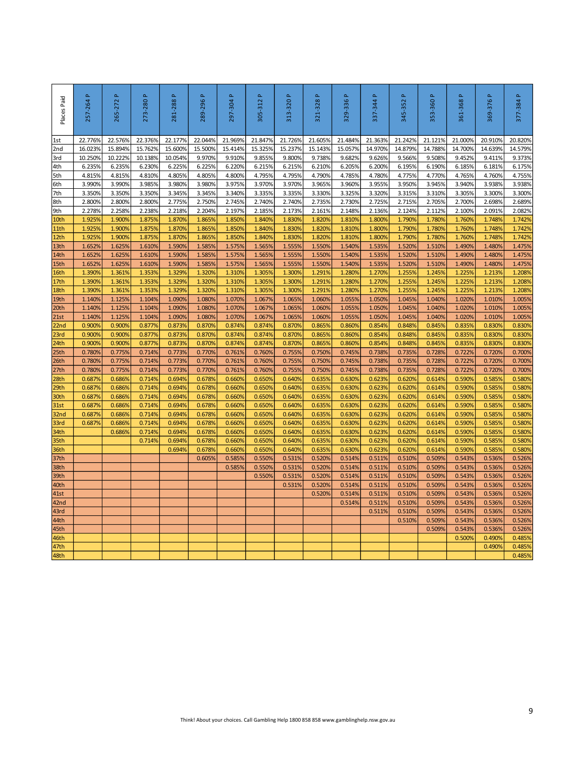| Places Paid | 257-264 P | 265-272 P | 273-280 P | 281-288 P | 289-296 P | 297-304 P | 305-312 P | 313-320 P | 321-328 P | 329-336 P | 337-344 P | 345-352 P | 353-360 P | 361-368 P | 369-376 P | 377-384 P |
|---|---|---|---|---|---|---|---|---|---|---|---|---|---|---|---|---|
| 1st | 22.776% | 22.576% | 22.376% | 22.177% | 22.044% | 21.969% | 21.847% | 21.726% | 21.605% | 21.484% | 21.363% | 21.242% | 21.121% | 21.000% | 20.910% | 20.820% |
| 2nd | 16.023% | 15.894% | 15.762% | 15.600% | 15.500% | 15.414% | 15.325% | 15.237% | 15.143% | 15.057% | 14.970% | 14.879% | 14.788% | 14.700% | 14.639% | 14.579% |
| 3rd | 10.250% | 10.222% | 10.138% | 10.054% | 9.970% | 9.910% | 9.855% | 9.800% | 9.738% | 9.682% | 9.626% | 9.566% | 9.508% | 9.452% | 9.411% | 9.373% |
| 4th | 6.235% | 6.235% | 6.230% | 6.225% | 6.225% | 6.220% | 6.215% | 6.215% | 6.210% | 6.205% | 6.200% | 6.195% | 6.190% | 6.185% | 6.181% | 6.175% |
| 5th | 4.815% | 4.815% | 4.810% | 4.805% | 4.805% | 4.800% | 4.795% | 4.795% | 4.790% | 4.785% | 4.780% | 4.775% | 4.770% | 4.765% | 4.760% | 4.755% |
| 6th | 3.990% | 3.990% | 3.985% | 3.980% | 3.980% | 3.975% | 3.970% | 3.970% | 3.965% | 3.960% | 3.955% | 3.950% | 3.945% | 3.940% | 3.938% | 3.938% |
| 7th | 3.350% | 3.350% | 3.350% | 3.345% | 3.345% | 3.340% | 3.335% | 3.335% | 3.330% | 3.325% | 3.320% | 3.315% | 3.310% | 3.305% | 3.300% | 3.300% |
| 8th | 2.800% | 2.800% | 2.800% | 2.775% | 2.750% | 2.745% | 2.740% | 2.740% | 2.735% | 2.730% | 2.725% | 2.715% | 2.705% | 2.700% | 2.698% | 2.689% |
| 9th | 2.278% | 2.258% | 2.238% | 2.218% | 2.204% | 2.197% | 2.185% | 2.173% | 2.161% | 2.148% | 2.136% | 2.124% | 2.112% | 2.100% | 2.091% | 2.082% |
| 10th | 1.925% | 1.900% | 1.875% | 1.870% | 1.865% | 1.850% | 1.840% | 1.830% | 1.820% | 1.810% | 1.800% | 1.790% | 1.780% | 1.760% | 1.748% | 1.742% |
| 11th | 1.925% | 1.900% | 1.875% | 1.870% | 1.865% | 1.850% | 1.840% | 1.830% | 1.820% | 1.810% | 1.800% | 1.790% | 1.780% | 1.760% | 1.748% | 1.742% |
| 12th | 1.925% | 1.900% | 1.875% | 1.870% | 1.865% | 1.850% | 1.840% | 1.830% | 1.820% | 1.810% | 1.800% | 1.790% | 1.780% | 1.760% | 1.748% | 1.742% |
| 13th | 1.652% | 1.625% | 1.610% | 1.590% | 1.585% | 1.575% | 1.565% | 1.555% | 1.550% | 1.540% | 1.535% | 1.520% | 1.510% | 1.490% | 1.480% | 1.475% |
| 14th | 1.652% | 1.625% | 1.610% | 1.590% | 1.585% | 1.575% | 1.565% | 1.555% | 1.550% | 1.540% | 1.535% | 1.520% | 1.510% | 1.490% | 1.480% | 1.475% |
| 15th | 1.652% | 1.625% | 1.610% | 1.590% | 1.585% | 1.575% | 1.565% | 1.555% | 1.550% | 1.540% | 1.535% | 1.520% | 1.510% | 1.490% | 1.480% | 1.475% |
| 16th | 1.390% | 1.361% | 1.353% | 1.329% | 1.320% | 1.310% | 1.305% | 1.300% | 1.291% | 1.280% | 1.270% | 1.255% | 1.245% | 1.225% | 1.213% | 1.208% |
| 17th | 1.390% | 1.361% | 1.353% | 1.329% | 1.320% | 1.310% | 1.305% | 1.300% | 1.291% | 1.280% | 1.270% | 1.255% | 1.245% | 1.225% | 1.213% | 1.208% |
| 18th | 1.390% | 1.361% | 1.353% | 1.329% | 1.320% | 1.310% | 1.305% | 1.300% | 1.291% | 1.280% | 1.270% | 1.255% | 1.245% | 1.225% | 1.213% | 1.208% |
| 19th | 1.140% | 1.125% | 1.104% | 1.090% | 1.080% | 1.070% | 1.067% | 1.065% | 1.060% | 1.055% | 1.050% | 1.045% | 1.040% | 1.020% | 1.010% | 1.005% |
| 20th | 1.140% | 1.125% | 1.104% | 1.090% | 1.080% | 1.070% | 1.067% | 1.065% | 1.060% | 1.055% | 1.050% | 1.045% | 1.040% | 1.020% | 1.010% | 1.005% |
| 21st | 1.140% | 1.125% | 1.104% | 1.090% | 1.080% | 1.070% | 1.067% | 1.065% | 1.060% | 1.055% | 1.050% | 1.045% | 1.040% | 1.020% | 1.010% | 1.005% |
| 22nd | 0.900% | 0.900% | 0.877% | 0.873% | 0.870% | 0.874% | 0.874% | 0.870% | 0.865% | 0.860% | 0.854% | 0.848% | 0.845% | 0.835% | 0.830% | 0.830% |
| 23rd | 0.900% | 0.900% | 0.877% | 0.873% | 0.870% | 0.874% | 0.874% | 0.870% | 0.865% | 0.860% | 0.854% | 0.848% | 0.845% | 0.835% | 0.830% | 0.830% |
| 24th | 0.900% | 0.900% | 0.877% | 0.873% | 0.870% | 0.874% | 0.874% | 0.870% | 0.865% | 0.860% | 0.854% | 0.848% | 0.845% | 0.835% | 0.830% | 0.830% |
| 25th | 0.780% | 0.775% | 0.714% | 0.773% | 0.770% | 0.761% | 0.760% | 0.755% | 0.750% | 0.745% | 0.738% | 0.735% | 0.728% | 0.722% | 0.720% | 0.700% |
| 26th | 0.780% | 0.775% | 0.714% | 0.773% | 0.770% | 0.761% | 0.760% | 0.755% | 0.750% | 0.745% | 0.738% | 0.735% | 0.728% | 0.722% | 0.720% | 0.700% |
| 27th | 0.780% | 0.775% | 0.714% | 0.773% | 0.770% | 0.761% | 0.760% | 0.755% | 0.750% | 0.745% | 0.738% | 0.735% | 0.728% | 0.722% | 0.720% | 0.700% |
| 28th | 0.687% | 0.686% | 0.714% | 0.694% | 0.678% | 0.660% | 0.650% | 0.640% | 0.635% | 0.630% | 0.623% | 0.620% | 0.614% | 0.590% | 0.585% | 0.580% |
| 29th | 0.687% | 0.686% | 0.714% | 0.694% | 0.678% | 0.660% | 0.650% | 0.640% | 0.635% | 0.630% | 0.623% | 0.620% | 0.614% | 0.590% | 0.585% | 0.580% |
| 30th | 0.687% | 0.686% | 0.714% | 0.694% | 0.678% | 0.660% | 0.650% | 0.640% | 0.635% | 0.630% | 0.623% | 0.620% | 0.614% | 0.590% | 0.585% | 0.580% |
| 31st | 0.687% | 0.686% | 0.714% | 0.694% | 0.678% | 0.660% | 0.650% | 0.640% | 0.635% | 0.630% | 0.623% | 0.620% | 0.614% | 0.590% | 0.585% | 0.580% |
| 32nd | 0.687% | 0.686% | 0.714% | 0.694% | 0.678% | 0.660% | 0.650% | 0.640% | 0.635% | 0.630% | 0.623% | 0.620% | 0.614% | 0.590% | 0.585% | 0.580% |
| 33rd | 0.687% | 0.686% | 0.714% | 0.694% | 0.678% | 0.660% | 0.650% | 0.640% | 0.635% | 0.630% | 0.623% | 0.620% | 0.614% | 0.590% | 0.585% | 0.580% |
| 34th | | 0.686% | 0.714% | 0.694% | 0.678% | 0.660% | 0.650% | 0.640% | 0.635% | 0.630% | 0.623% | 0.620% | 0.614% | 0.590% | 0.585% | 0.580% |
| 35th | | | 0.714% | 0.694% | 0.678% | 0.660% | 0.650% | 0.640% | 0.635% | 0.630% | 0.623% | 0.620% | 0.614% | 0.590% | 0.585% | 0.580% |
| 36th | | | | 0.694% | 0.678% | 0.660% | 0.650% | 0.640% | 0.635% | 0.630% | 0.623% | 0.620% | 0.614% | 0.590% | 0.585% | 0.580% |
| 37th | | | | | 0.605% | 0.585% | 0.550% | 0.531% | 0.520% | 0.514% | 0.511% | 0.510% | 0.509% | 0.543% | 0.536% | 0.526% |
| 38th | | | | | | 0.585% | 0.550% | 0.531% | 0.520% | 0.514% | 0.511% | 0.510% | 0.509% | 0.543% | 0.536% | 0.526% |
| 39th | | | | | | | 0.550% | 0.531% | 0.520% | 0.514% | 0.511% | 0.510% | 0.509% | 0.543% | 0.536% | 0.526% |
| 40th | | | | | | | | 0.531% | 0.520% | 0.514% | 0.511% | 0.510% | 0.509% | 0.543% | 0.536% | 0.526% |
| 41st | | | | | | | | | 0.520% | 0.514% | 0.511% | 0.510% | 0.509% | 0.543% | 0.536% | 0.526% |
| 42nd | | | | | | | | | | 0.514% | 0.511% | 0.510% | 0.509% | 0.543% | 0.536% | 0.526% |
| 43rd | | | | | | | | | | | 0.511% | 0.510% | 0.509% | 0.543% | 0.536% | 0.526% |
| 44th | | | | | | | | | | | | 0.510% | 0.509% | 0.543% | 0.536% | 0.526% |
| 45th | | | | | | | | | | | | | 0.509% | 0.543% | 0.536% | 0.526% |
| 46th | | | | | | | | | | | | | | 0.500% | 0.490% | 0.485% |
| 47th | | | | | | | | | | | | | | | 0.490% | 0.485% |
| 48th | | | | | | | | | | | | | | | | 0.485% |

Think! About your choices. Call Gambling Help 1800 858 858 www.gamblinghelp.nsw.gov.au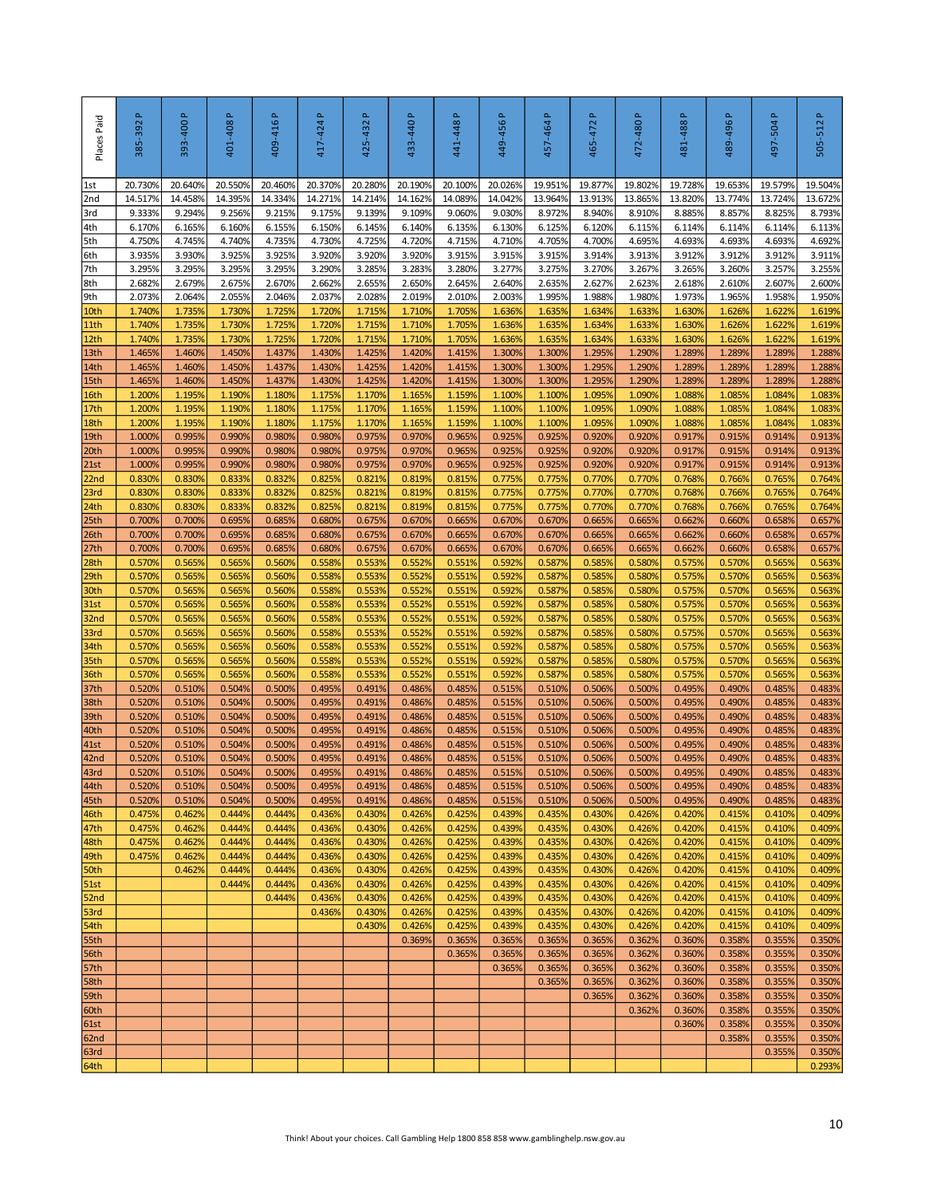| Places Paid | 385-392 P | 393-400 P | 401-408 P | 409-416 P | 417-424 P | 425-432 P | 433-440 P | 441-448 P | 449-456 P | 457-464 P | 465-472 P | 472-480 P | 481-488 P | 489-496 P | 497-504 P | 505-512 P |
|---|---|---|---|---|---|---|---|---|---|---|---|---|---|---|---|---|
| 1st | 20.730% | 20.640% | 20.550% | 20.460% | 20.370% | 20.280% | 20.190% | 20.100% | 20.026% | 19.951% | 19.877% | 19.802% | 19.728% | 19.653% | 19.579% | 19.504% |
| 2nd | 14.517% | 14.458% | 14.395% | 14.334% | 14.271% | 14.214% | 14.162% | 14.089% | 14.042% | 13.964% | 13.913% | 13.865% | 13.820% | 13.774% | 13.724% | 13.672% |
| 3rd | 9.333% | 9.294% | 9.256% | 9.215% | 9.175% | 9.139% | 9.109% | 9.060% | 9.030% | 8.972% | 8.940% | 8.910% | 8.885% | 8.857% | 8.825% | 8.793% |
| 4th | 6.170% | 6.165% | 6.160% | 6.155% | 6.150% | 6.145% | 6.140% | 6.135% | 6.130% | 6.125% | 6.120% | 6.115% | 6.114% | 6.114% | 6.114% | 6.113% |
| 5th | 4.750% | 4.745% | 4.740% | 4.735% | 4.730% | 4.725% | 4.720% | 4.715% | 4.710% | 4.705% | 4.700% | 4.695% | 4.693% | 4.693% | 4.693% | 4.692% |
| 6th | 3.935% | 3.930% | 3.925% | 3.925% | 3.920% | 3.920% | 3.920% | 3.915% | 3.915% | 3.915% | 3.914% | 3.913% | 3.912% | 3.912% | 3.912% | 3.911% |
| 7th | 3.295% | 3.295% | 3.295% | 3.295% | 3.290% | 3.285% | 3.283% | 3.280% | 3.277% | 3.275% | 3.270% | 3.267% | 3.265% | 3.260% | 3.257% | 3.255% |
| 8th | 2.682% | 2.679% | 2.675% | 2.670% | 2.662% | 2.655% | 2.650% | 2.645% | 2.640% | 2.635% | 2.627% | 2.623% | 2.618% | 2.610% | 2.607% | 2.600% |
| 9th | 2.073% | 2.064% | 2.055% | 2.046% | 2.037% | 2.028% | 2.019% | 2.010% | 2.003% | 1.995% | 1.988% | 1.980% | 1.973% | 1.965% | 1.958% | 1.950% |
| 10th | 1.740% | 1.735% | 1.730% | 1.725% | 1.720% | 1.715% | 1.710% | 1.705% | 1.636% | 1.635% | 1.634% | 1.633% | 1.630% | 1.626% | 1.622% | 1.619% |
| 11th | 1.740% | 1.735% | 1.730% | 1.725% | 1.720% | 1.715% | 1.710% | 1.705% | 1.636% | 1.635% | 1.634% | 1.633% | 1.630% | 1.626% | 1.622% | 1.619% |
| 12th | 1.740% | 1.735% | 1.730% | 1.725% | 1.720% | 1.715% | 1.710% | 1.705% | 1.636% | 1.635% | 1.634% | 1.633% | 1.630% | 1.626% | 1.622% | 1.619% |
| 13th | 1.465% | 1.460% | 1.450% | 1.437% | 1.430% | 1.425% | 1.420% | 1.415% | 1.300% | 1.300% | 1.295% | 1.290% | 1.289% | 1.289% | 1.289% | 1.288% |
| 14th | 1.465% | 1.460% | 1.450% | 1.437% | 1.430% | 1.425% | 1.420% | 1.415% | 1.300% | 1.300% | 1.295% | 1.290% | 1.289% | 1.289% | 1.289% | 1.288% |
| 15th | 1.465% | 1.460% | 1.450% | 1.437% | 1.430% | 1.425% | 1.420% | 1.415% | 1.300% | 1.300% | 1.295% | 1.290% | 1.289% | 1.289% | 1.289% | 1.288% |
| 16th | 1.200% | 1.195% | 1.190% | 1.180% | 1.175% | 1.170% | 1.165% | 1.159% | 1.100% | 1.100% | 1.095% | 1.090% | 1.088% | 1.085% | 1.084% | 1.083% |
| 17th | 1.200% | 1.195% | 1.190% | 1.180% | 1.175% | 1.170% | 1.165% | 1.159% | 1.100% | 1.100% | 1.095% | 1.090% | 1.088% | 1.085% | 1.084% | 1.083% |
| 18th | 1.200% | 1.195% | 1.190% | 1.180% | 1.175% | 1.170% | 1.165% | 1.159% | 1.100% | 1.100% | 1.095% | 1.090% | 1.088% | 1.085% | 1.084% | 1.083% |
| 19th | 1.000% | 0.995% | 0.990% | 0.980% | 0.980% | 0.975% | 0.970% | 0.965% | 0.925% | 0.925% | 0.920% | 0.920% | 0.917% | 0.915% | 0.914% | 0.913% |
| 20th | 1.000% | 0.995% | 0.990% | 0.980% | 0.980% | 0.975% | 0.970% | 0.965% | 0.925% | 0.925% | 0.920% | 0.920% | 0.917% | 0.915% | 0.914% | 0.913% |
| 21st | 1.000% | 0.995% | 0.990% | 0.980% | 0.980% | 0.975% | 0.970% | 0.965% | 0.925% | 0.925% | 0.920% | 0.920% | 0.917% | 0.915% | 0.914% | 0.913% |
| 22nd | 0.830% | 0.830% | 0.833% | 0.832% | 0.825% | 0.821% | 0.819% | 0.815% | 0.775% | 0.775% | 0.770% | 0.770% | 0.768% | 0.766% | 0.765% | 0.764% |
| 23rd | 0.830% | 0.830% | 0.833% | 0.832% | 0.825% | 0.821% | 0.819% | 0.815% | 0.775% | 0.775% | 0.770% | 0.770% | 0.768% | 0.766% | 0.765% | 0.764% |
| 24th | 0.830% | 0.830% | 0.833% | 0.832% | 0.825% | 0.821% | 0.819% | 0.815% | 0.775% | 0.775% | 0.770% | 0.770% | 0.768% | 0.766% | 0.765% | 0.764% |
| 25th | 0.700% | 0.700% | 0.695% | 0.685% | 0.680% | 0.675% | 0.670% | 0.665% | 0.670% | 0.670% | 0.665% | 0.665% | 0.662% | 0.660% | 0.658% | 0.657% |
| 26th | 0.700% | 0.700% | 0.695% | 0.685% | 0.680% | 0.675% | 0.670% | 0.665% | 0.670% | 0.670% | 0.665% | 0.665% | 0.662% | 0.660% | 0.658% | 0.657% |
| 27th | 0.700% | 0.700% | 0.695% | 0.685% | 0.680% | 0.675% | 0.670% | 0.665% | 0.670% | 0.670% | 0.665% | 0.665% | 0.662% | 0.660% | 0.658% | 0.657% |
| 28th | 0.570% | 0.565% | 0.565% | 0.560% | 0.558% | 0.553% | 0.552% | 0.551% | 0.592% | 0.587% | 0.585% | 0.580% | 0.575% | 0.570% | 0.565% | 0.563% |
| 29th | 0.570% | 0.565% | 0.565% | 0.560% | 0.558% | 0.553% | 0.552% | 0.551% | 0.592% | 0.587% | 0.585% | 0.580% | 0.575% | 0.570% | 0.565% | 0.563% |
| 30th | 0.570% | 0.565% | 0.565% | 0.560% | 0.558% | 0.553% | 0.552% | 0.551% | 0.592% | 0.587% | 0.585% | 0.580% | 0.575% | 0.570% | 0.565% | 0.563% |
| 31st | 0.570% | 0.565% | 0.565% | 0.560% | 0.558% | 0.553% | 0.552% | 0.551% | 0.592% | 0.587% | 0.585% | 0.580% | 0.575% | 0.570% | 0.565% | 0.563% |
| 32nd | 0.570% | 0.565% | 0.565% | 0.560% | 0.558% | 0.553% | 0.552% | 0.551% | 0.592% | 0.587% | 0.585% | 0.580% | 0.575% | 0.570% | 0.565% | 0.563% |
| 33rd | 0.570% | 0.565% | 0.565% | 0.560% | 0.558% | 0.553% | 0.552% | 0.551% | 0.592% | 0.587% | 0.585% | 0.580% | 0.575% | 0.570% | 0.565% | 0.563% |
| 34th | 0.570% | 0.565% | 0.565% | 0.560% | 0.558% | 0.553% | 0.552% | 0.551% | 0.592% | 0.587% | 0.585% | 0.580% | 0.575% | 0.570% | 0.565% | 0.563% |
| 35th | 0.570% | 0.565% | 0.565% | 0.560% | 0.558% | 0.553% | 0.552% | 0.551% | 0.592% | 0.587% | 0.585% | 0.580% | 0.575% | 0.570% | 0.565% | 0.563% |
| 36th | 0.570% | 0.565% | 0.565% | 0.560% | 0.558% | 0.553% | 0.552% | 0.551% | 0.592% | 0.587% | 0.585% | 0.580% | 0.575% | 0.570% | 0.565% | 0.563% |
| 37th | 0.520% | 0.510% | 0.504% | 0.500% | 0.495% | 0.491% | 0.486% | 0.485% | 0.515% | 0.510% | 0.506% | 0.500% | 0.495% | 0.490% | 0.485% | 0.483% |
| 38th | 0.520% | 0.510% | 0.504% | 0.500% | 0.495% | 0.491% | 0.486% | 0.485% | 0.515% | 0.510% | 0.506% | 0.500% | 0.495% | 0.490% | 0.485% | 0.483% |
| 39th | 0.520% | 0.510% | 0.504% | 0.500% | 0.495% | 0.491% | 0.486% | 0.485% | 0.515% | 0.510% | 0.506% | 0.500% | 0.495% | 0.490% | 0.485% | 0.483% |
| 40th | 0.520% | 0.510% | 0.504% | 0.500% | 0.495% | 0.491% | 0.486% | 0.485% | 0.515% | 0.510% | 0.506% | 0.500% | 0.495% | 0.490% | 0.485% | 0.483% |
| 41st | 0.520% | 0.510% | 0.504% | 0.500% | 0.495% | 0.491% | 0.486% | 0.485% | 0.515% | 0.510% | 0.506% | 0.500% | 0.495% | 0.490% | 0.485% | 0.483% |
| 42nd | 0.520% | 0.510% | 0.504% | 0.500% | 0.495% | 0.491% | 0.486% | 0.485% | 0.515% | 0.510% | 0.506% | 0.500% | 0.495% | 0.490% | 0.485% | 0.483% |
| 43rd | 0.520% | 0.510% | 0.504% | 0.500% | 0.495% | 0.491% | 0.486% | 0.485% | 0.515% | 0.510% | 0.506% | 0.500% | 0.495% | 0.490% | 0.485% | 0.483% |
| 44th | 0.520% | 0.510% | 0.504% | 0.500% | 0.495% | 0.491% | 0.486% | 0.485% | 0.515% | 0.510% | 0.506% | 0.500% | 0.495% | 0.490% | 0.485% | 0.483% |
| 45th | 0.520% | 0.510% | 0.504% | 0.500% | 0.495% | 0.491% | 0.486% | 0.485% | 0.515% | 0.510% | 0.506% | 0.500% | 0.495% | 0.490% | 0.485% | 0.483% |
| 46th | 0.475% | 0.462% | 0.444% | 0.444% | 0.436% | 0.430% | 0.426% | 0.425% | 0.439% | 0.435% | 0.430% | 0.426% | 0.420% | 0.415% | 0.410% | 0.409% |
| 47th | 0.475% | 0.462% | 0.444% | 0.444% | 0.436% | 0.430% | 0.426% | 0.425% | 0.439% | 0.435% | 0.430% | 0.426% | 0.420% | 0.415% | 0.410% | 0.409% |
| 48th | 0.475% | 0.462% | 0.444% | 0.444% | 0.436% | 0.430% | 0.426% | 0.425% | 0.439% | 0.435% | 0.430% | 0.426% | 0.420% | 0.415% | 0.410% | 0.409% |
| 49th | 0.475% | 0.462% | 0.444% | 0.444% | 0.436% | 0.430% | 0.426% | 0.425% | 0.439% | 0.435% | 0.430% | 0.426% | 0.420% | 0.415% | 0.410% | 0.409% |
| 50th | | 0.462% | 0.444% | 0.444% | 0.436% | 0.430% | 0.426% | 0.425% | 0.439% | 0.435% | 0.430% | 0.426% | 0.420% | 0.415% | 0.410% | 0.409% |
| 51st | | | 0.444% | 0.444% | 0.436% | 0.430% | 0.426% | 0.425% | 0.439% | 0.435% | 0.430% | 0.426% | 0.420% | 0.415% | 0.410% | 0.409% |
| 52nd | | | | 0.444% | 0.436% | 0.430% | 0.426% | 0.425% | 0.439% | 0.435% | 0.430% | 0.426% | 0.420% | 0.415% | 0.410% | 0.409% |
| 53rd | | | | | 0.436% | 0.430% | 0.426% | 0.425% | 0.439% | 0.435% | 0.430% | 0.426% | 0.420% | 0.415% | 0.410% | 0.409% |
| 54th | | | | | | 0.430% | 0.426% | 0.425% | 0.439% | 0.435% | 0.430% | 0.426% | 0.420% | 0.415% | 0.410% | 0.409% |
| 55th | | | | | | | 0.369% | 0.365% | 0.365% | 0.365% | 0.365% | 0.362% | 0.360% | 0.358% | 0.355% | 0.350% |
| 56th | | | | | | | | 0.365% | 0.365% | 0.365% | 0.365% | 0.362% | 0.360% | 0.358% | 0.355% | 0.350% |
| 57th | | | | | | | | | 0.365% | 0.365% | 0.365% | 0.362% | 0.360% | 0.358% | 0.355% | 0.350% |
| 58th | | | | | | | | | | 0.365% | 0.365% | 0.362% | 0.360% | 0.358% | 0.355% | 0.350% |
| 59th | | | | | | | | | | | 0.365% | 0.362% | 0.360% | 0.358% | 0.355% | 0.350% |
| 60th | | | | | | | | | | | | 0.362% | 0.360% | 0.358% | 0.355% | 0.350% |
| 61st | | | | | | | | | | | | | 0.360% | 0.358% | 0.355% | 0.350% |
| 62nd | | | | | | | | | | | | | | 0.358% | 0.355% | 0.350% |
| 63rd | | | | | | | | | | | | | | | 0.355% | 0.350% |
| 64th | | | | | | | | | | | | | | | | 0.293% |

Think! About your choices. Call Gambling Help 1800 858 858 www.gamblinghelp.nsw.gov.au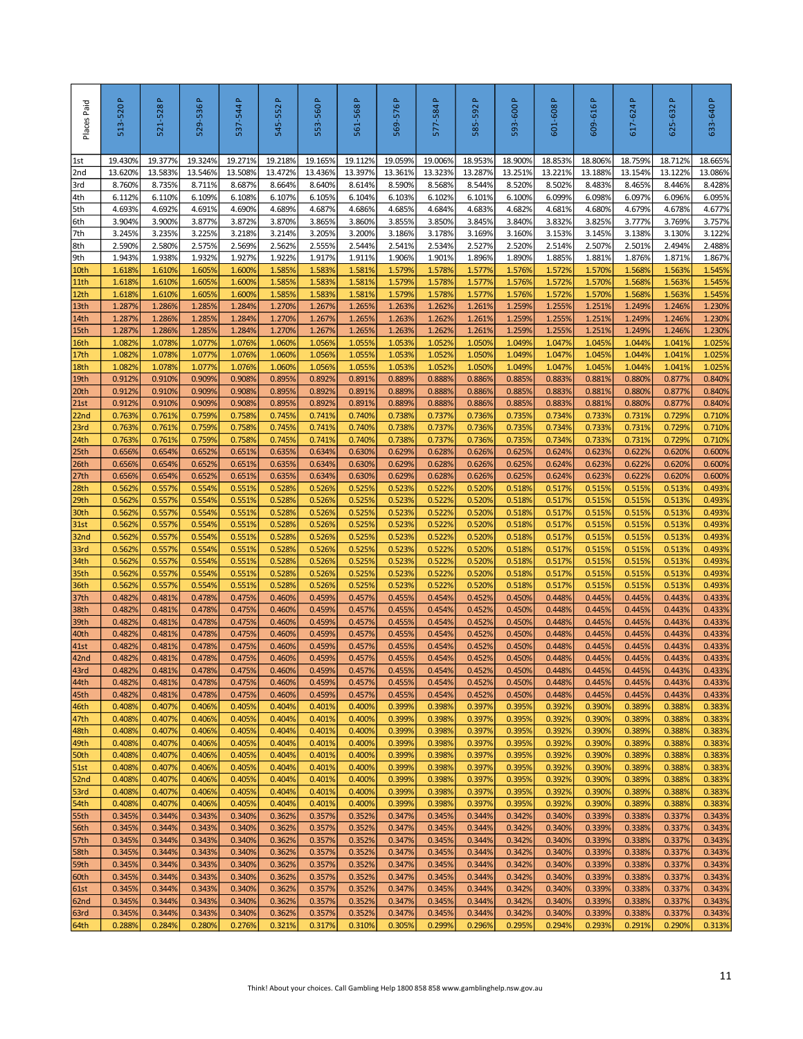| Places Paid | 513-520 P | 521-528 P | 529-536 P | 537-544 P | 545-552 P | 553-560 P | 561-568 P | 569-576 P | 577-584 P | 585-592 P | 593-600 P | 601-608 P | 609-616 P | 617-624 P | 625-632 P | 633-640 P |
|---|---|---|---|---|---|---|---|---|---|---|---|---|---|---|---|---|
| 1st | 19.430% | 19.377% | 19.324% | 19.271% | 19.218% | 19.165% | 19.112% | 19.059% | 19.006% | 18.953% | 18.900% | 18.853% | 18.806% | 18.759% | 18.712% | 18.665% |
| 2nd | 13.620% | 13.583% | 13.546% | 13.508% | 13.472% | 13.436% | 13.397% | 13.361% | 13.323% | 13.287% | 13.251% | 13.221% | 13.188% | 13.154% | 13.122% | 13.086% |
| 3rd | 8.760% | 8.735% | 8.711% | 8.687% | 8.664% | 8.640% | 8.614% | 8.590% | 8.568% | 8.544% | 8.520% | 8.502% | 8.483% | 8.465% | 8.446% | 8.428% |
| 4th | 6.112% | 6.110% | 6.109% | 6.108% | 6.107% | 6.105% | 6.104% | 6.103% | 6.102% | 6.101% | 6.100% | 6.099% | 6.098% | 6.097% | 6.096% | 6.095% |
| 5th | 4.693% | 4.692% | 4.691% | 4.690% | 4.689% | 4.687% | 4.686% | 4.685% | 4.684% | 4.683% | 4.682% | 4.681% | 4.680% | 4.679% | 4.678% | 4.677% |
| 6th | 3.904% | 3.900% | 3.877% | 3.872% | 3.870% | 3.865% | 3.860% | 3.855% | 3.850% | 3.845% | 3.840% | 3.832% | 3.825% | 3.777% | 3.769% | 3.757% |
| 7th | 3.245% | 3.235% | 3.225% | 3.218% | 3.214% | 3.205% | 3.200% | 3.186% | 3.178% | 3.169% | 3.160% | 3.153% | 3.145% | 3.138% | 3.130% | 3.122% |
| 8th | 2.590% | 2.580% | 2.575% | 2.569% | 2.562% | 2.555% | 2.544% | 2.541% | 2.534% | 2.527% | 2.520% | 2.514% | 2.507% | 2.501% | 2.494% | 2.488% |
| 9th | 1.943% | 1.938% | 1.932% | 1.927% | 1.922% | 1.917% | 1.911% | 1.906% | 1.901% | 1.896% | 1.890% | 1.885% | 1.881% | 1.876% | 1.871% | 1.867% |
| 10th | 1.618% | 1.610% | 1.605% | 1.600% | 1.585% | 1.583% | 1.581% | 1.579% | 1.578% | 1.577% | 1.576% | 1.572% | 1.570% | 1.568% | 1.563% | 1.545% |
| 11th | 1.618% | 1.610% | 1.605% | 1.600% | 1.585% | 1.583% | 1.581% | 1.579% | 1.578% | 1.577% | 1.576% | 1.572% | 1.570% | 1.568% | 1.563% | 1.545% |
| 12th | 1.618% | 1.610% | 1.605% | 1.600% | 1.585% | 1.583% | 1.581% | 1.579% | 1.578% | 1.577% | 1.576% | 1.572% | 1.570% | 1.568% | 1.563% | 1.545% |
| 13th | 1.287% | 1.286% | 1.285% | 1.284% | 1.270% | 1.267% | 1.265% | 1.263% | 1.262% | 1.261% | 1.259% | 1.255% | 1.251% | 1.249% | 1.246% | 1.230% |
| 14th | 1.287% | 1.286% | 1.285% | 1.284% | 1.270% | 1.267% | 1.265% | 1.263% | 1.262% | 1.261% | 1.259% | 1.255% | 1.251% | 1.249% | 1.246% | 1.230% |
| 15th | 1.287% | 1.286% | 1.285% | 1.284% | 1.270% | 1.267% | 1.265% | 1.263% | 1.262% | 1.261% | 1.259% | 1.255% | 1.251% | 1.249% | 1.246% | 1.230% |
| 16th | 1.082% | 1.078% | 1.077% | 1.076% | 1.060% | 1.056% | 1.055% | 1.053% | 1.052% | 1.050% | 1.049% | 1.047% | 1.045% | 1.044% | 1.041% | 1.025% |
| 17th | 1.082% | 1.078% | 1.077% | 1.076% | 1.060% | 1.056% | 1.055% | 1.053% | 1.052% | 1.050% | 1.049% | 1.047% | 1.045% | 1.044% | 1.041% | 1.025% |
| 18th | 1.082% | 1.078% | 1.077% | 1.076% | 1.060% | 1.056% | 1.055% | 1.053% | 1.052% | 1.050% | 1.049% | 1.047% | 1.045% | 1.044% | 1.041% | 1.025% |
| 19th | 0.912% | 0.910% | 0.909% | 0.908% | 0.895% | 0.892% | 0.891% | 0.889% | 0.888% | 0.886% | 0.885% | 0.883% | 0.881% | 0.880% | 0.877% | 0.840% |
| 20th | 0.912% | 0.910% | 0.909% | 0.908% | 0.895% | 0.892% | 0.891% | 0.889% | 0.888% | 0.886% | 0.885% | 0.883% | 0.881% | 0.880% | 0.877% | 0.840% |
| 21st | 0.912% | 0.910% | 0.909% | 0.908% | 0.895% | 0.892% | 0.891% | 0.889% | 0.888% | 0.886% | 0.885% | 0.883% | 0.881% | 0.880% | 0.877% | 0.840% |
| 22nd | 0.763% | 0.761% | 0.759% | 0.758% | 0.745% | 0.741% | 0.740% | 0.738% | 0.737% | 0.736% | 0.735% | 0.734% | 0.733% | 0.731% | 0.729% | 0.710% |
| 23rd | 0.763% | 0.761% | 0.759% | 0.758% | 0.745% | 0.741% | 0.740% | 0.738% | 0.737% | 0.736% | 0.735% | 0.734% | 0.733% | 0.731% | 0.729% | 0.710% |
| 24th | 0.763% | 0.761% | 0.759% | 0.758% | 0.745% | 0.741% | 0.740% | 0.738% | 0.737% | 0.736% | 0.735% | 0.734% | 0.733% | 0.731% | 0.729% | 0.710% |
| 25th | 0.656% | 0.654% | 0.652% | 0.651% | 0.635% | 0.634% | 0.630% | 0.629% | 0.628% | 0.626% | 0.625% | 0.624% | 0.623% | 0.622% | 0.620% | 0.600% |
| 26th | 0.656% | 0.654% | 0.652% | 0.651% | 0.635% | 0.634% | 0.630% | 0.629% | 0.628% | 0.626% | 0.625% | 0.624% | 0.623% | 0.622% | 0.620% | 0.600% |
| 27th | 0.656% | 0.654% | 0.652% | 0.651% | 0.635% | 0.634% | 0.630% | 0.629% | 0.628% | 0.626% | 0.625% | 0.624% | 0.623% | 0.622% | 0.620% | 0.600% |
| 28th | 0.562% | 0.557% | 0.554% | 0.551% | 0.528% | 0.526% | 0.525% | 0.523% | 0.522% | 0.520% | 0.518% | 0.517% | 0.515% | 0.515% | 0.513% | 0.493% |
| 29th | 0.562% | 0.557% | 0.554% | 0.551% | 0.528% | 0.526% | 0.525% | 0.523% | 0.522% | 0.520% | 0.518% | 0.517% | 0.515% | 0.515% | 0.513% | 0.493% |
| 30th | 0.562% | 0.557% | 0.554% | 0.551% | 0.528% | 0.526% | 0.525% | 0.523% | 0.522% | 0.520% | 0.518% | 0.517% | 0.515% | 0.515% | 0.513% | 0.493% |
| 31st | 0.562% | 0.557% | 0.554% | 0.551% | 0.528% | 0.526% | 0.525% | 0.523% | 0.522% | 0.520% | 0.518% | 0.517% | 0.515% | 0.515% | 0.513% | 0.493% |
| 32nd | 0.562% | 0.557% | 0.554% | 0.551% | 0.528% | 0.526% | 0.525% | 0.523% | 0.522% | 0.520% | 0.518% | 0.517% | 0.515% | 0.515% | 0.513% | 0.493% |
| 33rd | 0.562% | 0.557% | 0.554% | 0.551% | 0.528% | 0.526% | 0.525% | 0.523% | 0.522% | 0.520% | 0.518% | 0.517% | 0.515% | 0.515% | 0.513% | 0.493% |
| 34th | 0.562% | 0.557% | 0.554% | 0.551% | 0.528% | 0.526% | 0.525% | 0.523% | 0.522% | 0.520% | 0.518% | 0.517% | 0.515% | 0.515% | 0.513% | 0.493% |
| 35th | 0.562% | 0.557% | 0.554% | 0.551% | 0.528% | 0.526% | 0.525% | 0.523% | 0.522% | 0.520% | 0.518% | 0.517% | 0.515% | 0.515% | 0.513% | 0.493% |
| 36th | 0.562% | 0.557% | 0.554% | 0.551% | 0.528% | 0.526% | 0.525% | 0.523% | 0.522% | 0.520% | 0.518% | 0.517% | 0.515% | 0.515% | 0.513% | 0.493% |
| 37th | 0.482% | 0.481% | 0.478% | 0.475% | 0.460% | 0.459% | 0.457% | 0.455% | 0.454% | 0.452% | 0.450% | 0.448% | 0.445% | 0.445% | 0.443% | 0.433% |
| 38th | 0.482% | 0.481% | 0.478% | 0.475% | 0.460% | 0.459% | 0.457% | 0.455% | 0.454% | 0.452% | 0.450% | 0.448% | 0.445% | 0.445% | 0.443% | 0.433% |
| 39th | 0.482% | 0.481% | 0.478% | 0.475% | 0.460% | 0.459% | 0.457% | 0.455% | 0.454% | 0.452% | 0.450% | 0.448% | 0.445% | 0.445% | 0.443% | 0.433% |
| 40th | 0.482% | 0.481% | 0.478% | 0.475% | 0.460% | 0.459% | 0.457% | 0.455% | 0.454% | 0.452% | 0.450% | 0.448% | 0.445% | 0.445% | 0.443% | 0.433% |
| 41st | 0.482% | 0.481% | 0.478% | 0.475% | 0.460% | 0.459% | 0.457% | 0.455% | 0.454% | 0.452% | 0.450% | 0.448% | 0.445% | 0.445% | 0.443% | 0.433% |
| 42nd | 0.482% | 0.481% | 0.478% | 0.475% | 0.460% | 0.459% | 0.457% | 0.455% | 0.454% | 0.452% | 0.450% | 0.448% | 0.445% | 0.445% | 0.443% | 0.433% |
| 43rd | 0.482% | 0.481% | 0.478% | 0.475% | 0.460% | 0.459% | 0.457% | 0.455% | 0.454% | 0.452% | 0.450% | 0.448% | 0.445% | 0.445% | 0.443% | 0.433% |
| 44th | 0.482% | 0.481% | 0.478% | 0.475% | 0.460% | 0.459% | 0.457% | 0.455% | 0.454% | 0.452% | 0.450% | 0.448% | 0.445% | 0.445% | 0.443% | 0.433% |
| 45th | 0.482% | 0.481% | 0.478% | 0.475% | 0.460% | 0.459% | 0.457% | 0.455% | 0.454% | 0.452% | 0.450% | 0.448% | 0.445% | 0.445% | 0.443% | 0.433% |
| 46th | 0.408% | 0.407% | 0.406% | 0.405% | 0.404% | 0.401% | 0.400% | 0.399% | 0.398% | 0.397% | 0.395% | 0.392% | 0.390% | 0.389% | 0.388% | 0.383% |
| 47th | 0.408% | 0.407% | 0.406% | 0.405% | 0.404% | 0.401% | 0.400% | 0.399% | 0.398% | 0.397% | 0.395% | 0.392% | 0.390% | 0.389% | 0.388% | 0.383% |
| 48th | 0.408% | 0.407% | 0.406% | 0.405% | 0.404% | 0.401% | 0.400% | 0.399% | 0.398% | 0.397% | 0.395% | 0.392% | 0.390% | 0.389% | 0.388% | 0.383% |
| 49th | 0.408% | 0.407% | 0.406% | 0.405% | 0.404% | 0.401% | 0.400% | 0.399% | 0.398% | 0.397% | 0.395% | 0.392% | 0.390% | 0.389% | 0.388% | 0.383% |
| 50th | 0.408% | 0.407% | 0.406% | 0.405% | 0.404% | 0.401% | 0.400% | 0.399% | 0.398% | 0.397% | 0.395% | 0.392% | 0.390% | 0.389% | 0.388% | 0.383% |
| 51st | 0.408% | 0.407% | 0.406% | 0.405% | 0.404% | 0.401% | 0.400% | 0.399% | 0.398% | 0.397% | 0.395% | 0.392% | 0.390% | 0.389% | 0.388% | 0.383% |
| 52nd | 0.408% | 0.407% | 0.406% | 0.405% | 0.404% | 0.401% | 0.400% | 0.399% | 0.398% | 0.397% | 0.395% | 0.392% | 0.390% | 0.389% | 0.388% | 0.383% |
| 53rd | 0.408% | 0.407% | 0.406% | 0.405% | 0.404% | 0.401% | 0.400% | 0.399% | 0.398% | 0.397% | 0.395% | 0.392% | 0.390% | 0.389% | 0.388% | 0.383% |
| 54th | 0.408% | 0.407% | 0.406% | 0.405% | 0.404% | 0.401% | 0.400% | 0.399% | 0.398% | 0.397% | 0.395% | 0.392% | 0.390% | 0.389% | 0.388% | 0.383% |
| 55th | 0.345% | 0.344% | 0.343% | 0.340% | 0.362% | 0.357% | 0.352% | 0.347% | 0.345% | 0.344% | 0.342% | 0.340% | 0.339% | 0.338% | 0.337% | 0.343% |
| 56th | 0.345% | 0.344% | 0.343% | 0.340% | 0.362% | 0.357% | 0.352% | 0.347% | 0.345% | 0.344% | 0.342% | 0.340% | 0.339% | 0.338% | 0.337% | 0.343% |
| 57th | 0.345% | 0.344% | 0.343% | 0.340% | 0.362% | 0.357% | 0.352% | 0.347% | 0.345% | 0.344% | 0.342% | 0.340% | 0.339% | 0.338% | 0.337% | 0.343% |
| 58th | 0.345% | 0.344% | 0.343% | 0.340% | 0.362% | 0.357% | 0.352% | 0.347% | 0.345% | 0.344% | 0.342% | 0.340% | 0.339% | 0.338% | 0.337% | 0.343% |
| 59th | 0.345% | 0.344% | 0.343% | 0.340% | 0.362% | 0.357% | 0.352% | 0.347% | 0.345% | 0.344% | 0.342% | 0.340% | 0.339% | 0.338% | 0.337% | 0.343% |
| 60th | 0.345% | 0.344% | 0.343% | 0.340% | 0.362% | 0.357% | 0.352% | 0.347% | 0.345% | 0.344% | 0.342% | 0.340% | 0.339% | 0.338% | 0.337% | 0.343% |
| 61st | 0.345% | 0.344% | 0.343% | 0.340% | 0.362% | 0.357% | 0.352% | 0.347% | 0.345% | 0.344% | 0.342% | 0.340% | 0.339% | 0.338% | 0.337% | 0.343% |
| 62nd | 0.345% | 0.344% | 0.343% | 0.340% | 0.362% | 0.357% | 0.352% | 0.347% | 0.345% | 0.344% | 0.342% | 0.340% | 0.339% | 0.338% | 0.337% | 0.343% |
| 63rd | 0.345% | 0.344% | 0.343% | 0.340% | 0.362% | 0.357% | 0.352% | 0.347% | 0.345% | 0.344% | 0.342% | 0.340% | 0.339% | 0.338% | 0.337% | 0.343% |
| 64th | 0.288% | 0.284% | 0.280% | 0.276% | 0.321% | 0.317% | 0.310% | 0.305% | 0.299% | 0.296% | 0.295% | 0.294% | 0.293% | 0.291% | 0.290% | 0.313% |

Think! About your choices. Call Gambling Help 1800 858 858 www.gamblinghelp.nsw.gov.au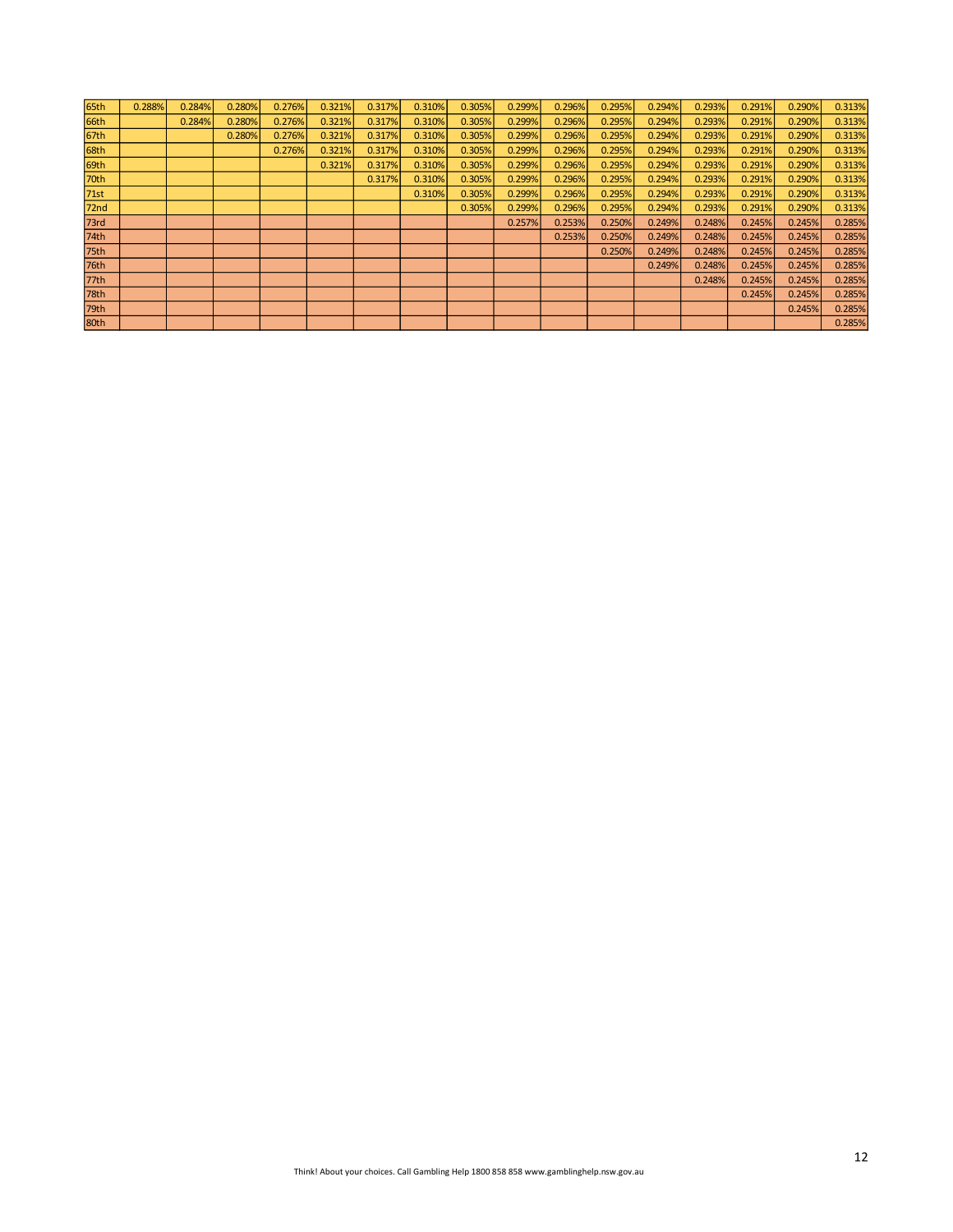| | | | | | | | | | | | | | | | | |
|---|---|---|---|---|---|---|---|---|---|---|---|---|---|---|---|---|
| 65th | 0.288% | 0.284% | 0.280% | 0.276% | 0.321% | 0.317% | 0.310% | 0.305% | 0.299% | 0.296% | 0.295% | 0.294% | 0.293% | 0.291% | 0.290% | 0.313% |
| 66th | | 0.284% | 0.280% | 0.276% | 0.321% | 0.317% | 0.310% | 0.305% | 0.299% | 0.296% | 0.295% | 0.294% | 0.293% | 0.291% | 0.290% | 0.313% |
| 67th | | | 0.280% | 0.276% | 0.321% | 0.317% | 0.310% | 0.305% | 0.299% | 0.296% | 0.295% | 0.294% | 0.293% | 0.291% | 0.290% | 0.313% |
| 68th | | | | 0.276% | 0.321% | 0.317% | 0.310% | 0.305% | 0.299% | 0.296% | 0.295% | 0.294% | 0.293% | 0.291% | 0.290% | 0.313% |
| 69th | | | | | 0.321% | 0.317% | 0.310% | 0.305% | 0.299% | 0.296% | 0.295% | 0.294% | 0.293% | 0.291% | 0.290% | 0.313% |
| 70th | | | | | | 0.317% | 0.310% | 0.305% | 0.299% | 0.296% | 0.295% | 0.294% | 0.293% | 0.291% | 0.290% | 0.313% |
| 71st | | | | | | | 0.310% | 0.305% | 0.299% | 0.296% | 0.295% | 0.294% | 0.293% | 0.291% | 0.290% | 0.313% |
| 72nd | | | | | | | | 0.305% | 0.299% | 0.296% | 0.295% | 0.294% | 0.293% | 0.291% | 0.290% | 0.313% |
| 73rd | | | | | | | | | 0.257% | 0.253% | 0.250% | 0.249% | 0.248% | 0.245% | 0.245% | 0.285% |
| 74th | | | | | | | | | | 0.253% | 0.250% | 0.249% | 0.248% | 0.245% | 0.245% | 0.285% |
| 75th | | | | | | | | | | | 0.250% | 0.249% | 0.248% | 0.245% | 0.245% | 0.285% |
| 76th | | | | | | | | | | | | 0.249% | 0.248% | 0.245% | 0.245% | 0.285% |
| 77th | | | | | | | | | | | | | 0.248% | 0.245% | 0.245% | 0.285% |
| 78th | | | | | | | | | | | | | | 0.245% | 0.245% | 0.285% |
| 79th | | | | | | | | | | | | | | | 0.245% | 0.285% |
| 80th | | | | | | | | | | | | | | | | 0.285% |

Think! About your choices. Call Gambling Help 1800 858 858 www.gamblinghelp.nsw.gov.au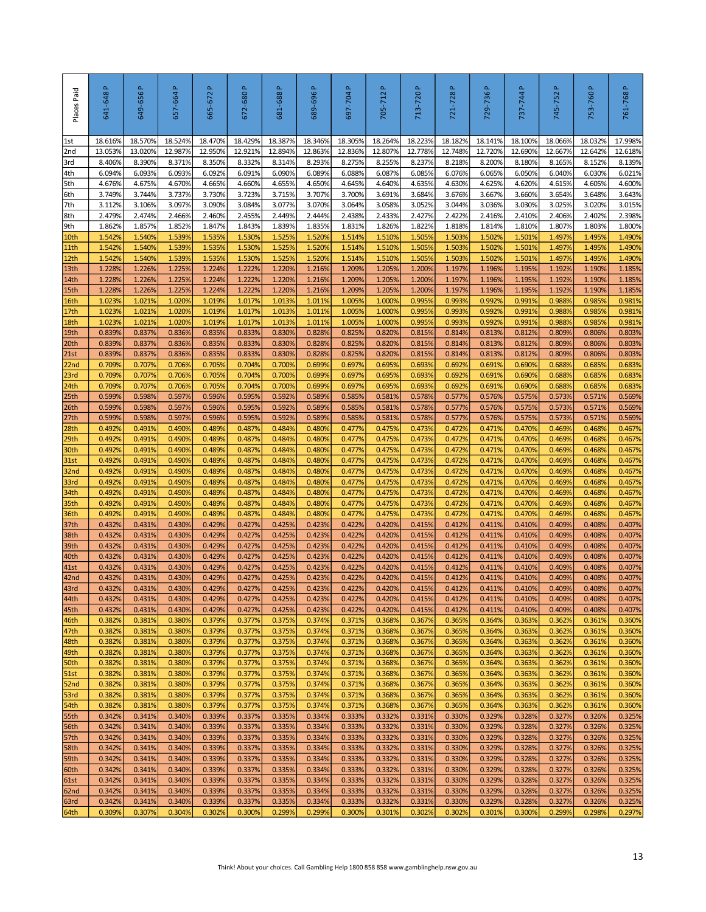| Places Paid | 641-648 P | 649-656 P | 657-664 P | 665-672 P | 672-680 P | 681-688 P | 689-696 P | 697-704 P | 705-712 P | 713-720 P | 721-728 P | 729-736 P | 737-744 P | 745-752 P | 753-760 P | 761-768 P |
|---|---|---|---|---|---|---|---|---|---|---|---|---|---|---|---|---|
| 1st | 18.616% | 18.570% | 18.524% | 18.470% | 18.429% | 18.387% | 18.346% | 18.305% | 18.264% | 18.223% | 18.182% | 18.141% | 18.100% | 18.066% | 18.032% | 17.998% |
| 2nd | 13.053% | 13.020% | 12.987% | 12.950% | 12.921% | 12.894% | 12.863% | 12.836% | 12.807% | 12.778% | 12.748% | 12.720% | 12.690% | 12.667% | 12.642% | 12.618% |
| 3rd | 8.406% | 8.390% | 8.371% | 8.350% | 8.332% | 8.314% | 8.293% | 8.275% | 8.255% | 8.237% | 8.218% | 8.200% | 8.180% | 8.165% | 8.152% | 8.139% |
| 4th | 6.094% | 6.093% | 6.093% | 6.092% | 6.091% | 6.090% | 6.089% | 6.088% | 6.087% | 6.085% | 6.076% | 6.065% | 6.050% | 6.040% | 6.030% | 6.021% |
| 5th | 4.676% | 4.675% | 4.670% | 4.665% | 4.660% | 4.655% | 4.650% | 4.645% | 4.640% | 4.635% | 4.630% | 4.625% | 4.620% | 4.615% | 4.605% | 4.600% |
| 6th | 3.749% | 3.744% | 3.737% | 3.730% | 3.723% | 3.715% | 3.707% | 3.700% | 3.691% | 3.684% | 3.676% | 3.667% | 3.660% | 3.654% | 3.648% | 3.643% |
| 7th | 3.112% | 3.106% | 3.097% | 3.090% | 3.084% | 3.077% | 3.070% | 3.064% | 3.058% | 3.052% | 3.044% | 3.036% | 3.030% | 3.025% | 3.020% | 3.015% |
| 8th | 2.479% | 2.474% | 2.466% | 2.460% | 2.455% | 2.449% | 2.444% | 2.438% | 2.433% | 2.427% | 2.422% | 2.416% | 2.410% | 2.406% | 2.402% | 2.398% |
| 9th | 1.862% | 1.857% | 1.852% | 1.847% | 1.843% | 1.839% | 1.835% | 1.831% | 1.826% | 1.822% | 1.818% | 1.814% | 1.810% | 1.807% | 1.803% | 1.800% |
| 10th | 1.542% | 1.540% | 1.539% | 1.535% | 1.530% | 1.525% | 1.520% | 1.514% | 1.510% | 1.505% | 1.503% | 1.502% | 1.501% | 1.497% | 1.495% | 1.490% |
| 11th | 1.542% | 1.540% | 1.539% | 1.535% | 1.530% | 1.525% | 1.520% | 1.514% | 1.510% | 1.505% | 1.503% | 1.502% | 1.501% | 1.497% | 1.495% | 1.490% |
| 12th | 1.542% | 1.540% | 1.539% | 1.535% | 1.530% | 1.525% | 1.520% | 1.514% | 1.510% | 1.505% | 1.503% | 1.502% | 1.501% | 1.497% | 1.495% | 1.490% |
| 13th | 1.228% | 1.226% | 1.225% | 1.224% | 1.222% | 1.220% | 1.216% | 1.209% | 1.205% | 1.200% | 1.197% | 1.196% | 1.195% | 1.192% | 1.190% | 1.185% |
| 14th | 1.228% | 1.226% | 1.225% | 1.224% | 1.222% | 1.220% | 1.216% | 1.209% | 1.205% | 1.200% | 1.197% | 1.196% | 1.195% | 1.192% | 1.190% | 1.185% |
| 15th | 1.228% | 1.226% | 1.225% | 1.224% | 1.222% | 1.220% | 1.216% | 1.209% | 1.205% | 1.200% | 1.197% | 1.196% | 1.195% | 1.192% | 1.190% | 1.185% |
| 16th | 1.023% | 1.021% | 1.020% | 1.019% | 1.017% | 1.013% | 1.011% | 1.005% | 1.000% | 0.995% | 0.993% | 0.992% | 0.991% | 0.988% | 0.985% | 0.981% |
| 17th | 1.023% | 1.021% | 1.020% | 1.019% | 1.017% | 1.013% | 1.011% | 1.005% | 1.000% | 0.995% | 0.993% | 0.992% | 0.991% | 0.988% | 0.985% | 0.981% |
| 18th | 1.023% | 1.021% | 1.020% | 1.019% | 1.017% | 1.013% | 1.011% | 1.005% | 1.000% | 0.995% | 0.993% | 0.992% | 0.991% | 0.988% | 0.985% | 0.981% |
| 19th | 0.839% | 0.837% | 0.836% | 0.835% | 0.833% | 0.830% | 0.828% | 0.825% | 0.820% | 0.815% | 0.814% | 0.813% | 0.812% | 0.809% | 0.806% | 0.803% |
| 20th | 0.839% | 0.837% | 0.836% | 0.835% | 0.833% | 0.830% | 0.828% | 0.825% | 0.820% | 0.815% | 0.814% | 0.813% | 0.812% | 0.809% | 0.806% | 0.803% |
| 21st | 0.839% | 0.837% | 0.836% | 0.835% | 0.833% | 0.830% | 0.828% | 0.825% | 0.820% | 0.815% | 0.814% | 0.813% | 0.812% | 0.809% | 0.806% | 0.803% |
| 22nd | 0.709% | 0.707% | 0.706% | 0.705% | 0.704% | 0.700% | 0.699% | 0.697% | 0.695% | 0.693% | 0.692% | 0.691% | 0.690% | 0.688% | 0.685% | 0.683% |
| 23rd | 0.709% | 0.707% | 0.706% | 0.705% | 0.704% | 0.700% | 0.699% | 0.697% | 0.695% | 0.693% | 0.692% | 0.691% | 0.690% | 0.688% | 0.685% | 0.683% |
| 24th | 0.709% | 0.707% | 0.706% | 0.705% | 0.704% | 0.700% | 0.699% | 0.697% | 0.695% | 0.693% | 0.692% | 0.691% | 0.690% | 0.688% | 0.685% | 0.683% |
| 25th | 0.599% | 0.598% | 0.597% | 0.596% | 0.595% | 0.592% | 0.589% | 0.585% | 0.581% | 0.578% | 0.577% | 0.576% | 0.575% | 0.573% | 0.571% | 0.569% |
| 26th | 0.599% | 0.598% | 0.597% | 0.596% | 0.595% | 0.592% | 0.589% | 0.585% | 0.581% | 0.578% | 0.577% | 0.576% | 0.575% | 0.573% | 0.571% | 0.569% |
| 27th | 0.599% | 0.598% | 0.597% | 0.596% | 0.595% | 0.592% | 0.589% | 0.585% | 0.581% | 0.578% | 0.577% | 0.576% | 0.575% | 0.573% | 0.571% | 0.569% |
| 28th | 0.492% | 0.491% | 0.490% | 0.489% | 0.487% | 0.484% | 0.480% | 0.477% | 0.475% | 0.473% | 0.472% | 0.471% | 0.470% | 0.469% | 0.468% | 0.467% |
| 29th | 0.492% | 0.491% | 0.490% | 0.489% | 0.487% | 0.484% | 0.480% | 0.477% | 0.475% | 0.473% | 0.472% | 0.471% | 0.470% | 0.469% | 0.468% | 0.467% |
| 30th | 0.492% | 0.491% | 0.490% | 0.489% | 0.487% | 0.484% | 0.480% | 0.477% | 0.475% | 0.473% | 0.472% | 0.471% | 0.470% | 0.469% | 0.468% | 0.467% |
| 31st | 0.492% | 0.491% | 0.490% | 0.489% | 0.487% | 0.484% | 0.480% | 0.477% | 0.475% | 0.473% | 0.472% | 0.471% | 0.470% | 0.469% | 0.468% | 0.467% |
| 32nd | 0.492% | 0.491% | 0.490% | 0.489% | 0.487% | 0.484% | 0.480% | 0.477% | 0.475% | 0.473% | 0.472% | 0.471% | 0.470% | 0.469% | 0.468% | 0.467% |
| 33rd | 0.492% | 0.491% | 0.490% | 0.489% | 0.487% | 0.484% | 0.480% | 0.477% | 0.475% | 0.473% | 0.472% | 0.471% | 0.470% | 0.469% | 0.468% | 0.467% |
| 34th | 0.492% | 0.491% | 0.490% | 0.489% | 0.487% | 0.484% | 0.480% | 0.477% | 0.475% | 0.473% | 0.472% | 0.471% | 0.470% | 0.469% | 0.468% | 0.467% |
| 35th | 0.492% | 0.491% | 0.490% | 0.489% | 0.487% | 0.484% | 0.480% | 0.477% | 0.475% | 0.473% | 0.472% | 0.471% | 0.470% | 0.469% | 0.468% | 0.467% |
| 36th | 0.492% | 0.491% | 0.490% | 0.489% | 0.487% | 0.484% | 0.480% | 0.477% | 0.475% | 0.473% | 0.472% | 0.471% | 0.470% | 0.469% | 0.468% | 0.467% |
| 37th | 0.432% | 0.431% | 0.430% | 0.429% | 0.427% | 0.425% | 0.423% | 0.422% | 0.420% | 0.415% | 0.412% | 0.411% | 0.410% | 0.409% | 0.408% | 0.407% |
| 38th | 0.432% | 0.431% | 0.430% | 0.429% | 0.427% | 0.425% | 0.423% | 0.422% | 0.420% | 0.415% | 0.412% | 0.411% | 0.410% | 0.409% | 0.408% | 0.407% |
| 39th | 0.432% | 0.431% | 0.430% | 0.429% | 0.427% | 0.425% | 0.423% | 0.422% | 0.420% | 0.415% | 0.412% | 0.411% | 0.410% | 0.409% | 0.408% | 0.407% |
| 40th | 0.432% | 0.431% | 0.430% | 0.429% | 0.427% | 0.425% | 0.423% | 0.422% | 0.420% | 0.415% | 0.412% | 0.411% | 0.410% | 0.409% | 0.408% | 0.407% |
| 41st | 0.432% | 0.431% | 0.430% | 0.429% | 0.427% | 0.425% | 0.423% | 0.422% | 0.420% | 0.415% | 0.412% | 0.411% | 0.410% | 0.409% | 0.408% | 0.407% |
| 42nd | 0.432% | 0.431% | 0.430% | 0.429% | 0.427% | 0.425% | 0.423% | 0.422% | 0.420% | 0.415% | 0.412% | 0.411% | 0.410% | 0.409% | 0.408% | 0.407% |
| 43rd | 0.432% | 0.431% | 0.430% | 0.429% | 0.427% | 0.425% | 0.423% | 0.422% | 0.420% | 0.415% | 0.412% | 0.411% | 0.410% | 0.409% | 0.408% | 0.407% |
| 44th | 0.432% | 0.431% | 0.430% | 0.429% | 0.427% | 0.425% | 0.423% | 0.422% | 0.420% | 0.415% | 0.412% | 0.411% | 0.410% | 0.409% | 0.408% | 0.407% |
| 45th | 0.432% | 0.431% | 0.430% | 0.429% | 0.427% | 0.425% | 0.423% | 0.422% | 0.420% | 0.415% | 0.412% | 0.411% | 0.410% | 0.409% | 0.408% | 0.407% |
| 46th | 0.382% | 0.381% | 0.380% | 0.379% | 0.377% | 0.375% | 0.374% | 0.371% | 0.368% | 0.367% | 0.365% | 0.364% | 0.363% | 0.362% | 0.361% | 0.360% |
| 47th | 0.382% | 0.381% | 0.380% | 0.379% | 0.377% | 0.375% | 0.374% | 0.371% | 0.368% | 0.367% | 0.365% | 0.364% | 0.363% | 0.362% | 0.361% | 0.360% |
| 48th | 0.382% | 0.381% | 0.380% | 0.379% | 0.377% | 0.375% | 0.374% | 0.371% | 0.368% | 0.367% | 0.365% | 0.364% | 0.363% | 0.362% | 0.361% | 0.360% |
| 49th | 0.382% | 0.381% | 0.380% | 0.379% | 0.377% | 0.375% | 0.374% | 0.371% | 0.368% | 0.367% | 0.365% | 0.364% | 0.363% | 0.362% | 0.361% | 0.360% |
| 50th | 0.382% | 0.381% | 0.380% | 0.379% | 0.377% | 0.375% | 0.374% | 0.371% | 0.368% | 0.367% | 0.365% | 0.364% | 0.363% | 0.362% | 0.361% | 0.360% |
| 51st | 0.382% | 0.381% | 0.380% | 0.379% | 0.377% | 0.375% | 0.374% | 0.371% | 0.368% | 0.367% | 0.365% | 0.364% | 0.363% | 0.362% | 0.361% | 0.360% |
| 52nd | 0.382% | 0.381% | 0.380% | 0.379% | 0.377% | 0.375% | 0.374% | 0.371% | 0.368% | 0.367% | 0.365% | 0.364% | 0.363% | 0.362% | 0.361% | 0.360% |
| 53rd | 0.382% | 0.381% | 0.380% | 0.379% | 0.377% | 0.375% | 0.374% | 0.371% | 0.368% | 0.367% | 0.365% | 0.364% | 0.363% | 0.362% | 0.361% | 0.360% |
| 54th | 0.382% | 0.381% | 0.380% | 0.379% | 0.377% | 0.375% | 0.374% | 0.371% | 0.368% | 0.367% | 0.365% | 0.364% | 0.363% | 0.362% | 0.361% | 0.360% |
| 55th | 0.342% | 0.341% | 0.340% | 0.339% | 0.337% | 0.335% | 0.334% | 0.333% | 0.332% | 0.331% | 0.330% | 0.329% | 0.328% | 0.327% | 0.326% | 0.325% |
| 56th | 0.342% | 0.341% | 0.340% | 0.339% | 0.337% | 0.335% | 0.334% | 0.333% | 0.332% | 0.331% | 0.330% | 0.329% | 0.328% | 0.327% | 0.326% | 0.325% |
| 57th | 0.342% | 0.341% | 0.340% | 0.339% | 0.337% | 0.335% | 0.334% | 0.333% | 0.332% | 0.331% | 0.330% | 0.329% | 0.328% | 0.327% | 0.326% | 0.325% |
| 58th | 0.342% | 0.341% | 0.340% | 0.339% | 0.337% | 0.335% | 0.334% | 0.333% | 0.332% | 0.331% | 0.330% | 0.329% | 0.328% | 0.327% | 0.326% | 0.325% |
| 59th | 0.342% | 0.341% | 0.340% | 0.339% | 0.337% | 0.335% | 0.334% | 0.333% | 0.332% | 0.331% | 0.330% | 0.329% | 0.328% | 0.327% | 0.326% | 0.325% |
| 60th | 0.342% | 0.341% | 0.340% | 0.339% | 0.337% | 0.335% | 0.334% | 0.333% | 0.332% | 0.331% | 0.330% | 0.329% | 0.328% | 0.327% | 0.326% | 0.325% |
| 61st | 0.342% | 0.341% | 0.340% | 0.339% | 0.337% | 0.335% | 0.334% | 0.333% | 0.332% | 0.331% | 0.330% | 0.329% | 0.328% | 0.327% | 0.326% | 0.325% |
| 62nd | 0.342% | 0.341% | 0.340% | 0.339% | 0.337% | 0.335% | 0.334% | 0.333% | 0.332% | 0.331% | 0.330% | 0.329% | 0.328% | 0.327% | 0.326% | 0.325% |
| 63rd | 0.342% | 0.341% | 0.340% | 0.339% | 0.337% | 0.335% | 0.334% | 0.333% | 0.332% | 0.331% | 0.330% | 0.329% | 0.328% | 0.327% | 0.326% | 0.325% |
| 64th | 0.309% | 0.307% | 0.304% | 0.302% | 0.300% | 0.299% | 0.299% | 0.300% | 0.301% | 0.302% | 0.302% | 0.301% | 0.300% | 0.299% | 0.298% | 0.297% |

Think! About your choices. Call Gambling Help 1800 858 858 www.gamblinghelp.nsw.gov.au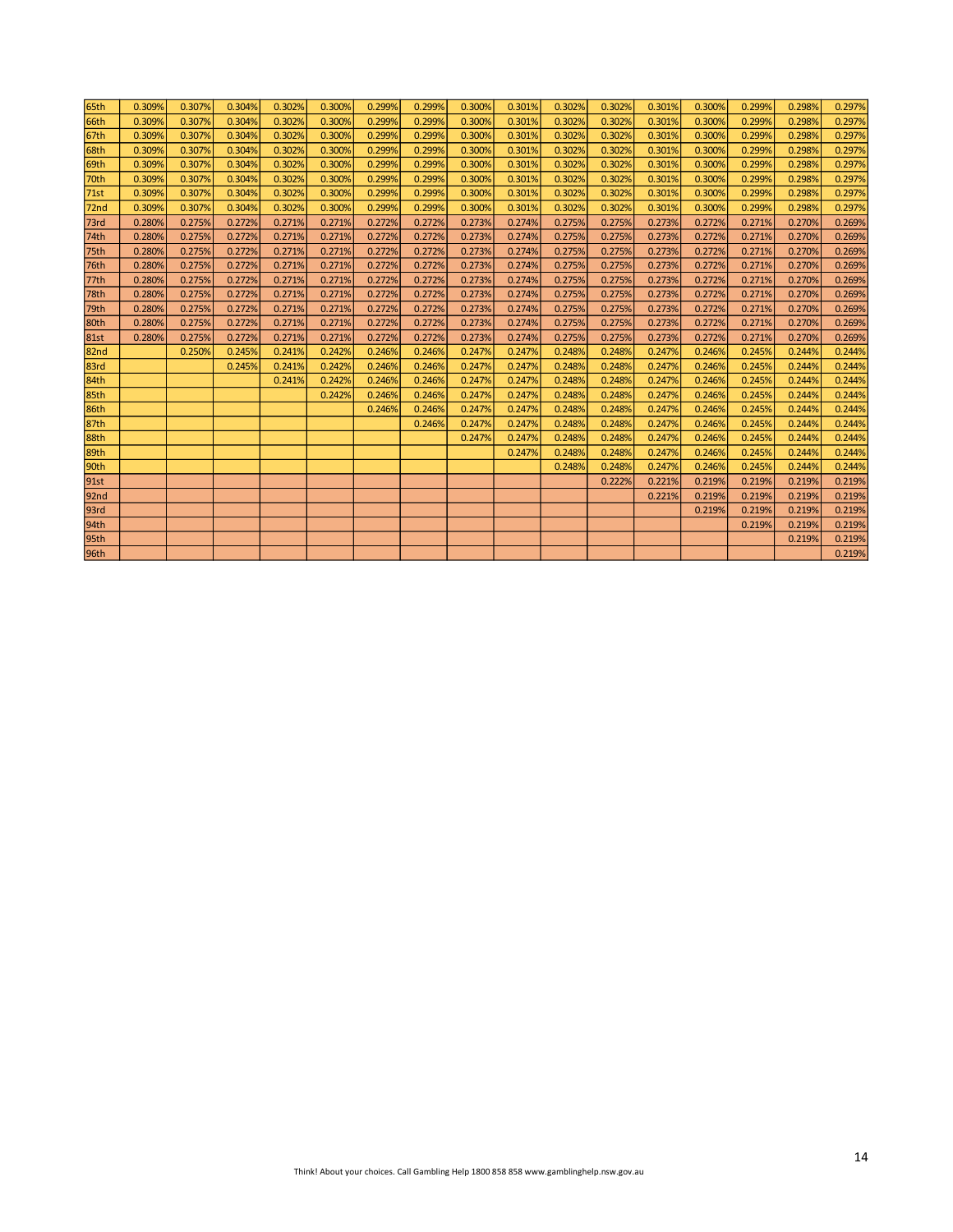| | | | | | | | | | | | | | | | | |
|---|---|---|---|---|---|---|---|---|---|---|---|---|---|---|---|---|
| 65th | 0.309% | 0.307% | 0.304% | 0.302% | 0.300% | 0.299% | 0.299% | 0.300% | 0.301% | 0.302% | 0.302% | 0.301% | 0.300% | 0.299% | 0.298% | 0.297% |
| 66th | 0.309% | 0.307% | 0.304% | 0.302% | 0.300% | 0.299% | 0.299% | 0.300% | 0.301% | 0.302% | 0.302% | 0.301% | 0.300% | 0.299% | 0.298% | 0.297% |
| 67th | 0.309% | 0.307% | 0.304% | 0.302% | 0.300% | 0.299% | 0.299% | 0.300% | 0.301% | 0.302% | 0.302% | 0.301% | 0.300% | 0.299% | 0.298% | 0.297% |
| 68th | 0.309% | 0.307% | 0.304% | 0.302% | 0.300% | 0.299% | 0.299% | 0.300% | 0.301% | 0.302% | 0.302% | 0.301% | 0.300% | 0.299% | 0.298% | 0.297% |
| 69th | 0.309% | 0.307% | 0.304% | 0.302% | 0.300% | 0.299% | 0.299% | 0.300% | 0.301% | 0.302% | 0.302% | 0.301% | 0.300% | 0.299% | 0.298% | 0.297% |
| 70th | 0.309% | 0.307% | 0.304% | 0.302% | 0.300% | 0.299% | 0.299% | 0.300% | 0.301% | 0.302% | 0.302% | 0.301% | 0.300% | 0.299% | 0.298% | 0.297% |
| 71st | 0.309% | 0.307% | 0.304% | 0.302% | 0.300% | 0.299% | 0.299% | 0.300% | 0.301% | 0.302% | 0.302% | 0.301% | 0.300% | 0.299% | 0.298% | 0.297% |
| 72nd | 0.309% | 0.307% | 0.304% | 0.302% | 0.300% | 0.299% | 0.299% | 0.300% | 0.301% | 0.302% | 0.302% | 0.301% | 0.300% | 0.299% | 0.298% | 0.297% |
| 73rd | 0.280% | 0.275% | 0.272% | 0.271% | 0.271% | 0.272% | 0.272% | 0.273% | 0.274% | 0.275% | 0.275% | 0.273% | 0.272% | 0.271% | 0.270% | 0.269% |
| 74th | 0.280% | 0.275% | 0.272% | 0.271% | 0.271% | 0.272% | 0.272% | 0.273% | 0.274% | 0.275% | 0.275% | 0.273% | 0.272% | 0.271% | 0.270% | 0.269% |
| 75th | 0.280% | 0.275% | 0.272% | 0.271% | 0.271% | 0.272% | 0.272% | 0.273% | 0.274% | 0.275% | 0.275% | 0.273% | 0.272% | 0.271% | 0.270% | 0.269% |
| 76th | 0.280% | 0.275% | 0.272% | 0.271% | 0.271% | 0.272% | 0.272% | 0.273% | 0.274% | 0.275% | 0.275% | 0.273% | 0.272% | 0.271% | 0.270% | 0.269% |
| 77th | 0.280% | 0.275% | 0.272% | 0.271% | 0.271% | 0.272% | 0.272% | 0.273% | 0.274% | 0.275% | 0.275% | 0.273% | 0.272% | 0.271% | 0.270% | 0.269% |
| 78th | 0.280% | 0.275% | 0.272% | 0.271% | 0.271% | 0.272% | 0.272% | 0.273% | 0.274% | 0.275% | 0.275% | 0.273% | 0.272% | 0.271% | 0.270% | 0.269% |
| 79th | 0.280% | 0.275% | 0.272% | 0.271% | 0.271% | 0.272% | 0.272% | 0.273% | 0.274% | 0.275% | 0.275% | 0.273% | 0.272% | 0.271% | 0.270% | 0.269% |
| 80th | 0.280% | 0.275% | 0.272% | 0.271% | 0.271% | 0.272% | 0.272% | 0.273% | 0.274% | 0.275% | 0.275% | 0.273% | 0.272% | 0.271% | 0.270% | 0.269% |
| 81st | 0.280% | 0.275% | 0.272% | 0.271% | 0.271% | 0.272% | 0.272% | 0.273% | 0.274% | 0.275% | 0.275% | 0.273% | 0.272% | 0.271% | 0.270% | 0.269% |
| 82nd | | 0.250% | 0.245% | 0.241% | 0.242% | 0.246% | 0.246% | 0.247% | 0.247% | 0.248% | 0.248% | 0.247% | 0.246% | 0.245% | 0.244% | 0.244% |
| 83rd | | | 0.245% | 0.241% | 0.242% | 0.246% | 0.246% | 0.247% | 0.247% | 0.248% | 0.248% | 0.247% | 0.246% | 0.245% | 0.244% | 0.244% |
| 84th | | | | 0.241% | 0.242% | 0.246% | 0.246% | 0.247% | 0.247% | 0.248% | 0.248% | 0.247% | 0.246% | 0.245% | 0.244% | 0.244% |
| 85th | | | | | 0.242% | 0.246% | 0.246% | 0.247% | 0.247% | 0.248% | 0.248% | 0.247% | 0.246% | 0.245% | 0.244% | 0.244% |
| 86th | | | | | | 0.246% | 0.246% | 0.247% | 0.247% | 0.248% | 0.248% | 0.247% | 0.246% | 0.245% | 0.244% | 0.244% |
| 87th | | | | | | | 0.246% | 0.247% | 0.247% | 0.248% | 0.248% | 0.247% | 0.246% | 0.245% | 0.244% | 0.244% |
| 88th | | | | | | | | 0.247% | 0.247% | 0.248% | 0.248% | 0.247% | 0.246% | 0.245% | 0.244% | 0.244% |
| 89th | | | | | | | | | 0.247% | 0.248% | 0.248% | 0.247% | 0.246% | 0.245% | 0.244% | 0.244% |
| 90th | | | | | | | | | | 0.248% | 0.248% | 0.247% | 0.246% | 0.245% | 0.244% | 0.244% |
| 91st | | | | | | | | | | | 0.222% | 0.221% | 0.219% | 0.219% | 0.219% | 0.219% |
| 92nd | | | | | | | | | | | | 0.221% | 0.219% | 0.219% | 0.219% | 0.219% |
| 93rd | | | | | | | | | | | | | 0.219% | 0.219% | 0.219% | 0.219% |
| 94th | | | | | | | | | | | | | | 0.219% | 0.219% | 0.219% |
| 95th | | | | | | | | | | | | | | | 0.219% | 0.219% |
| 96th | | | | | | | | | | | | | | | | 0.219% |

Think! About your choices. Call Gambling Help 1800 858 858 www.gamblinghelp.nsw.gov.au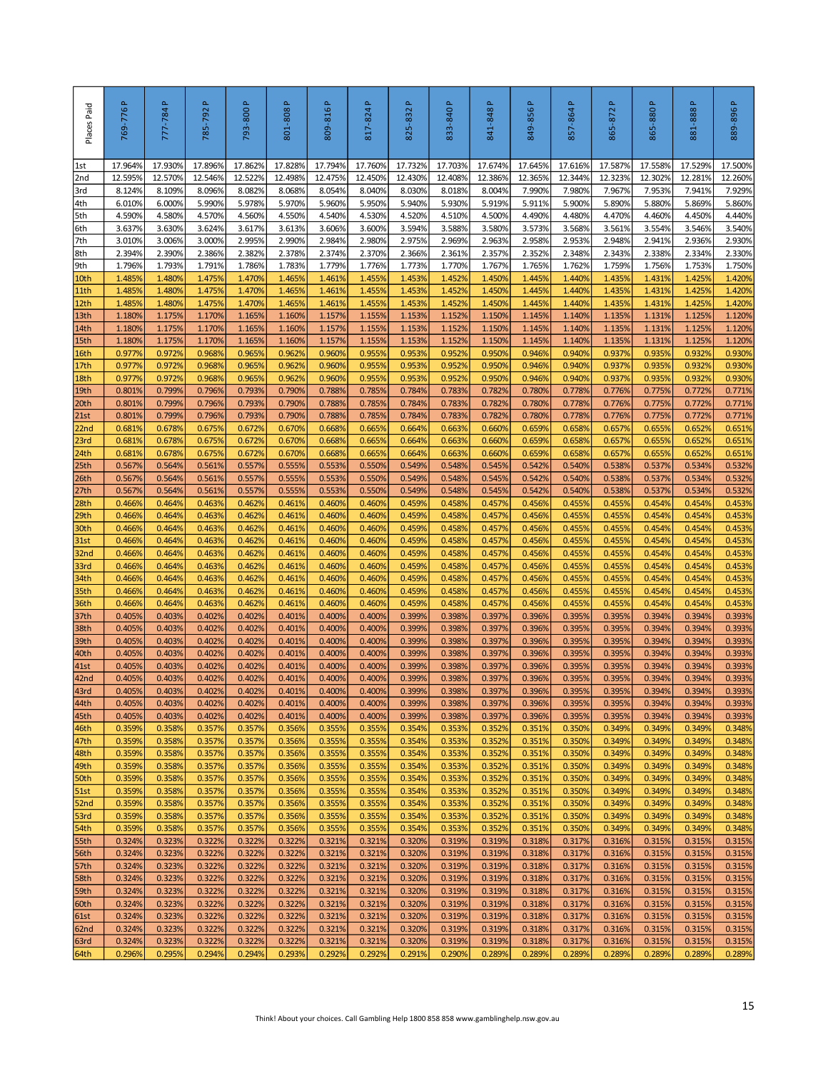| Places Paid | 769-776 P | 777-784 P | 785-792 P | 793-800 P | 801-808 P | 809-816 P | 817-824 P | 825-832 P | 833-840 P | 841-848 P | 849-856 P | 857-864 P | 865-872 P | 865-880 P | 881-888 P | 889-896 P |
|---|---|---|---|---|---|---|---|---|---|---|---|---|---|---|---|---|
| 1st | 17.964% | 17.930% | 17.896% | 17.862% | 17.828% | 17.794% | 17.760% | 17.732% | 17.703% | 17.674% | 17.645% | 17.616% | 17.587% | 17.558% | 17.529% | 17.500% |
| 2nd | 12.595% | 12.570% | 12.546% | 12.522% | 12.498% | 12.475% | 12.450% | 12.430% | 12.408% | 12.386% | 12.365% | 12.344% | 12.323% | 12.302% | 12.281% | 12.260% |
| 3rd | 8.124% | 8.109% | 8.096% | 8.082% | 8.068% | 8.054% | 8.040% | 8.030% | 8.018% | 8.004% | 7.990% | 7.980% | 7.967% | 7.953% | 7.941% | 7.929% |
| 4th | 6.010% | 6.000% | 5.990% | 5.978% | 5.970% | 5.960% | 5.950% | 5.940% | 5.930% | 5.919% | 5.911% | 5.900% | 5.890% | 5.880% | 5.869% | 5.860% |
| 5th | 4.590% | 4.580% | 4.570% | 4.560% | 4.550% | 4.540% | 4.530% | 4.520% | 4.510% | 4.500% | 4.490% | 4.480% | 4.470% | 4.460% | 4.450% | 4.440% |
| 6th | 3.637% | 3.630% | 3.624% | 3.617% | 3.613% | 3.606% | 3.600% | 3.594% | 3.588% | 3.580% | 3.573% | 3.568% | 3.561% | 3.554% | 3.546% | 3.540% |
| 7th | 3.010% | 3.006% | 3.000% | 2.995% | 2.990% | 2.984% | 2.980% | 2.975% | 2.969% | 2.963% | 2.958% | 2.953% | 2.948% | 2.941% | 2.936% | 2.930% |
| 8th | 2.394% | 2.390% | 2.386% | 2.382% | 2.378% | 2.374% | 2.370% | 2.366% | 2.361% | 2.357% | 2.352% | 2.348% | 2.343% | 2.338% | 2.334% | 2.330% |
| 9th | 1.796% | 1.793% | 1.791% | 1.786% | 1.783% | 1.779% | 1.776% | 1.773% | 1.770% | 1.767% | 1.765% | 1.762% | 1.759% | 1.756% | 1.753% | 1.750% |
| 10th | 1.485% | 1.480% | 1.475% | 1.470% | 1.465% | 1.461% | 1.455% | 1.453% | 1.452% | 1.450% | 1.445% | 1.440% | 1.435% | 1.431% | 1.425% | 1.420% |
| 11th | 1.485% | 1.480% | 1.475% | 1.470% | 1.465% | 1.461% | 1.455% | 1.453% | 1.452% | 1.450% | 1.445% | 1.440% | 1.435% | 1.431% | 1.425% | 1.420% |
| 12th | 1.485% | 1.480% | 1.475% | 1.470% | 1.465% | 1.461% | 1.455% | 1.453% | 1.452% | 1.450% | 1.445% | 1.440% | 1.435% | 1.431% | 1.425% | 1.420% |
| 13th | 1.180% | 1.175% | 1.170% | 1.165% | 1.160% | 1.157% | 1.155% | 1.153% | 1.152% | 1.150% | 1.145% | 1.140% | 1.135% | 1.131% | 1.125% | 1.120% |
| 14th | 1.180% | 1.175% | 1.170% | 1.165% | 1.160% | 1.157% | 1.155% | 1.153% | 1.152% | 1.150% | 1.145% | 1.140% | 1.135% | 1.131% | 1.125% | 1.120% |
| 15th | 1.180% | 1.175% | 1.170% | 1.165% | 1.160% | 1.157% | 1.155% | 1.153% | 1.152% | 1.150% | 1.145% | 1.140% | 1.135% | 1.131% | 1.125% | 1.120% |
| 16th | 0.977% | 0.972% | 0.968% | 0.965% | 0.962% | 0.960% | 0.955% | 0.953% | 0.952% | 0.950% | 0.946% | 0.940% | 0.937% | 0.935% | 0.932% | 0.930% |
| 17th | 0.977% | 0.972% | 0.968% | 0.965% | 0.962% | 0.960% | 0.955% | 0.953% | 0.952% | 0.950% | 0.946% | 0.940% | 0.937% | 0.935% | 0.932% | 0.930% |
| 18th | 0.977% | 0.972% | 0.968% | 0.965% | 0.962% | 0.960% | 0.955% | 0.953% | 0.952% | 0.950% | 0.946% | 0.940% | 0.937% | 0.935% | 0.932% | 0.930% |
| 19th | 0.801% | 0.799% | 0.796% | 0.793% | 0.790% | 0.788% | 0.785% | 0.784% | 0.783% | 0.782% | 0.780% | 0.778% | 0.776% | 0.775% | 0.772% | 0.771% |
| 20th | 0.801% | 0.799% | 0.796% | 0.793% | 0.790% | 0.788% | 0.785% | 0.784% | 0.783% | 0.782% | 0.780% | 0.778% | 0.776% | 0.775% | 0.772% | 0.771% |
| 21st | 0.801% | 0.799% | 0.796% | 0.793% | 0.790% | 0.788% | 0.785% | 0.784% | 0.783% | 0.782% | 0.780% | 0.778% | 0.776% | 0.775% | 0.772% | 0.771% |
| 22nd | 0.681% | 0.678% | 0.675% | 0.672% | 0.670% | 0.668% | 0.665% | 0.664% | 0.663% | 0.660% | 0.659% | 0.658% | 0.657% | 0.655% | 0.652% | 0.651% |
| 23rd | 0.681% | 0.678% | 0.675% | 0.672% | 0.670% | 0.668% | 0.665% | 0.664% | 0.663% | 0.660% | 0.659% | 0.658% | 0.657% | 0.655% | 0.652% | 0.651% |
| 24th | 0.681% | 0.678% | 0.675% | 0.672% | 0.670% | 0.668% | 0.665% | 0.664% | 0.663% | 0.660% | 0.659% | 0.658% | 0.657% | 0.655% | 0.652% | 0.651% |
| 25th | 0.567% | 0.564% | 0.561% | 0.557% | 0.555% | 0.553% | 0.550% | 0.549% | 0.548% | 0.545% | 0.542% | 0.540% | 0.538% | 0.537% | 0.534% | 0.532% |
| 26th | 0.567% | 0.564% | 0.561% | 0.557% | 0.555% | 0.553% | 0.550% | 0.549% | 0.548% | 0.545% | 0.542% | 0.540% | 0.538% | 0.537% | 0.534% | 0.532% |
| 27th | 0.567% | 0.564% | 0.561% | 0.557% | 0.555% | 0.553% | 0.550% | 0.549% | 0.548% | 0.545% | 0.542% | 0.540% | 0.538% | 0.537% | 0.534% | 0.532% |
| 28th | 0.466% | 0.464% | 0.463% | 0.462% | 0.461% | 0.460% | 0.460% | 0.459% | 0.458% | 0.457% | 0.456% | 0.455% | 0.455% | 0.454% | 0.454% | 0.453% |
| 29th | 0.466% | 0.464% | 0.463% | 0.462% | 0.461% | 0.460% | 0.460% | 0.459% | 0.458% | 0.457% | 0.456% | 0.455% | 0.455% | 0.454% | 0.454% | 0.453% |
| 30th | 0.466% | 0.464% | 0.463% | 0.462% | 0.461% | 0.460% | 0.460% | 0.459% | 0.458% | 0.457% | 0.456% | 0.455% | 0.455% | 0.454% | 0.454% | 0.453% |
| 31st | 0.466% | 0.464% | 0.463% | 0.462% | 0.461% | 0.460% | 0.460% | 0.459% | 0.458% | 0.457% | 0.456% | 0.455% | 0.455% | 0.454% | 0.454% | 0.453% |
| 32nd | 0.466% | 0.464% | 0.463% | 0.462% | 0.461% | 0.460% | 0.460% | 0.459% | 0.458% | 0.457% | 0.456% | 0.455% | 0.455% | 0.454% | 0.454% | 0.453% |
| 33rd | 0.466% | 0.464% | 0.463% | 0.462% | 0.461% | 0.460% | 0.460% | 0.459% | 0.458% | 0.457% | 0.456% | 0.455% | 0.455% | 0.454% | 0.454% | 0.453% |
| 34th | 0.466% | 0.464% | 0.463% | 0.462% | 0.461% | 0.460% | 0.460% | 0.459% | 0.458% | 0.457% | 0.456% | 0.455% | 0.455% | 0.454% | 0.454% | 0.453% |
| 35th | 0.466% | 0.464% | 0.463% | 0.462% | 0.461% | 0.460% | 0.460% | 0.459% | 0.458% | 0.457% | 0.456% | 0.455% | 0.455% | 0.454% | 0.454% | 0.453% |
| 36th | 0.466% | 0.464% | 0.463% | 0.462% | 0.461% | 0.460% | 0.460% | 0.459% | 0.458% | 0.457% | 0.456% | 0.455% | 0.455% | 0.454% | 0.454% | 0.453% |
| 37th | 0.405% | 0.403% | 0.402% | 0.402% | 0.401% | 0.400% | 0.400% | 0.399% | 0.398% | 0.397% | 0.396% | 0.395% | 0.395% | 0.394% | 0.394% | 0.393% |
| 38th | 0.405% | 0.403% | 0.402% | 0.402% | 0.401% | 0.400% | 0.400% | 0.399% | 0.398% | 0.397% | 0.396% | 0.395% | 0.395% | 0.394% | 0.394% | 0.393% |
| 39th | 0.405% | 0.403% | 0.402% | 0.402% | 0.401% | 0.400% | 0.400% | 0.399% | 0.398% | 0.397% | 0.396% | 0.395% | 0.395% | 0.394% | 0.394% | 0.393% |
| 40th | 0.405% | 0.403% | 0.402% | 0.402% | 0.401% | 0.400% | 0.400% | 0.399% | 0.398% | 0.397% | 0.396% | 0.395% | 0.395% | 0.394% | 0.394% | 0.393% |
| 41st | 0.405% | 0.403% | 0.402% | 0.402% | 0.401% | 0.400% | 0.400% | 0.399% | 0.398% | 0.397% | 0.396% | 0.395% | 0.395% | 0.394% | 0.394% | 0.393% |
| 42nd | 0.405% | 0.403% | 0.402% | 0.402% | 0.401% | 0.400% | 0.400% | 0.399% | 0.398% | 0.397% | 0.396% | 0.395% | 0.395% | 0.394% | 0.394% | 0.393% |
| 43rd | 0.405% | 0.403% | 0.402% | 0.402% | 0.401% | 0.400% | 0.400% | 0.399% | 0.398% | 0.397% | 0.396% | 0.395% | 0.395% | 0.394% | 0.394% | 0.393% |
| 44th | 0.405% | 0.403% | 0.402% | 0.402% | 0.401% | 0.400% | 0.400% | 0.399% | 0.398% | 0.397% | 0.396% | 0.395% | 0.395% | 0.394% | 0.394% | 0.393% |
| 45th | 0.405% | 0.403% | 0.402% | 0.402% | 0.401% | 0.400% | 0.400% | 0.399% | 0.398% | 0.397% | 0.396% | 0.395% | 0.395% | 0.394% | 0.394% | 0.393% |
| 46th | 0.359% | 0.358% | 0.357% | 0.357% | 0.356% | 0.355% | 0.355% | 0.354% | 0.353% | 0.352% | 0.351% | 0.350% | 0.349% | 0.349% | 0.349% | 0.348% |
| 47th | 0.359% | 0.358% | 0.357% | 0.357% | 0.356% | 0.355% | 0.355% | 0.354% | 0.353% | 0.352% | 0.351% | 0.350% | 0.349% | 0.349% | 0.349% | 0.348% |
| 48th | 0.359% | 0.358% | 0.357% | 0.357% | 0.356% | 0.355% | 0.355% | 0.354% | 0.353% | 0.352% | 0.351% | 0.350% | 0.349% | 0.349% | 0.349% | 0.348% |
| 49th | 0.359% | 0.358% | 0.357% | 0.357% | 0.356% | 0.355% | 0.355% | 0.354% | 0.353% | 0.352% | 0.351% | 0.350% | 0.349% | 0.349% | 0.349% | 0.348% |
| 50th | 0.359% | 0.358% | 0.357% | 0.357% | 0.356% | 0.355% | 0.355% | 0.354% | 0.353% | 0.352% | 0.351% | 0.350% | 0.349% | 0.349% | 0.349% | 0.348% |
| 51st | 0.359% | 0.358% | 0.357% | 0.357% | 0.356% | 0.355% | 0.355% | 0.354% | 0.353% | 0.352% | 0.351% | 0.350% | 0.349% | 0.349% | 0.349% | 0.348% |
| 52nd | 0.359% | 0.358% | 0.357% | 0.357% | 0.356% | 0.355% | 0.355% | 0.354% | 0.353% | 0.352% | 0.351% | 0.350% | 0.349% | 0.349% | 0.349% | 0.348% |
| 53rd | 0.359% | 0.358% | 0.357% | 0.357% | 0.356% | 0.355% | 0.355% | 0.354% | 0.353% | 0.352% | 0.351% | 0.350% | 0.349% | 0.349% | 0.349% | 0.348% |
| 54th | 0.359% | 0.358% | 0.357% | 0.357% | 0.356% | 0.355% | 0.355% | 0.354% | 0.353% | 0.352% | 0.351% | 0.350% | 0.349% | 0.349% | 0.349% | 0.348% |
| 55th | 0.324% | 0.323% | 0.322% | 0.322% | 0.322% | 0.321% | 0.321% | 0.320% | 0.319% | 0.319% | 0.318% | 0.317% | 0.316% | 0.315% | 0.315% | 0.315% |
| 56th | 0.324% | 0.323% | 0.322% | 0.322% | 0.322% | 0.321% | 0.321% | 0.320% | 0.319% | 0.319% | 0.318% | 0.317% | 0.316% | 0.315% | 0.315% | 0.315% |
| 57th | 0.324% | 0.323% | 0.322% | 0.322% | 0.322% | 0.321% | 0.321% | 0.320% | 0.319% | 0.319% | 0.318% | 0.317% | 0.316% | 0.315% | 0.315% | 0.315% |
| 58th | 0.324% | 0.323% | 0.322% | 0.322% | 0.322% | 0.321% | 0.321% | 0.320% | 0.319% | 0.319% | 0.318% | 0.317% | 0.316% | 0.315% | 0.315% | 0.315% |
| 59th | 0.324% | 0.323% | 0.322% | 0.322% | 0.322% | 0.321% | 0.321% | 0.320% | 0.319% | 0.319% | 0.318% | 0.317% | 0.316% | 0.315% | 0.315% | 0.315% |
| 60th | 0.324% | 0.323% | 0.322% | 0.322% | 0.322% | 0.321% | 0.321% | 0.320% | 0.319% | 0.319% | 0.318% | 0.317% | 0.316% | 0.315% | 0.315% | 0.315% |
| 61st | 0.324% | 0.323% | 0.322% | 0.322% | 0.322% | 0.321% | 0.321% | 0.320% | 0.319% | 0.319% | 0.318% | 0.317% | 0.316% | 0.315% | 0.315% | 0.315% |
| 62nd | 0.324% | 0.323% | 0.322% | 0.322% | 0.322% | 0.321% | 0.321% | 0.320% | 0.319% | 0.319% | 0.318% | 0.317% | 0.316% | 0.315% | 0.315% | 0.315% |
| 63rd | 0.324% | 0.323% | 0.322% | 0.322% | 0.322% | 0.321% | 0.321% | 0.320% | 0.319% | 0.319% | 0.318% | 0.317% | 0.316% | 0.315% | 0.315% | 0.315% |
| 64th | 0.296% | 0.295% | 0.294% | 0.294% | 0.293% | 0.292% | 0.292% | 0.291% | 0.290% | 0.289% | 0.289% | 0.289% | 0.289% | 0.289% | 0.289% | 0.289% |

Think! About your choices. Call Gambling Help 1800 858 858 www.gamblinghelp.nsw.gov.au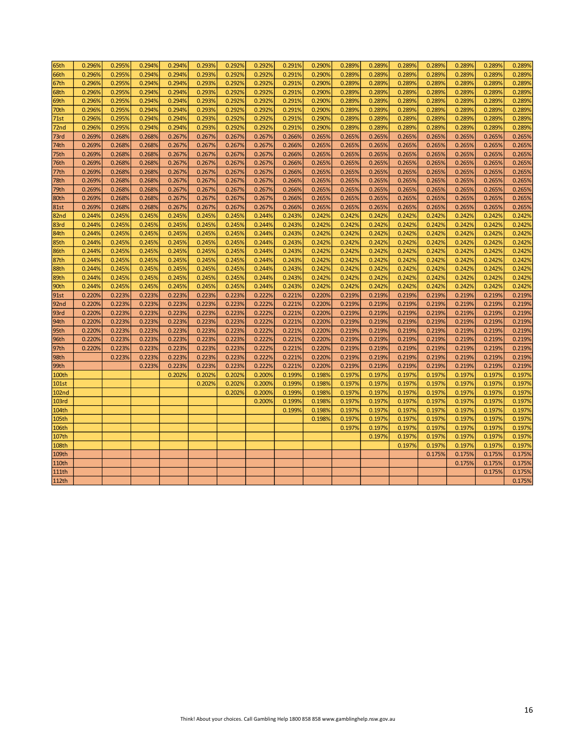| | | | | | | | | | | | | | | | | |
|---|---|---|---|---|---|---|---|---|---|---|---|---|---|---|---|---|
| 65th | 0.296% | 0.295% | 0.294% | 0.294% | 0.293% | 0.292% | 0.292% | 0.291% | 0.290% | 0.289% | 0.289% | 0.289% | 0.289% | 0.289% | 0.289% | 0.289% |
| 66th | 0.296% | 0.295% | 0.294% | 0.294% | 0.293% | 0.292% | 0.292% | 0.291% | 0.290% | 0.289% | 0.289% | 0.289% | 0.289% | 0.289% | 0.289% | 0.289% |
| 67th | 0.296% | 0.295% | 0.294% | 0.294% | 0.293% | 0.292% | 0.292% | 0.291% | 0.290% | 0.289% | 0.289% | 0.289% | 0.289% | 0.289% | 0.289% | 0.289% |
| 68th | 0.296% | 0.295% | 0.294% | 0.294% | 0.293% | 0.292% | 0.292% | 0.291% | 0.290% | 0.289% | 0.289% | 0.289% | 0.289% | 0.289% | 0.289% | 0.289% |
| 69th | 0.296% | 0.295% | 0.294% | 0.294% | 0.293% | 0.292% | 0.292% | 0.291% | 0.290% | 0.289% | 0.289% | 0.289% | 0.289% | 0.289% | 0.289% | 0.289% |
| 70th | 0.296% | 0.295% | 0.294% | 0.294% | 0.293% | 0.292% | 0.292% | 0.291% | 0.290% | 0.289% | 0.289% | 0.289% | 0.289% | 0.289% | 0.289% | 0.289% |
| 71st | 0.296% | 0.295% | 0.294% | 0.294% | 0.293% | 0.292% | 0.292% | 0.291% | 0.290% | 0.289% | 0.289% | 0.289% | 0.289% | 0.289% | 0.289% | 0.289% |
| 72nd | 0.296% | 0.295% | 0.294% | 0.294% | 0.293% | 0.292% | 0.292% | 0.291% | 0.290% | 0.289% | 0.289% | 0.289% | 0.289% | 0.289% | 0.289% | 0.289% |
| 73rd | 0.269% | 0.268% | 0.268% | 0.267% | 0.267% | 0.267% | 0.267% | 0.266% | 0.265% | 0.265% | 0.265% | 0.265% | 0.265% | 0.265% | 0.265% | 0.265% |
| 74th | 0.269% | 0.268% | 0.268% | 0.267% | 0.267% | 0.267% | 0.267% | 0.266% | 0.265% | 0.265% | 0.265% | 0.265% | 0.265% | 0.265% | 0.265% | 0.265% |
| 75th | 0.269% | 0.268% | 0.268% | 0.267% | 0.267% | 0.267% | 0.267% | 0.266% | 0.265% | 0.265% | 0.265% | 0.265% | 0.265% | 0.265% | 0.265% | 0.265% |
| 76th | 0.269% | 0.268% | 0.268% | 0.267% | 0.267% | 0.267% | 0.267% | 0.266% | 0.265% | 0.265% | 0.265% | 0.265% | 0.265% | 0.265% | 0.265% | 0.265% |
| 77th | 0.269% | 0.268% | 0.268% | 0.267% | 0.267% | 0.267% | 0.267% | 0.266% | 0.265% | 0.265% | 0.265% | 0.265% | 0.265% | 0.265% | 0.265% | 0.265% |
| 78th | 0.269% | 0.268% | 0.268% | 0.267% | 0.267% | 0.267% | 0.267% | 0.266% | 0.265% | 0.265% | 0.265% | 0.265% | 0.265% | 0.265% | 0.265% | 0.265% |
| 79th | 0.269% | 0.268% | 0.268% | 0.267% | 0.267% | 0.267% | 0.267% | 0.266% | 0.265% | 0.265% | 0.265% | 0.265% | 0.265% | 0.265% | 0.265% | 0.265% |
| 80th | 0.269% | 0.268% | 0.268% | 0.267% | 0.267% | 0.267% | 0.267% | 0.266% | 0.265% | 0.265% | 0.265% | 0.265% | 0.265% | 0.265% | 0.265% | 0.265% |
| 81st | 0.269% | 0.268% | 0.268% | 0.267% | 0.267% | 0.267% | 0.267% | 0.266% | 0.265% | 0.265% | 0.265% | 0.265% | 0.265% | 0.265% | 0.265% | 0.265% |
| 82nd | 0.244% | 0.245% | 0.245% | 0.245% | 0.245% | 0.245% | 0.244% | 0.243% | 0.242% | 0.242% | 0.242% | 0.242% | 0.242% | 0.242% | 0.242% | 0.242% |
| 83rd | 0.244% | 0.245% | 0.245% | 0.245% | 0.245% | 0.245% | 0.244% | 0.243% | 0.242% | 0.242% | 0.242% | 0.242% | 0.242% | 0.242% | 0.242% | 0.242% |
| 84th | 0.244% | 0.245% | 0.245% | 0.245% | 0.245% | 0.245% | 0.244% | 0.243% | 0.242% | 0.242% | 0.242% | 0.242% | 0.242% | 0.242% | 0.242% | 0.242% |
| 85th | 0.244% | 0.245% | 0.245% | 0.245% | 0.245% | 0.245% | 0.244% | 0.243% | 0.242% | 0.242% | 0.242% | 0.242% | 0.242% | 0.242% | 0.242% | 0.242% |
| 86th | 0.244% | 0.245% | 0.245% | 0.245% | 0.245% | 0.245% | 0.244% | 0.243% | 0.242% | 0.242% | 0.242% | 0.242% | 0.242% | 0.242% | 0.242% | 0.242% |
| 87th | 0.244% | 0.245% | 0.245% | 0.245% | 0.245% | 0.245% | 0.244% | 0.243% | 0.242% | 0.242% | 0.242% | 0.242% | 0.242% | 0.242% | 0.242% | 0.242% |
| 88th | 0.244% | 0.245% | 0.245% | 0.245% | 0.245% | 0.245% | 0.244% | 0.243% | 0.242% | 0.242% | 0.242% | 0.242% | 0.242% | 0.242% | 0.242% | 0.242% |
| 89th | 0.244% | 0.245% | 0.245% | 0.245% | 0.245% | 0.245% | 0.244% | 0.243% | 0.242% | 0.242% | 0.242% | 0.242% | 0.242% | 0.242% | 0.242% | 0.242% |
| 90th | 0.244% | 0.245% | 0.245% | 0.245% | 0.245% | 0.245% | 0.244% | 0.243% | 0.242% | 0.242% | 0.242% | 0.242% | 0.242% | 0.242% | 0.242% | 0.242% |
| 91st | 0.220% | 0.223% | 0.223% | 0.223% | 0.223% | 0.223% | 0.222% | 0.221% | 0.220% | 0.219% | 0.219% | 0.219% | 0.219% | 0.219% | 0.219% | 0.219% |
| 92nd | 0.220% | 0.223% | 0.223% | 0.223% | 0.223% | 0.223% | 0.222% | 0.221% | 0.220% | 0.219% | 0.219% | 0.219% | 0.219% | 0.219% | 0.219% | 0.219% |
| 93rd | 0.220% | 0.223% | 0.223% | 0.223% | 0.223% | 0.223% | 0.222% | 0.221% | 0.220% | 0.219% | 0.219% | 0.219% | 0.219% | 0.219% | 0.219% | 0.219% |
| 94th | 0.220% | 0.223% | 0.223% | 0.223% | 0.223% | 0.223% | 0.222% | 0.221% | 0.220% | 0.219% | 0.219% | 0.219% | 0.219% | 0.219% | 0.219% | 0.219% |
| 95th | 0.220% | 0.223% | 0.223% | 0.223% | 0.223% | 0.223% | 0.222% | 0.221% | 0.220% | 0.219% | 0.219% | 0.219% | 0.219% | 0.219% | 0.219% | 0.219% |
| 96th | 0.220% | 0.223% | 0.223% | 0.223% | 0.223% | 0.223% | 0.222% | 0.221% | 0.220% | 0.219% | 0.219% | 0.219% | 0.219% | 0.219% | 0.219% | 0.219% |
| 97th | 0.220% | 0.223% | 0.223% | 0.223% | 0.223% | 0.223% | 0.222% | 0.221% | 0.220% | 0.219% | 0.219% | 0.219% | 0.219% | 0.219% | 0.219% | 0.219% |
| 98th | | 0.223% | 0.223% | 0.223% | 0.223% | 0.223% | 0.222% | 0.221% | 0.220% | 0.219% | 0.219% | 0.219% | 0.219% | 0.219% | 0.219% | 0.219% |
| 99th | | | 0.223% | 0.223% | 0.223% | 0.223% | 0.222% | 0.221% | 0.220% | 0.219% | 0.219% | 0.219% | 0.219% | 0.219% | 0.219% | 0.219% |
| 100th | | | | 0.202% | 0.202% | 0.202% | 0.200% | 0.199% | 0.198% | 0.197% | 0.197% | 0.197% | 0.197% | 0.197% | 0.197% | 0.197% |
| 101st | | | | | 0.202% | 0.202% | 0.200% | 0.199% | 0.198% | 0.197% | 0.197% | 0.197% | 0.197% | 0.197% | 0.197% | 0.197% |
| 102nd | | | | | | 0.202% | 0.200% | 0.199% | 0.198% | 0.197% | 0.197% | 0.197% | 0.197% | 0.197% | 0.197% | 0.197% |
| 103rd | | | | | | | 0.200% | 0.199% | 0.198% | 0.197% | 0.197% | 0.197% | 0.197% | 0.197% | 0.197% | 0.197% |
| 104th | | | | | | | | 0.199% | 0.198% | 0.197% | 0.197% | 0.197% | 0.197% | 0.197% | 0.197% | 0.197% |
| 105th | | | | | | | | | 0.198% | 0.197% | 0.197% | 0.197% | 0.197% | 0.197% | 0.197% | 0.197% |
| 106th | | | | | | | | | | 0.197% | 0.197% | 0.197% | 0.197% | 0.197% | 0.197% | 0.197% |
| 107th | | | | | | | | | | | 0.197% | 0.197% | 0.197% | 0.197% | 0.197% | 0.197% |
| 108th | | | | | | | | | | | | 0.197% | 0.197% | 0.197% | 0.197% | 0.197% |
| 109th | | | | | | | | | | | | | 0.175% | 0.175% | 0.175% | 0.175% |
| 110th | | | | | | | | | | | | | | 0.175% | 0.175% | 0.175% |
| 111th | | | | | | | | | | | | | | | 0.175% | 0.175% |
| 112th | | | | | | | | | | | | | | | | 0.175% |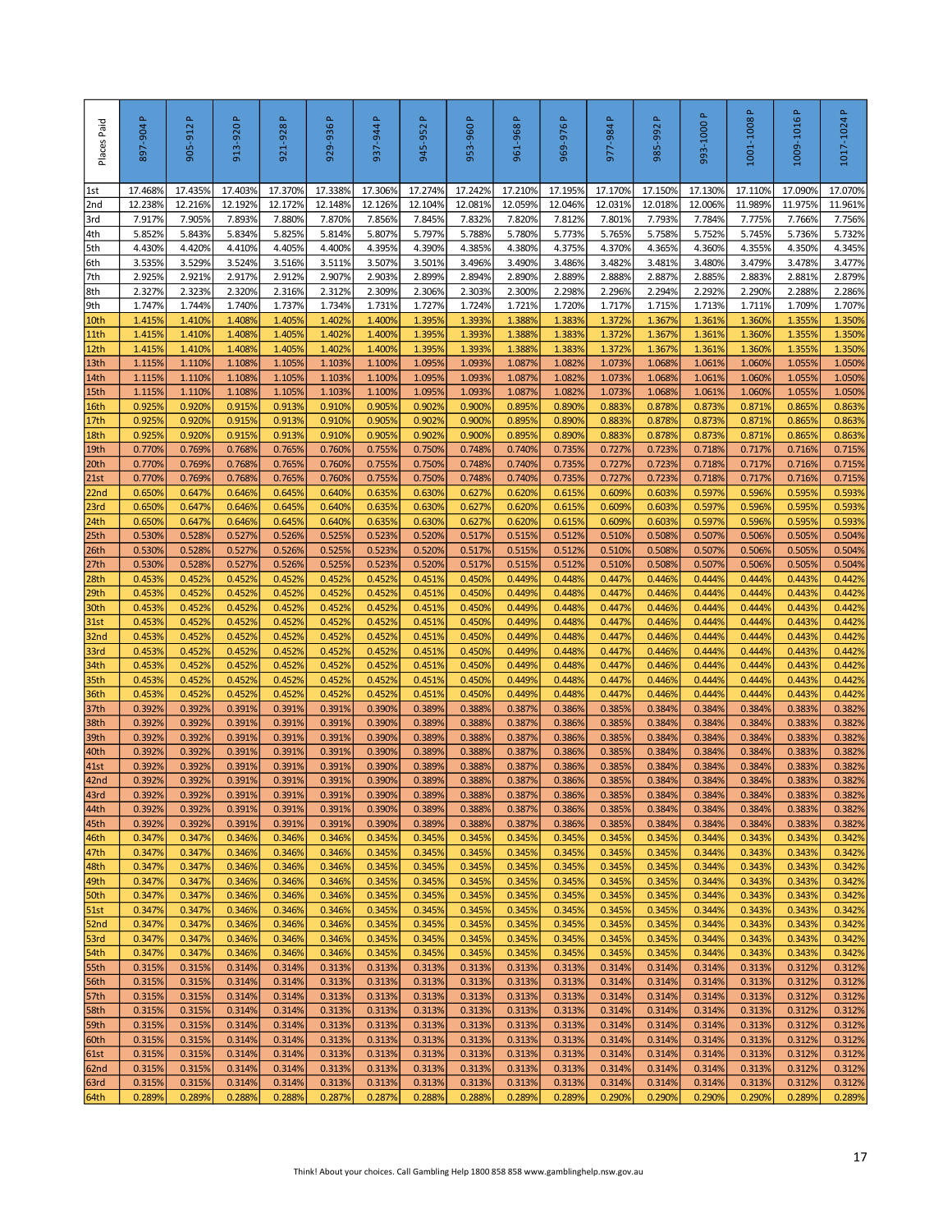| Places Paid | 897-904 P | 905-912 P | 913-920 P | 921-928 P | 929-936 P | 937-944 P | 945-952 P | 953-960 P | 961-968 P | 969-976 P | 977-984 P | 985-992 P | 993-1000 P | 1001-1008 P | 1009-1016 P | 1017-1024 P |
|---|---|---|---|---|---|---|---|---|---|---|---|---|---|---|---|---|
| 1st | 17.468% | 17.435% | 17.403% | 17.370% | 17.338% | 17.306% | 17.274% | 17.242% | 17.210% | 17.195% | 17.170% | 17.150% | 17.130% | 17.110% | 17.090% | 17.070% |
| 2nd | 12.238% | 12.216% | 12.192% | 12.172% | 12.148% | 12.126% | 12.104% | 12.081% | 12.059% | 12.046% | 12.031% | 12.018% | 12.006% | 11.989% | 11.975% | 11.961% |
| 3rd | 7.917% | 7.905% | 7.893% | 7.880% | 7.870% | 7.856% | 7.845% | 7.832% | 7.820% | 7.812% | 7.801% | 7.793% | 7.784% | 7.775% | 7.766% | 7.756% |
| 4th | 5.852% | 5.843% | 5.834% | 5.825% | 5.814% | 5.807% | 5.797% | 5.788% | 5.780% | 5.773% | 5.765% | 5.758% | 5.752% | 5.745% | 5.736% | 5.732% |
| 5th | 4.430% | 4.420% | 4.410% | 4.405% | 4.400% | 4.395% | 4.390% | 4.385% | 4.380% | 4.375% | 4.370% | 4.365% | 4.360% | 4.355% | 4.350% | 4.345% |
| 6th | 3.535% | 3.529% | 3.524% | 3.516% | 3.511% | 3.507% | 3.501% | 3.496% | 3.490% | 3.486% | 3.482% | 3.481% | 3.480% | 3.479% | 3.478% | 3.477% |
| 7th | 2.925% | 2.921% | 2.917% | 2.912% | 2.907% | 2.903% | 2.899% | 2.894% | 2.890% | 2.889% | 2.888% | 2.887% | 2.885% | 2.883% | 2.881% | 2.879% |
| 8th | 2.327% | 2.323% | 2.320% | 2.316% | 2.312% | 2.309% | 2.306% | 2.303% | 2.300% | 2.298% | 2.296% | 2.294% | 2.292% | 2.290% | 2.288% | 2.286% |
| 9th | 1.747% | 1.744% | 1.740% | 1.737% | 1.734% | 1.731% | 1.727% | 1.724% | 1.721% | 1.720% | 1.717% | 1.715% | 1.713% | 1.711% | 1.709% | 1.707% |
| 10th | 1.415% | 1.410% | 1.408% | 1.405% | 1.402% | 1.400% | 1.395% | 1.393% | 1.388% | 1.383% | 1.372% | 1.367% | 1.361% | 1.360% | 1.355% | 1.350% |
| 11th | 1.415% | 1.410% | 1.408% | 1.405% | 1.402% | 1.400% | 1.395% | 1.393% | 1.388% | 1.383% | 1.372% | 1.367% | 1.361% | 1.360% | 1.355% | 1.350% |
| 12th | 1.415% | 1.410% | 1.408% | 1.405% | 1.402% | 1.400% | 1.395% | 1.393% | 1.388% | 1.383% | 1.372% | 1.367% | 1.361% | 1.360% | 1.355% | 1.350% |
| 13th | 1.115% | 1.110% | 1.108% | 1.105% | 1.103% | 1.100% | 1.095% | 1.093% | 1.087% | 1.082% | 1.073% | 1.068% | 1.061% | 1.060% | 1.055% | 1.050% |
| 14th | 1.115% | 1.110% | 1.108% | 1.105% | 1.103% | 1.100% | 1.095% | 1.093% | 1.087% | 1.082% | 1.073% | 1.068% | 1.061% | 1.060% | 1.055% | 1.050% |
| 15th | 1.115% | 1.110% | 1.108% | 1.105% | 1.103% | 1.100% | 1.095% | 1.093% | 1.087% | 1.082% | 1.073% | 1.068% | 1.061% | 1.060% | 1.055% | 1.050% |
| 16th | 0.925% | 0.920% | 0.915% | 0.913% | 0.910% | 0.905% | 0.902% | 0.900% | 0.895% | 0.890% | 0.883% | 0.878% | 0.873% | 0.871% | 0.865% | 0.863% |
| 17th | 0.925% | 0.920% | 0.915% | 0.913% | 0.910% | 0.905% | 0.902% | 0.900% | 0.895% | 0.890% | 0.883% | 0.878% | 0.873% | 0.871% | 0.865% | 0.863% |
| 18th | 0.925% | 0.920% | 0.915% | 0.913% | 0.910% | 0.905% | 0.902% | 0.900% | 0.895% | 0.890% | 0.883% | 0.878% | 0.873% | 0.871% | 0.865% | 0.863% |
| 19th | 0.770% | 0.769% | 0.768% | 0.765% | 0.760% | 0.755% | 0.750% | 0.748% | 0.740% | 0.735% | 0.727% | 0.723% | 0.718% | 0.717% | 0.716% | 0.715% |
| 20th | 0.770% | 0.769% | 0.768% | 0.765% | 0.760% | 0.755% | 0.750% | 0.748% | 0.740% | 0.735% | 0.727% | 0.723% | 0.718% | 0.717% | 0.716% | 0.715% |
| 21st | 0.770% | 0.769% | 0.768% | 0.765% | 0.760% | 0.755% | 0.750% | 0.748% | 0.740% | 0.735% | 0.727% | 0.723% | 0.718% | 0.717% | 0.716% | 0.715% |
| 22nd | 0.650% | 0.647% | 0.646% | 0.645% | 0.640% | 0.635% | 0.630% | 0.627% | 0.620% | 0.615% | 0.609% | 0.603% | 0.597% | 0.596% | 0.595% | 0.593% |
| 23rd | 0.650% | 0.647% | 0.646% | 0.645% | 0.640% | 0.635% | 0.630% | 0.627% | 0.620% | 0.615% | 0.609% | 0.603% | 0.597% | 0.596% | 0.595% | 0.593% |
| 24th | 0.650% | 0.647% | 0.646% | 0.645% | 0.640% | 0.635% | 0.630% | 0.627% | 0.620% | 0.615% | 0.609% | 0.603% | 0.597% | 0.596% | 0.595% | 0.593% |
| 25th | 0.530% | 0.528% | 0.527% | 0.526% | 0.525% | 0.523% | 0.520% | 0.517% | 0.515% | 0.512% | 0.510% | 0.508% | 0.507% | 0.506% | 0.505% | 0.504% |
| 26th | 0.530% | 0.528% | 0.527% | 0.526% | 0.525% | 0.523% | 0.520% | 0.517% | 0.515% | 0.512% | 0.510% | 0.508% | 0.507% | 0.506% | 0.505% | 0.504% |
| 27th | 0.530% | 0.528% | 0.527% | 0.526% | 0.525% | 0.523% | 0.520% | 0.517% | 0.515% | 0.512% | 0.510% | 0.508% | 0.507% | 0.506% | 0.505% | 0.504% |
| 28th | 0.453% | 0.452% | 0.452% | 0.452% | 0.452% | 0.452% | 0.451% | 0.450% | 0.449% | 0.448% | 0.447% | 0.446% | 0.444% | 0.444% | 0.443% | 0.442% |
| 29th | 0.453% | 0.452% | 0.452% | 0.452% | 0.452% | 0.452% | 0.451% | 0.450% | 0.449% | 0.448% | 0.447% | 0.446% | 0.444% | 0.444% | 0.443% | 0.442% |
| 30th | 0.453% | 0.452% | 0.452% | 0.452% | 0.452% | 0.452% | 0.451% | 0.450% | 0.449% | 0.448% | 0.447% | 0.446% | 0.444% | 0.444% | 0.443% | 0.442% |
| 31st | 0.453% | 0.452% | 0.452% | 0.452% | 0.452% | 0.452% | 0.451% | 0.450% | 0.449% | 0.448% | 0.447% | 0.446% | 0.444% | 0.444% | 0.443% | 0.442% |
| 32nd | 0.453% | 0.452% | 0.452% | 0.452% | 0.452% | 0.452% | 0.451% | 0.450% | 0.449% | 0.448% | 0.447% | 0.446% | 0.444% | 0.444% | 0.443% | 0.442% |
| 33rd | 0.453% | 0.452% | 0.452% | 0.452% | 0.452% | 0.452% | 0.451% | 0.450% | 0.449% | 0.448% | 0.447% | 0.446% | 0.444% | 0.444% | 0.443% | 0.442% |
| 34th | 0.453% | 0.452% | 0.452% | 0.452% | 0.452% | 0.452% | 0.451% | 0.450% | 0.449% | 0.448% | 0.447% | 0.446% | 0.444% | 0.444% | 0.443% | 0.442% |
| 35th | 0.453% | 0.452% | 0.452% | 0.452% | 0.452% | 0.452% | 0.451% | 0.450% | 0.449% | 0.448% | 0.447% | 0.446% | 0.444% | 0.444% | 0.443% | 0.442% |
| 36th | 0.453% | 0.452% | 0.452% | 0.452% | 0.452% | 0.452% | 0.451% | 0.450% | 0.449% | 0.448% | 0.447% | 0.446% | 0.444% | 0.444% | 0.443% | 0.442% |
| 37th | 0.392% | 0.392% | 0.391% | 0.391% | 0.391% | 0.390% | 0.389% | 0.388% | 0.387% | 0.386% | 0.385% | 0.384% | 0.384% | 0.384% | 0.383% | 0.382% |
| 38th | 0.392% | 0.392% | 0.391% | 0.391% | 0.391% | 0.390% | 0.389% | 0.388% | 0.387% | 0.386% | 0.385% | 0.384% | 0.384% | 0.384% | 0.383% | 0.382% |
| 39th | 0.392% | 0.392% | 0.391% | 0.391% | 0.391% | 0.390% | 0.389% | 0.388% | 0.387% | 0.386% | 0.385% | 0.384% | 0.384% | 0.384% | 0.383% | 0.382% |
| 40th | 0.392% | 0.392% | 0.391% | 0.391% | 0.391% | 0.390% | 0.389% | 0.388% | 0.387% | 0.386% | 0.385% | 0.384% | 0.384% | 0.384% | 0.383% | 0.382% |
| 41st | 0.392% | 0.392% | 0.391% | 0.391% | 0.391% | 0.390% | 0.389% | 0.388% | 0.387% | 0.386% | 0.385% | 0.384% | 0.384% | 0.384% | 0.383% | 0.382% |
| 42nd | 0.392% | 0.392% | 0.391% | 0.391% | 0.391% | 0.390% | 0.389% | 0.388% | 0.387% | 0.386% | 0.385% | 0.384% | 0.384% | 0.384% | 0.383% | 0.382% |
| 43rd | 0.392% | 0.392% | 0.391% | 0.391% | 0.391% | 0.390% | 0.389% | 0.388% | 0.387% | 0.386% | 0.385% | 0.384% | 0.384% | 0.384% | 0.383% | 0.382% |
| 44th | 0.392% | 0.392% | 0.391% | 0.391% | 0.391% | 0.390% | 0.389% | 0.388% | 0.387% | 0.386% | 0.385% | 0.384% | 0.384% | 0.384% | 0.383% | 0.382% |
| 45th | 0.392% | 0.392% | 0.391% | 0.391% | 0.391% | 0.390% | 0.389% | 0.388% | 0.387% | 0.386% | 0.385% | 0.384% | 0.384% | 0.384% | 0.383% | 0.382% |
| 46th | 0.347% | 0.347% | 0.346% | 0.346% | 0.346% | 0.345% | 0.345% | 0.345% | 0.345% | 0.345% | 0.345% | 0.345% | 0.344% | 0.343% | 0.343% | 0.342% |
| 47th | 0.347% | 0.347% | 0.346% | 0.346% | 0.346% | 0.345% | 0.345% | 0.345% | 0.345% | 0.345% | 0.345% | 0.345% | 0.344% | 0.343% | 0.343% | 0.342% |
| 48th | 0.347% | 0.347% | 0.346% | 0.346% | 0.346% | 0.345% | 0.345% | 0.345% | 0.345% | 0.345% | 0.345% | 0.345% | 0.344% | 0.343% | 0.343% | 0.342% |
| 49th | 0.347% | 0.347% | 0.346% | 0.346% | 0.346% | 0.345% | 0.345% | 0.345% | 0.345% | 0.345% | 0.345% | 0.345% | 0.344% | 0.343% | 0.343% | 0.342% |
| 50th | 0.347% | 0.347% | 0.346% | 0.346% | 0.346% | 0.345% | 0.345% | 0.345% | 0.345% | 0.345% | 0.345% | 0.345% | 0.344% | 0.343% | 0.343% | 0.342% |
| 51st | 0.347% | 0.347% | 0.346% | 0.346% | 0.346% | 0.345% | 0.345% | 0.345% | 0.345% | 0.345% | 0.345% | 0.345% | 0.344% | 0.343% | 0.343% | 0.342% |
| 52nd | 0.347% | 0.347% | 0.346% | 0.346% | 0.346% | 0.345% | 0.345% | 0.345% | 0.345% | 0.345% | 0.345% | 0.345% | 0.344% | 0.343% | 0.343% | 0.342% |
| 53rd | 0.347% | 0.347% | 0.346% | 0.346% | 0.346% | 0.345% | 0.345% | 0.345% | 0.345% | 0.345% | 0.345% | 0.345% | 0.344% | 0.343% | 0.343% | 0.342% |
| 54th | 0.347% | 0.347% | 0.346% | 0.346% | 0.346% | 0.345% | 0.345% | 0.345% | 0.345% | 0.345% | 0.345% | 0.345% | 0.344% | 0.343% | 0.343% | 0.342% |
| 55th | 0.315% | 0.315% | 0.314% | 0.314% | 0.313% | 0.313% | 0.313% | 0.313% | 0.313% | 0.313% | 0.314% | 0.314% | 0.314% | 0.313% | 0.312% | 0.312% |
| 56th | 0.315% | 0.315% | 0.314% | 0.314% | 0.313% | 0.313% | 0.313% | 0.313% | 0.313% | 0.313% | 0.314% | 0.314% | 0.314% | 0.313% | 0.312% | 0.312% |
| 57th | 0.315% | 0.315% | 0.314% | 0.314% | 0.313% | 0.313% | 0.313% | 0.313% | 0.313% | 0.313% | 0.314% | 0.314% | 0.314% | 0.313% | 0.312% | 0.312% |
| 58th | 0.315% | 0.315% | 0.314% | 0.314% | 0.313% | 0.313% | 0.313% | 0.313% | 0.313% | 0.313% | 0.314% | 0.314% | 0.314% | 0.313% | 0.312% | 0.312% |
| 59th | 0.315% | 0.315% | 0.314% | 0.314% | 0.313% | 0.313% | 0.313% | 0.313% | 0.313% | 0.313% | 0.314% | 0.314% | 0.314% | 0.313% | 0.312% | 0.312% |
| 60th | 0.315% | 0.315% | 0.314% | 0.314% | 0.313% | 0.313% | 0.313% | 0.313% | 0.313% | 0.313% | 0.314% | 0.314% | 0.314% | 0.313% | 0.312% | 0.312% |
| 61st | 0.315% | 0.315% | 0.314% | 0.314% | 0.313% | 0.313% | 0.313% | 0.313% | 0.313% | 0.313% | 0.314% | 0.314% | 0.314% | 0.313% | 0.312% | 0.312% |
| 62nd | 0.315% | 0.315% | 0.314% | 0.314% | 0.313% | 0.313% | 0.313% | 0.313% | 0.313% | 0.313% | 0.314% | 0.314% | 0.314% | 0.313% | 0.312% | 0.312% |
| 63rd | 0.315% | 0.315% | 0.314% | 0.314% | 0.313% | 0.313% | 0.313% | 0.313% | 0.313% | 0.313% | 0.314% | 0.314% | 0.314% | 0.313% | 0.312% | 0.312% |
| 64th | 0.289% | 0.289% | 0.288% | 0.288% | 0.287% | 0.287% | 0.288% | 0.288% | 0.289% | 0.289% | 0.290% | 0.290% | 0.290% | 0.290% | 0.289% | 0.289% |

Think! About your choices. Call Gambling Help 1800 858 858 www.gamblinghelp.nsw.gov.au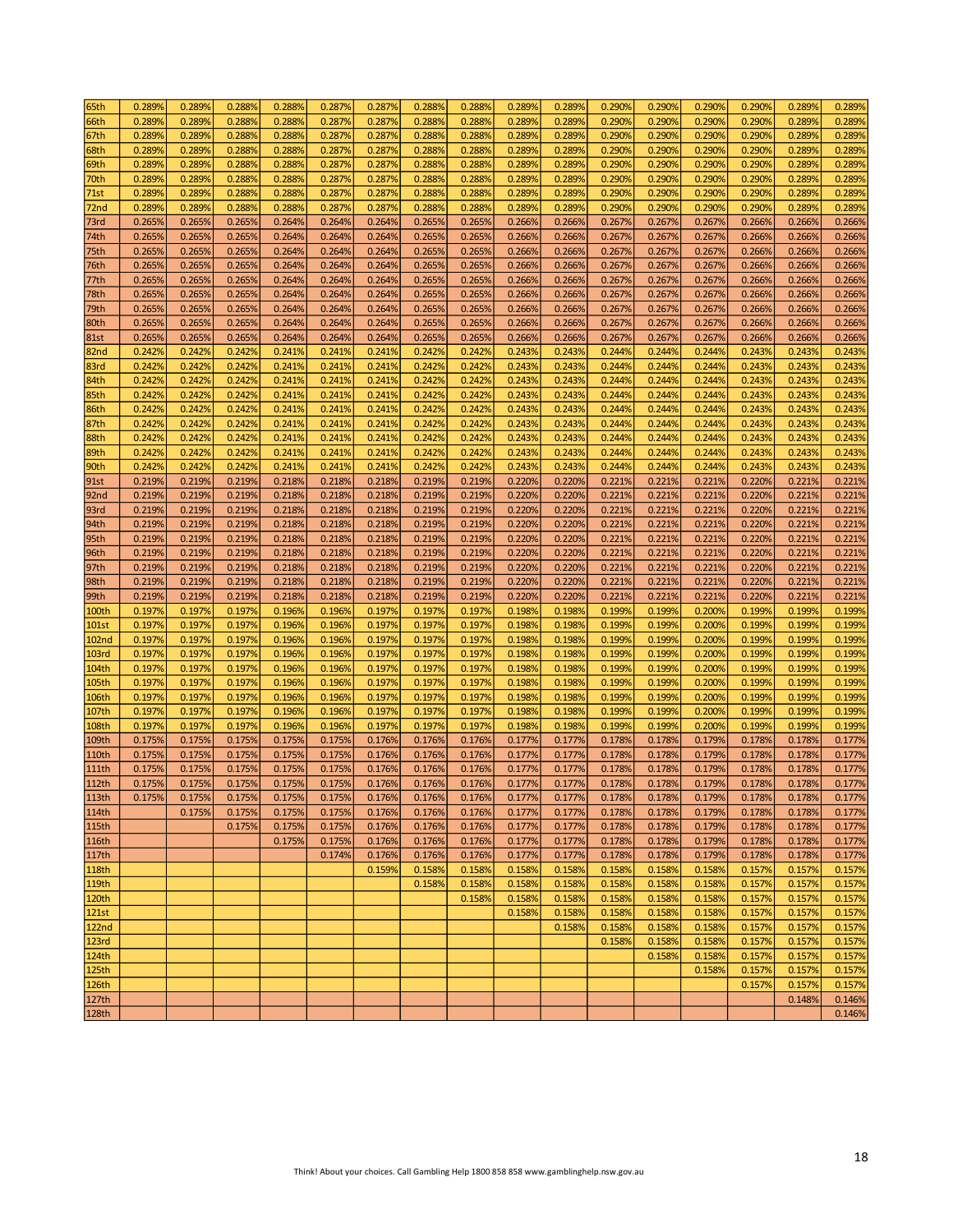| | | | | | | | | | | | | | | | | |
|---|---|---|---|---|---|---|---|---|---|---|---|---|---|---|---|---|
| 65th | 0.289% | 0.289% | 0.288% | 0.288% | 0.287% | 0.287% | 0.288% | 0.288% | 0.289% | 0.289% | 0.290% | 0.290% | 0.290% | 0.290% | 0.289% | 0.289% |
| 66th | 0.289% | 0.289% | 0.288% | 0.288% | 0.287% | 0.287% | 0.288% | 0.288% | 0.289% | 0.289% | 0.290% | 0.290% | 0.290% | 0.290% | 0.289% | 0.289% |
| 67th | 0.289% | 0.289% | 0.288% | 0.288% | 0.287% | 0.287% | 0.288% | 0.288% | 0.289% | 0.289% | 0.290% | 0.290% | 0.290% | 0.290% | 0.289% | 0.289% |
| 68th | 0.289% | 0.289% | 0.288% | 0.288% | 0.287% | 0.287% | 0.288% | 0.288% | 0.289% | 0.289% | 0.290% | 0.290% | 0.290% | 0.290% | 0.289% | 0.289% |
| 69th | 0.289% | 0.289% | 0.288% | 0.288% | 0.287% | 0.287% | 0.288% | 0.288% | 0.289% | 0.289% | 0.290% | 0.290% | 0.290% | 0.290% | 0.289% | 0.289% |
| 70th | 0.289% | 0.289% | 0.288% | 0.288% | 0.287% | 0.287% | 0.288% | 0.288% | 0.289% | 0.289% | 0.290% | 0.290% | 0.290% | 0.290% | 0.289% | 0.289% |
| 71st | 0.289% | 0.289% | 0.288% | 0.288% | 0.287% | 0.287% | 0.288% | 0.288% | 0.289% | 0.289% | 0.290% | 0.290% | 0.290% | 0.290% | 0.289% | 0.289% |
| 72nd | 0.289% | 0.289% | 0.288% | 0.288% | 0.287% | 0.287% | 0.288% | 0.288% | 0.289% | 0.289% | 0.290% | 0.290% | 0.290% | 0.290% | 0.289% | 0.289% |
| 73rd | 0.265% | 0.265% | 0.265% | 0.264% | 0.264% | 0.264% | 0.265% | 0.265% | 0.266% | 0.266% | 0.267% | 0.267% | 0.267% | 0.266% | 0.266% | 0.266% |
| 74th | 0.265% | 0.265% | 0.265% | 0.264% | 0.264% | 0.264% | 0.265% | 0.265% | 0.266% | 0.266% | 0.267% | 0.267% | 0.267% | 0.266% | 0.266% | 0.266% |
| 75th | 0.265% | 0.265% | 0.265% | 0.264% | 0.264% | 0.264% | 0.265% | 0.265% | 0.266% | 0.266% | 0.267% | 0.267% | 0.267% | 0.266% | 0.266% | 0.266% |
| 76th | 0.265% | 0.265% | 0.265% | 0.264% | 0.264% | 0.264% | 0.265% | 0.265% | 0.266% | 0.266% | 0.267% | 0.267% | 0.267% | 0.266% | 0.266% | 0.266% |
| 77th | 0.265% | 0.265% | 0.265% | 0.264% | 0.264% | 0.264% | 0.265% | 0.265% | 0.266% | 0.266% | 0.267% | 0.267% | 0.267% | 0.266% | 0.266% | 0.266% |
| 78th | 0.265% | 0.265% | 0.265% | 0.264% | 0.264% | 0.264% | 0.265% | 0.265% | 0.266% | 0.266% | 0.267% | 0.267% | 0.267% | 0.266% | 0.266% | 0.266% |
| 79th | 0.265% | 0.265% | 0.265% | 0.264% | 0.264% | 0.264% | 0.265% | 0.265% | 0.266% | 0.266% | 0.267% | 0.267% | 0.267% | 0.266% | 0.266% | 0.266% |
| 80th | 0.265% | 0.265% | 0.265% | 0.264% | 0.264% | 0.264% | 0.265% | 0.265% | 0.266% | 0.266% | 0.267% | 0.267% | 0.267% | 0.266% | 0.266% | 0.266% |
| 81st | 0.265% | 0.265% | 0.265% | 0.264% | 0.264% | 0.264% | 0.265% | 0.265% | 0.266% | 0.266% | 0.267% | 0.267% | 0.267% | 0.266% | 0.266% | 0.266% |
| 82nd | 0.242% | 0.242% | 0.242% | 0.241% | 0.241% | 0.241% | 0.242% | 0.242% | 0.243% | 0.243% | 0.244% | 0.244% | 0.244% | 0.243% | 0.243% | 0.243% |
| 83rd | 0.242% | 0.242% | 0.242% | 0.241% | 0.241% | 0.241% | 0.242% | 0.242% | 0.243% | 0.243% | 0.244% | 0.244% | 0.244% | 0.243% | 0.243% | 0.243% |
| 84th | 0.242% | 0.242% | 0.242% | 0.241% | 0.241% | 0.241% | 0.242% | 0.242% | 0.243% | 0.243% | 0.244% | 0.244% | 0.244% | 0.243% | 0.243% | 0.243% |
| 85th | 0.242% | 0.242% | 0.242% | 0.241% | 0.241% | 0.241% | 0.242% | 0.242% | 0.243% | 0.243% | 0.244% | 0.244% | 0.244% | 0.243% | 0.243% | 0.243% |
| 86th | 0.242% | 0.242% | 0.242% | 0.241% | 0.241% | 0.241% | 0.242% | 0.242% | 0.243% | 0.243% | 0.244% | 0.244% | 0.244% | 0.243% | 0.243% | 0.243% |
| 87th | 0.242% | 0.242% | 0.242% | 0.241% | 0.241% | 0.241% | 0.242% | 0.242% | 0.243% | 0.243% | 0.244% | 0.244% | 0.244% | 0.243% | 0.243% | 0.243% |
| 88th | 0.242% | 0.242% | 0.242% | 0.241% | 0.241% | 0.241% | 0.242% | 0.242% | 0.243% | 0.243% | 0.244% | 0.244% | 0.244% | 0.243% | 0.243% | 0.243% |
| 89th | 0.242% | 0.242% | 0.242% | 0.241% | 0.241% | 0.241% | 0.242% | 0.242% | 0.243% | 0.243% | 0.244% | 0.244% | 0.244% | 0.243% | 0.243% | 0.243% |
| 90th | 0.242% | 0.242% | 0.242% | 0.241% | 0.241% | 0.241% | 0.242% | 0.242% | 0.243% | 0.243% | 0.244% | 0.244% | 0.244% | 0.243% | 0.243% | 0.243% |
| 91st | 0.219% | 0.219% | 0.219% | 0.218% | 0.218% | 0.218% | 0.219% | 0.219% | 0.220% | 0.220% | 0.221% | 0.221% | 0.221% | 0.220% | 0.221% | 0.221% |
| 92nd | 0.219% | 0.219% | 0.219% | 0.218% | 0.218% | 0.218% | 0.219% | 0.219% | 0.220% | 0.220% | 0.221% | 0.221% | 0.221% | 0.220% | 0.221% | 0.221% |
| 93rd | 0.219% | 0.219% | 0.219% | 0.218% | 0.218% | 0.218% | 0.219% | 0.219% | 0.220% | 0.220% | 0.221% | 0.221% | 0.221% | 0.220% | 0.221% | 0.221% |
| 94th | 0.219% | 0.219% | 0.219% | 0.218% | 0.218% | 0.218% | 0.219% | 0.219% | 0.220% | 0.220% | 0.221% | 0.221% | 0.221% | 0.220% | 0.221% | 0.221% |
| 95th | 0.219% | 0.219% | 0.219% | 0.218% | 0.218% | 0.218% | 0.219% | 0.219% | 0.220% | 0.220% | 0.221% | 0.221% | 0.221% | 0.220% | 0.221% | 0.221% |
| 96th | 0.219% | 0.219% | 0.219% | 0.218% | 0.218% | 0.218% | 0.219% | 0.219% | 0.220% | 0.220% | 0.221% | 0.221% | 0.221% | 0.220% | 0.221% | 0.221% |
| 97th | 0.219% | 0.219% | 0.219% | 0.218% | 0.218% | 0.218% | 0.219% | 0.219% | 0.220% | 0.220% | 0.221% | 0.221% | 0.221% | 0.220% | 0.221% | 0.221% |
| 98th | 0.219% | 0.219% | 0.219% | 0.218% | 0.218% | 0.218% | 0.219% | 0.219% | 0.220% | 0.220% | 0.221% | 0.221% | 0.221% | 0.220% | 0.221% | 0.221% |
| 99th | 0.219% | 0.219% | 0.219% | 0.218% | 0.218% | 0.218% | 0.219% | 0.219% | 0.220% | 0.220% | 0.221% | 0.221% | 0.221% | 0.220% | 0.221% | 0.221% |
| 100th | 0.197% | 0.197% | 0.197% | 0.196% | 0.196% | 0.197% | 0.197% | 0.197% | 0.198% | 0.198% | 0.199% | 0.199% | 0.200% | 0.199% | 0.199% | 0.199% |
| 101st | 0.197% | 0.197% | 0.197% | 0.196% | 0.196% | 0.197% | 0.197% | 0.197% | 0.198% | 0.198% | 0.199% | 0.199% | 0.200% | 0.199% | 0.199% | 0.199% |
| 102nd | 0.197% | 0.197% | 0.197% | 0.196% | 0.196% | 0.197% | 0.197% | 0.197% | 0.198% | 0.198% | 0.199% | 0.199% | 0.200% | 0.199% | 0.199% | 0.199% |
| 103rd | 0.197% | 0.197% | 0.197% | 0.196% | 0.196% | 0.197% | 0.197% | 0.197% | 0.198% | 0.198% | 0.199% | 0.199% | 0.200% | 0.199% | 0.199% | 0.199% |
| 104th | 0.197% | 0.197% | 0.197% | 0.196% | 0.196% | 0.197% | 0.197% | 0.197% | 0.198% | 0.198% | 0.199% | 0.199% | 0.200% | 0.199% | 0.199% | 0.199% |
| 105th | 0.197% | 0.197% | 0.197% | 0.196% | 0.196% | 0.197% | 0.197% | 0.197% | 0.198% | 0.198% | 0.199% | 0.199% | 0.200% | 0.199% | 0.199% | 0.199% |
| 106th | 0.197% | 0.197% | 0.197% | 0.196% | 0.196% | 0.197% | 0.197% | 0.197% | 0.198% | 0.198% | 0.199% | 0.199% | 0.200% | 0.199% | 0.199% | 0.199% |
| 107th | 0.197% | 0.197% | 0.197% | 0.196% | 0.196% | 0.197% | 0.197% | 0.197% | 0.198% | 0.198% | 0.199% | 0.199% | 0.200% | 0.199% | 0.199% | 0.199% |
| 108th | 0.197% | 0.197% | 0.197% | 0.196% | 0.196% | 0.197% | 0.197% | 0.197% | 0.198% | 0.198% | 0.199% | 0.199% | 0.200% | 0.199% | 0.199% | 0.199% |
| 109th | 0.175% | 0.175% | 0.175% | 0.175% | 0.175% | 0.176% | 0.176% | 0.176% | 0.177% | 0.177% | 0.178% | 0.178% | 0.179% | 0.178% | 0.178% | 0.177% |
| 110th | 0.175% | 0.175% | 0.175% | 0.175% | 0.175% | 0.176% | 0.176% | 0.176% | 0.177% | 0.177% | 0.178% | 0.178% | 0.179% | 0.178% | 0.178% | 0.177% |
| 111th | 0.175% | 0.175% | 0.175% | 0.175% | 0.175% | 0.176% | 0.176% | 0.176% | 0.177% | 0.177% | 0.178% | 0.178% | 0.179% | 0.178% | 0.178% | 0.177% |
| 112th | 0.175% | 0.175% | 0.175% | 0.175% | 0.175% | 0.176% | 0.176% | 0.176% | 0.177% | 0.177% | 0.178% | 0.178% | 0.179% | 0.178% | 0.178% | 0.177% |
| 113th | 0.175% | 0.175% | 0.175% | 0.175% | 0.175% | 0.176% | 0.176% | 0.176% | 0.177% | 0.177% | 0.178% | 0.178% | 0.179% | 0.178% | 0.178% | 0.177% |
| 114th | | 0.175% | 0.175% | 0.175% | 0.175% | 0.176% | 0.176% | 0.176% | 0.177% | 0.177% | 0.178% | 0.178% | 0.179% | 0.178% | 0.178% | 0.177% |
| 115th | | | 0.175% | 0.175% | 0.175% | 0.176% | 0.176% | 0.176% | 0.177% | 0.177% | 0.178% | 0.178% | 0.179% | 0.178% | 0.178% | 0.177% |
| 116th | | | | 0.175% | 0.175% | 0.176% | 0.176% | 0.176% | 0.177% | 0.177% | 0.178% | 0.178% | 0.179% | 0.178% | 0.178% | 0.177% |
| 117th | | | | | 0.174% | 0.176% | 0.176% | 0.176% | 0.177% | 0.177% | 0.178% | 0.178% | 0.179% | 0.178% | 0.178% | 0.177% |
| 118th | | | | | | 0.159% | 0.158% | 0.158% | 0.158% | 0.158% | 0.158% | 0.158% | 0.158% | 0.157% | 0.157% | 0.157% |
| 119th | | | | | | | 0.158% | 0.158% | 0.158% | 0.158% | 0.158% | 0.158% | 0.158% | 0.157% | 0.157% | 0.157% |
| 120th | | | | | | | | 0.158% | 0.158% | 0.158% | 0.158% | 0.158% | 0.158% | 0.157% | 0.157% | 0.157% |
| 121st | | | | | | | | | 0.158% | 0.158% | 0.158% | 0.158% | 0.158% | 0.157% | 0.157% | 0.157% |
| 122nd | | | | | | | | | | 0.158% | 0.158% | 0.158% | 0.158% | 0.157% | 0.157% | 0.157% |
| 123rd | | | | | | | | | | | 0.158% | 0.158% | 0.158% | 0.157% | 0.157% | 0.157% |
| 124th | | | | | | | | | | | | 0.158% | 0.158% | 0.157% | 0.157% | 0.157% |
| 125th | | | | | | | | | | | | | 0.158% | 0.157% | 0.157% | 0.157% |
| 126th | | | | | | | | | | | | | | 0.157% | 0.157% | 0.157% |
| 127th | | | | | | | | | | | | | | | 0.148% | 0.146% |
| 128th | | | | | | | | | | | | | | | | 0.146% |

Think! About your choices. Call Gambling Help 1800 858 858 www.gamblinghelp.nsw.gov.au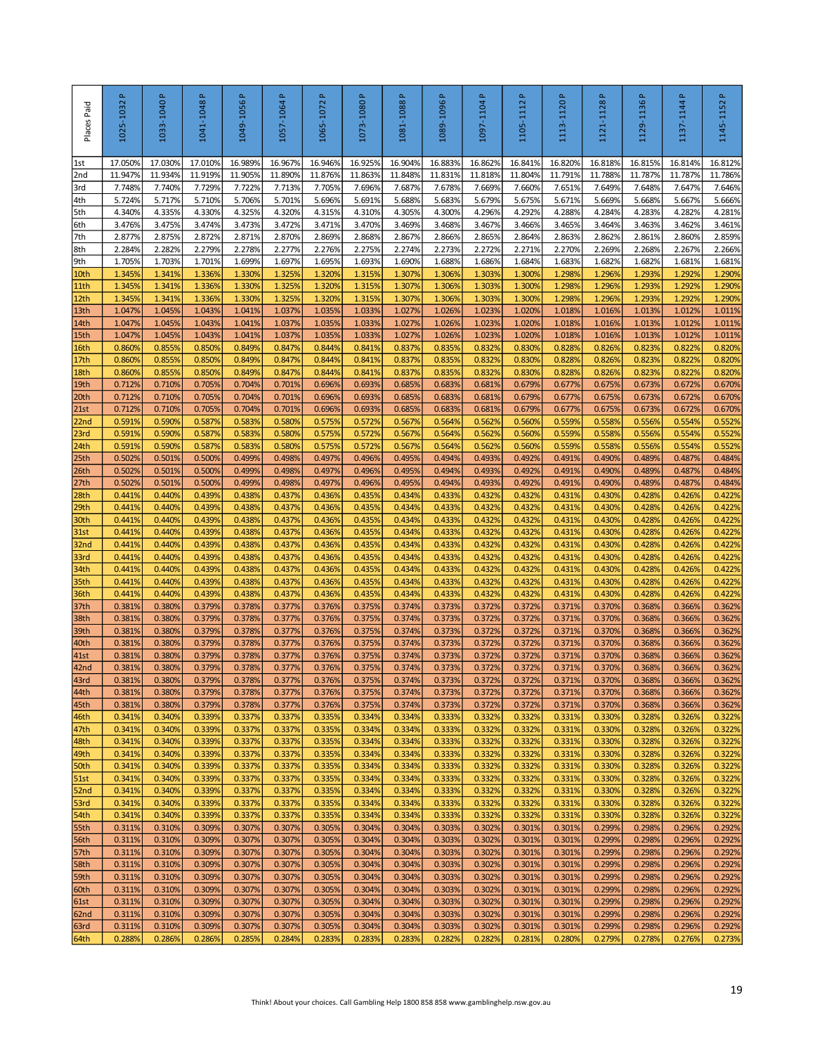| Places Paid | 1025-1032 P | 1033-1040 P | 1041-1048 P | 1049-1056 P | 1057-1064 P | 1065-1072 P | 1073-1080 P | 1081-1088 P | 1089-1096 P | 1097-1104 P | 1105-1112 P | 1113-1120 P | 1121-1128 P | 1129-1136 P | 1137-1144 P | 1145-1152 P |
|---|---|---|---|---|---|---|---|---|---|---|---|---|---|---|---|---|
| 1st | 17.050% | 17.030% | 17.010% | 16.989% | 16.967% | 16.946% | 16.925% | 16.904% | 16.883% | 16.862% | 16.841% | 16.820% | 16.818% | 16.815% | 16.814% | 16.812% |
| 2nd | 11.947% | 11.934% | 11.919% | 11.905% | 11.890% | 11.876% | 11.863% | 11.848% | 11.831% | 11.818% | 11.804% | 11.791% | 11.788% | 11.787% | 11.787% | 11.786% |
| 3rd | 7.748% | 7.740% | 7.729% | 7.722% | 7.713% | 7.705% | 7.696% | 7.687% | 7.678% | 7.669% | 7.660% | 7.651% | 7.649% | 7.648% | 7.647% | 7.646% |
| 4th | 5.724% | 5.717% | 5.710% | 5.706% | 5.701% | 5.696% | 5.691% | 5.688% | 5.683% | 5.679% | 5.675% | 5.671% | 5.669% | 5.668% | 5.667% | 5.666% |
| 5th | 4.340% | 4.335% | 4.330% | 4.325% | 4.320% | 4.315% | 4.310% | 4.305% | 4.300% | 4.296% | 4.292% | 4.288% | 4.284% | 4.283% | 4.282% | 4.281% |
| 6th | 3.476% | 3.475% | 3.474% | 3.473% | 3.472% | 3.471% | 3.470% | 3.469% | 3.468% | 3.467% | 3.466% | 3.465% | 3.464% | 3.463% | 3.462% | 3.461% |
| 7th | 2.877% | 2.875% | 2.872% | 2.871% | 2.870% | 2.869% | 2.868% | 2.867% | 2.866% | 2.865% | 2.864% | 2.863% | 2.862% | 2.861% | 2.860% | 2.859% |
| 8th | 2.284% | 2.282% | 2.279% | 2.278% | 2.277% | 2.276% | 2.275% | 2.274% | 2.273% | 2.272% | 2.271% | 2.270% | 2.269% | 2.268% | 2.267% | 2.266% |
| 9th | 1.705% | 1.703% | 1.701% | 1.699% | 1.697% | 1.695% | 1.693% | 1.690% | 1.688% | 1.686% | 1.684% | 1.683% | 1.682% | 1.682% | 1.681% | 1.681% |
| 10th | 1.345% | 1.341% | 1.336% | 1.330% | 1.325% | 1.320% | 1.315% | 1.307% | 1.306% | 1.303% | 1.300% | 1.298% | 1.296% | 1.293% | 1.292% | 1.290% |
| 11th | 1.345% | 1.341% | 1.336% | 1.330% | 1.325% | 1.320% | 1.315% | 1.307% | 1.306% | 1.303% | 1.300% | 1.298% | 1.296% | 1.293% | 1.292% | 1.290% |
| 12th | 1.345% | 1.341% | 1.336% | 1.330% | 1.325% | 1.320% | 1.315% | 1.307% | 1.306% | 1.303% | 1.300% | 1.298% | 1.296% | 1.293% | 1.292% | 1.290% |
| 13th | 1.047% | 1.045% | 1.043% | 1.041% | 1.037% | 1.035% | 1.033% | 1.027% | 1.026% | 1.023% | 1.020% | 1.018% | 1.016% | 1.013% | 1.012% | 1.011% |
| 14th | 1.047% | 1.045% | 1.043% | 1.041% | 1.037% | 1.035% | 1.033% | 1.027% | 1.026% | 1.023% | 1.020% | 1.018% | 1.016% | 1.013% | 1.012% | 1.011% |
| 15th | 1.047% | 1.045% | 1.043% | 1.041% | 1.037% | 1.035% | 1.033% | 1.027% | 1.026% | 1.023% | 1.020% | 1.018% | 1.016% | 1.013% | 1.012% | 1.011% |
| 16th | 0.860% | 0.855% | 0.850% | 0.849% | 0.847% | 0.844% | 0.841% | 0.837% | 0.835% | 0.832% | 0.830% | 0.828% | 0.826% | 0.823% | 0.822% | 0.820% |
| 17th | 0.860% | 0.855% | 0.850% | 0.849% | 0.847% | 0.844% | 0.841% | 0.837% | 0.835% | 0.832% | 0.830% | 0.828% | 0.826% | 0.823% | 0.822% | 0.820% |
| 18th | 0.860% | 0.855% | 0.850% | 0.849% | 0.847% | 0.844% | 0.841% | 0.837% | 0.835% | 0.832% | 0.830% | 0.828% | 0.826% | 0.823% | 0.822% | 0.820% |
| 19th | 0.712% | 0.710% | 0.705% | 0.704% | 0.701% | 0.696% | 0.693% | 0.685% | 0.683% | 0.681% | 0.679% | 0.677% | 0.675% | 0.673% | 0.672% | 0.670% |
| 20th | 0.712% | 0.710% | 0.705% | 0.704% | 0.701% | 0.696% | 0.693% | 0.685% | 0.683% | 0.681% | 0.679% | 0.677% | 0.675% | 0.673% | 0.672% | 0.670% |
| 21st | 0.712% | 0.710% | 0.705% | 0.704% | 0.701% | 0.696% | 0.693% | 0.685% | 0.683% | 0.681% | 0.679% | 0.677% | 0.675% | 0.673% | 0.672% | 0.670% |
| 22nd | 0.591% | 0.590% | 0.587% | 0.583% | 0.580% | 0.575% | 0.572% | 0.567% | 0.564% | 0.562% | 0.560% | 0.559% | 0.558% | 0.556% | 0.554% | 0.552% |
| 23rd | 0.591% | 0.590% | 0.587% | 0.583% | 0.580% | 0.575% | 0.572% | 0.567% | 0.564% | 0.562% | 0.560% | 0.559% | 0.558% | 0.556% | 0.554% | 0.552% |
| 24th | 0.591% | 0.590% | 0.587% | 0.583% | 0.580% | 0.575% | 0.572% | 0.567% | 0.564% | 0.562% | 0.560% | 0.559% | 0.558% | 0.556% | 0.554% | 0.552% |
| 25th | 0.502% | 0.501% | 0.500% | 0.499% | 0.498% | 0.497% | 0.496% | 0.495% | 0.494% | 0.493% | 0.492% | 0.491% | 0.490% | 0.489% | 0.487% | 0.484% |
| 26th | 0.502% | 0.501% | 0.500% | 0.499% | 0.498% | 0.497% | 0.496% | 0.495% | 0.494% | 0.493% | 0.492% | 0.491% | 0.490% | 0.489% | 0.487% | 0.484% |
| 27th | 0.502% | 0.501% | 0.500% | 0.499% | 0.498% | 0.497% | 0.496% | 0.495% | 0.494% | 0.493% | 0.492% | 0.491% | 0.490% | 0.489% | 0.487% | 0.484% |
| 28th | 0.441% | 0.440% | 0.439% | 0.438% | 0.437% | 0.436% | 0.435% | 0.434% | 0.433% | 0.432% | 0.432% | 0.431% | 0.430% | 0.428% | 0.426% | 0.422% |
| 29th | 0.441% | 0.440% | 0.439% | 0.438% | 0.437% | 0.436% | 0.435% | 0.434% | 0.433% | 0.432% | 0.432% | 0.431% | 0.430% | 0.428% | 0.426% | 0.422% |
| 30th | 0.441% | 0.440% | 0.439% | 0.438% | 0.437% | 0.436% | 0.435% | 0.434% | 0.433% | 0.432% | 0.432% | 0.431% | 0.430% | 0.428% | 0.426% | 0.422% |
| 31st | 0.441% | 0.440% | 0.439% | 0.438% | 0.437% | 0.436% | 0.435% | 0.434% | 0.433% | 0.432% | 0.432% | 0.431% | 0.430% | 0.428% | 0.426% | 0.422% |
| 32nd | 0.441% | 0.440% | 0.439% | 0.438% | 0.437% | 0.436% | 0.435% | 0.434% | 0.433% | 0.432% | 0.432% | 0.431% | 0.430% | 0.428% | 0.426% | 0.422% |
| 33rd | 0.441% | 0.440% | 0.439% | 0.438% | 0.437% | 0.436% | 0.435% | 0.434% | 0.433% | 0.432% | 0.432% | 0.431% | 0.430% | 0.428% | 0.426% | 0.422% |
| 34th | 0.441% | 0.440% | 0.439% | 0.438% | 0.437% | 0.436% | 0.435% | 0.434% | 0.433% | 0.432% | 0.432% | 0.431% | 0.430% | 0.428% | 0.426% | 0.422% |
| 35th | 0.441% | 0.440% | 0.439% | 0.438% | 0.437% | 0.436% | 0.435% | 0.434% | 0.433% | 0.432% | 0.432% | 0.431% | 0.430% | 0.428% | 0.426% | 0.422% |
| 36th | 0.441% | 0.440% | 0.439% | 0.438% | 0.437% | 0.436% | 0.435% | 0.434% | 0.433% | 0.432% | 0.432% | 0.431% | 0.430% | 0.428% | 0.426% | 0.422% |
| 37th | 0.381% | 0.380% | 0.379% | 0.378% | 0.377% | 0.376% | 0.375% | 0.374% | 0.373% | 0.372% | 0.372% | 0.371% | 0.370% | 0.368% | 0.366% | 0.362% |
| 38th | 0.381% | 0.380% | 0.379% | 0.378% | 0.377% | 0.376% | 0.375% | 0.374% | 0.373% | 0.372% | 0.372% | 0.371% | 0.370% | 0.368% | 0.366% | 0.362% |
| 39th | 0.381% | 0.380% | 0.379% | 0.378% | 0.377% | 0.376% | 0.375% | 0.374% | 0.373% | 0.372% | 0.372% | 0.371% | 0.370% | 0.368% | 0.366% | 0.362% |
| 40th | 0.381% | 0.380% | 0.379% | 0.378% | 0.377% | 0.376% | 0.375% | 0.374% | 0.373% | 0.372% | 0.372% | 0.371% | 0.370% | 0.368% | 0.366% | 0.362% |
| 41st | 0.381% | 0.380% | 0.379% | 0.378% | 0.377% | 0.376% | 0.375% | 0.374% | 0.373% | 0.372% | 0.372% | 0.371% | 0.370% | 0.368% | 0.366% | 0.362% |
| 42nd | 0.381% | 0.380% | 0.379% | 0.378% | 0.377% | 0.376% | 0.375% | 0.374% | 0.373% | 0.372% | 0.372% | 0.371% | 0.370% | 0.368% | 0.366% | 0.362% |
| 43rd | 0.381% | 0.380% | 0.379% | 0.378% | 0.377% | 0.376% | 0.375% | 0.374% | 0.373% | 0.372% | 0.372% | 0.371% | 0.370% | 0.368% | 0.366% | 0.362% |
| 44th | 0.381% | 0.380% | 0.379% | 0.378% | 0.377% | 0.376% | 0.375% | 0.374% | 0.373% | 0.372% | 0.372% | 0.371% | 0.370% | 0.368% | 0.366% | 0.362% |
| 45th | 0.381% | 0.380% | 0.379% | 0.378% | 0.377% | 0.376% | 0.375% | 0.374% | 0.373% | 0.372% | 0.372% | 0.371% | 0.370% | 0.368% | 0.366% | 0.362% |
| 46th | 0.341% | 0.340% | 0.339% | 0.337% | 0.337% | 0.335% | 0.334% | 0.334% | 0.333% | 0.332% | 0.332% | 0.331% | 0.330% | 0.328% | 0.326% | 0.322% |
| 47th | 0.341% | 0.340% | 0.339% | 0.337% | 0.337% | 0.335% | 0.334% | 0.334% | 0.333% | 0.332% | 0.332% | 0.331% | 0.330% | 0.328% | 0.326% | 0.322% |
| 48th | 0.341% | 0.340% | 0.339% | 0.337% | 0.337% | 0.335% | 0.334% | 0.334% | 0.333% | 0.332% | 0.332% | 0.331% | 0.330% | 0.328% | 0.326% | 0.322% |
| 49th | 0.341% | 0.340% | 0.339% | 0.337% | 0.337% | 0.335% | 0.334% | 0.334% | 0.333% | 0.332% | 0.332% | 0.331% | 0.330% | 0.328% | 0.326% | 0.322% |
| 50th | 0.341% | 0.340% | 0.339% | 0.337% | 0.337% | 0.335% | 0.334% | 0.334% | 0.333% | 0.332% | 0.332% | 0.331% | 0.330% | 0.328% | 0.326% | 0.322% |
| 51st | 0.341% | 0.340% | 0.339% | 0.337% | 0.337% | 0.335% | 0.334% | 0.334% | 0.333% | 0.332% | 0.332% | 0.331% | 0.330% | 0.328% | 0.326% | 0.322% |
| 52nd | 0.341% | 0.340% | 0.339% | 0.337% | 0.337% | 0.335% | 0.334% | 0.334% | 0.333% | 0.332% | 0.332% | 0.331% | 0.330% | 0.328% | 0.326% | 0.322% |
| 53rd | 0.341% | 0.340% | 0.339% | 0.337% | 0.337% | 0.335% | 0.334% | 0.334% | 0.333% | 0.332% | 0.332% | 0.331% | 0.330% | 0.328% | 0.326% | 0.322% |
| 54th | 0.341% | 0.340% | 0.339% | 0.337% | 0.337% | 0.335% | 0.334% | 0.334% | 0.333% | 0.332% | 0.332% | 0.331% | 0.330% | 0.328% | 0.326% | 0.322% |
| 55th | 0.311% | 0.310% | 0.309% | 0.307% | 0.307% | 0.305% | 0.304% | 0.304% | 0.303% | 0.302% | 0.301% | 0.301% | 0.299% | 0.298% | 0.296% | 0.292% |
| 56th | 0.311% | 0.310% | 0.309% | 0.307% | 0.307% | 0.305% | 0.304% | 0.304% | 0.303% | 0.302% | 0.301% | 0.301% | 0.299% | 0.298% | 0.296% | 0.292% |
| 57th | 0.311% | 0.310% | 0.309% | 0.307% | 0.307% | 0.305% | 0.304% | 0.304% | 0.303% | 0.302% | 0.301% | 0.301% | 0.299% | 0.298% | 0.296% | 0.292% |
| 58th | 0.311% | 0.310% | 0.309% | 0.307% | 0.307% | 0.305% | 0.304% | 0.304% | 0.303% | 0.302% | 0.301% | 0.301% | 0.299% | 0.298% | 0.296% | 0.292% |
| 59th | 0.311% | 0.310% | 0.309% | 0.307% | 0.307% | 0.305% | 0.304% | 0.304% | 0.303% | 0.302% | 0.301% | 0.301% | 0.299% | 0.298% | 0.296% | 0.292% |
| 60th | 0.311% | 0.310% | 0.309% | 0.307% | 0.307% | 0.305% | 0.304% | 0.304% | 0.303% | 0.302% | 0.301% | 0.301% | 0.299% | 0.298% | 0.296% | 0.292% |
| 61st | 0.311% | 0.310% | 0.309% | 0.307% | 0.307% | 0.305% | 0.304% | 0.304% | 0.303% | 0.302% | 0.301% | 0.301% | 0.299% | 0.298% | 0.296% | 0.292% |
| 62nd | 0.311% | 0.310% | 0.309% | 0.307% | 0.307% | 0.305% | 0.304% | 0.304% | 0.303% | 0.302% | 0.301% | 0.301% | 0.299% | 0.298% | 0.296% | 0.292% |
| 63rd | 0.311% | 0.310% | 0.309% | 0.307% | 0.307% | 0.305% | 0.304% | 0.304% | 0.303% | 0.302% | 0.301% | 0.301% | 0.299% | 0.298% | 0.296% | 0.292% |
| 64th | 0.288% | 0.286% | 0.286% | 0.285% | 0.284% | 0.283% | 0.283% | 0.283% | 0.282% | 0.282% | 0.281% | 0.280% | 0.279% | 0.278% | 0.276% | 0.273% |

Think! About your choices. Call Gambling Help 1800 858 858 www.gamblinghelp.nsw.gov.au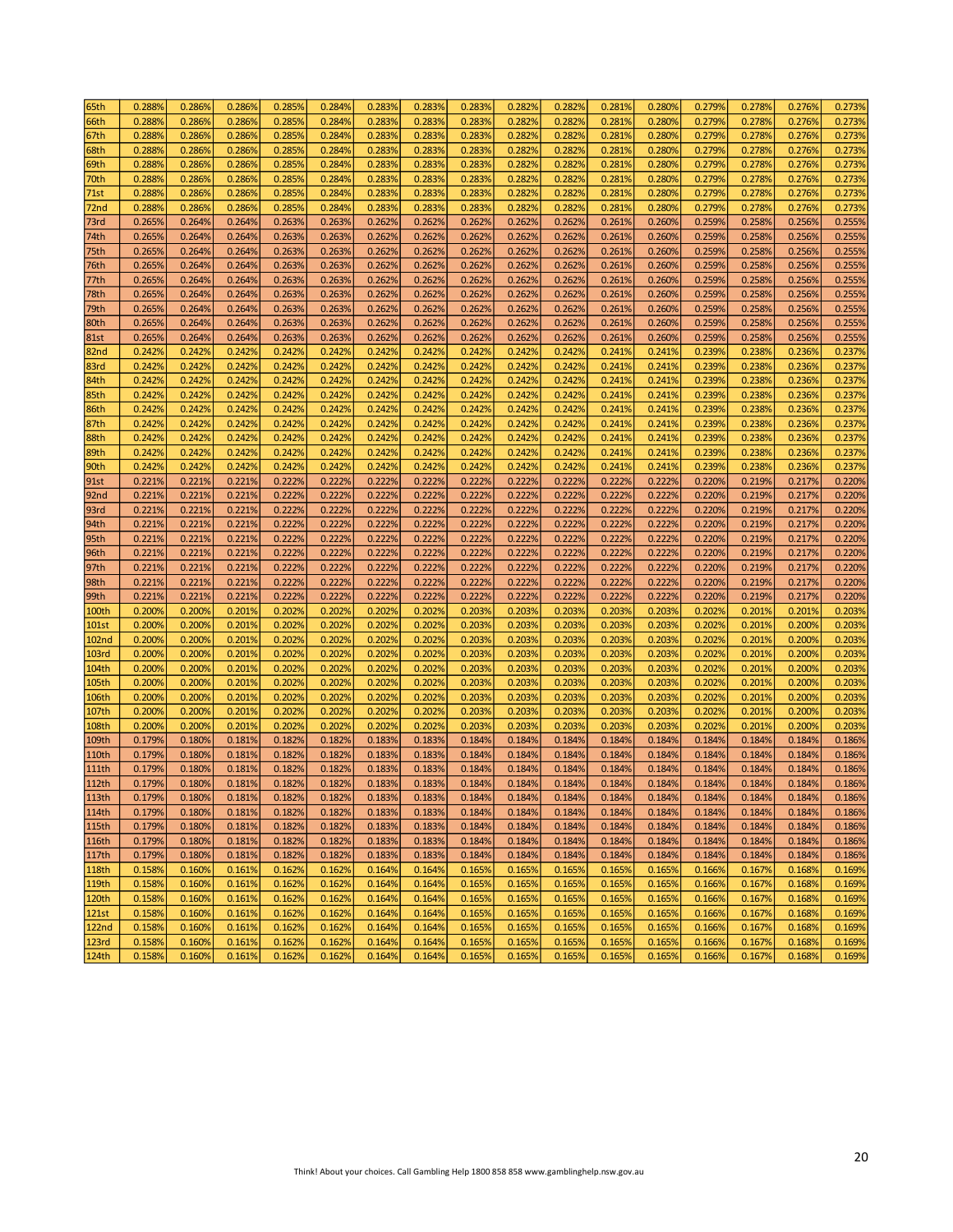| 65th | 0.288% | 0.286% | 0.286% | 0.285% | 0.284% | 0.283% | 0.283% | 0.283% | 0.282% | 0.282% | 0.281% | 0.280% | 0.279% | 0.278% | 0.276% | 0.273% |
|---|---|---|---|---|---|---|---|---|---|---|---|---|---|---|---|---|
| 66th | 0.288% | 0.286% | 0.286% | 0.285% | 0.284% | 0.283% | 0.283% | 0.283% | 0.282% | 0.282% | 0.281% | 0.280% | 0.279% | 0.278% | 0.276% | 0.273% |
| 67th | 0.288% | 0.286% | 0.286% | 0.285% | 0.284% | 0.283% | 0.283% | 0.283% | 0.282% | 0.282% | 0.281% | 0.280% | 0.279% | 0.278% | 0.276% | 0.273% |
| 68th | 0.288% | 0.286% | 0.286% | 0.285% | 0.284% | 0.283% | 0.283% | 0.283% | 0.282% | 0.282% | 0.281% | 0.280% | 0.279% | 0.278% | 0.276% | 0.273% |
| 69th | 0.288% | 0.286% | 0.286% | 0.285% | 0.284% | 0.283% | 0.283% | 0.283% | 0.282% | 0.282% | 0.281% | 0.280% | 0.279% | 0.278% | 0.276% | 0.273% |
| 70th | 0.288% | 0.286% | 0.286% | 0.285% | 0.284% | 0.283% | 0.283% | 0.283% | 0.282% | 0.282% | 0.281% | 0.280% | 0.279% | 0.278% | 0.276% | 0.273% |
| 71st | 0.288% | 0.286% | 0.286% | 0.285% | 0.284% | 0.283% | 0.283% | 0.283% | 0.282% | 0.282% | 0.281% | 0.280% | 0.279% | 0.278% | 0.276% | 0.273% |
| 72nd | 0.288% | 0.286% | 0.286% | 0.285% | 0.284% | 0.283% | 0.283% | 0.283% | 0.282% | 0.282% | 0.281% | 0.280% | 0.279% | 0.278% | 0.276% | 0.273% |
| 73rd | 0.265% | 0.264% | 0.264% | 0.263% | 0.263% | 0.262% | 0.262% | 0.262% | 0.262% | 0.262% | 0.261% | 0.260% | 0.259% | 0.258% | 0.256% | 0.255% |
| 74th | 0.265% | 0.264% | 0.264% | 0.263% | 0.263% | 0.262% | 0.262% | 0.262% | 0.262% | 0.262% | 0.261% | 0.260% | 0.259% | 0.258% | 0.256% | 0.255% |
| 75th | 0.265% | 0.264% | 0.264% | 0.263% | 0.263% | 0.262% | 0.262% | 0.262% | 0.262% | 0.262% | 0.261% | 0.260% | 0.259% | 0.258% | 0.256% | 0.255% |
| 76th | 0.265% | 0.264% | 0.264% | 0.263% | 0.263% | 0.262% | 0.262% | 0.262% | 0.262% | 0.262% | 0.261% | 0.260% | 0.259% | 0.258% | 0.256% | 0.255% |
| 77th | 0.265% | 0.264% | 0.264% | 0.263% | 0.263% | 0.262% | 0.262% | 0.262% | 0.262% | 0.262% | 0.261% | 0.260% | 0.259% | 0.258% | 0.256% | 0.255% |
| 78th | 0.265% | 0.264% | 0.264% | 0.263% | 0.263% | 0.262% | 0.262% | 0.262% | 0.262% | 0.262% | 0.261% | 0.260% | 0.259% | 0.258% | 0.256% | 0.255% |
| 79th | 0.265% | 0.264% | 0.264% | 0.263% | 0.263% | 0.262% | 0.262% | 0.262% | 0.262% | 0.262% | 0.261% | 0.260% | 0.259% | 0.258% | 0.256% | 0.255% |
| 80th | 0.265% | 0.264% | 0.264% | 0.263% | 0.263% | 0.262% | 0.262% | 0.262% | 0.262% | 0.262% | 0.261% | 0.260% | 0.259% | 0.258% | 0.256% | 0.255% |
| 81st | 0.265% | 0.264% | 0.264% | 0.263% | 0.263% | 0.262% | 0.262% | 0.262% | 0.262% | 0.262% | 0.261% | 0.260% | 0.259% | 0.258% | 0.256% | 0.255% |
| 82nd | 0.242% | 0.242% | 0.242% | 0.242% | 0.242% | 0.242% | 0.242% | 0.242% | 0.242% | 0.242% | 0.241% | 0.241% | 0.239% | 0.238% | 0.236% | 0.237% |
| 83rd | 0.242% | 0.242% | 0.242% | 0.242% | 0.242% | 0.242% | 0.242% | 0.242% | 0.242% | 0.242% | 0.241% | 0.241% | 0.239% | 0.238% | 0.236% | 0.237% |
| 84th | 0.242% | 0.242% | 0.242% | 0.242% | 0.242% | 0.242% | 0.242% | 0.242% | 0.242% | 0.242% | 0.241% | 0.241% | 0.239% | 0.238% | 0.236% | 0.237% |
| 85th | 0.242% | 0.242% | 0.242% | 0.242% | 0.242% | 0.242% | 0.242% | 0.242% | 0.242% | 0.242% | 0.241% | 0.241% | 0.239% | 0.238% | 0.236% | 0.237% |
| 86th | 0.242% | 0.242% | 0.242% | 0.242% | 0.242% | 0.242% | 0.242% | 0.242% | 0.242% | 0.242% | 0.241% | 0.241% | 0.239% | 0.238% | 0.236% | 0.237% |
| 87th | 0.242% | 0.242% | 0.242% | 0.242% | 0.242% | 0.242% | 0.242% | 0.242% | 0.242% | 0.242% | 0.241% | 0.241% | 0.239% | 0.238% | 0.236% | 0.237% |
| 88th | 0.242% | 0.242% | 0.242% | 0.242% | 0.242% | 0.242% | 0.242% | 0.242% | 0.242% | 0.242% | 0.241% | 0.241% | 0.239% | 0.238% | 0.236% | 0.237% |
| 89th | 0.242% | 0.242% | 0.242% | 0.242% | 0.242% | 0.242% | 0.242% | 0.242% | 0.242% | 0.242% | 0.241% | 0.241% | 0.239% | 0.238% | 0.236% | 0.237% |
| 90th | 0.242% | 0.242% | 0.242% | 0.242% | 0.242% | 0.242% | 0.242% | 0.242% | 0.242% | 0.242% | 0.241% | 0.241% | 0.239% | 0.238% | 0.236% | 0.237% |
| 91st | 0.221% | 0.221% | 0.221% | 0.222% | 0.222% | 0.222% | 0.222% | 0.222% | 0.222% | 0.222% | 0.222% | 0.222% | 0.220% | 0.219% | 0.217% | 0.220% |
| 92nd | 0.221% | 0.221% | 0.221% | 0.222% | 0.222% | 0.222% | 0.222% | 0.222% | 0.222% | 0.222% | 0.222% | 0.222% | 0.220% | 0.219% | 0.217% | 0.220% |
| 93rd | 0.221% | 0.221% | 0.221% | 0.222% | 0.222% | 0.222% | 0.222% | 0.222% | 0.222% | 0.222% | 0.222% | 0.222% | 0.220% | 0.219% | 0.217% | 0.220% |
| 94th | 0.221% | 0.221% | 0.221% | 0.222% | 0.222% | 0.222% | 0.222% | 0.222% | 0.222% | 0.222% | 0.222% | 0.222% | 0.220% | 0.219% | 0.217% | 0.220% |
| 95th | 0.221% | 0.221% | 0.221% | 0.222% | 0.222% | 0.222% | 0.222% | 0.222% | 0.222% | 0.222% | 0.222% | 0.222% | 0.220% | 0.219% | 0.217% | 0.220% |
| 96th | 0.221% | 0.221% | 0.221% | 0.222% | 0.222% | 0.222% | 0.222% | 0.222% | 0.222% | 0.222% | 0.222% | 0.222% | 0.220% | 0.219% | 0.217% | 0.220% |
| 97th | 0.221% | 0.221% | 0.221% | 0.222% | 0.222% | 0.222% | 0.222% | 0.222% | 0.222% | 0.222% | 0.222% | 0.222% | 0.220% | 0.219% | 0.217% | 0.220% |
| 98th | 0.221% | 0.221% | 0.221% | 0.222% | 0.222% | 0.222% | 0.222% | 0.222% | 0.222% | 0.222% | 0.222% | 0.222% | 0.220% | 0.219% | 0.217% | 0.220% |
| 99th | 0.221% | 0.221% | 0.221% | 0.222% | 0.222% | 0.222% | 0.222% | 0.222% | 0.222% | 0.222% | 0.222% | 0.222% | 0.220% | 0.219% | 0.217% | 0.220% |
| 100th | 0.200% | 0.200% | 0.201% | 0.202% | 0.202% | 0.202% | 0.202% | 0.203% | 0.203% | 0.203% | 0.203% | 0.203% | 0.202% | 0.201% | 0.201% | 0.203% |
| 101st | 0.200% | 0.200% | 0.201% | 0.202% | 0.202% | 0.202% | 0.202% | 0.203% | 0.203% | 0.203% | 0.203% | 0.203% | 0.202% | 0.201% | 0.200% | 0.203% |
| 102nd | 0.200% | 0.200% | 0.201% | 0.202% | 0.202% | 0.202% | 0.202% | 0.203% | 0.203% | 0.203% | 0.203% | 0.203% | 0.202% | 0.201% | 0.200% | 0.203% |
| 103rd | 0.200% | 0.200% | 0.201% | 0.202% | 0.202% | 0.202% | 0.202% | 0.203% | 0.203% | 0.203% | 0.203% | 0.203% | 0.202% | 0.201% | 0.200% | 0.203% |
| 104th | 0.200% | 0.200% | 0.201% | 0.202% | 0.202% | 0.202% | 0.202% | 0.203% | 0.203% | 0.203% | 0.203% | 0.203% | 0.202% | 0.201% | 0.200% | 0.203% |
| 105th | 0.200% | 0.200% | 0.201% | 0.202% | 0.202% | 0.202% | 0.202% | 0.203% | 0.203% | 0.203% | 0.203% | 0.203% | 0.202% | 0.201% | 0.200% | 0.203% |
| 106th | 0.200% | 0.200% | 0.201% | 0.202% | 0.202% | 0.202% | 0.202% | 0.203% | 0.203% | 0.203% | 0.203% | 0.203% | 0.202% | 0.201% | 0.200% | 0.203% |
| 107th | 0.200% | 0.200% | 0.201% | 0.202% | 0.202% | 0.202% | 0.202% | 0.203% | 0.203% | 0.203% | 0.203% | 0.203% | 0.202% | 0.201% | 0.200% | 0.203% |
| 108th | 0.200% | 0.200% | 0.201% | 0.202% | 0.202% | 0.202% | 0.202% | 0.203% | 0.203% | 0.203% | 0.203% | 0.203% | 0.202% | 0.201% | 0.200% | 0.203% |
| 109th | 0.179% | 0.180% | 0.181% | 0.182% | 0.182% | 0.183% | 0.183% | 0.184% | 0.184% | 0.184% | 0.184% | 0.184% | 0.184% | 0.184% | 0.184% | 0.186% |
| 110th | 0.179% | 0.180% | 0.181% | 0.182% | 0.182% | 0.183% | 0.183% | 0.184% | 0.184% | 0.184% | 0.184% | 0.184% | 0.184% | 0.184% | 0.184% | 0.186% |
| 111th | 0.179% | 0.180% | 0.181% | 0.182% | 0.182% | 0.183% | 0.183% | 0.184% | 0.184% | 0.184% | 0.184% | 0.184% | 0.184% | 0.184% | 0.184% | 0.186% |
| 112th | 0.179% | 0.180% | 0.181% | 0.182% | 0.182% | 0.183% | 0.183% | 0.184% | 0.184% | 0.184% | 0.184% | 0.184% | 0.184% | 0.184% | 0.184% | 0.186% |
| 113th | 0.179% | 0.180% | 0.181% | 0.182% | 0.182% | 0.183% | 0.183% | 0.184% | 0.184% | 0.184% | 0.184% | 0.184% | 0.184% | 0.184% | 0.184% | 0.186% |
| 114th | 0.179% | 0.180% | 0.181% | 0.182% | 0.182% | 0.183% | 0.183% | 0.184% | 0.184% | 0.184% | 0.184% | 0.184% | 0.184% | 0.184% | 0.184% | 0.186% |
| 115th | 0.179% | 0.180% | 0.181% | 0.182% | 0.182% | 0.183% | 0.183% | 0.184% | 0.184% | 0.184% | 0.184% | 0.184% | 0.184% | 0.184% | 0.184% | 0.186% |
| 116th | 0.179% | 0.180% | 0.181% | 0.182% | 0.182% | 0.183% | 0.183% | 0.184% | 0.184% | 0.184% | 0.184% | 0.184% | 0.184% | 0.184% | 0.184% | 0.186% |
| 117th | 0.179% | 0.180% | 0.181% | 0.182% | 0.182% | 0.183% | 0.183% | 0.184% | 0.184% | 0.184% | 0.184% | 0.184% | 0.184% | 0.184% | 0.184% | 0.186% |
| 118th | 0.158% | 0.160% | 0.161% | 0.162% | 0.162% | 0.164% | 0.164% | 0.165% | 0.165% | 0.165% | 0.165% | 0.165% | 0.166% | 0.167% | 0.168% | 0.169% |
| 119th | 0.158% | 0.160% | 0.161% | 0.162% | 0.162% | 0.164% | 0.164% | 0.165% | 0.165% | 0.165% | 0.165% | 0.165% | 0.166% | 0.167% | 0.168% | 0.169% |
| 120th | 0.158% | 0.160% | 0.161% | 0.162% | 0.162% | 0.164% | 0.164% | 0.165% | 0.165% | 0.165% | 0.165% | 0.165% | 0.166% | 0.167% | 0.168% | 0.169% |
| 121st | 0.158% | 0.160% | 0.161% | 0.162% | 0.162% | 0.164% | 0.164% | 0.165% | 0.165% | 0.165% | 0.165% | 0.165% | 0.166% | 0.167% | 0.168% | 0.169% |
| 122nd | 0.158% | 0.160% | 0.161% | 0.162% | 0.162% | 0.164% | 0.164% | 0.165% | 0.165% | 0.165% | 0.165% | 0.165% | 0.166% | 0.167% | 0.168% | 0.169% |
| 123rd | 0.158% | 0.160% | 0.161% | 0.162% | 0.162% | 0.164% | 0.164% | 0.165% | 0.165% | 0.165% | 0.165% | 0.165% | 0.166% | 0.167% | 0.168% | 0.169% |
| 124th | 0.158% | 0.160% | 0.161% | 0.162% | 0.162% | 0.164% | 0.164% | 0.165% | 0.165% | 0.165% | 0.165% | 0.165% | 0.166% | 0.167% | 0.168% | 0.169% |

Think! About your choices. Call Gambling Help 1800 858 858 www.gamblinghelp.nsw.gov.au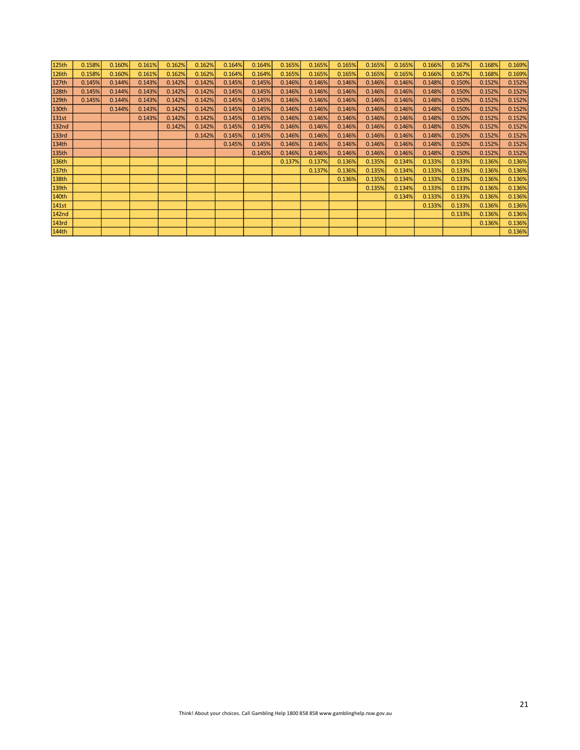| | | | | | | | | | | | | | | | | |
|---|---|---|---|---|---|---|---|---|---|---|---|---|---|---|---|---|
| 125th | 0.158% | 0.160% | 0.161% | 0.162% | 0.162% | 0.164% | 0.164% | 0.165% | 0.165% | 0.165% | 0.165% | 0.165% | 0.166% | 0.167% | 0.168% | 0.169% |
| 126th | 0.158% | 0.160% | 0.161% | 0.162% | 0.162% | 0.164% | 0.164% | 0.165% | 0.165% | 0.165% | 0.165% | 0.165% | 0.166% | 0.167% | 0.168% | 0.169% |
| 127th | 0.145% | 0.144% | 0.143% | 0.142% | 0.142% | 0.145% | 0.145% | 0.146% | 0.146% | 0.146% | 0.146% | 0.146% | 0.148% | 0.150% | 0.152% | 0.152% |
| 128th | 0.145% | 0.144% | 0.143% | 0.142% | 0.142% | 0.145% | 0.145% | 0.146% | 0.146% | 0.146% | 0.146% | 0.146% | 0.148% | 0.150% | 0.152% | 0.152% |
| 129th | 0.145% | 0.144% | 0.143% | 0.142% | 0.142% | 0.145% | 0.145% | 0.146% | 0.146% | 0.146% | 0.146% | 0.146% | 0.148% | 0.150% | 0.152% | 0.152% |
| 130th | | 0.144% | 0.143% | 0.142% | 0.142% | 0.145% | 0.145% | 0.146% | 0.146% | 0.146% | 0.146% | 0.146% | 0.148% | 0.150% | 0.152% | 0.152% |
| 131st | | | 0.143% | 0.142% | 0.142% | 0.145% | 0.145% | 0.146% | 0.146% | 0.146% | 0.146% | 0.146% | 0.148% | 0.150% | 0.152% | 0.152% |
| 132nd | | | | 0.142% | 0.142% | 0.145% | 0.145% | 0.146% | 0.146% | 0.146% | 0.146% | 0.146% | 0.148% | 0.150% | 0.152% | 0.152% |
| 133rd | | | | | 0.142% | 0.145% | 0.145% | 0.146% | 0.146% | 0.146% | 0.146% | 0.146% | 0.148% | 0.150% | 0.152% | 0.152% |
| 134th | | | | | | 0.145% | 0.145% | 0.146% | 0.146% | 0.146% | 0.146% | 0.146% | 0.148% | 0.150% | 0.152% | 0.152% |
| 135th | | | | | | | 0.145% | 0.146% | 0.146% | 0.146% | 0.146% | 0.146% | 0.148% | 0.150% | 0.152% | 0.152% |
| 136th | | | | | | | | 0.137% | 0.137% | 0.136% | 0.135% | 0.134% | 0.133% | 0.133% | 0.136% | 0.136% |
| 137th | | | | | | | | | 0.137% | 0.136% | 0.135% | 0.134% | 0.133% | 0.133% | 0.136% | 0.136% |
| 138th | | | | | | | | | | 0.136% | 0.135% | 0.134% | 0.133% | 0.133% | 0.136% | 0.136% |
| 139th | | | | | | | | | | | 0.135% | 0.134% | 0.133% | 0.133% | 0.136% | 0.136% |
| 140th | | | | | | | | | | | | 0.134% | 0.133% | 0.133% | 0.136% | 0.136% |
| 141st | | | | | | | | | | | | | 0.133% | 0.133% | 0.136% | 0.136% |
| 142nd | | | | | | | | | | | | | | 0.133% | 0.136% | 0.136% |
| 143rd | | | | | | | | | | | | | | | 0.136% | 0.136% |
| 144th | | | | | | | | | | | | | | | | 0.136% |

Think! About your choices. Call Gambling Help 1800 858 858 www.gamblinghelp.nsw.gov.au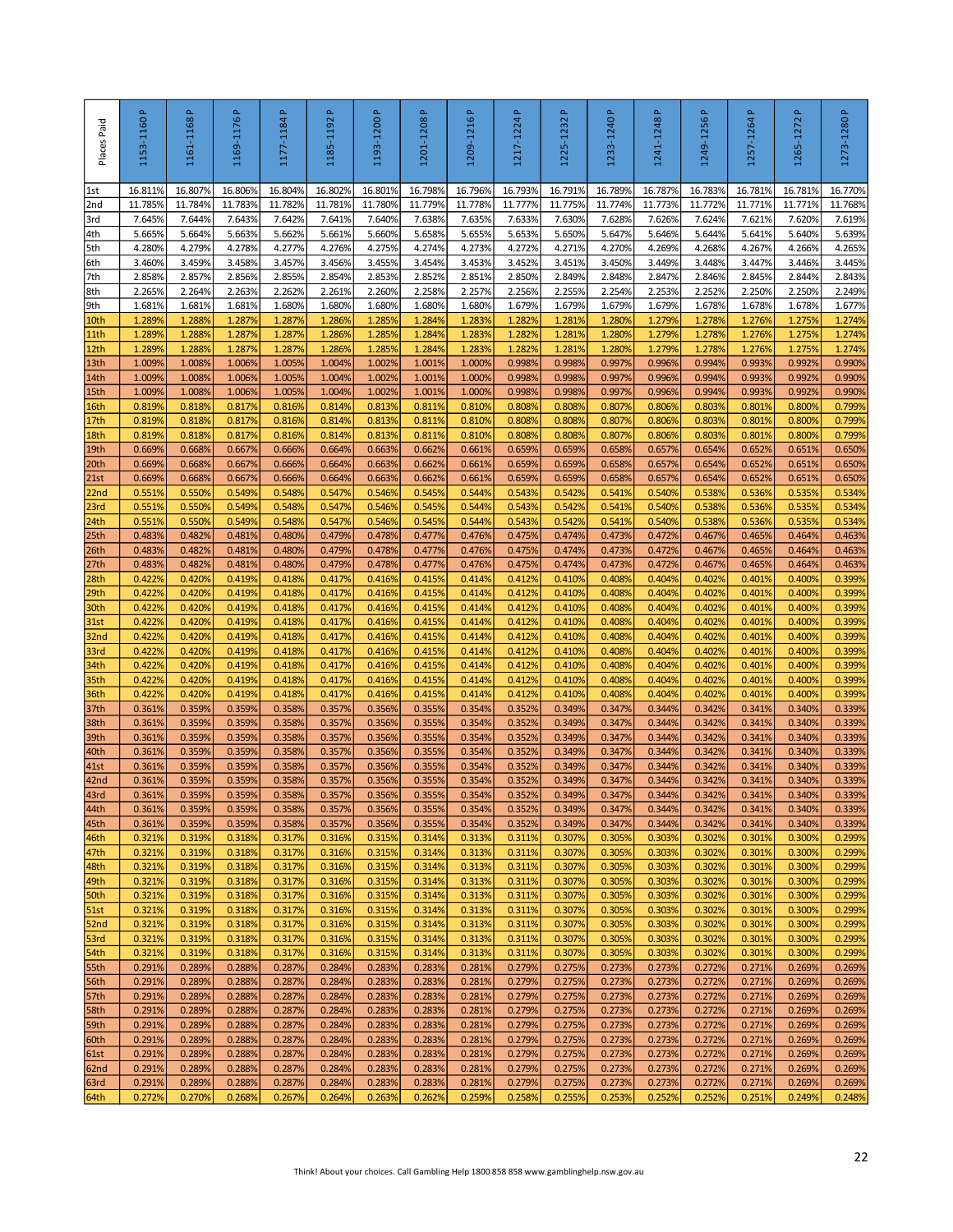| Places Paid | 1153-1160 P | 1161-1168 P | 1169-1176 P | 1177-1184 P | 1185-1192 P | 1193-1200 P | 1201-1208 P | 1209-1216 P | 1217-1224 P | 1225-1232 P | 1233-1240 P | 1241-1248 P | 1249-1256 P | 1257-1264 P | 1265-1272 P | 1273-1280 P |
|---|---|---|---|---|---|---|---|---|---|---|---|---|---|---|---|---|
| 1st | 16.811% | 16.807% | 16.806% | 16.804% | 16.802% | 16.801% | 16.798% | 16.796% | 16.793% | 16.791% | 16.789% | 16.787% | 16.783% | 16.781% | 16.781% | 16.770% |
| 2nd | 11.785% | 11.784% | 11.783% | 11.782% | 11.781% | 11.780% | 11.779% | 11.778% | 11.777% | 11.775% | 11.774% | 11.773% | 11.772% | 11.771% | 11.771% | 11.768% |
| 3rd | 7.645% | 7.644% | 7.643% | 7.642% | 7.641% | 7.640% | 7.638% | 7.635% | 7.633% | 7.630% | 7.628% | 7.626% | 7.624% | 7.621% | 7.620% | 7.619% |
| 4th | 5.665% | 5.664% | 5.663% | 5.662% | 5.661% | 5.660% | 5.658% | 5.655% | 5.653% | 5.650% | 5.647% | 5.646% | 5.644% | 5.641% | 5.640% | 5.639% |
| 5th | 4.280% | 4.279% | 4.278% | 4.277% | 4.276% | 4.275% | 4.274% | 4.273% | 4.272% | 4.271% | 4.270% | 4.269% | 4.268% | 4.267% | 4.266% | 4.265% |
| 6th | 3.460% | 3.459% | 3.458% | 3.457% | 3.456% | 3.455% | 3.454% | 3.453% | 3.452% | 3.451% | 3.450% | 3.449% | 3.448% | 3.447% | 3.446% | 3.445% |
| 7th | 2.858% | 2.857% | 2.856% | 2.855% | 2.854% | 2.853% | 2.852% | 2.851% | 2.850% | 2.849% | 2.848% | 2.847% | 2.846% | 2.845% | 2.844% | 2.843% |
| 8th | 2.265% | 2.264% | 2.263% | 2.262% | 2.261% | 2.260% | 2.258% | 2.257% | 2.256% | 2.255% | 2.254% | 2.253% | 2.252% | 2.250% | 2.250% | 2.249% |
| 9th | 1.681% | 1.681% | 1.681% | 1.680% | 1.680% | 1.680% | 1.680% | 1.680% | 1.679% | 1.679% | 1.679% | 1.679% | 1.678% | 1.678% | 1.678% | 1.677% |
| 10th | 1.289% | 1.288% | 1.287% | 1.287% | 1.286% | 1.285% | 1.284% | 1.283% | 1.282% | 1.281% | 1.280% | 1.279% | 1.278% | 1.276% | 1.275% | 1.274% |
| 11th | 1.289% | 1.288% | 1.287% | 1.287% | 1.286% | 1.285% | 1.284% | 1.283% | 1.282% | 1.281% | 1.280% | 1.279% | 1.278% | 1.276% | 1.275% | 1.274% |
| 12th | 1.289% | 1.288% | 1.287% | 1.287% | 1.286% | 1.285% | 1.284% | 1.283% | 1.282% | 1.281% | 1.280% | 1.279% | 1.278% | 1.276% | 1.275% | 1.274% |
| 13th | 1.009% | 1.008% | 1.006% | 1.005% | 1.004% | 1.002% | 1.001% | 1.000% | 0.998% | 0.998% | 0.997% | 0.996% | 0.994% | 0.993% | 0.992% | 0.990% |
| 14th | 1.009% | 1.008% | 1.006% | 1.005% | 1.004% | 1.002% | 1.001% | 1.000% | 0.998% | 0.998% | 0.997% | 0.996% | 0.994% | 0.993% | 0.992% | 0.990% |
| 15th | 1.009% | 1.008% | 1.006% | 1.005% | 1.004% | 1.002% | 1.001% | 1.000% | 0.998% | 0.998% | 0.997% | 0.996% | 0.994% | 0.993% | 0.992% | 0.990% |
| 16th | 0.819% | 0.818% | 0.817% | 0.816% | 0.814% | 0.813% | 0.811% | 0.810% | 0.808% | 0.808% | 0.807% | 0.806% | 0.803% | 0.801% | 0.800% | 0.799% |
| 17th | 0.819% | 0.818% | 0.817% | 0.816% | 0.814% | 0.813% | 0.811% | 0.810% | 0.808% | 0.808% | 0.807% | 0.806% | 0.803% | 0.801% | 0.800% | 0.799% |
| 18th | 0.819% | 0.818% | 0.817% | 0.816% | 0.814% | 0.813% | 0.811% | 0.810% | 0.808% | 0.808% | 0.807% | 0.806% | 0.803% | 0.801% | 0.800% | 0.799% |
| 19th | 0.669% | 0.668% | 0.667% | 0.666% | 0.664% | 0.663% | 0.662% | 0.661% | 0.659% | 0.659% | 0.658% | 0.657% | 0.654% | 0.652% | 0.651% | 0.650% |
| 20th | 0.669% | 0.668% | 0.667% | 0.666% | 0.664% | 0.663% | 0.662% | 0.661% | 0.659% | 0.659% | 0.658% | 0.657% | 0.654% | 0.652% | 0.651% | 0.650% |
| 21st | 0.669% | 0.668% | 0.667% | 0.666% | 0.664% | 0.663% | 0.662% | 0.661% | 0.659% | 0.659% | 0.658% | 0.657% | 0.654% | 0.652% | 0.651% | 0.650% |
| 22nd | 0.551% | 0.550% | 0.549% | 0.548% | 0.547% | 0.546% | 0.545% | 0.544% | 0.543% | 0.542% | 0.541% | 0.540% | 0.538% | 0.536% | 0.535% | 0.534% |
| 23rd | 0.551% | 0.550% | 0.549% | 0.548% | 0.547% | 0.546% | 0.545% | 0.544% | 0.543% | 0.542% | 0.541% | 0.540% | 0.538% | 0.536% | 0.535% | 0.534% |
| 24th | 0.551% | 0.550% | 0.549% | 0.548% | 0.547% | 0.546% | 0.545% | 0.544% | 0.543% | 0.542% | 0.541% | 0.540% | 0.538% | 0.536% | 0.535% | 0.534% |
| 25th | 0.483% | 0.482% | 0.481% | 0.480% | 0.479% | 0.478% | 0.477% | 0.476% | 0.475% | 0.474% | 0.473% | 0.472% | 0.467% | 0.465% | 0.464% | 0.463% |
| 26th | 0.483% | 0.482% | 0.481% | 0.480% | 0.479% | 0.478% | 0.477% | 0.476% | 0.475% | 0.474% | 0.473% | 0.472% | 0.467% | 0.465% | 0.464% | 0.463% |
| 27th | 0.483% | 0.482% | 0.481% | 0.480% | 0.479% | 0.478% | 0.477% | 0.476% | 0.475% | 0.474% | 0.473% | 0.472% | 0.467% | 0.465% | 0.464% | 0.463% |
| 28th | 0.422% | 0.420% | 0.419% | 0.418% | 0.417% | 0.416% | 0.415% | 0.414% | 0.412% | 0.410% | 0.408% | 0.404% | 0.402% | 0.401% | 0.400% | 0.399% |
| 29th | 0.422% | 0.420% | 0.419% | 0.418% | 0.417% | 0.416% | 0.415% | 0.414% | 0.412% | 0.410% | 0.408% | 0.404% | 0.402% | 0.401% | 0.400% | 0.399% |
| 30th | 0.422% | 0.420% | 0.419% | 0.418% | 0.417% | 0.416% | 0.415% | 0.414% | 0.412% | 0.410% | 0.408% | 0.404% | 0.402% | 0.401% | 0.400% | 0.399% |
| 31st | 0.422% | 0.420% | 0.419% | 0.418% | 0.417% | 0.416% | 0.415% | 0.414% | 0.412% | 0.410% | 0.408% | 0.404% | 0.402% | 0.401% | 0.400% | 0.399% |
| 32nd | 0.422% | 0.420% | 0.419% | 0.418% | 0.417% | 0.416% | 0.415% | 0.414% | 0.412% | 0.410% | 0.408% | 0.404% | 0.402% | 0.401% | 0.400% | 0.399% |
| 33rd | 0.422% | 0.420% | 0.419% | 0.418% | 0.417% | 0.416% | 0.415% | 0.414% | 0.412% | 0.410% | 0.408% | 0.404% | 0.402% | 0.401% | 0.400% | 0.399% |
| 34th | 0.422% | 0.420% | 0.419% | 0.418% | 0.417% | 0.416% | 0.415% | 0.414% | 0.412% | 0.410% | 0.408% | 0.404% | 0.402% | 0.401% | 0.400% | 0.399% |
| 35th | 0.422% | 0.420% | 0.419% | 0.418% | 0.417% | 0.416% | 0.415% | 0.414% | 0.412% | 0.410% | 0.408% | 0.404% | 0.402% | 0.401% | 0.400% | 0.399% |
| 36th | 0.422% | 0.420% | 0.419% | 0.418% | 0.417% | 0.416% | 0.415% | 0.414% | 0.412% | 0.410% | 0.408% | 0.404% | 0.402% | 0.401% | 0.400% | 0.399% |
| 37th | 0.361% | 0.359% | 0.359% | 0.358% | 0.357% | 0.356% | 0.355% | 0.354% | 0.352% | 0.349% | 0.347% | 0.344% | 0.342% | 0.341% | 0.340% | 0.339% |
| 38th | 0.361% | 0.359% | 0.359% | 0.358% | 0.357% | 0.356% | 0.355% | 0.354% | 0.352% | 0.349% | 0.347% | 0.344% | 0.342% | 0.341% | 0.340% | 0.339% |
| 39th | 0.361% | 0.359% | 0.359% | 0.358% | 0.357% | 0.356% | 0.355% | 0.354% | 0.352% | 0.349% | 0.347% | 0.344% | 0.342% | 0.341% | 0.340% | 0.339% |
| 40th | 0.361% | 0.359% | 0.359% | 0.358% | 0.357% | 0.356% | 0.355% | 0.354% | 0.352% | 0.349% | 0.347% | 0.344% | 0.342% | 0.341% | 0.340% | 0.339% |
| 41st | 0.361% | 0.359% | 0.359% | 0.358% | 0.357% | 0.356% | 0.355% | 0.354% | 0.352% | 0.349% | 0.347% | 0.344% | 0.342% | 0.341% | 0.340% | 0.339% |
| 42nd | 0.361% | 0.359% | 0.359% | 0.358% | 0.357% | 0.356% | 0.355% | 0.354% | 0.352% | 0.349% | 0.347% | 0.344% | 0.342% | 0.341% | 0.340% | 0.339% |
| 43rd | 0.361% | 0.359% | 0.359% | 0.358% | 0.357% | 0.356% | 0.355% | 0.354% | 0.352% | 0.349% | 0.347% | 0.344% | 0.342% | 0.341% | 0.340% | 0.339% |
| 44th | 0.361% | 0.359% | 0.359% | 0.358% | 0.357% | 0.356% | 0.355% | 0.354% | 0.352% | 0.349% | 0.347% | 0.344% | 0.342% | 0.341% | 0.340% | 0.339% |
| 45th | 0.361% | 0.359% | 0.359% | 0.358% | 0.357% | 0.356% | 0.355% | 0.354% | 0.352% | 0.349% | 0.347% | 0.344% | 0.342% | 0.341% | 0.340% | 0.339% |
| 46th | 0.321% | 0.319% | 0.318% | 0.317% | 0.316% | 0.315% | 0.314% | 0.313% | 0.311% | 0.307% | 0.305% | 0.303% | 0.302% | 0.301% | 0.300% | 0.299% |
| 47th | 0.321% | 0.319% | 0.318% | 0.317% | 0.316% | 0.315% | 0.314% | 0.313% | 0.311% | 0.307% | 0.305% | 0.303% | 0.302% | 0.301% | 0.300% | 0.299% |
| 48th | 0.321% | 0.319% | 0.318% | 0.317% | 0.316% | 0.315% | 0.314% | 0.313% | 0.311% | 0.307% | 0.305% | 0.303% | 0.302% | 0.301% | 0.300% | 0.299% |
| 49th | 0.321% | 0.319% | 0.318% | 0.317% | 0.316% | 0.315% | 0.314% | 0.313% | 0.311% | 0.307% | 0.305% | 0.303% | 0.302% | 0.301% | 0.300% | 0.299% |
| 50th | 0.321% | 0.319% | 0.318% | 0.317% | 0.316% | 0.315% | 0.314% | 0.313% | 0.311% | 0.307% | 0.305% | 0.303% | 0.302% | 0.301% | 0.300% | 0.299% |
| 51st | 0.321% | 0.319% | 0.318% | 0.317% | 0.316% | 0.315% | 0.314% | 0.313% | 0.311% | 0.307% | 0.305% | 0.303% | 0.302% | 0.301% | 0.300% | 0.299% |
| 52nd | 0.321% | 0.319% | 0.318% | 0.317% | 0.316% | 0.315% | 0.314% | 0.313% | 0.311% | 0.307% | 0.305% | 0.303% | 0.302% | 0.301% | 0.300% | 0.299% |
| 53rd | 0.321% | 0.319% | 0.318% | 0.317% | 0.316% | 0.315% | 0.314% | 0.313% | 0.311% | 0.307% | 0.305% | 0.303% | 0.302% | 0.301% | 0.300% | 0.299% |
| 54th | 0.321% | 0.319% | 0.318% | 0.317% | 0.316% | 0.315% | 0.314% | 0.313% | 0.311% | 0.307% | 0.305% | 0.303% | 0.302% | 0.301% | 0.300% | 0.299% |
| 55th | 0.291% | 0.289% | 0.288% | 0.287% | 0.284% | 0.283% | 0.283% | 0.281% | 0.279% | 0.275% | 0.273% | 0.273% | 0.272% | 0.271% | 0.269% | 0.269% |
| 56th | 0.291% | 0.289% | 0.288% | 0.287% | 0.284% | 0.283% | 0.283% | 0.281% | 0.279% | 0.275% | 0.273% | 0.273% | 0.272% | 0.271% | 0.269% | 0.269% |
| 57th | 0.291% | 0.289% | 0.288% | 0.287% | 0.284% | 0.283% | 0.283% | 0.281% | 0.279% | 0.275% | 0.273% | 0.273% | 0.272% | 0.271% | 0.269% | 0.269% |
| 58th | 0.291% | 0.289% | 0.288% | 0.287% | 0.284% | 0.283% | 0.283% | 0.281% | 0.279% | 0.275% | 0.273% | 0.273% | 0.272% | 0.271% | 0.269% | 0.269% |
| 59th | 0.291% | 0.289% | 0.288% | 0.287% | 0.284% | 0.283% | 0.283% | 0.281% | 0.279% | 0.275% | 0.273% | 0.273% | 0.272% | 0.271% | 0.269% | 0.269% |
| 60th | 0.291% | 0.289% | 0.288% | 0.287% | 0.284% | 0.283% | 0.283% | 0.281% | 0.279% | 0.275% | 0.273% | 0.273% | 0.272% | 0.271% | 0.269% | 0.269% |
| 61st | 0.291% | 0.289% | 0.288% | 0.287% | 0.284% | 0.283% | 0.283% | 0.281% | 0.279% | 0.275% | 0.273% | 0.273% | 0.272% | 0.271% | 0.269% | 0.269% |
| 62nd | 0.291% | 0.289% | 0.288% | 0.287% | 0.284% | 0.283% | 0.283% | 0.281% | 0.279% | 0.275% | 0.273% | 0.273% | 0.272% | 0.271% | 0.269% | 0.269% |
| 63rd | 0.291% | 0.289% | 0.288% | 0.287% | 0.284% | 0.283% | 0.283% | 0.281% | 0.279% | 0.275% | 0.273% | 0.273% | 0.272% | 0.271% | 0.269% | 0.269% |
| 64th | 0.272% | 0.270% | 0.268% | 0.267% | 0.264% | 0.263% | 0.262% | 0.259% | 0.258% | 0.255% | 0.253% | 0.252% | 0.252% | 0.251% | 0.249% | 0.248% |

Think! About your choices. Call Gambling Help 1800 858 858 www.gamblinghelp.nsw.gov.au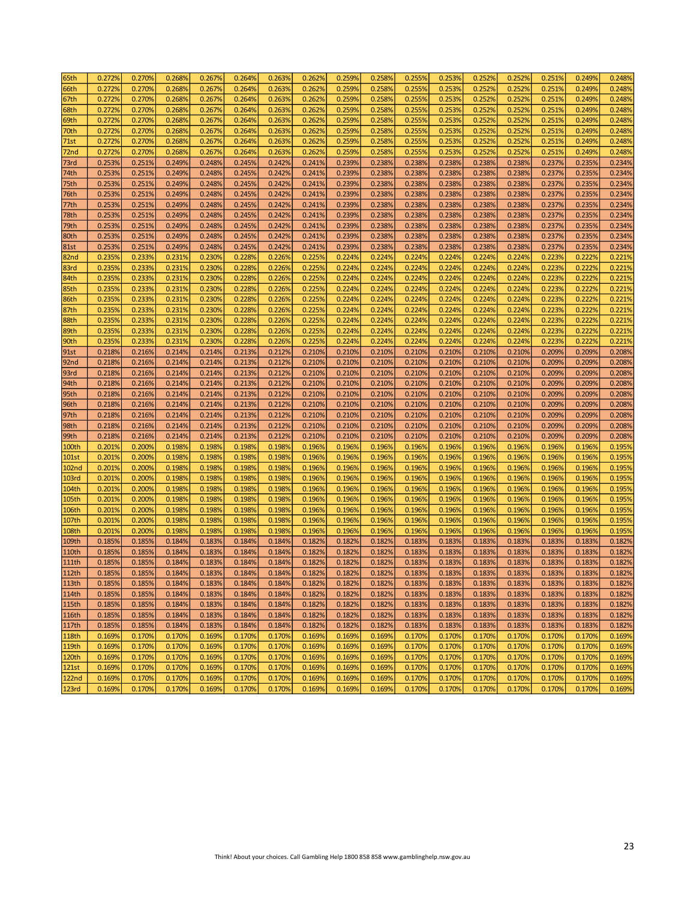| | | | | | | | | | | | | | | | | |
|---|---|---|---|---|---|---|---|---|---|---|---|---|---|---|---|---|
| 65th | 0.272% | 0.270% | 0.268% | 0.267% | 0.264% | 0.263% | 0.262% | 0.259% | 0.258% | 0.255% | 0.253% | 0.252% | 0.252% | 0.251% | 0.249% | 0.248% |
| 66th | 0.272% | 0.270% | 0.268% | 0.267% | 0.264% | 0.263% | 0.262% | 0.259% | 0.258% | 0.255% | 0.253% | 0.252% | 0.252% | 0.251% | 0.249% | 0.248% |
| 67th | 0.272% | 0.270% | 0.268% | 0.267% | 0.264% | 0.263% | 0.262% | 0.259% | 0.258% | 0.255% | 0.253% | 0.252% | 0.252% | 0.251% | 0.249% | 0.248% |
| 68th | 0.272% | 0.270% | 0.268% | 0.267% | 0.264% | 0.263% | 0.262% | 0.259% | 0.258% | 0.255% | 0.253% | 0.252% | 0.252% | 0.251% | 0.249% | 0.248% |
| 69th | 0.272% | 0.270% | 0.268% | 0.267% | 0.264% | 0.263% | 0.262% | 0.259% | 0.258% | 0.255% | 0.253% | 0.252% | 0.252% | 0.251% | 0.249% | 0.248% |
| 70th | 0.272% | 0.270% | 0.268% | 0.267% | 0.264% | 0.263% | 0.262% | 0.259% | 0.258% | 0.255% | 0.253% | 0.252% | 0.252% | 0.251% | 0.249% | 0.248% |
| 71st | 0.272% | 0.270% | 0.268% | 0.267% | 0.264% | 0.263% | 0.262% | 0.259% | 0.258% | 0.255% | 0.253% | 0.252% | 0.252% | 0.251% | 0.249% | 0.248% |
| 72nd | 0.272% | 0.270% | 0.268% | 0.267% | 0.264% | 0.263% | 0.262% | 0.259% | 0.258% | 0.255% | 0.253% | 0.252% | 0.252% | 0.251% | 0.249% | 0.248% |
| 73rd | 0.253% | 0.251% | 0.249% | 0.248% | 0.245% | 0.242% | 0.241% | 0.239% | 0.238% | 0.238% | 0.238% | 0.238% | 0.238% | 0.237% | 0.235% | 0.234% |
| 74th | 0.253% | 0.251% | 0.249% | 0.248% | 0.245% | 0.242% | 0.241% | 0.239% | 0.238% | 0.238% | 0.238% | 0.238% | 0.238% | 0.237% | 0.235% | 0.234% |
| 75th | 0.253% | 0.251% | 0.249% | 0.248% | 0.245% | 0.242% | 0.241% | 0.239% | 0.238% | 0.238% | 0.238% | 0.238% | 0.238% | 0.237% | 0.235% | 0.234% |
| 76th | 0.253% | 0.251% | 0.249% | 0.248% | 0.245% | 0.242% | 0.241% | 0.239% | 0.238% | 0.238% | 0.238% | 0.238% | 0.238% | 0.237% | 0.235% | 0.234% |
| 77th | 0.253% | 0.251% | 0.249% | 0.248% | 0.245% | 0.242% | 0.241% | 0.239% | 0.238% | 0.238% | 0.238% | 0.238% | 0.238% | 0.237% | 0.235% | 0.234% |
| 78th | 0.253% | 0.251% | 0.249% | 0.248% | 0.245% | 0.242% | 0.241% | 0.239% | 0.238% | 0.238% | 0.238% | 0.238% | 0.238% | 0.237% | 0.235% | 0.234% |
| 79th | 0.253% | 0.251% | 0.249% | 0.248% | 0.245% | 0.242% | 0.241% | 0.239% | 0.238% | 0.238% | 0.238% | 0.238% | 0.238% | 0.237% | 0.235% | 0.234% |
| 80th | 0.253% | 0.251% | 0.249% | 0.248% | 0.245% | 0.242% | 0.241% | 0.239% | 0.238% | 0.238% | 0.238% | 0.238% | 0.238% | 0.237% | 0.235% | 0.234% |
| 81st | 0.253% | 0.251% | 0.249% | 0.248% | 0.245% | 0.242% | 0.241% | 0.239% | 0.238% | 0.238% | 0.238% | 0.238% | 0.238% | 0.237% | 0.235% | 0.234% |
| 82nd | 0.235% | 0.233% | 0.231% | 0.230% | 0.228% | 0.226% | 0.225% | 0.224% | 0.224% | 0.224% | 0.224% | 0.224% | 0.224% | 0.223% | 0.222% | 0.221% |
| 83rd | 0.235% | 0.233% | 0.231% | 0.230% | 0.228% | 0.226% | 0.225% | 0.224% | 0.224% | 0.224% | 0.224% | 0.224% | 0.224% | 0.223% | 0.222% | 0.221% |
| 84th | 0.235% | 0.233% | 0.231% | 0.230% | 0.228% | 0.226% | 0.225% | 0.224% | 0.224% | 0.224% | 0.224% | 0.224% | 0.224% | 0.223% | 0.222% | 0.221% |
| 85th | 0.235% | 0.233% | 0.231% | 0.230% | 0.228% | 0.226% | 0.225% | 0.224% | 0.224% | 0.224% | 0.224% | 0.224% | 0.224% | 0.223% | 0.222% | 0.221% |
| 86th | 0.235% | 0.233% | 0.231% | 0.230% | 0.228% | 0.226% | 0.225% | 0.224% | 0.224% | 0.224% | 0.224% | 0.224% | 0.224% | 0.223% | 0.222% | 0.221% |
| 87th | 0.235% | 0.233% | 0.231% | 0.230% | 0.228% | 0.226% | 0.225% | 0.224% | 0.224% | 0.224% | 0.224% | 0.224% | 0.224% | 0.223% | 0.222% | 0.221% |
| 88th | 0.235% | 0.233% | 0.231% | 0.230% | 0.228% | 0.226% | 0.225% | 0.224% | 0.224% | 0.224% | 0.224% | 0.224% | 0.224% | 0.223% | 0.222% | 0.221% |
| 89th | 0.235% | 0.233% | 0.231% | 0.230% | 0.228% | 0.226% | 0.225% | 0.224% | 0.224% | 0.224% | 0.224% | 0.224% | 0.224% | 0.223% | 0.222% | 0.221% |
| 90th | 0.235% | 0.233% | 0.231% | 0.230% | 0.228% | 0.226% | 0.225% | 0.224% | 0.224% | 0.224% | 0.224% | 0.224% | 0.224% | 0.223% | 0.222% | 0.221% |
| 91st | 0.218% | 0.216% | 0.214% | 0.214% | 0.213% | 0.212% | 0.210% | 0.210% | 0.210% | 0.210% | 0.210% | 0.210% | 0.210% | 0.209% | 0.209% | 0.208% |
| 92nd | 0.218% | 0.216% | 0.214% | 0.214% | 0.213% | 0.212% | 0.210% | 0.210% | 0.210% | 0.210% | 0.210% | 0.210% | 0.210% | 0.209% | 0.209% | 0.208% |
| 93rd | 0.218% | 0.216% | 0.214% | 0.214% | 0.213% | 0.212% | 0.210% | 0.210% | 0.210% | 0.210% | 0.210% | 0.210% | 0.210% | 0.209% | 0.209% | 0.208% |
| 94th | 0.218% | 0.216% | 0.214% | 0.214% | 0.213% | 0.212% | 0.210% | 0.210% | 0.210% | 0.210% | 0.210% | 0.210% | 0.210% | 0.209% | 0.209% | 0.208% |
| 95th | 0.218% | 0.216% | 0.214% | 0.214% | 0.213% | 0.212% | 0.210% | 0.210% | 0.210% | 0.210% | 0.210% | 0.210% | 0.210% | 0.209% | 0.209% | 0.208% |
| 96th | 0.218% | 0.216% | 0.214% | 0.214% | 0.213% | 0.212% | 0.210% | 0.210% | 0.210% | 0.210% | 0.210% | 0.210% | 0.210% | 0.209% | 0.209% | 0.208% |
| 97th | 0.218% | 0.216% | 0.214% | 0.214% | 0.213% | 0.212% | 0.210% | 0.210% | 0.210% | 0.210% | 0.210% | 0.210% | 0.210% | 0.209% | 0.209% | 0.208% |
| 98th | 0.218% | 0.216% | 0.214% | 0.214% | 0.213% | 0.212% | 0.210% | 0.210% | 0.210% | 0.210% | 0.210% | 0.210% | 0.210% | 0.209% | 0.209% | 0.208% |
| 99th | 0.218% | 0.216% | 0.214% | 0.214% | 0.213% | 0.212% | 0.210% | 0.210% | 0.210% | 0.210% | 0.210% | 0.210% | 0.210% | 0.209% | 0.209% | 0.208% |
| 100th | 0.201% | 0.200% | 0.198% | 0.198% | 0.198% | 0.198% | 0.196% | 0.196% | 0.196% | 0.196% | 0.196% | 0.196% | 0.196% | 0.196% | 0.196% | 0.195% |
| 101st | 0.201% | 0.200% | 0.198% | 0.198% | 0.198% | 0.198% | 0.196% | 0.196% | 0.196% | 0.196% | 0.196% | 0.196% | 0.196% | 0.196% | 0.196% | 0.195% |
| 102nd | 0.201% | 0.200% | 0.198% | 0.198% | 0.198% | 0.198% | 0.196% | 0.196% | 0.196% | 0.196% | 0.196% | 0.196% | 0.196% | 0.196% | 0.196% | 0.195% |
| 103rd | 0.201% | 0.200% | 0.198% | 0.198% | 0.198% | 0.198% | 0.196% | 0.196% | 0.196% | 0.196% | 0.196% | 0.196% | 0.196% | 0.196% | 0.196% | 0.195% |
| 104th | 0.201% | 0.200% | 0.198% | 0.198% | 0.198% | 0.198% | 0.196% | 0.196% | 0.196% | 0.196% | 0.196% | 0.196% | 0.196% | 0.196% | 0.196% | 0.195% |
| 105th | 0.201% | 0.200% | 0.198% | 0.198% | 0.198% | 0.198% | 0.196% | 0.196% | 0.196% | 0.196% | 0.196% | 0.196% | 0.196% | 0.196% | 0.196% | 0.195% |
| 106th | 0.201% | 0.200% | 0.198% | 0.198% | 0.198% | 0.198% | 0.196% | 0.196% | 0.196% | 0.196% | 0.196% | 0.196% | 0.196% | 0.196% | 0.196% | 0.195% |
| 107th | 0.201% | 0.200% | 0.198% | 0.198% | 0.198% | 0.198% | 0.196% | 0.196% | 0.196% | 0.196% | 0.196% | 0.196% | 0.196% | 0.196% | 0.196% | 0.195% |
| 108th | 0.201% | 0.200% | 0.198% | 0.198% | 0.198% | 0.198% | 0.196% | 0.196% | 0.196% | 0.196% | 0.196% | 0.196% | 0.196% | 0.196% | 0.196% | 0.195% |
| 109th | 0.185% | 0.185% | 0.184% | 0.183% | 0.184% | 0.184% | 0.182% | 0.182% | 0.182% | 0.183% | 0.183% | 0.183% | 0.183% | 0.183% | 0.183% | 0.182% |
| 110th | 0.185% | 0.185% | 0.184% | 0.183% | 0.184% | 0.184% | 0.182% | 0.182% | 0.182% | 0.183% | 0.183% | 0.183% | 0.183% | 0.183% | 0.183% | 0.182% |
| 111th | 0.185% | 0.185% | 0.184% | 0.183% | 0.184% | 0.184% | 0.182% | 0.182% | 0.182% | 0.183% | 0.183% | 0.183% | 0.183% | 0.183% | 0.183% | 0.182% |
| 112th | 0.185% | 0.185% | 0.184% | 0.183% | 0.184% | 0.184% | 0.182% | 0.182% | 0.182% | 0.183% | 0.183% | 0.183% | 0.183% | 0.183% | 0.183% | 0.182% |
| 113th | 0.185% | 0.185% | 0.184% | 0.183% | 0.184% | 0.184% | 0.182% | 0.182% | 0.182% | 0.183% | 0.183% | 0.183% | 0.183% | 0.183% | 0.183% | 0.182% |
| 114th | 0.185% | 0.185% | 0.184% | 0.183% | 0.184% | 0.184% | 0.182% | 0.182% | 0.182% | 0.183% | 0.183% | 0.183% | 0.183% | 0.183% | 0.183% | 0.182% |
| 115th | 0.185% | 0.185% | 0.184% | 0.183% | 0.184% | 0.184% | 0.182% | 0.182% | 0.182% | 0.183% | 0.183% | 0.183% | 0.183% | 0.183% | 0.183% | 0.182% |
| 116th | 0.185% | 0.185% | 0.184% | 0.183% | 0.184% | 0.184% | 0.182% | 0.182% | 0.182% | 0.183% | 0.183% | 0.183% | 0.183% | 0.183% | 0.183% | 0.182% |
| 117th | 0.185% | 0.185% | 0.184% | 0.183% | 0.184% | 0.184% | 0.182% | 0.182% | 0.182% | 0.183% | 0.183% | 0.183% | 0.183% | 0.183% | 0.183% | 0.182% |
| 118th | 0.169% | 0.170% | 0.170% | 0.169% | 0.170% | 0.170% | 0.169% | 0.169% | 0.169% | 0.170% | 0.170% | 0.170% | 0.170% | 0.170% | 0.170% | 0.169% |
| 119th | 0.169% | 0.170% | 0.170% | 0.169% | 0.170% | 0.170% | 0.169% | 0.169% | 0.169% | 0.170% | 0.170% | 0.170% | 0.170% | 0.170% | 0.170% | 0.169% |
| 120th | 0.169% | 0.170% | 0.170% | 0.169% | 0.170% | 0.170% | 0.169% | 0.169% | 0.169% | 0.170% | 0.170% | 0.170% | 0.170% | 0.170% | 0.170% | 0.169% |
| 121st | 0.169% | 0.170% | 0.170% | 0.169% | 0.170% | 0.170% | 0.169% | 0.169% | 0.169% | 0.170% | 0.170% | 0.170% | 0.170% | 0.170% | 0.170% | 0.169% |
| 122nd | 0.169% | 0.170% | 0.170% | 0.169% | 0.170% | 0.170% | 0.169% | 0.169% | 0.169% | 0.170% | 0.170% | 0.170% | 0.170% | 0.170% | 0.170% | 0.169% |
| 123rd | 0.169% | 0.170% | 0.170% | 0.169% | 0.170% | 0.170% | 0.169% | 0.169% | 0.169% | 0.170% | 0.170% | 0.170% | 0.170% | 0.170% | 0.170% | 0.169% |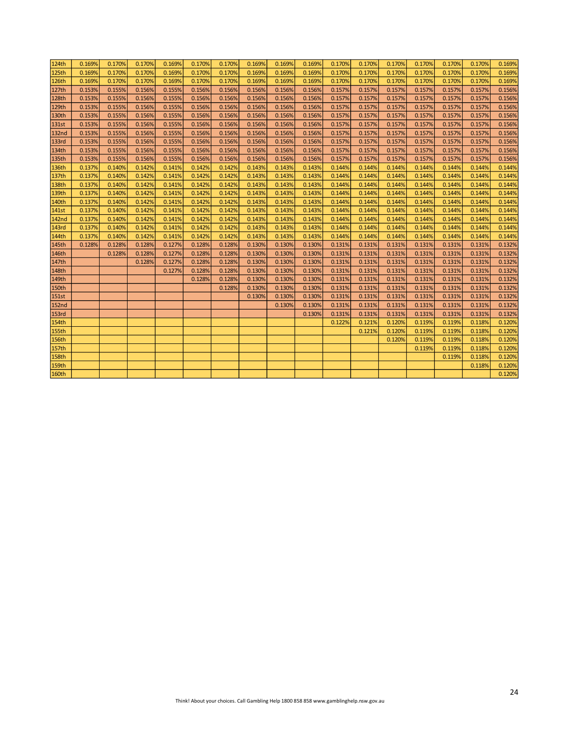| | | | | | | | | | | | | | | | | |
|---|---|---|---|---|---|---|---|---|---|---|---|---|---|---|---|---|
| 124th | 0.169% | 0.170% | 0.170% | 0.169% | 0.170% | 0.170% | 0.169% | 0.169% | 0.169% | 0.170% | 0.170% | 0.170% | 0.170% | 0.170% | 0.170% | 0.169% |
| 125th | 0.169% | 0.170% | 0.170% | 0.169% | 0.170% | 0.170% | 0.169% | 0.169% | 0.169% | 0.170% | 0.170% | 0.170% | 0.170% | 0.170% | 0.170% | 0.169% |
| 126th | 0.169% | 0.170% | 0.170% | 0.169% | 0.170% | 0.170% | 0.169% | 0.169% | 0.169% | 0.170% | 0.170% | 0.170% | 0.170% | 0.170% | 0.170% | 0.169% |
| 127th | 0.153% | 0.155% | 0.156% | 0.155% | 0.156% | 0.156% | 0.156% | 0.156% | 0.156% | 0.157% | 0.157% | 0.157% | 0.157% | 0.157% | 0.157% | 0.156% |
| 128th | 0.153% | 0.155% | 0.156% | 0.155% | 0.156% | 0.156% | 0.156% | 0.156% | 0.156% | 0.157% | 0.157% | 0.157% | 0.157% | 0.157% | 0.157% | 0.156% |
| 129th | 0.153% | 0.155% | 0.156% | 0.155% | 0.156% | 0.156% | 0.156% | 0.156% | 0.156% | 0.157% | 0.157% | 0.157% | 0.157% | 0.157% | 0.157% | 0.156% |
| 130th | 0.153% | 0.155% | 0.156% | 0.155% | 0.156% | 0.156% | 0.156% | 0.156% | 0.156% | 0.157% | 0.157% | 0.157% | 0.157% | 0.157% | 0.157% | 0.156% |
| 131st | 0.153% | 0.155% | 0.156% | 0.155% | 0.156% | 0.156% | 0.156% | 0.156% | 0.156% | 0.157% | 0.157% | 0.157% | 0.157% | 0.157% | 0.157% | 0.156% |
| 132nd | 0.153% | 0.155% | 0.156% | 0.155% | 0.156% | 0.156% | 0.156% | 0.156% | 0.156% | 0.157% | 0.157% | 0.157% | 0.157% | 0.157% | 0.157% | 0.156% |
| 133rd | 0.153% | 0.155% | 0.156% | 0.155% | 0.156% | 0.156% | 0.156% | 0.156% | 0.156% | 0.157% | 0.157% | 0.157% | 0.157% | 0.157% | 0.157% | 0.156% |
| 134th | 0.153% | 0.155% | 0.156% | 0.155% | 0.156% | 0.156% | 0.156% | 0.156% | 0.156% | 0.157% | 0.157% | 0.157% | 0.157% | 0.157% | 0.157% | 0.156% |
| 135th | 0.153% | 0.155% | 0.156% | 0.155% | 0.156% | 0.156% | 0.156% | 0.156% | 0.156% | 0.157% | 0.157% | 0.157% | 0.157% | 0.157% | 0.157% | 0.156% |
| 136th | 0.137% | 0.140% | 0.142% | 0.141% | 0.142% | 0.142% | 0.143% | 0.143% | 0.143% | 0.144% | 0.144% | 0.144% | 0.144% | 0.144% | 0.144% | 0.144% |
| 137th | 0.137% | 0.140% | 0.142% | 0.141% | 0.142% | 0.142% | 0.143% | 0.143% | 0.143% | 0.144% | 0.144% | 0.144% | 0.144% | 0.144% | 0.144% | 0.144% |
| 138th | 0.137% | 0.140% | 0.142% | 0.141% | 0.142% | 0.142% | 0.143% | 0.143% | 0.143% | 0.144% | 0.144% | 0.144% | 0.144% | 0.144% | 0.144% | 0.144% |
| 139th | 0.137% | 0.140% | 0.142% | 0.141% | 0.142% | 0.142% | 0.143% | 0.143% | 0.143% | 0.144% | 0.144% | 0.144% | 0.144% | 0.144% | 0.144% | 0.144% |
| 140th | 0.137% | 0.140% | 0.142% | 0.141% | 0.142% | 0.142% | 0.143% | 0.143% | 0.143% | 0.144% | 0.144% | 0.144% | 0.144% | 0.144% | 0.144% | 0.144% |
| 141st | 0.137% | 0.140% | 0.142% | 0.141% | 0.142% | 0.142% | 0.143% | 0.143% | 0.143% | 0.144% | 0.144% | 0.144% | 0.144% | 0.144% | 0.144% | 0.144% |
| 142nd | 0.137% | 0.140% | 0.142% | 0.141% | 0.142% | 0.142% | 0.143% | 0.143% | 0.143% | 0.144% | 0.144% | 0.144% | 0.144% | 0.144% | 0.144% | 0.144% |
| 143rd | 0.137% | 0.140% | 0.142% | 0.141% | 0.142% | 0.142% | 0.143% | 0.143% | 0.143% | 0.144% | 0.144% | 0.144% | 0.144% | 0.144% | 0.144% | 0.144% |
| 144th | 0.137% | 0.140% | 0.142% | 0.141% | 0.142% | 0.142% | 0.143% | 0.143% | 0.143% | 0.144% | 0.144% | 0.144% | 0.144% | 0.144% | 0.144% | 0.144% |
| 145th | 0.128% | 0.128% | 0.128% | 0.127% | 0.128% | 0.128% | 0.130% | 0.130% | 0.130% | 0.131% | 0.131% | 0.131% | 0.131% | 0.131% | 0.131% | 0.132% |
| 146th | | 0.128% | 0.128% | 0.127% | 0.128% | 0.128% | 0.130% | 0.130% | 0.130% | 0.131% | 0.131% | 0.131% | 0.131% | 0.131% | 0.131% | 0.132% |
| 147th | | | 0.128% | 0.127% | 0.128% | 0.128% | 0.130% | 0.130% | 0.130% | 0.131% | 0.131% | 0.131% | 0.131% | 0.131% | 0.131% | 0.132% |
| 148th | | | | 0.127% | 0.128% | 0.128% | 0.130% | 0.130% | 0.130% | 0.131% | 0.131% | 0.131% | 0.131% | 0.131% | 0.131% | 0.132% |
| 149th | | | | | 0.128% | 0.128% | 0.130% | 0.130% | 0.130% | 0.131% | 0.131% | 0.131% | 0.131% | 0.131% | 0.131% | 0.132% |
| 150th | | | | | | 0.128% | 0.130% | 0.130% | 0.130% | 0.131% | 0.131% | 0.131% | 0.131% | 0.131% | 0.131% | 0.132% |
| 151st | | | | | | | 0.130% | 0.130% | 0.130% | 0.131% | 0.131% | 0.131% | 0.131% | 0.131% | 0.131% | 0.132% |
| 152nd | | | | | | | | 0.130% | 0.130% | 0.131% | 0.131% | 0.131% | 0.131% | 0.131% | 0.131% | 0.132% |
| 153rd | | | | | | | | | 0.130% | 0.131% | 0.131% | 0.131% | 0.131% | 0.131% | 0.131% | 0.132% |
| 154th | | | | | | | | | | 0.122% | 0.121% | 0.120% | 0.119% | 0.119% | 0.118% | 0.120% |
| 155th | | | | | | | | | | | 0.121% | 0.120% | 0.119% | 0.119% | 0.118% | 0.120% |
| 156th | | | | | | | | | | | | 0.120% | 0.119% | 0.119% | 0.118% | 0.120% |
| 157th | | | | | | | | | | | | | 0.119% | 0.119% | 0.118% | 0.120% |
| 158th | | | | | | | | | | | | | | 0.119% | 0.118% | 0.120% |
| 159th | | | | | | | | | | | | | | | 0.118% | 0.120% |
| 160th | | | | | | | | | | | | | | | | 0.120% |

Think! About your choices. Call Gambling Help 1800 858 858 www.gamblinghelp.nsw.gov.au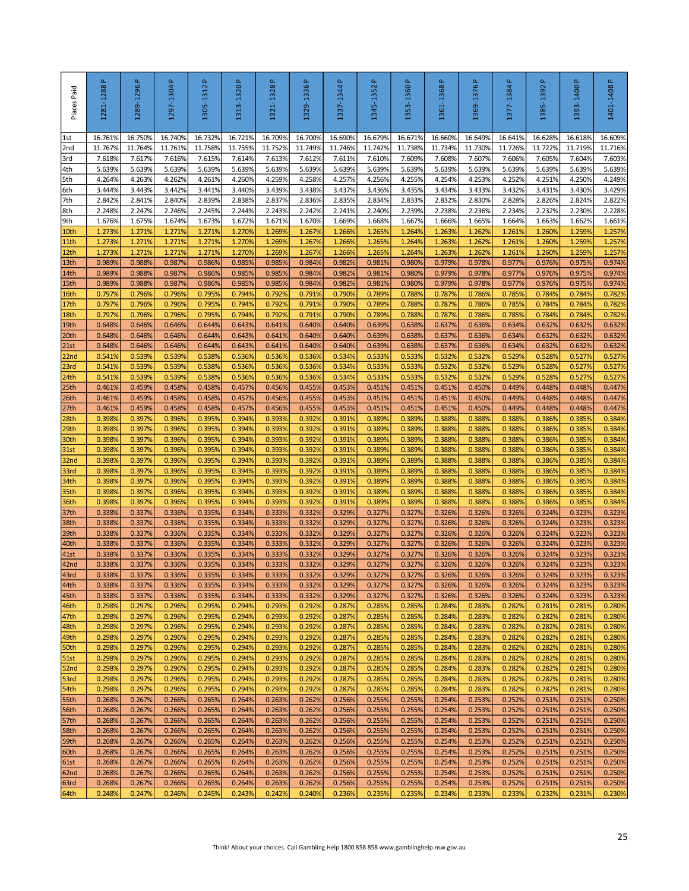| Places Paid | 1281-1288 P | 1289-1296 P | 1297-1304 P | 1305-1312 P | 1313-1320 P | 1321-1328 P | 1329-1336 P | 1337-1344 P | 1345-1352 P | 1353-1360 P | 1361-1368 P | 1369-1376 P | 1377-1384 P | 1385-1392 P | 1393-1400 P | 1401-1408 P |
|---|---|---|---|---|---|---|---|---|---|---|---|---|---|---|---|---|
| 1st | 16.761% | 16.750% | 16.740% | 16.732% | 16.721% | 16.709% | 16.700% | 16.690% | 16.679% | 16.671% | 16.660% | 16.649% | 16.641% | 16.628% | 16.618% | 16.609% |
| 2nd | 11.767% | 11.764% | 11.761% | 11.758% | 11.755% | 11.752% | 11.749% | 11.746% | 11.742% | 11.738% | 11.734% | 11.730% | 11.726% | 11.722% | 11.719% | 11.716% |
| 3rd | 7.618% | 7.617% | 7.616% | 7.615% | 7.614% | 7.613% | 7.612% | 7.611% | 7.610% | 7.609% | 7.608% | 7.607% | 7.606% | 7.605% | 7.604% | 7.603% |
| 4th | 5.639% | 5.639% | 5.639% | 5.639% | 5.639% | 5.639% | 5.639% | 5.639% | 5.639% | 5.639% | 5.639% | 5.639% | 5.639% | 5.639% | 5.639% | 5.639% |
| 5th | 4.264% | 4.263% | 4.262% | 4.261% | 4.260% | 4.259% | 4.258% | 4.257% | 4.256% | 4.255% | 4.254% | 4.253% | 4.252% | 4.251% | 4.250% | 4.249% |
| 6th | 3.444% | 3.443% | 3.442% | 3.441% | 3.440% | 3.439% | 3.438% | 3.437% | 3.436% | 3.435% | 3.434% | 3.433% | 3.432% | 3.431% | 3.430% | 3.429% |
| 7th | 2.842% | 2.841% | 2.840% | 2.839% | 2.838% | 2.837% | 2.836% | 2.835% | 2.834% | 2.833% | 2.832% | 2.830% | 2.828% | 2.826% | 2.824% | 2.822% |
| 8th | 2.248% | 2.247% | 2.246% | 2.245% | 2.244% | 2.243% | 2.242% | 2.241% | 2.240% | 2.239% | 2.238% | 2.236% | 2.234% | 2.232% | 2.230% | 2.228% |
| 9th | 1.676% | 1.675% | 1.674% | 1.673% | 1.672% | 1.671% | 1.670% | 1.669% | 1.668% | 1.667% | 1.666% | 1.665% | 1.664% | 1.663% | 1.662% | 1.661% |
| 10th | 1.273% | 1.271% | 1.271% | 1.271% | 1.270% | 1.269% | 1.267% | 1.266% | 1.265% | 1.264% | 1.263% | 1.262% | 1.261% | 1.260% | 1.259% | 1.257% |
| 11th | 1.273% | 1.271% | 1.271% | 1.271% | 1.270% | 1.269% | 1.267% | 1.266% | 1.265% | 1.264% | 1.263% | 1.262% | 1.261% | 1.260% | 1.259% | 1.257% |
| 12th | 1.273% | 1.271% | 1.271% | 1.271% | 1.270% | 1.269% | 1.267% | 1.266% | 1.265% | 1.264% | 1.263% | 1.262% | 1.261% | 1.260% | 1.259% | 1.257% |
| 13th | 0.989% | 0.988% | 0.987% | 0.986% | 0.985% | 0.985% | 0.984% | 0.982% | 0.981% | 0.980% | 0.979% | 0.978% | 0.977% | 0.976% | 0.975% | 0.974% |
| 14th | 0.989% | 0.988% | 0.987% | 0.986% | 0.985% | 0.985% | 0.984% | 0.982% | 0.981% | 0.980% | 0.979% | 0.978% | 0.977% | 0.976% | 0.975% | 0.974% |
| 15th | 0.989% | 0.988% | 0.987% | 0.986% | 0.985% | 0.985% | 0.984% | 0.982% | 0.981% | 0.980% | 0.979% | 0.978% | 0.977% | 0.976% | 0.975% | 0.974% |
| 16th | 0.797% | 0.796% | 0.796% | 0.795% | 0.794% | 0.792% | 0.791% | 0.790% | 0.789% | 0.788% | 0.787% | 0.786% | 0.785% | 0.784% | 0.784% | 0.782% |
| 17th | 0.797% | 0.796% | 0.796% | 0.795% | 0.794% | 0.792% | 0.791% | 0.790% | 0.789% | 0.788% | 0.787% | 0.786% | 0.785% | 0.784% | 0.784% | 0.782% |
| 18th | 0.797% | 0.796% | 0.796% | 0.795% | 0.794% | 0.792% | 0.791% | 0.790% | 0.789% | 0.788% | 0.787% | 0.786% | 0.785% | 0.784% | 0.784% | 0.782% |
| 19th | 0.648% | 0.646% | 0.646% | 0.644% | 0.643% | 0.641% | 0.640% | 0.640% | 0.639% | 0.638% | 0.637% | 0.636% | 0.634% | 0.632% | 0.632% | 0.632% |
| 20th | 0.648% | 0.646% | 0.646% | 0.644% | 0.643% | 0.641% | 0.640% | 0.640% | 0.639% | 0.638% | 0.637% | 0.636% | 0.634% | 0.632% | 0.632% | 0.632% |
| 21st | 0.648% | 0.646% | 0.646% | 0.644% | 0.643% | 0.641% | 0.640% | 0.640% | 0.639% | 0.638% | 0.637% | 0.636% | 0.634% | 0.632% | 0.632% | 0.632% |
| 22nd | 0.541% | 0.539% | 0.539% | 0.538% | 0.536% | 0.536% | 0.536% | 0.534% | 0.533% | 0.533% | 0.532% | 0.532% | 0.529% | 0.528% | 0.527% | 0.527% |
| 23rd | 0.541% | 0.539% | 0.539% | 0.538% | 0.536% | 0.536% | 0.536% | 0.534% | 0.533% | 0.533% | 0.532% | 0.532% | 0.529% | 0.528% | 0.527% | 0.527% |
| 24th | 0.541% | 0.539% | 0.539% | 0.538% | 0.536% | 0.536% | 0.536% | 0.534% | 0.533% | 0.533% | 0.532% | 0.532% | 0.529% | 0.528% | 0.527% | 0.527% |
| 25th | 0.461% | 0.459% | 0.458% | 0.458% | 0.457% | 0.456% | 0.455% | 0.453% | 0.451% | 0.451% | 0.451% | 0.450% | 0.449% | 0.448% | 0.448% | 0.447% |
| 26th | 0.461% | 0.459% | 0.458% | 0.458% | 0.457% | 0.456% | 0.455% | 0.453% | 0.451% | 0.451% | 0.451% | 0.450% | 0.449% | 0.448% | 0.448% | 0.447% |
| 27th | 0.461% | 0.459% | 0.458% | 0.458% | 0.457% | 0.456% | 0.455% | 0.453% | 0.451% | 0.451% | 0.451% | 0.450% | 0.449% | 0.448% | 0.448% | 0.447% |
| 28th | 0.398% | 0.397% | 0.396% | 0.395% | 0.394% | 0.393% | 0.392% | 0.391% | 0.389% | 0.389% | 0.388% | 0.388% | 0.388% | 0.386% | 0.385% | 0.384% |
| 29th | 0.398% | 0.397% | 0.396% | 0.395% | 0.394% | 0.393% | 0.392% | 0.391% | 0.389% | 0.389% | 0.388% | 0.388% | 0.388% | 0.386% | 0.385% | 0.384% |
| 30th | 0.398% | 0.397% | 0.396% | 0.395% | 0.394% | 0.393% | 0.392% | 0.391% | 0.389% | 0.389% | 0.388% | 0.388% | 0.388% | 0.386% | 0.385% | 0.384% |
| 31st | 0.398% | 0.397% | 0.396% | 0.395% | 0.394% | 0.393% | 0.392% | 0.391% | 0.389% | 0.389% | 0.388% | 0.388% | 0.388% | 0.386% | 0.385% | 0.384% |
| 32nd | 0.398% | 0.397% | 0.396% | 0.395% | 0.394% | 0.393% | 0.392% | 0.391% | 0.389% | 0.389% | 0.388% | 0.388% | 0.388% | 0.386% | 0.385% | 0.384% |
| 33rd | 0.398% | 0.397% | 0.396% | 0.395% | 0.394% | 0.393% | 0.392% | 0.391% | 0.389% | 0.389% | 0.388% | 0.388% | 0.388% | 0.386% | 0.385% | 0.384% |
| 34th | 0.398% | 0.397% | 0.396% | 0.395% | 0.394% | 0.393% | 0.392% | 0.391% | 0.389% | 0.389% | 0.388% | 0.388% | 0.388% | 0.386% | 0.385% | 0.384% |
| 35th | 0.398% | 0.397% | 0.396% | 0.395% | 0.394% | 0.393% | 0.392% | 0.391% | 0.389% | 0.389% | 0.388% | 0.388% | 0.388% | 0.386% | 0.385% | 0.384% |
| 36th | 0.398% | 0.397% | 0.396% | 0.395% | 0.394% | 0.393% | 0.392% | 0.391% | 0.389% | 0.389% | 0.388% | 0.388% | 0.388% | 0.386% | 0.385% | 0.384% |
| 37th | 0.338% | 0.337% | 0.336% | 0.335% | 0.334% | 0.333% | 0.332% | 0.329% | 0.327% | 0.327% | 0.326% | 0.326% | 0.326% | 0.324% | 0.323% | 0.323% |
| 38th | 0.338% | 0.337% | 0.336% | 0.335% | 0.334% | 0.333% | 0.332% | 0.329% | 0.327% | 0.327% | 0.326% | 0.326% | 0.326% | 0.324% | 0.323% | 0.323% |
| 39th | 0.338% | 0.337% | 0.336% | 0.335% | 0.334% | 0.333% | 0.332% | 0.329% | 0.327% | 0.327% | 0.326% | 0.326% | 0.326% | 0.324% | 0.323% | 0.323% |
| 40th | 0.338% | 0.337% | 0.336% | 0.335% | 0.334% | 0.333% | 0.332% | 0.329% | 0.327% | 0.327% | 0.326% | 0.326% | 0.326% | 0.324% | 0.323% | 0.323% |
| 41st | 0.338% | 0.337% | 0.336% | 0.335% | 0.334% | 0.333% | 0.332% | 0.329% | 0.327% | 0.327% | 0.326% | 0.326% | 0.326% | 0.324% | 0.323% | 0.323% |
| 42nd | 0.338% | 0.337% | 0.336% | 0.335% | 0.334% | 0.333% | 0.332% | 0.329% | 0.327% | 0.327% | 0.326% | 0.326% | 0.326% | 0.324% | 0.323% | 0.323% |
| 43rd | 0.338% | 0.337% | 0.336% | 0.335% | 0.334% | 0.333% | 0.332% | 0.329% | 0.327% | 0.327% | 0.326% | 0.326% | 0.326% | 0.324% | 0.323% | 0.323% |
| 44th | 0.338% | 0.337% | 0.336% | 0.335% | 0.334% | 0.333% | 0.332% | 0.329% | 0.327% | 0.327% | 0.326% | 0.326% | 0.326% | 0.324% | 0.323% | 0.323% |
| 45th | 0.338% | 0.337% | 0.336% | 0.335% | 0.334% | 0.333% | 0.332% | 0.329% | 0.327% | 0.327% | 0.326% | 0.326% | 0.326% | 0.324% | 0.323% | 0.323% |
| 46th | 0.298% | 0.297% | 0.296% | 0.295% | 0.294% | 0.293% | 0.292% | 0.287% | 0.285% | 0.285% | 0.284% | 0.283% | 0.282% | 0.281% | 0.281% | 0.280% |
| 47th | 0.298% | 0.297% | 0.296% | 0.295% | 0.294% | 0.293% | 0.292% | 0.287% | 0.285% | 0.285% | 0.284% | 0.283% | 0.282% | 0.282% | 0.281% | 0.280% |
| 48th | 0.298% | 0.297% | 0.296% | 0.295% | 0.294% | 0.293% | 0.292% | 0.287% | 0.285% | 0.285% | 0.284% | 0.283% | 0.282% | 0.282% | 0.281% | 0.280% |
| 49th | 0.298% | 0.297% | 0.296% | 0.295% | 0.294% | 0.293% | 0.292% | 0.287% | 0.285% | 0.285% | 0.284% | 0.283% | 0.282% | 0.282% | 0.281% | 0.280% |
| 50th | 0.298% | 0.297% | 0.296% | 0.295% | 0.294% | 0.293% | 0.292% | 0.287% | 0.285% | 0.285% | 0.284% | 0.283% | 0.282% | 0.282% | 0.281% | 0.280% |
| 51st | 0.298% | 0.297% | 0.296% | 0.295% | 0.294% | 0.293% | 0.292% | 0.287% | 0.285% | 0.285% | 0.284% | 0.283% | 0.282% | 0.282% | 0.281% | 0.280% |
| 52nd | 0.298% | 0.297% | 0.296% | 0.295% | 0.294% | 0.293% | 0.292% | 0.287% | 0.285% | 0.285% | 0.284% | 0.283% | 0.282% | 0.282% | 0.281% | 0.280% |
| 53rd | 0.298% | 0.297% | 0.296% | 0.295% | 0.294% | 0.293% | 0.292% | 0.287% | 0.285% | 0.285% | 0.284% | 0.283% | 0.282% | 0.282% | 0.281% | 0.280% |
| 54th | 0.298% | 0.297% | 0.296% | 0.295% | 0.294% | 0.293% | 0.292% | 0.287% | 0.285% | 0.285% | 0.284% | 0.283% | 0.282% | 0.282% | 0.281% | 0.280% |
| 55th | 0.268% | 0.267% | 0.266% | 0.265% | 0.264% | 0.263% | 0.262% | 0.256% | 0.255% | 0.255% | 0.254% | 0.253% | 0.252% | 0.251% | 0.251% | 0.250% |
| 56th | 0.268% | 0.267% | 0.266% | 0.265% | 0.264% | 0.263% | 0.262% | 0.256% | 0.255% | 0.255% | 0.254% | 0.253% | 0.252% | 0.251% | 0.251% | 0.250% |
| 57th | 0.268% | 0.267% | 0.266% | 0.265% | 0.264% | 0.263% | 0.262% | 0.256% | 0.255% | 0.255% | 0.254% | 0.253% | 0.252% | 0.251% | 0.251% | 0.250% |
| 58th | 0.268% | 0.267% | 0.266% | 0.265% | 0.264% | 0.263% | 0.262% | 0.256% | 0.255% | 0.255% | 0.254% | 0.253% | 0.252% | 0.251% | 0.251% | 0.250% |
| 59th | 0.268% | 0.267% | 0.266% | 0.265% | 0.264% | 0.263% | 0.262% | 0.256% | 0.255% | 0.255% | 0.254% | 0.253% | 0.252% | 0.251% | 0.251% | 0.250% |
| 60th | 0.268% | 0.267% | 0.266% | 0.265% | 0.264% | 0.263% | 0.262% | 0.256% | 0.255% | 0.255% | 0.254% | 0.253% | 0.252% | 0.251% | 0.251% | 0.250% |
| 61st | 0.268% | 0.267% | 0.266% | 0.265% | 0.264% | 0.263% | 0.262% | 0.256% | 0.255% | 0.255% | 0.254% | 0.253% | 0.252% | 0.251% | 0.251% | 0.250% |
| 62nd | 0.268% | 0.267% | 0.266% | 0.265% | 0.264% | 0.263% | 0.262% | 0.256% | 0.255% | 0.255% | 0.254% | 0.253% | 0.252% | 0.251% | 0.251% | 0.250% |
| 63rd | 0.268% | 0.267% | 0.266% | 0.265% | 0.264% | 0.263% | 0.262% | 0.256% | 0.255% | 0.255% | 0.254% | 0.253% | 0.252% | 0.251% | 0.251% | 0.250% |
| 64th | 0.248% | 0.247% | 0.246% | 0.245% | 0.243% | 0.242% | 0.240% | 0.236% | 0.235% | 0.235% | 0.234% | 0.233% | 0.233% | 0.232% | 0.231% | 0.230% |

Think! About your choices. Call Gambling Help 1800 858 858 www.gamblinghelp.nsw.gov.au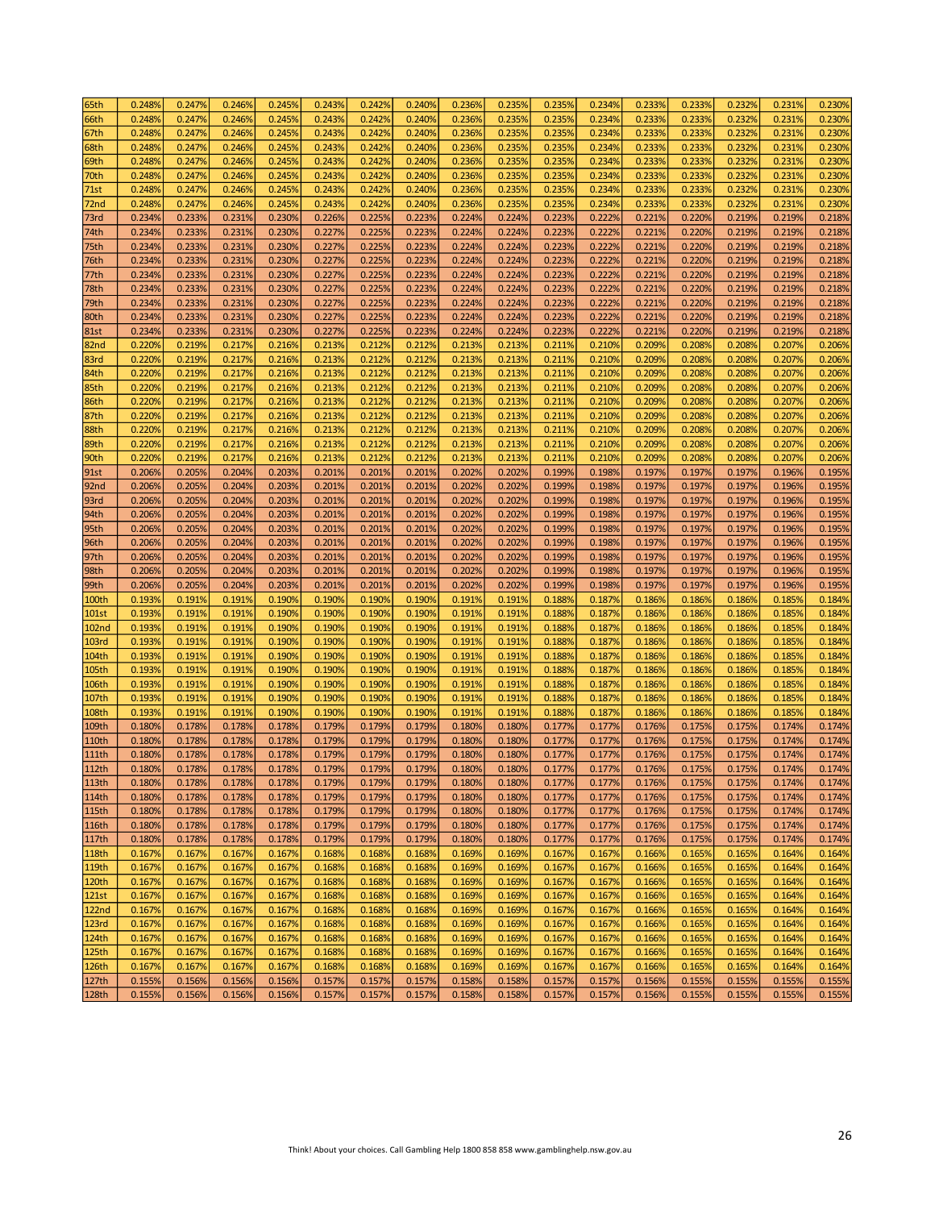| | | | | | | | | | | | | | | | | |
|---|---|---|---|---|---|---|---|---|---|---|---|---|---|---|---|---|
| 65th | 0.248% | 0.247% | 0.246% | 0.245% | 0.243% | 0.242% | 0.240% | 0.236% | 0.235% | 0.235% | 0.234% | 0.233% | 0.233% | 0.232% | 0.231% | 0.230% |
| 66th | 0.248% | 0.247% | 0.246% | 0.245% | 0.243% | 0.242% | 0.240% | 0.236% | 0.235% | 0.235% | 0.234% | 0.233% | 0.233% | 0.232% | 0.231% | 0.230% |
| 67th | 0.248% | 0.247% | 0.246% | 0.245% | 0.243% | 0.242% | 0.240% | 0.236% | 0.235% | 0.235% | 0.234% | 0.233% | 0.233% | 0.232% | 0.231% | 0.230% |
| 68th | 0.248% | 0.247% | 0.246% | 0.245% | 0.243% | 0.242% | 0.240% | 0.236% | 0.235% | 0.235% | 0.234% | 0.233% | 0.233% | 0.232% | 0.231% | 0.230% |
| 69th | 0.248% | 0.247% | 0.246% | 0.245% | 0.243% | 0.242% | 0.240% | 0.236% | 0.235% | 0.235% | 0.234% | 0.233% | 0.233% | 0.232% | 0.231% | 0.230% |
| 70th | 0.248% | 0.247% | 0.246% | 0.245% | 0.243% | 0.242% | 0.240% | 0.236% | 0.235% | 0.235% | 0.234% | 0.233% | 0.233% | 0.232% | 0.231% | 0.230% |
| 71st | 0.248% | 0.247% | 0.246% | 0.245% | 0.243% | 0.242% | 0.240% | 0.236% | 0.235% | 0.235% | 0.234% | 0.233% | 0.233% | 0.232% | 0.231% | 0.230% |
| 72nd | 0.248% | 0.247% | 0.246% | 0.245% | 0.243% | 0.242% | 0.240% | 0.236% | 0.235% | 0.235% | 0.234% | 0.233% | 0.233% | 0.232% | 0.231% | 0.230% |
| 73rd | 0.234% | 0.233% | 0.231% | 0.230% | 0.226% | 0.225% | 0.223% | 0.224% | 0.224% | 0.223% | 0.222% | 0.221% | 0.220% | 0.219% | 0.219% | 0.218% |
| 74th | 0.234% | 0.233% | 0.231% | 0.230% | 0.227% | 0.225% | 0.223% | 0.224% | 0.224% | 0.223% | 0.222% | 0.221% | 0.220% | 0.219% | 0.219% | 0.218% |
| 75th | 0.234% | 0.233% | 0.231% | 0.230% | 0.227% | 0.225% | 0.223% | 0.224% | 0.224% | 0.223% | 0.222% | 0.221% | 0.220% | 0.219% | 0.219% | 0.218% |
| 76th | 0.234% | 0.233% | 0.231% | 0.230% | 0.227% | 0.225% | 0.223% | 0.224% | 0.224% | 0.223% | 0.222% | 0.221% | 0.220% | 0.219% | 0.219% | 0.218% |
| 77th | 0.234% | 0.233% | 0.231% | 0.230% | 0.227% | 0.225% | 0.223% | 0.224% | 0.224% | 0.223% | 0.222% | 0.221% | 0.220% | 0.219% | 0.219% | 0.218% |
| 78th | 0.234% | 0.233% | 0.231% | 0.230% | 0.227% | 0.225% | 0.223% | 0.224% | 0.224% | 0.223% | 0.222% | 0.221% | 0.220% | 0.219% | 0.219% | 0.218% |
| 79th | 0.234% | 0.233% | 0.231% | 0.230% | 0.227% | 0.225% | 0.223% | 0.224% | 0.224% | 0.223% | 0.222% | 0.221% | 0.220% | 0.219% | 0.219% | 0.218% |
| 80th | 0.234% | 0.233% | 0.231% | 0.230% | 0.227% | 0.225% | 0.223% | 0.224% | 0.224% | 0.223% | 0.222% | 0.221% | 0.220% | 0.219% | 0.219% | 0.218% |
| 81st | 0.234% | 0.233% | 0.231% | 0.230% | 0.227% | 0.225% | 0.223% | 0.224% | 0.224% | 0.223% | 0.222% | 0.221% | 0.220% | 0.219% | 0.219% | 0.218% |
| 82nd | 0.220% | 0.219% | 0.217% | 0.216% | 0.213% | 0.212% | 0.212% | 0.213% | 0.213% | 0.211% | 0.210% | 0.209% | 0.208% | 0.208% | 0.207% | 0.206% |
| 83rd | 0.220% | 0.219% | 0.217% | 0.216% | 0.213% | 0.212% | 0.212% | 0.213% | 0.213% | 0.211% | 0.210% | 0.209% | 0.208% | 0.208% | 0.207% | 0.206% |
| 84th | 0.220% | 0.219% | 0.217% | 0.216% | 0.213% | 0.212% | 0.212% | 0.213% | 0.213% | 0.211% | 0.210% | 0.209% | 0.208% | 0.208% | 0.207% | 0.206% |
| 85th | 0.220% | 0.219% | 0.217% | 0.216% | 0.213% | 0.212% | 0.212% | 0.213% | 0.213% | 0.211% | 0.210% | 0.209% | 0.208% | 0.208% | 0.207% | 0.206% |
| 86th | 0.220% | 0.219% | 0.217% | 0.216% | 0.213% | 0.212% | 0.212% | 0.213% | 0.213% | 0.211% | 0.210% | 0.209% | 0.208% | 0.208% | 0.207% | 0.206% |
| 87th | 0.220% | 0.219% | 0.217% | 0.216% | 0.213% | 0.212% | 0.212% | 0.213% | 0.213% | 0.211% | 0.210% | 0.209% | 0.208% | 0.208% | 0.207% | 0.206% |
| 88th | 0.220% | 0.219% | 0.217% | 0.216% | 0.213% | 0.212% | 0.212% | 0.213% | 0.213% | 0.211% | 0.210% | 0.209% | 0.208% | 0.208% | 0.207% | 0.206% |
| 89th | 0.220% | 0.219% | 0.217% | 0.216% | 0.213% | 0.212% | 0.212% | 0.213% | 0.213% | 0.211% | 0.210% | 0.209% | 0.208% | 0.208% | 0.207% | 0.206% |
| 90th | 0.220% | 0.219% | 0.217% | 0.216% | 0.213% | 0.212% | 0.212% | 0.213% | 0.213% | 0.211% | 0.210% | 0.209% | 0.208% | 0.208% | 0.207% | 0.206% |
| 91st | 0.206% | 0.205% | 0.204% | 0.203% | 0.201% | 0.201% | 0.201% | 0.202% | 0.202% | 0.199% | 0.198% | 0.197% | 0.197% | 0.197% | 0.196% | 0.195% |
| 92nd | 0.206% | 0.205% | 0.204% | 0.203% | 0.201% | 0.201% | 0.201% | 0.202% | 0.202% | 0.199% | 0.198% | 0.197% | 0.197% | 0.197% | 0.196% | 0.195% |
| 93rd | 0.206% | 0.205% | 0.204% | 0.203% | 0.201% | 0.201% | 0.201% | 0.202% | 0.202% | 0.199% | 0.198% | 0.197% | 0.197% | 0.197% | 0.196% | 0.195% |
| 94th | 0.206% | 0.205% | 0.204% | 0.203% | 0.201% | 0.201% | 0.201% | 0.202% | 0.202% | 0.199% | 0.198% | 0.197% | 0.197% | 0.197% | 0.196% | 0.195% |
| 95th | 0.206% | 0.205% | 0.204% | 0.203% | 0.201% | 0.201% | 0.201% | 0.202% | 0.202% | 0.199% | 0.198% | 0.197% | 0.197% | 0.197% | 0.196% | 0.195% |
| 96th | 0.206% | 0.205% | 0.204% | 0.203% | 0.201% | 0.201% | 0.201% | 0.202% | 0.202% | 0.199% | 0.198% | 0.197% | 0.197% | 0.197% | 0.196% | 0.195% |
| 97th | 0.206% | 0.205% | 0.204% | 0.203% | 0.201% | 0.201% | 0.201% | 0.202% | 0.202% | 0.199% | 0.198% | 0.197% | 0.197% | 0.197% | 0.196% | 0.195% |
| 98th | 0.206% | 0.205% | 0.204% | 0.203% | 0.201% | 0.201% | 0.201% | 0.202% | 0.202% | 0.199% | 0.198% | 0.197% | 0.197% | 0.197% | 0.196% | 0.195% |
| 99th | 0.206% | 0.205% | 0.204% | 0.203% | 0.201% | 0.201% | 0.201% | 0.202% | 0.202% | 0.199% | 0.198% | 0.197% | 0.197% | 0.197% | 0.196% | 0.195% |
| 100th | 0.193% | 0.191% | 0.191% | 0.190% | 0.190% | 0.190% | 0.190% | 0.191% | 0.191% | 0.188% | 0.187% | 0.186% | 0.186% | 0.186% | 0.185% | 0.184% |
| 101st | 0.193% | 0.191% | 0.191% | 0.190% | 0.190% | 0.190% | 0.190% | 0.191% | 0.191% | 0.188% | 0.187% | 0.186% | 0.186% | 0.186% | 0.185% | 0.184% |
| 102nd | 0.193% | 0.191% | 0.191% | 0.190% | 0.190% | 0.190% | 0.190% | 0.191% | 0.191% | 0.188% | 0.187% | 0.186% | 0.186% | 0.186% | 0.185% | 0.184% |
| 103rd | 0.193% | 0.191% | 0.191% | 0.190% | 0.190% | 0.190% | 0.190% | 0.191% | 0.191% | 0.188% | 0.187% | 0.186% | 0.186% | 0.186% | 0.185% | 0.184% |
| 104th | 0.193% | 0.191% | 0.191% | 0.190% | 0.190% | 0.190% | 0.190% | 0.191% | 0.191% | 0.188% | 0.187% | 0.186% | 0.186% | 0.186% | 0.185% | 0.184% |
| 105th | 0.193% | 0.191% | 0.191% | 0.190% | 0.190% | 0.190% | 0.190% | 0.191% | 0.191% | 0.188% | 0.187% | 0.186% | 0.186% | 0.186% | 0.185% | 0.184% |
| 106th | 0.193% | 0.191% | 0.191% | 0.190% | 0.190% | 0.190% | 0.190% | 0.191% | 0.191% | 0.188% | 0.187% | 0.186% | 0.186% | 0.186% | 0.185% | 0.184% |
| 107th | 0.193% | 0.191% | 0.191% | 0.190% | 0.190% | 0.190% | 0.190% | 0.191% | 0.191% | 0.188% | 0.187% | 0.186% | 0.186% | 0.186% | 0.185% | 0.184% |
| 108th | 0.193% | 0.191% | 0.191% | 0.190% | 0.190% | 0.190% | 0.190% | 0.191% | 0.191% | 0.188% | 0.187% | 0.186% | 0.186% | 0.186% | 0.185% | 0.184% |
| 109th | 0.180% | 0.178% | 0.178% | 0.178% | 0.179% | 0.179% | 0.179% | 0.180% | 0.180% | 0.177% | 0.177% | 0.176% | 0.175% | 0.175% | 0.174% | 0.174% |
| 110th | 0.180% | 0.178% | 0.178% | 0.178% | 0.179% | 0.179% | 0.179% | 0.180% | 0.180% | 0.177% | 0.177% | 0.176% | 0.175% | 0.175% | 0.174% | 0.174% |
| 111th | 0.180% | 0.178% | 0.178% | 0.178% | 0.179% | 0.179% | 0.179% | 0.180% | 0.180% | 0.177% | 0.177% | 0.176% | 0.175% | 0.175% | 0.174% | 0.174% |
| 112th | 0.180% | 0.178% | 0.178% | 0.178% | 0.179% | 0.179% | 0.179% | 0.180% | 0.180% | 0.177% | 0.177% | 0.176% | 0.175% | 0.175% | 0.174% | 0.174% |
| 113th | 0.180% | 0.178% | 0.178% | 0.178% | 0.179% | 0.179% | 0.179% | 0.180% | 0.180% | 0.177% | 0.177% | 0.176% | 0.175% | 0.175% | 0.174% | 0.174% |
| 114th | 0.180% | 0.178% | 0.178% | 0.178% | 0.179% | 0.179% | 0.179% | 0.180% | 0.180% | 0.177% | 0.177% | 0.176% | 0.175% | 0.175% | 0.174% | 0.174% |
| 115th | 0.180% | 0.178% | 0.178% | 0.178% | 0.179% | 0.179% | 0.179% | 0.180% | 0.180% | 0.177% | 0.177% | 0.176% | 0.175% | 0.175% | 0.174% | 0.174% |
| 116th | 0.180% | 0.178% | 0.178% | 0.178% | 0.179% | 0.179% | 0.179% | 0.180% | 0.180% | 0.177% | 0.177% | 0.176% | 0.175% | 0.175% | 0.174% | 0.174% |
| 117th | 0.180% | 0.178% | 0.178% | 0.178% | 0.179% | 0.179% | 0.179% | 0.180% | 0.180% | 0.177% | 0.177% | 0.176% | 0.175% | 0.175% | 0.174% | 0.174% |
| 118th | 0.167% | 0.167% | 0.167% | 0.167% | 0.168% | 0.168% | 0.168% | 0.169% | 0.169% | 0.167% | 0.167% | 0.166% | 0.165% | 0.165% | 0.164% | 0.164% |
| 119th | 0.167% | 0.167% | 0.167% | 0.167% | 0.168% | 0.168% | 0.168% | 0.169% | 0.169% | 0.167% | 0.167% | 0.166% | 0.165% | 0.165% | 0.164% | 0.164% |
| 120th | 0.167% | 0.167% | 0.167% | 0.167% | 0.168% | 0.168% | 0.168% | 0.169% | 0.169% | 0.167% | 0.167% | 0.166% | 0.165% | 0.165% | 0.164% | 0.164% |
| 121st | 0.167% | 0.167% | 0.167% | 0.167% | 0.168% | 0.168% | 0.168% | 0.169% | 0.169% | 0.167% | 0.167% | 0.166% | 0.165% | 0.165% | 0.164% | 0.164% |
| 122nd | 0.167% | 0.167% | 0.167% | 0.167% | 0.168% | 0.168% | 0.168% | 0.169% | 0.169% | 0.167% | 0.167% | 0.166% | 0.165% | 0.165% | 0.164% | 0.164% |
| 123rd | 0.167% | 0.167% | 0.167% | 0.167% | 0.168% | 0.168% | 0.168% | 0.169% | 0.169% | 0.167% | 0.167% | 0.166% | 0.165% | 0.165% | 0.164% | 0.164% |
| 124th | 0.167% | 0.167% | 0.167% | 0.167% | 0.168% | 0.168% | 0.168% | 0.169% | 0.169% | 0.167% | 0.167% | 0.166% | 0.165% | 0.165% | 0.164% | 0.164% |
| 125th | 0.167% | 0.167% | 0.167% | 0.167% | 0.168% | 0.168% | 0.168% | 0.169% | 0.169% | 0.167% | 0.167% | 0.166% | 0.165% | 0.165% | 0.164% | 0.164% |
| 126th | 0.167% | 0.167% | 0.167% | 0.167% | 0.168% | 0.168% | 0.168% | 0.169% | 0.169% | 0.167% | 0.167% | 0.166% | 0.165% | 0.165% | 0.164% | 0.164% |
| 127th | 0.155% | 0.156% | 0.156% | 0.156% | 0.157% | 0.157% | 0.157% | 0.158% | 0.158% | 0.157% | 0.157% | 0.156% | 0.155% | 0.155% | 0.155% | 0.155% |
| 128th | 0.155% | 0.156% | 0.156% | 0.156% | 0.157% | 0.157% | 0.157% | 0.158% | 0.158% | 0.157% | 0.157% | 0.156% | 0.155% | 0.155% | 0.155% | 0.155% |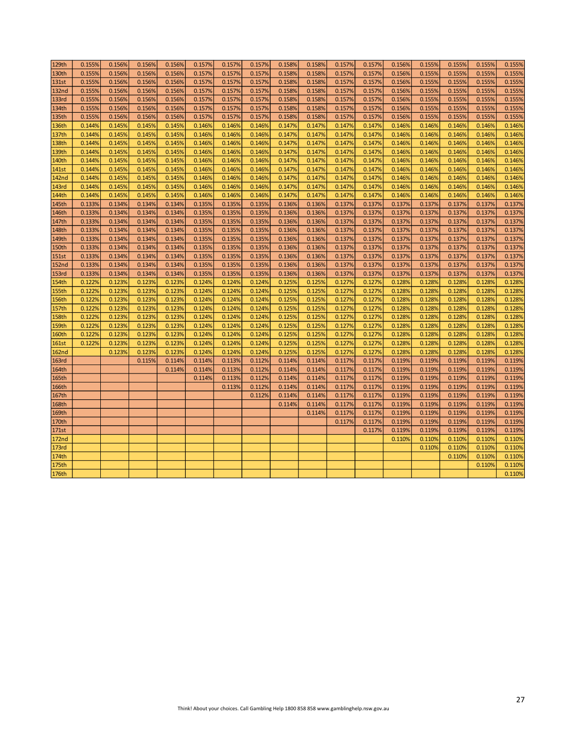| | | | | | | | | | | | | | | | | |
|---|---|---|---|---|---|---|---|---|---|---|---|---|---|---|---|---|
| 129th | 0.155% | 0.156% | 0.156% | 0.156% | 0.157% | 0.157% | 0.157% | 0.158% | 0.158% | 0.157% | 0.157% | 0.156% | 0.155% | 0.155% | 0.155% | 0.155% |
| 130th | 0.155% | 0.156% | 0.156% | 0.156% | 0.157% | 0.157% | 0.157% | 0.158% | 0.158% | 0.157% | 0.157% | 0.156% | 0.155% | 0.155% | 0.155% | 0.155% |
| 131st | 0.155% | 0.156% | 0.156% | 0.156% | 0.157% | 0.157% | 0.157% | 0.158% | 0.158% | 0.157% | 0.157% | 0.156% | 0.155% | 0.155% | 0.155% | 0.155% |
| 132nd | 0.155% | 0.156% | 0.156% | 0.156% | 0.157% | 0.157% | 0.157% | 0.158% | 0.158% | 0.157% | 0.157% | 0.156% | 0.155% | 0.155% | 0.155% | 0.155% |
| 133rd | 0.155% | 0.156% | 0.156% | 0.156% | 0.157% | 0.157% | 0.157% | 0.158% | 0.158% | 0.157% | 0.157% | 0.156% | 0.155% | 0.155% | 0.155% | 0.155% |
| 134th | 0.155% | 0.156% | 0.156% | 0.156% | 0.157% | 0.157% | 0.157% | 0.158% | 0.158% | 0.157% | 0.157% | 0.156% | 0.155% | 0.155% | 0.155% | 0.155% |
| 135th | 0.155% | 0.156% | 0.156% | 0.156% | 0.157% | 0.157% | 0.157% | 0.158% | 0.158% | 0.157% | 0.157% | 0.156% | 0.155% | 0.155% | 0.155% | 0.155% |
| 136th | 0.144% | 0.145% | 0.145% | 0.145% | 0.146% | 0.146% | 0.146% | 0.147% | 0.147% | 0.147% | 0.147% | 0.146% | 0.146% | 0.146% | 0.146% | 0.146% |
| 137th | 0.144% | 0.145% | 0.145% | 0.145% | 0.146% | 0.146% | 0.146% | 0.147% | 0.147% | 0.147% | 0.147% | 0.146% | 0.146% | 0.146% | 0.146% | 0.146% |
| 138th | 0.144% | 0.145% | 0.145% | 0.145% | 0.146% | 0.146% | 0.146% | 0.147% | 0.147% | 0.147% | 0.147% | 0.146% | 0.146% | 0.146% | 0.146% | 0.146% |
| 139th | 0.144% | 0.145% | 0.145% | 0.145% | 0.146% | 0.146% | 0.146% | 0.147% | 0.147% | 0.147% | 0.147% | 0.146% | 0.146% | 0.146% | 0.146% | 0.146% |
| 140th | 0.144% | 0.145% | 0.145% | 0.145% | 0.146% | 0.146% | 0.146% | 0.147% | 0.147% | 0.147% | 0.147% | 0.146% | 0.146% | 0.146% | 0.146% | 0.146% |
| 141st | 0.144% | 0.145% | 0.145% | 0.145% | 0.146% | 0.146% | 0.146% | 0.147% | 0.147% | 0.147% | 0.147% | 0.146% | 0.146% | 0.146% | 0.146% | 0.146% |
| 142nd | 0.144% | 0.145% | 0.145% | 0.145% | 0.146% | 0.146% | 0.146% | 0.147% | 0.147% | 0.147% | 0.147% | 0.146% | 0.146% | 0.146% | 0.146% | 0.146% |
| 143rd | 0.144% | 0.145% | 0.145% | 0.145% | 0.146% | 0.146% | 0.146% | 0.147% | 0.147% | 0.147% | 0.147% | 0.146% | 0.146% | 0.146% | 0.146% | 0.146% |
| 144th | 0.144% | 0.145% | 0.145% | 0.145% | 0.146% | 0.146% | 0.146% | 0.147% | 0.147% | 0.147% | 0.147% | 0.146% | 0.146% | 0.146% | 0.146% | 0.146% |
| 145th | 0.133% | 0.134% | 0.134% | 0.134% | 0.135% | 0.135% | 0.135% | 0.136% | 0.136% | 0.137% | 0.137% | 0.137% | 0.137% | 0.137% | 0.137% | 0.137% |
| 146th | 0.133% | 0.134% | 0.134% | 0.134% | 0.135% | 0.135% | 0.135% | 0.136% | 0.136% | 0.137% | 0.137% | 0.137% | 0.137% | 0.137% | 0.137% | 0.137% |
| 147th | 0.133% | 0.134% | 0.134% | 0.134% | 0.135% | 0.135% | 0.135% | 0.136% | 0.136% | 0.137% | 0.137% | 0.137% | 0.137% | 0.137% | 0.137% | 0.137% |
| 148th | 0.133% | 0.134% | 0.134% | 0.134% | 0.135% | 0.135% | 0.135% | 0.136% | 0.136% | 0.137% | 0.137% | 0.137% | 0.137% | 0.137% | 0.137% | 0.137% |
| 149th | 0.133% | 0.134% | 0.134% | 0.134% | 0.135% | 0.135% | 0.135% | 0.136% | 0.136% | 0.137% | 0.137% | 0.137% | 0.137% | 0.137% | 0.137% | 0.137% |
| 150th | 0.133% | 0.134% | 0.134% | 0.134% | 0.135% | 0.135% | 0.135% | 0.136% | 0.136% | 0.137% | 0.137% | 0.137% | 0.137% | 0.137% | 0.137% | 0.137% |
| 151st | 0.133% | 0.134% | 0.134% | 0.134% | 0.135% | 0.135% | 0.135% | 0.136% | 0.136% | 0.137% | 0.137% | 0.137% | 0.137% | 0.137% | 0.137% | 0.137% |
| 152nd | 0.133% | 0.134% | 0.134% | 0.134% | 0.135% | 0.135% | 0.135% | 0.136% | 0.136% | 0.137% | 0.137% | 0.137% | 0.137% | 0.137% | 0.137% | 0.137% |
| 153rd | 0.133% | 0.134% | 0.134% | 0.134% | 0.135% | 0.135% | 0.135% | 0.136% | 0.136% | 0.137% | 0.137% | 0.137% | 0.137% | 0.137% | 0.137% | 0.137% |
| 154th | 0.122% | 0.123% | 0.123% | 0.123% | 0.124% | 0.124% | 0.124% | 0.125% | 0.125% | 0.127% | 0.127% | 0.128% | 0.128% | 0.128% | 0.128% | 0.128% |
| 155th | 0.122% | 0.123% | 0.123% | 0.123% | 0.124% | 0.124% | 0.124% | 0.125% | 0.125% | 0.127% | 0.127% | 0.128% | 0.128% | 0.128% | 0.128% | 0.128% |
| 156th | 0.122% | 0.123% | 0.123% | 0.123% | 0.124% | 0.124% | 0.124% | 0.125% | 0.125% | 0.127% | 0.127% | 0.128% | 0.128% | 0.128% | 0.128% | 0.128% |
| 157th | 0.122% | 0.123% | 0.123% | 0.123% | 0.124% | 0.124% | 0.124% | 0.125% | 0.125% | 0.127% | 0.127% | 0.128% | 0.128% | 0.128% | 0.128% | 0.128% |
| 158th | 0.122% | 0.123% | 0.123% | 0.123% | 0.124% | 0.124% | 0.124% | 0.125% | 0.125% | 0.127% | 0.127% | 0.128% | 0.128% | 0.128% | 0.128% | 0.128% |
| 159th | 0.122% | 0.123% | 0.123% | 0.123% | 0.124% | 0.124% | 0.124% | 0.125% | 0.125% | 0.127% | 0.127% | 0.128% | 0.128% | 0.128% | 0.128% | 0.128% |
| 160th | 0.122% | 0.123% | 0.123% | 0.123% | 0.124% | 0.124% | 0.124% | 0.125% | 0.125% | 0.127% | 0.127% | 0.128% | 0.128% | 0.128% | 0.128% | 0.128% |
| 161st | 0.122% | 0.123% | 0.123% | 0.123% | 0.124% | 0.124% | 0.124% | 0.125% | 0.125% | 0.127% | 0.127% | 0.128% | 0.128% | 0.128% | 0.128% | 0.128% |
| 162nd | | 0.123% | 0.123% | 0.123% | 0.124% | 0.124% | 0.124% | 0.125% | 0.125% | 0.127% | 0.127% | 0.128% | 0.128% | 0.128% | 0.128% | 0.128% |
| 163rd | | | 0.115% | 0.114% | 0.114% | 0.113% | 0.112% | 0.114% | 0.114% | 0.117% | 0.117% | 0.119% | 0.119% | 0.119% | 0.119% | 0.119% |
| 164th | | | | 0.114% | 0.114% | 0.113% | 0.112% | 0.114% | 0.114% | 0.117% | 0.117% | 0.119% | 0.119% | 0.119% | 0.119% | 0.119% |
| 165th | | | | | 0.114% | 0.113% | 0.112% | 0.114% | 0.114% | 0.117% | 0.117% | 0.119% | 0.119% | 0.119% | 0.119% | 0.119% |
| 166th | | | | | | 0.113% | 0.112% | 0.114% | 0.114% | 0.117% | 0.117% | 0.119% | 0.119% | 0.119% | 0.119% | 0.119% |
| 167th | | | | | | | 0.112% | 0.114% | 0.114% | 0.117% | 0.117% | 0.119% | 0.119% | 0.119% | 0.119% | 0.119% |
| 168th | | | | | | | | 0.114% | 0.114% | 0.117% | 0.117% | 0.119% | 0.119% | 0.119% | 0.119% | 0.119% |
| 169th | | | | | | | | | 0.114% | 0.117% | 0.117% | 0.119% | 0.119% | 0.119% | 0.119% | 0.119% |
| 170th | | | | | | | | | | 0.117% | 0.117% | 0.119% | 0.119% | 0.119% | 0.119% | 0.119% |
| 171st | | | | | | | | | | | 0.117% | 0.119% | 0.119% | 0.119% | 0.119% | 0.119% |
| 172nd | | | | | | | | | | | | 0.110% | 0.110% | 0.110% | 0.110% | 0.110% |
| 173rd | | | | | | | | | | | | | 0.110% | 0.110% | 0.110% | 0.110% |
| 174th | | | | | | | | | | | | | | 0.110% | 0.110% | 0.110% |
| 175th | | | | | | | | | | | | | | | 0.110% | 0.110% |
| 176th | | | | | | | | | | | | | | | | 0.110% |

Think! About your choices. Call Gambling Help 1800 858 858 www.gamblinghelp.nsw.gov.au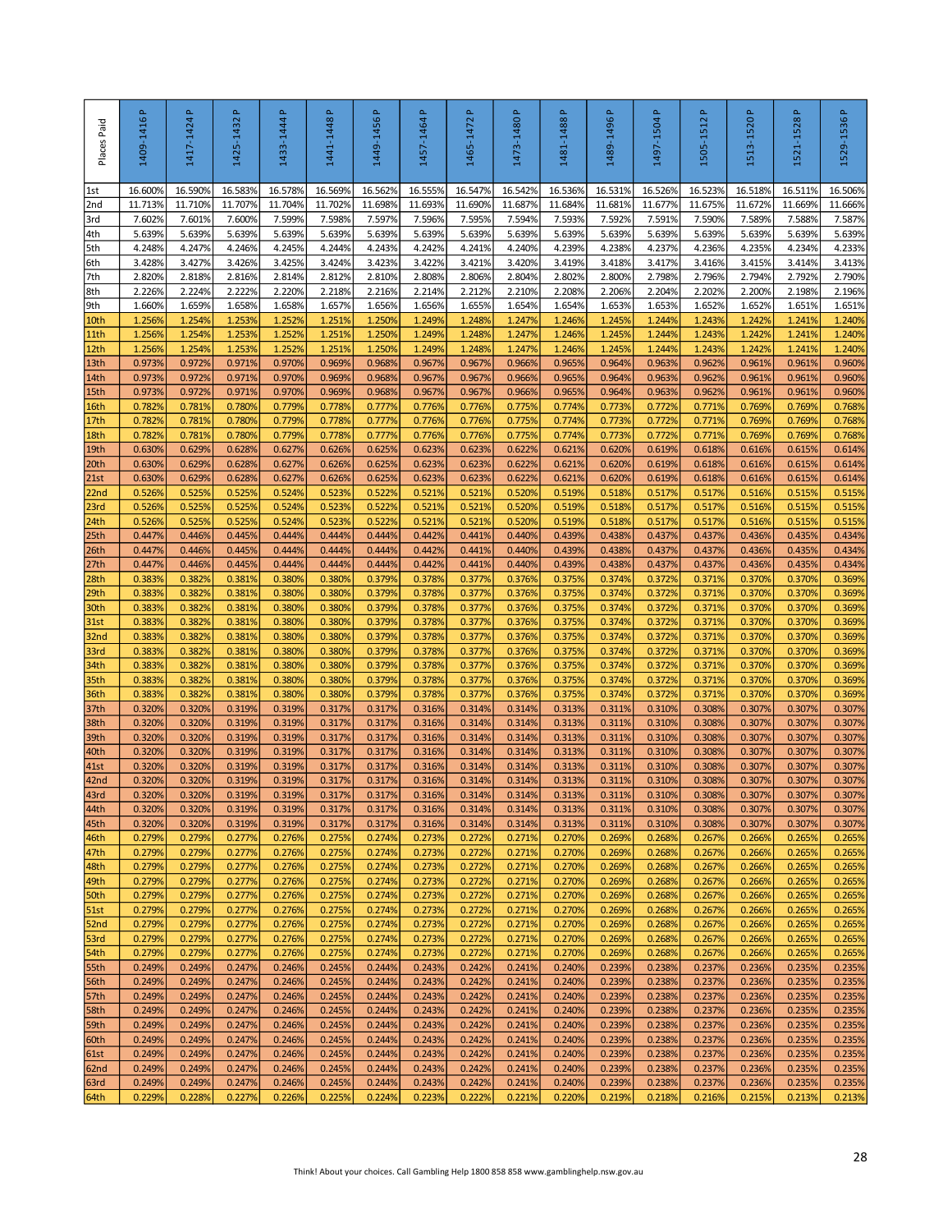| Places Paid | 1409-1416 P | 1417-1424 P | 1425-1432 P | 1433-1444 P | 1441-1448 P | 1449-1456 P | 1457-1464 P | 1465-1472 P | 1473-1480 P | 1481-1488 P | 1489-1496 P | 1497-1504 P | 1505-1512 P | 1513-1520 P | 1521-1528 P | 1529-1536 P |
|---|---|---|---|---|---|---|---|---|---|---|---|---|---|---|---|---|
| 1st | 16.600% | 16.590% | 16.583% | 16.578% | 16.569% | 16.562% | 16.555% | 16.547% | 16.542% | 16.536% | 16.531% | 16.526% | 16.523% | 16.518% | 16.511% | 16.506% |
| 2nd | 11.713% | 11.710% | 11.707% | 11.704% | 11.702% | 11.698% | 11.693% | 11.690% | 11.687% | 11.684% | 11.681% | 11.677% | 11.675% | 11.672% | 11.669% | 11.666% |
| 3rd | 7.602% | 7.601% | 7.600% | 7.599% | 7.598% | 7.597% | 7.596% | 7.595% | 7.594% | 7.593% | 7.592% | 7.591% | 7.590% | 7.589% | 7.588% | 7.587% |
| 4th | 5.639% | 5.639% | 5.639% | 5.639% | 5.639% | 5.639% | 5.639% | 5.639% | 5.639% | 5.639% | 5.639% | 5.639% | 5.639% | 5.639% | 5.639% | 5.639% |
| 5th | 4.248% | 4.247% | 4.246% | 4.245% | 4.244% | 4.243% | 4.242% | 4.241% | 4.240% | 4.239% | 4.238% | 4.237% | 4.236% | 4.235% | 4.234% | 4.233% |
| 6th | 3.428% | 3.427% | 3.426% | 3.425% | 3.424% | 3.423% | 3.422% | 3.421% | 3.420% | 3.419% | 3.418% | 3.417% | 3.416% | 3.415% | 3.414% | 3.413% |
| 7th | 2.820% | 2.818% | 2.816% | 2.814% | 2.812% | 2.810% | 2.808% | 2.806% | 2.804% | 2.802% | 2.800% | 2.798% | 2.796% | 2.794% | 2.792% | 2.790% |
| 8th | 2.226% | 2.224% | 2.222% | 2.220% | 2.218% | 2.216% | 2.214% | 2.212% | 2.210% | 2.208% | 2.206% | 2.204% | 2.202% | 2.200% | 2.198% | 2.196% |
| 9th | 1.660% | 1.659% | 1.658% | 1.658% | 1.657% | 1.656% | 1.656% | 1.655% | 1.654% | 1.654% | 1.653% | 1.653% | 1.652% | 1.652% | 1.651% | 1.651% |
| 10th | 1.256% | 1.254% | 1.253% | 1.252% | 1.251% | 1.250% | 1.249% | 1.248% | 1.247% | 1.246% | 1.245% | 1.244% | 1.243% | 1.242% | 1.241% | 1.240% |
| 11th | 1.256% | 1.254% | 1.253% | 1.252% | 1.251% | 1.250% | 1.249% | 1.248% | 1.247% | 1.246% | 1.245% | 1.244% | 1.243% | 1.242% | 1.241% | 1.240% |
| 12th | 1.256% | 1.254% | 1.253% | 1.252% | 1.251% | 1.250% | 1.249% | 1.248% | 1.247% | 1.246% | 1.245% | 1.244% | 1.243% | 1.242% | 1.241% | 1.240% |
| 13th | 0.973% | 0.972% | 0.971% | 0.970% | 0.969% | 0.968% | 0.967% | 0.967% | 0.966% | 0.965% | 0.964% | 0.963% | 0.962% | 0.961% | 0.961% | 0.960% |
| 14th | 0.973% | 0.972% | 0.971% | 0.970% | 0.969% | 0.968% | 0.967% | 0.967% | 0.966% | 0.965% | 0.964% | 0.963% | 0.962% | 0.961% | 0.961% | 0.960% |
| 15th | 0.973% | 0.972% | 0.971% | 0.970% | 0.969% | 0.968% | 0.967% | 0.967% | 0.966% | 0.965% | 0.964% | 0.963% | 0.962% | 0.961% | 0.961% | 0.960% |
| 16th | 0.782% | 0.781% | 0.780% | 0.779% | 0.778% | 0.777% | 0.776% | 0.776% | 0.775% | 0.774% | 0.773% | 0.772% | 0.771% | 0.769% | 0.769% | 0.768% |
| 17th | 0.782% | 0.781% | 0.780% | 0.779% | 0.778% | 0.777% | 0.776% | 0.776% | 0.775% | 0.774% | 0.773% | 0.772% | 0.771% | 0.769% | 0.769% | 0.768% |
| 18th | 0.782% | 0.781% | 0.780% | 0.779% | 0.778% | 0.777% | 0.776% | 0.776% | 0.775% | 0.774% | 0.773% | 0.772% | 0.771% | 0.769% | 0.769% | 0.768% |
| 19th | 0.630% | 0.629% | 0.628% | 0.627% | 0.626% | 0.625% | 0.623% | 0.623% | 0.622% | 0.621% | 0.620% | 0.619% | 0.618% | 0.616% | 0.615% | 0.614% |
| 20th | 0.630% | 0.629% | 0.628% | 0.627% | 0.626% | 0.625% | 0.623% | 0.623% | 0.622% | 0.621% | 0.620% | 0.619% | 0.618% | 0.616% | 0.615% | 0.614% |
| 21st | 0.630% | 0.629% | 0.628% | 0.627% | 0.626% | 0.625% | 0.623% | 0.623% | 0.622% | 0.621% | 0.620% | 0.619% | 0.618% | 0.616% | 0.615% | 0.614% |
| 22nd | 0.526% | 0.525% | 0.525% | 0.524% | 0.523% | 0.522% | 0.521% | 0.521% | 0.520% | 0.519% | 0.518% | 0.517% | 0.517% | 0.516% | 0.515% | 0.515% |
| 23rd | 0.526% | 0.525% | 0.525% | 0.524% | 0.523% | 0.522% | 0.521% | 0.521% | 0.520% | 0.519% | 0.518% | 0.517% | 0.517% | 0.516% | 0.515% | 0.515% |
| 24th | 0.526% | 0.525% | 0.525% | 0.524% | 0.523% | 0.522% | 0.521% | 0.521% | 0.520% | 0.519% | 0.518% | 0.517% | 0.517% | 0.516% | 0.515% | 0.515% |
| 25th | 0.447% | 0.446% | 0.445% | 0.444% | 0.444% | 0.444% | 0.442% | 0.441% | 0.440% | 0.439% | 0.438% | 0.437% | 0.437% | 0.436% | 0.435% | 0.434% |
| 26th | 0.447% | 0.446% | 0.445% | 0.444% | 0.444% | 0.444% | 0.442% | 0.441% | 0.440% | 0.439% | 0.438% | 0.437% | 0.437% | 0.436% | 0.435% | 0.434% |
| 27th | 0.447% | 0.446% | 0.445% | 0.444% | 0.444% | 0.444% | 0.442% | 0.441% | 0.440% | 0.439% | 0.438% | 0.437% | 0.437% | 0.436% | 0.435% | 0.434% |
| 28th | 0.383% | 0.382% | 0.381% | 0.380% | 0.380% | 0.379% | 0.378% | 0.377% | 0.376% | 0.375% | 0.374% | 0.372% | 0.371% | 0.370% | 0.370% | 0.369% |
| 29th | 0.383% | 0.382% | 0.381% | 0.380% | 0.380% | 0.379% | 0.378% | 0.377% | 0.376% | 0.375% | 0.374% | 0.372% | 0.371% | 0.370% | 0.370% | 0.369% |
| 30th | 0.383% | 0.382% | 0.381% | 0.380% | 0.380% | 0.379% | 0.378% | 0.377% | 0.376% | 0.375% | 0.374% | 0.372% | 0.371% | 0.370% | 0.370% | 0.369% |
| 31st | 0.383% | 0.382% | 0.381% | 0.380% | 0.380% | 0.379% | 0.378% | 0.377% | 0.376% | 0.375% | 0.374% | 0.372% | 0.371% | 0.370% | 0.370% | 0.369% |
| 32nd | 0.383% | 0.382% | 0.381% | 0.380% | 0.380% | 0.379% | 0.378% | 0.377% | 0.376% | 0.375% | 0.374% | 0.372% | 0.371% | 0.370% | 0.370% | 0.369% |
| 33rd | 0.383% | 0.382% | 0.381% | 0.380% | 0.380% | 0.379% | 0.378% | 0.377% | 0.376% | 0.375% | 0.374% | 0.372% | 0.371% | 0.370% | 0.370% | 0.369% |
| 34th | 0.383% | 0.382% | 0.381% | 0.380% | 0.380% | 0.379% | 0.378% | 0.377% | 0.376% | 0.375% | 0.374% | 0.372% | 0.371% | 0.370% | 0.370% | 0.369% |
| 35th | 0.383% | 0.382% | 0.381% | 0.380% | 0.380% | 0.379% | 0.378% | 0.377% | 0.376% | 0.375% | 0.374% | 0.372% | 0.371% | 0.370% | 0.370% | 0.369% |
| 36th | 0.383% | 0.382% | 0.381% | 0.380% | 0.380% | 0.379% | 0.378% | 0.377% | 0.376% | 0.375% | 0.374% | 0.372% | 0.371% | 0.370% | 0.370% | 0.369% |
| 37th | 0.320% | 0.320% | 0.319% | 0.319% | 0.317% | 0.317% | 0.316% | 0.314% | 0.314% | 0.313% | 0.311% | 0.310% | 0.308% | 0.307% | 0.307% | 0.307% |
| 38th | 0.320% | 0.320% | 0.319% | 0.319% | 0.317% | 0.317% | 0.316% | 0.314% | 0.314% | 0.313% | 0.311% | 0.310% | 0.308% | 0.307% | 0.307% | 0.307% |
| 39th | 0.320% | 0.320% | 0.319% | 0.319% | 0.317% | 0.317% | 0.316% | 0.314% | 0.314% | 0.313% | 0.311% | 0.310% | 0.308% | 0.307% | 0.307% | 0.307% |
| 40th | 0.320% | 0.320% | 0.319% | 0.319% | 0.317% | 0.317% | 0.316% | 0.314% | 0.314% | 0.313% | 0.311% | 0.310% | 0.308% | 0.307% | 0.307% | 0.307% |
| 41st | 0.320% | 0.320% | 0.319% | 0.319% | 0.317% | 0.317% | 0.316% | 0.314% | 0.314% | 0.313% | 0.311% | 0.310% | 0.308% | 0.307% | 0.307% | 0.307% |
| 42nd | 0.320% | 0.320% | 0.319% | 0.319% | 0.317% | 0.317% | 0.316% | 0.314% | 0.314% | 0.313% | 0.311% | 0.310% | 0.308% | 0.307% | 0.307% | 0.307% |
| 43rd | 0.320% | 0.320% | 0.319% | 0.319% | 0.317% | 0.317% | 0.316% | 0.314% | 0.314% | 0.313% | 0.311% | 0.310% | 0.308% | 0.307% | 0.307% | 0.307% |
| 44th | 0.320% | 0.320% | 0.319% | 0.319% | 0.317% | 0.317% | 0.316% | 0.314% | 0.314% | 0.313% | 0.311% | 0.310% | 0.308% | 0.307% | 0.307% | 0.307% |
| 45th | 0.320% | 0.320% | 0.319% | 0.319% | 0.317% | 0.317% | 0.316% | 0.314% | 0.314% | 0.313% | 0.311% | 0.310% | 0.308% | 0.307% | 0.307% | 0.307% |
| 46th | 0.279% | 0.279% | 0.277% | 0.276% | 0.275% | 0.274% | 0.273% | 0.272% | 0.271% | 0.270% | 0.269% | 0.268% | 0.267% | 0.266% | 0.265% | 0.265% |
| 47th | 0.279% | 0.279% | 0.277% | 0.276% | 0.275% | 0.274% | 0.273% | 0.272% | 0.271% | 0.270% | 0.269% | 0.268% | 0.267% | 0.266% | 0.265% | 0.265% |
| 48th | 0.279% | 0.279% | 0.277% | 0.276% | 0.275% | 0.274% | 0.273% | 0.272% | 0.271% | 0.270% | 0.269% | 0.268% | 0.267% | 0.266% | 0.265% | 0.265% |
| 49th | 0.279% | 0.279% | 0.277% | 0.276% | 0.275% | 0.274% | 0.273% | 0.272% | 0.271% | 0.270% | 0.269% | 0.268% | 0.267% | 0.266% | 0.265% | 0.265% |
| 50th | 0.279% | 0.279% | 0.277% | 0.276% | 0.275% | 0.274% | 0.273% | 0.272% | 0.271% | 0.270% | 0.269% | 0.268% | 0.267% | 0.266% | 0.265% | 0.265% |
| 51st | 0.279% | 0.279% | 0.277% | 0.276% | 0.275% | 0.274% | 0.273% | 0.272% | 0.271% | 0.270% | 0.269% | 0.268% | 0.267% | 0.266% | 0.265% | 0.265% |
| 52nd | 0.279% | 0.279% | 0.277% | 0.276% | 0.275% | 0.274% | 0.273% | 0.272% | 0.271% | 0.270% | 0.269% | 0.268% | 0.267% | 0.266% | 0.265% | 0.265% |
| 53rd | 0.279% | 0.279% | 0.277% | 0.276% | 0.275% | 0.274% | 0.273% | 0.272% | 0.271% | 0.270% | 0.269% | 0.268% | 0.267% | 0.266% | 0.265% | 0.265% |
| 54th | 0.279% | 0.279% | 0.277% | 0.276% | 0.275% | 0.274% | 0.273% | 0.272% | 0.271% | 0.270% | 0.269% | 0.268% | 0.267% | 0.266% | 0.265% | 0.265% |
| 55th | 0.249% | 0.249% | 0.247% | 0.246% | 0.245% | 0.244% | 0.243% | 0.242% | 0.241% | 0.240% | 0.239% | 0.238% | 0.237% | 0.236% | 0.235% | 0.235% |
| 56th | 0.249% | 0.249% | 0.247% | 0.246% | 0.245% | 0.244% | 0.243% | 0.242% | 0.241% | 0.240% | 0.239% | 0.238% | 0.237% | 0.236% | 0.235% | 0.235% |
| 57th | 0.249% | 0.249% | 0.247% | 0.246% | 0.245% | 0.244% | 0.243% | 0.242% | 0.241% | 0.240% | 0.239% | 0.238% | 0.237% | 0.236% | 0.235% | 0.235% |
| 58th | 0.249% | 0.249% | 0.247% | 0.246% | 0.245% | 0.244% | 0.243% | 0.242% | 0.241% | 0.240% | 0.239% | 0.238% | 0.237% | 0.236% | 0.235% | 0.235% |
| 59th | 0.249% | 0.249% | 0.247% | 0.246% | 0.245% | 0.244% | 0.243% | 0.242% | 0.241% | 0.240% | 0.239% | 0.238% | 0.237% | 0.236% | 0.235% | 0.235% |
| 60th | 0.249% | 0.249% | 0.247% | 0.246% | 0.245% | 0.244% | 0.243% | 0.242% | 0.241% | 0.240% | 0.239% | 0.238% | 0.237% | 0.236% | 0.235% | 0.235% |
| 61st | 0.249% | 0.249% | 0.247% | 0.246% | 0.245% | 0.244% | 0.243% | 0.242% | 0.241% | 0.240% | 0.239% | 0.238% | 0.237% | 0.236% | 0.235% | 0.235% |
| 62nd | 0.249% | 0.249% | 0.247% | 0.246% | 0.245% | 0.244% | 0.243% | 0.242% | 0.241% | 0.240% | 0.239% | 0.238% | 0.237% | 0.236% | 0.235% | 0.235% |
| 63rd | 0.249% | 0.249% | 0.247% | 0.246% | 0.245% | 0.244% | 0.243% | 0.242% | 0.241% | 0.240% | 0.239% | 0.238% | 0.237% | 0.236% | 0.235% | 0.235% |
| 64th | 0.229% | 0.228% | 0.227% | 0.226% | 0.225% | 0.224% | 0.223% | 0.222% | 0.221% | 0.220% | 0.219% | 0.218% | 0.216% | 0.215% | 0.213% | 0.213% |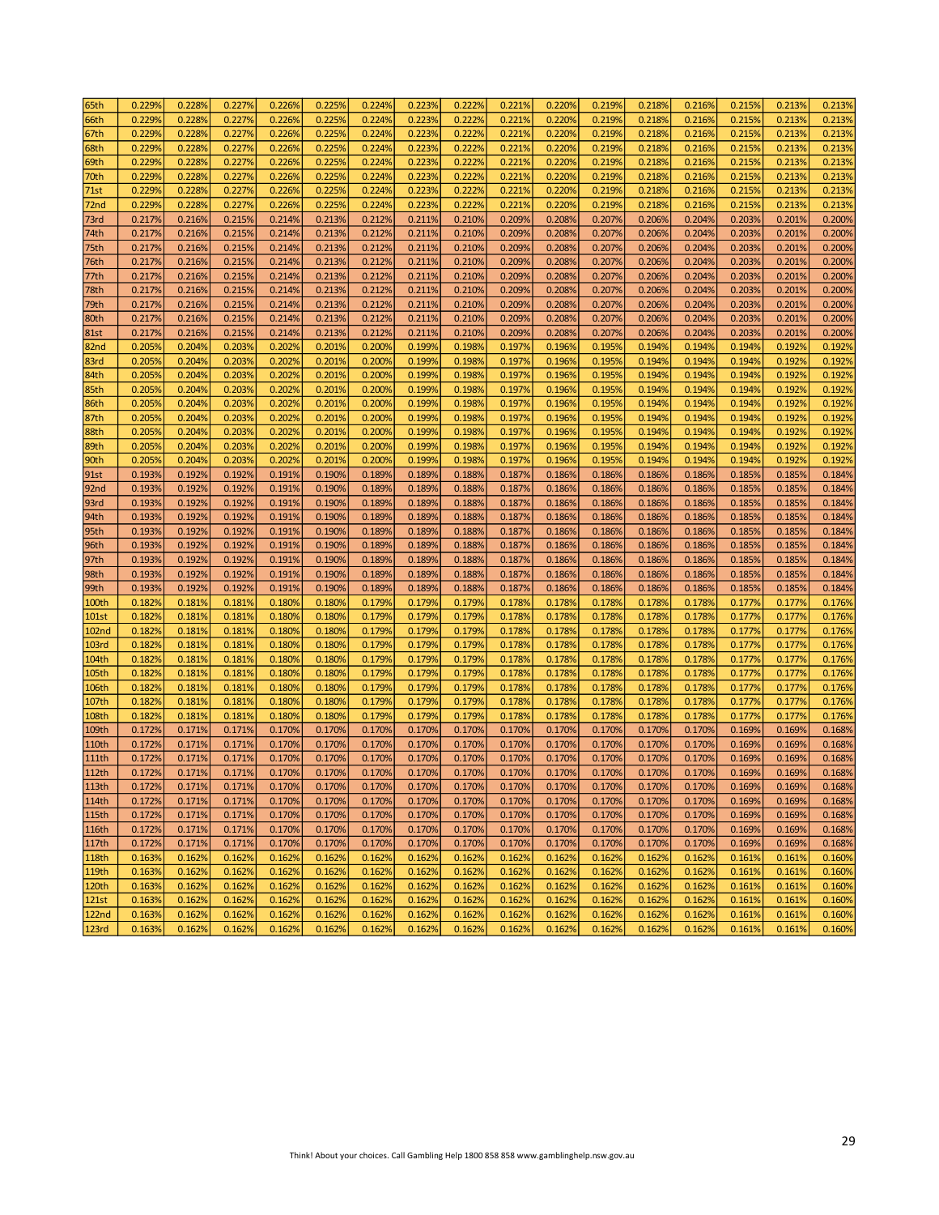| | | | | | | | | | | | | | | | | |
|---|---|---|---|---|---|---|---|---|---|---|---|---|---|---|---|---|
| 65th | 0.229% | 0.228% | 0.227% | 0.226% | 0.225% | 0.224% | 0.223% | 0.222% | 0.221% | 0.220% | 0.219% | 0.218% | 0.216% | 0.215% | 0.213% | 0.213% |
| 66th | 0.229% | 0.228% | 0.227% | 0.226% | 0.225% | 0.224% | 0.223% | 0.222% | 0.221% | 0.220% | 0.219% | 0.218% | 0.216% | 0.215% | 0.213% | 0.213% |
| 67th | 0.229% | 0.228% | 0.227% | 0.226% | 0.225% | 0.224% | 0.223% | 0.222% | 0.221% | 0.220% | 0.219% | 0.218% | 0.216% | 0.215% | 0.213% | 0.213% |
| 68th | 0.229% | 0.228% | 0.227% | 0.226% | 0.225% | 0.224% | 0.223% | 0.222% | 0.221% | 0.220% | 0.219% | 0.218% | 0.216% | 0.215% | 0.213% | 0.213% |
| 69th | 0.229% | 0.228% | 0.227% | 0.226% | 0.225% | 0.224% | 0.223% | 0.222% | 0.221% | 0.220% | 0.219% | 0.218% | 0.216% | 0.215% | 0.213% | 0.213% |
| 70th | 0.229% | 0.228% | 0.227% | 0.226% | 0.225% | 0.224% | 0.223% | 0.222% | 0.221% | 0.220% | 0.219% | 0.218% | 0.216% | 0.215% | 0.213% | 0.213% |
| 71st | 0.229% | 0.228% | 0.227% | 0.226% | 0.225% | 0.224% | 0.223% | 0.222% | 0.221% | 0.220% | 0.219% | 0.218% | 0.216% | 0.215% | 0.213% | 0.213% |
| 72nd | 0.229% | 0.228% | 0.227% | 0.226% | 0.225% | 0.224% | 0.223% | 0.222% | 0.221% | 0.220% | 0.219% | 0.218% | 0.216% | 0.215% | 0.213% | 0.213% |
| 73rd | 0.217% | 0.216% | 0.215% | 0.214% | 0.213% | 0.212% | 0.211% | 0.210% | 0.209% | 0.208% | 0.207% | 0.206% | 0.204% | 0.203% | 0.201% | 0.200% |
| 74th | 0.217% | 0.216% | 0.215% | 0.214% | 0.213% | 0.212% | 0.211% | 0.210% | 0.209% | 0.208% | 0.207% | 0.206% | 0.204% | 0.203% | 0.201% | 0.200% |
| 75th | 0.217% | 0.216% | 0.215% | 0.214% | 0.213% | 0.212% | 0.211% | 0.210% | 0.209% | 0.208% | 0.207% | 0.206% | 0.204% | 0.203% | 0.201% | 0.200% |
| 76th | 0.217% | 0.216% | 0.215% | 0.214% | 0.213% | 0.212% | 0.211% | 0.210% | 0.209% | 0.208% | 0.207% | 0.206% | 0.204% | 0.203% | 0.201% | 0.200% |
| 77th | 0.217% | 0.216% | 0.215% | 0.214% | 0.213% | 0.212% | 0.211% | 0.210% | 0.209% | 0.208% | 0.207% | 0.206% | 0.204% | 0.203% | 0.201% | 0.200% |
| 78th | 0.217% | 0.216% | 0.215% | 0.214% | 0.213% | 0.212% | 0.211% | 0.210% | 0.209% | 0.208% | 0.207% | 0.206% | 0.204% | 0.203% | 0.201% | 0.200% |
| 79th | 0.217% | 0.216% | 0.215% | 0.214% | 0.213% | 0.212% | 0.211% | 0.210% | 0.209% | 0.208% | 0.207% | 0.206% | 0.204% | 0.203% | 0.201% | 0.200% |
| 80th | 0.217% | 0.216% | 0.215% | 0.214% | 0.213% | 0.212% | 0.211% | 0.210% | 0.209% | 0.208% | 0.207% | 0.206% | 0.204% | 0.203% | 0.201% | 0.200% |
| 81st | 0.217% | 0.216% | 0.215% | 0.214% | 0.213% | 0.212% | 0.211% | 0.210% | 0.209% | 0.208% | 0.207% | 0.206% | 0.204% | 0.203% | 0.201% | 0.200% |
| 82nd | 0.205% | 0.204% | 0.203% | 0.202% | 0.201% | 0.200% | 0.199% | 0.198% | 0.197% | 0.196% | 0.195% | 0.194% | 0.194% | 0.194% | 0.192% | 0.192% |
| 83rd | 0.205% | 0.204% | 0.203% | 0.202% | 0.201% | 0.200% | 0.199% | 0.198% | 0.197% | 0.196% | 0.195% | 0.194% | 0.194% | 0.194% | 0.192% | 0.192% |
| 84th | 0.205% | 0.204% | 0.203% | 0.202% | 0.201% | 0.200% | 0.199% | 0.198% | 0.197% | 0.196% | 0.195% | 0.194% | 0.194% | 0.194% | 0.192% | 0.192% |
| 85th | 0.205% | 0.204% | 0.203% | 0.202% | 0.201% | 0.200% | 0.199% | 0.198% | 0.197% | 0.196% | 0.195% | 0.194% | 0.194% | 0.194% | 0.192% | 0.192% |
| 86th | 0.205% | 0.204% | 0.203% | 0.202% | 0.201% | 0.200% | 0.199% | 0.198% | 0.197% | 0.196% | 0.195% | 0.194% | 0.194% | 0.194% | 0.192% | 0.192% |
| 87th | 0.205% | 0.204% | 0.203% | 0.202% | 0.201% | 0.200% | 0.199% | 0.198% | 0.197% | 0.196% | 0.195% | 0.194% | 0.194% | 0.194% | 0.192% | 0.192% |
| 88th | 0.205% | 0.204% | 0.203% | 0.202% | 0.201% | 0.200% | 0.199% | 0.198% | 0.197% | 0.196% | 0.195% | 0.194% | 0.194% | 0.194% | 0.192% | 0.192% |
| 89th | 0.205% | 0.204% | 0.203% | 0.202% | 0.201% | 0.200% | 0.199% | 0.198% | 0.197% | 0.196% | 0.195% | 0.194% | 0.194% | 0.194% | 0.192% | 0.192% |
| 90th | 0.205% | 0.204% | 0.203% | 0.202% | 0.201% | 0.200% | 0.199% | 0.198% | 0.197% | 0.196% | 0.195% | 0.194% | 0.194% | 0.194% | 0.192% | 0.192% |
| 91st | 0.193% | 0.192% | 0.192% | 0.191% | 0.190% | 0.189% | 0.189% | 0.188% | 0.187% | 0.186% | 0.186% | 0.186% | 0.186% | 0.185% | 0.185% | 0.184% |
| 92nd | 0.193% | 0.192% | 0.192% | 0.191% | 0.190% | 0.189% | 0.189% | 0.188% | 0.187% | 0.186% | 0.186% | 0.186% | 0.186% | 0.185% | 0.185% | 0.184% |
| 93rd | 0.193% | 0.192% | 0.192% | 0.191% | 0.190% | 0.189% | 0.189% | 0.188% | 0.187% | 0.186% | 0.186% | 0.186% | 0.186% | 0.185% | 0.185% | 0.184% |
| 94th | 0.193% | 0.192% | 0.192% | 0.191% | 0.190% | 0.189% | 0.189% | 0.188% | 0.187% | 0.186% | 0.186% | 0.186% | 0.186% | 0.185% | 0.185% | 0.184% |
| 95th | 0.193% | 0.192% | 0.192% | 0.191% | 0.190% | 0.189% | 0.189% | 0.188% | 0.187% | 0.186% | 0.186% | 0.186% | 0.186% | 0.185% | 0.185% | 0.184% |
| 96th | 0.193% | 0.192% | 0.192% | 0.191% | 0.190% | 0.189% | 0.189% | 0.188% | 0.187% | 0.186% | 0.186% | 0.186% | 0.186% | 0.185% | 0.185% | 0.184% |
| 97th | 0.193% | 0.192% | 0.192% | 0.191% | 0.190% | 0.189% | 0.189% | 0.188% | 0.187% | 0.186% | 0.186% | 0.186% | 0.186% | 0.185% | 0.185% | 0.184% |
| 98th | 0.193% | 0.192% | 0.192% | 0.191% | 0.190% | 0.189% | 0.189% | 0.188% | 0.187% | 0.186% | 0.186% | 0.186% | 0.186% | 0.185% | 0.185% | 0.184% |
| 99th | 0.193% | 0.192% | 0.192% | 0.191% | 0.190% | 0.189% | 0.189% | 0.188% | 0.187% | 0.186% | 0.186% | 0.186% | 0.186% | 0.185% | 0.185% | 0.184% |
| 100th | 0.182% | 0.181% | 0.181% | 0.180% | 0.180% | 0.179% | 0.179% | 0.179% | 0.178% | 0.178% | 0.178% | 0.178% | 0.178% | 0.177% | 0.177% | 0.176% |
| 101st | 0.182% | 0.181% | 0.181% | 0.180% | 0.180% | 0.179% | 0.179% | 0.179% | 0.178% | 0.178% | 0.178% | 0.178% | 0.178% | 0.177% | 0.177% | 0.176% |
| 102nd | 0.182% | 0.181% | 0.181% | 0.180% | 0.180% | 0.179% | 0.179% | 0.179% | 0.178% | 0.178% | 0.178% | 0.178% | 0.178% | 0.177% | 0.177% | 0.176% |
| 103rd | 0.182% | 0.181% | 0.181% | 0.180% | 0.180% | 0.179% | 0.179% | 0.179% | 0.178% | 0.178% | 0.178% | 0.178% | 0.178% | 0.177% | 0.177% | 0.176% |
| 104th | 0.182% | 0.181% | 0.181% | 0.180% | 0.180% | 0.179% | 0.179% | 0.179% | 0.178% | 0.178% | 0.178% | 0.178% | 0.178% | 0.177% | 0.177% | 0.176% |
| 105th | 0.182% | 0.181% | 0.181% | 0.180% | 0.180% | 0.179% | 0.179% | 0.179% | 0.178% | 0.178% | 0.178% | 0.178% | 0.178% | 0.177% | 0.177% | 0.176% |
| 106th | 0.182% | 0.181% | 0.181% | 0.180% | 0.180% | 0.179% | 0.179% | 0.179% | 0.178% | 0.178% | 0.178% | 0.178% | 0.178% | 0.177% | 0.177% | 0.176% |
| 107th | 0.182% | 0.181% | 0.181% | 0.180% | 0.180% | 0.179% | 0.179% | 0.179% | 0.178% | 0.178% | 0.178% | 0.178% | 0.178% | 0.177% | 0.177% | 0.176% |
| 108th | 0.182% | 0.181% | 0.181% | 0.180% | 0.180% | 0.179% | 0.179% | 0.179% | 0.178% | 0.178% | 0.178% | 0.178% | 0.178% | 0.177% | 0.177% | 0.176% |
| 109th | 0.172% | 0.171% | 0.171% | 0.170% | 0.170% | 0.170% | 0.170% | 0.170% | 0.170% | 0.170% | 0.170% | 0.170% | 0.170% | 0.169% | 0.169% | 0.168% |
| 110th | 0.172% | 0.171% | 0.171% | 0.170% | 0.170% | 0.170% | 0.170% | 0.170% | 0.170% | 0.170% | 0.170% | 0.170% | 0.170% | 0.169% | 0.169% | 0.168% |
| 111th | 0.172% | 0.171% | 0.171% | 0.170% | 0.170% | 0.170% | 0.170% | 0.170% | 0.170% | 0.170% | 0.170% | 0.170% | 0.170% | 0.169% | 0.169% | 0.168% |
| 112th | 0.172% | 0.171% | 0.171% | 0.170% | 0.170% | 0.170% | 0.170% | 0.170% | 0.170% | 0.170% | 0.170% | 0.170% | 0.170% | 0.169% | 0.169% | 0.168% |
| 113th | 0.172% | 0.171% | 0.171% | 0.170% | 0.170% | 0.170% | 0.170% | 0.170% | 0.170% | 0.170% | 0.170% | 0.170% | 0.170% | 0.169% | 0.169% | 0.168% |
| 114th | 0.172% | 0.171% | 0.171% | 0.170% | 0.170% | 0.170% | 0.170% | 0.170% | 0.170% | 0.170% | 0.170% | 0.170% | 0.170% | 0.169% | 0.169% | 0.168% |
| 115th | 0.172% | 0.171% | 0.171% | 0.170% | 0.170% | 0.170% | 0.170% | 0.170% | 0.170% | 0.170% | 0.170% | 0.170% | 0.170% | 0.169% | 0.169% | 0.168% |
| 116th | 0.172% | 0.171% | 0.171% | 0.170% | 0.170% | 0.170% | 0.170% | 0.170% | 0.170% | 0.170% | 0.170% | 0.170% | 0.170% | 0.169% | 0.169% | 0.168% |
| 117th | 0.172% | 0.171% | 0.171% | 0.170% | 0.170% | 0.170% | 0.170% | 0.170% | 0.170% | 0.170% | 0.170% | 0.170% | 0.170% | 0.169% | 0.169% | 0.168% |
| 118th | 0.163% | 0.162% | 0.162% | 0.162% | 0.162% | 0.162% | 0.162% | 0.162% | 0.162% | 0.162% | 0.162% | 0.162% | 0.162% | 0.161% | 0.161% | 0.160% |
| 119th | 0.163% | 0.162% | 0.162% | 0.162% | 0.162% | 0.162% | 0.162% | 0.162% | 0.162% | 0.162% | 0.162% | 0.162% | 0.162% | 0.161% | 0.161% | 0.160% |
| 120th | 0.163% | 0.162% | 0.162% | 0.162% | 0.162% | 0.162% | 0.162% | 0.162% | 0.162% | 0.162% | 0.162% | 0.162% | 0.162% | 0.161% | 0.161% | 0.160% |
| 121st | 0.163% | 0.162% | 0.162% | 0.162% | 0.162% | 0.162% | 0.162% | 0.162% | 0.162% | 0.162% | 0.162% | 0.162% | 0.162% | 0.161% | 0.161% | 0.160% |
| 122nd | 0.163% | 0.162% | 0.162% | 0.162% | 0.162% | 0.162% | 0.162% | 0.162% | 0.162% | 0.162% | 0.162% | 0.162% | 0.162% | 0.161% | 0.161% | 0.160% |
| 123rd | 0.163% | 0.162% | 0.162% | 0.162% | 0.162% | 0.162% | 0.162% | 0.162% | 0.162% | 0.162% | 0.162% | 0.162% | 0.162% | 0.161% | 0.161% | 0.160% |

Think! About your choices. Call Gambling Help 1800 858 858 www.gamblinghelp.nsw.gov.au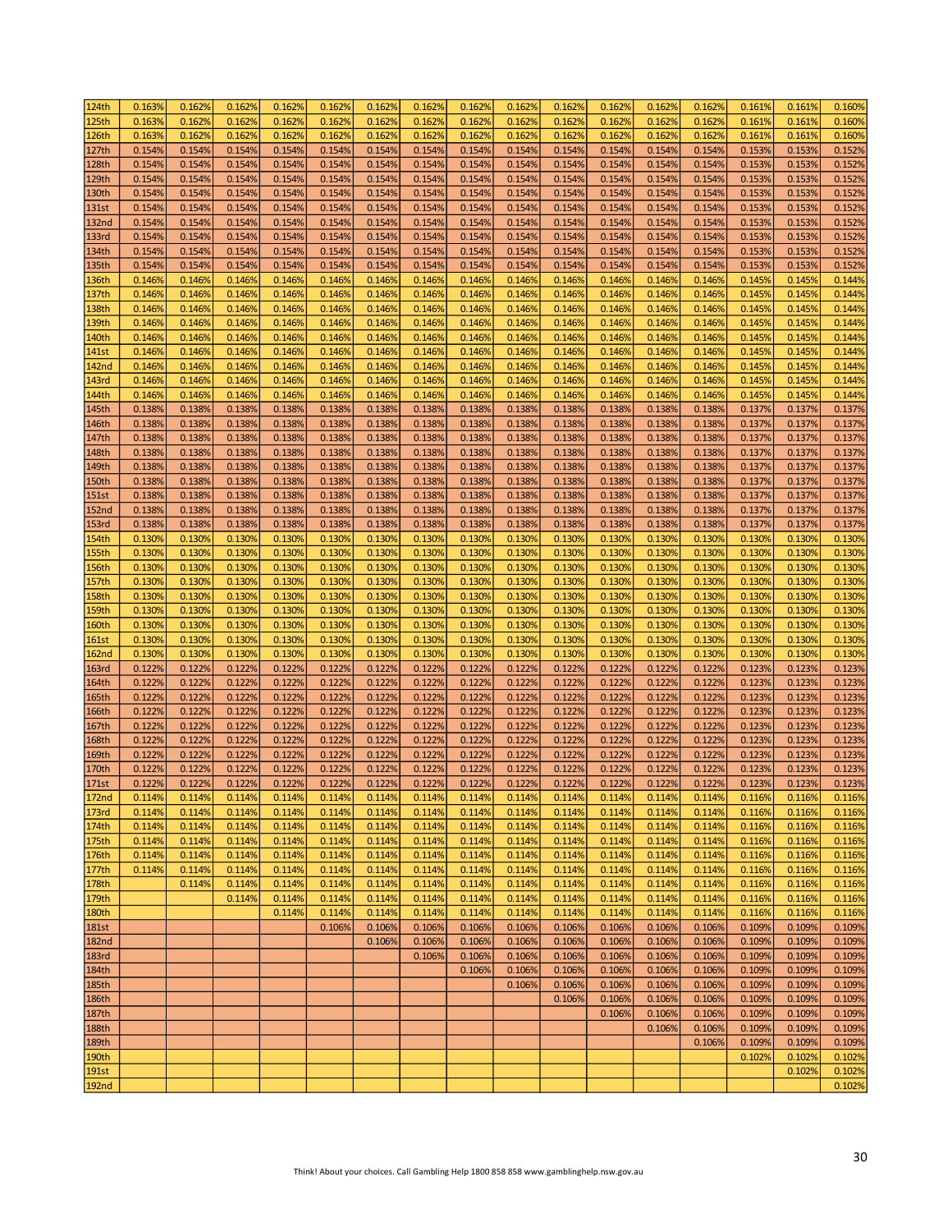| | | | | | | | | | | | | | | | | |
|---|---|---|---|---|---|---|---|---|---|---|---|---|---|---|---|---|
| 124th | 0.163% | 0.162% | 0.162% | 0.162% | 0.162% | 0.162% | 0.162% | 0.162% | 0.162% | 0.162% | 0.162% | 0.162% | 0.162% | 0.161% | 0.161% | 0.160% |
| 125th | 0.163% | 0.162% | 0.162% | 0.162% | 0.162% | 0.162% | 0.162% | 0.162% | 0.162% | 0.162% | 0.162% | 0.162% | 0.162% | 0.161% | 0.161% | 0.160% |
| 126th | 0.163% | 0.162% | 0.162% | 0.162% | 0.162% | 0.162% | 0.162% | 0.162% | 0.162% | 0.162% | 0.162% | 0.162% | 0.162% | 0.161% | 0.161% | 0.160% |
| 127th | 0.154% | 0.154% | 0.154% | 0.154% | 0.154% | 0.154% | 0.154% | 0.154% | 0.154% | 0.154% | 0.154% | 0.154% | 0.154% | 0.153% | 0.153% | 0.152% |
| 128th | 0.154% | 0.154% | 0.154% | 0.154% | 0.154% | 0.154% | 0.154% | 0.154% | 0.154% | 0.154% | 0.154% | 0.154% | 0.154% | 0.153% | 0.153% | 0.152% |
| 129th | 0.154% | 0.154% | 0.154% | 0.154% | 0.154% | 0.154% | 0.154% | 0.154% | 0.154% | 0.154% | 0.154% | 0.154% | 0.154% | 0.153% | 0.153% | 0.152% |
| 130th | 0.154% | 0.154% | 0.154% | 0.154% | 0.154% | 0.154% | 0.154% | 0.154% | 0.154% | 0.154% | 0.154% | 0.154% | 0.154% | 0.153% | 0.153% | 0.152% |
| 131st | 0.154% | 0.154% | 0.154% | 0.154% | 0.154% | 0.154% | 0.154% | 0.154% | 0.154% | 0.154% | 0.154% | 0.154% | 0.154% | 0.153% | 0.153% | 0.152% |
| 132nd | 0.154% | 0.154% | 0.154% | 0.154% | 0.154% | 0.154% | 0.154% | 0.154% | 0.154% | 0.154% | 0.154% | 0.154% | 0.154% | 0.153% | 0.153% | 0.152% |
| 133rd | 0.154% | 0.154% | 0.154% | 0.154% | 0.154% | 0.154% | 0.154% | 0.154% | 0.154% | 0.154% | 0.154% | 0.154% | 0.154% | 0.153% | 0.153% | 0.152% |
| 134th | 0.154% | 0.154% | 0.154% | 0.154% | 0.154% | 0.154% | 0.154% | 0.154% | 0.154% | 0.154% | 0.154% | 0.154% | 0.154% | 0.153% | 0.153% | 0.152% |
| 135th | 0.154% | 0.154% | 0.154% | 0.154% | 0.154% | 0.154% | 0.154% | 0.154% | 0.154% | 0.154% | 0.154% | 0.154% | 0.154% | 0.153% | 0.153% | 0.152% |
| 136th | 0.146% | 0.146% | 0.146% | 0.146% | 0.146% | 0.146% | 0.146% | 0.146% | 0.146% | 0.146% | 0.146% | 0.146% | 0.146% | 0.145% | 0.145% | 0.144% |
| 137th | 0.146% | 0.146% | 0.146% | 0.146% | 0.146% | 0.146% | 0.146% | 0.146% | 0.146% | 0.146% | 0.146% | 0.146% | 0.146% | 0.145% | 0.145% | 0.144% |
| 138th | 0.146% | 0.146% | 0.146% | 0.146% | 0.146% | 0.146% | 0.146% | 0.146% | 0.146% | 0.146% | 0.146% | 0.146% | 0.146% | 0.145% | 0.145% | 0.144% |
| 139th | 0.146% | 0.146% | 0.146% | 0.146% | 0.146% | 0.146% | 0.146% | 0.146% | 0.146% | 0.146% | 0.146% | 0.146% | 0.146% | 0.145% | 0.145% | 0.144% |
| 140th | 0.146% | 0.146% | 0.146% | 0.146% | 0.146% | 0.146% | 0.146% | 0.146% | 0.146% | 0.146% | 0.146% | 0.146% | 0.146% | 0.145% | 0.145% | 0.144% |
| 141st | 0.146% | 0.146% | 0.146% | 0.146% | 0.146% | 0.146% | 0.146% | 0.146% | 0.146% | 0.146% | 0.146% | 0.146% | 0.146% | 0.145% | 0.145% | 0.144% |
| 142nd | 0.146% | 0.146% | 0.146% | 0.146% | 0.146% | 0.146% | 0.146% | 0.146% | 0.146% | 0.146% | 0.146% | 0.146% | 0.146% | 0.145% | 0.145% | 0.144% |
| 143rd | 0.146% | 0.146% | 0.146% | 0.146% | 0.146% | 0.146% | 0.146% | 0.146% | 0.146% | 0.146% | 0.146% | 0.146% | 0.146% | 0.145% | 0.145% | 0.144% |
| 144th | 0.146% | 0.146% | 0.146% | 0.146% | 0.146% | 0.146% | 0.146% | 0.146% | 0.146% | 0.146% | 0.146% | 0.146% | 0.146% | 0.145% | 0.145% | 0.144% |
| 145th | 0.138% | 0.138% | 0.138% | 0.138% | 0.138% | 0.138% | 0.138% | 0.138% | 0.138% | 0.138% | 0.138% | 0.138% | 0.138% | 0.137% | 0.137% | 0.137% |
| 146th | 0.138% | 0.138% | 0.138% | 0.138% | 0.138% | 0.138% | 0.138% | 0.138% | 0.138% | 0.138% | 0.138% | 0.138% | 0.138% | 0.137% | 0.137% | 0.137% |
| 147th | 0.138% | 0.138% | 0.138% | 0.138% | 0.138% | 0.138% | 0.138% | 0.138% | 0.138% | 0.138% | 0.138% | 0.138% | 0.138% | 0.137% | 0.137% | 0.137% |
| 148th | 0.138% | 0.138% | 0.138% | 0.138% | 0.138% | 0.138% | 0.138% | 0.138% | 0.138% | 0.138% | 0.138% | 0.138% | 0.138% | 0.137% | 0.137% | 0.137% |
| 149th | 0.138% | 0.138% | 0.138% | 0.138% | 0.138% | 0.138% | 0.138% | 0.138% | 0.138% | 0.138% | 0.138% | 0.138% | 0.138% | 0.137% | 0.137% | 0.137% |
| 150th | 0.138% | 0.138% | 0.138% | 0.138% | 0.138% | 0.138% | 0.138% | 0.138% | 0.138% | 0.138% | 0.138% | 0.138% | 0.138% | 0.137% | 0.137% | 0.137% |
| 151st | 0.138% | 0.138% | 0.138% | 0.138% | 0.138% | 0.138% | 0.138% | 0.138% | 0.138% | 0.138% | 0.138% | 0.138% | 0.138% | 0.137% | 0.137% | 0.137% |
| 152nd | 0.138% | 0.138% | 0.138% | 0.138% | 0.138% | 0.138% | 0.138% | 0.138% | 0.138% | 0.138% | 0.138% | 0.138% | 0.138% | 0.137% | 0.137% | 0.137% |
| 153rd | 0.138% | 0.138% | 0.138% | 0.138% | 0.138% | 0.138% | 0.138% | 0.138% | 0.138% | 0.138% | 0.138% | 0.138% | 0.138% | 0.137% | 0.137% | 0.137% |
| 154th | 0.130% | 0.130% | 0.130% | 0.130% | 0.130% | 0.130% | 0.130% | 0.130% | 0.130% | 0.130% | 0.130% | 0.130% | 0.130% | 0.130% | 0.130% | 0.130% |
| 155th | 0.130% | 0.130% | 0.130% | 0.130% | 0.130% | 0.130% | 0.130% | 0.130% | 0.130% | 0.130% | 0.130% | 0.130% | 0.130% | 0.130% | 0.130% | 0.130% |
| 156th | 0.130% | 0.130% | 0.130% | 0.130% | 0.130% | 0.130% | 0.130% | 0.130% | 0.130% | 0.130% | 0.130% | 0.130% | 0.130% | 0.130% | 0.130% | 0.130% |
| 157th | 0.130% | 0.130% | 0.130% | 0.130% | 0.130% | 0.130% | 0.130% | 0.130% | 0.130% | 0.130% | 0.130% | 0.130% | 0.130% | 0.130% | 0.130% | 0.130% |
| 158th | 0.130% | 0.130% | 0.130% | 0.130% | 0.130% | 0.130% | 0.130% | 0.130% | 0.130% | 0.130% | 0.130% | 0.130% | 0.130% | 0.130% | 0.130% | 0.130% |
| 159th | 0.130% | 0.130% | 0.130% | 0.130% | 0.130% | 0.130% | 0.130% | 0.130% | 0.130% | 0.130% | 0.130% | 0.130% | 0.130% | 0.130% | 0.130% | 0.130% |
| 160th | 0.130% | 0.130% | 0.130% | 0.130% | 0.130% | 0.130% | 0.130% | 0.130% | 0.130% | 0.130% | 0.130% | 0.130% | 0.130% | 0.130% | 0.130% | 0.130% |
| 161st | 0.130% | 0.130% | 0.130% | 0.130% | 0.130% | 0.130% | 0.130% | 0.130% | 0.130% | 0.130% | 0.130% | 0.130% | 0.130% | 0.130% | 0.130% | 0.130% |
| 162nd | 0.130% | 0.130% | 0.130% | 0.130% | 0.130% | 0.130% | 0.130% | 0.130% | 0.130% | 0.130% | 0.130% | 0.130% | 0.130% | 0.130% | 0.130% | 0.130% |
| 163rd | 0.122% | 0.122% | 0.122% | 0.122% | 0.122% | 0.122% | 0.122% | 0.122% | 0.122% | 0.122% | 0.122% | 0.122% | 0.122% | 0.123% | 0.123% | 0.123% |
| 164th | 0.122% | 0.122% | 0.122% | 0.122% | 0.122% | 0.122% | 0.122% | 0.122% | 0.122% | 0.122% | 0.122% | 0.122% | 0.122% | 0.123% | 0.123% | 0.123% |
| 165th | 0.122% | 0.122% | 0.122% | 0.122% | 0.122% | 0.122% | 0.122% | 0.122% | 0.122% | 0.122% | 0.122% | 0.122% | 0.122% | 0.123% | 0.123% | 0.123% |
| 166th | 0.122% | 0.122% | 0.122% | 0.122% | 0.122% | 0.122% | 0.122% | 0.122% | 0.122% | 0.122% | 0.122% | 0.122% | 0.122% | 0.123% | 0.123% | 0.123% |
| 167th | 0.122% | 0.122% | 0.122% | 0.122% | 0.122% | 0.122% | 0.122% | 0.122% | 0.122% | 0.122% | 0.122% | 0.122% | 0.122% | 0.123% | 0.123% | 0.123% |
| 168th | 0.122% | 0.122% | 0.122% | 0.122% | 0.122% | 0.122% | 0.122% | 0.122% | 0.122% | 0.122% | 0.122% | 0.122% | 0.122% | 0.123% | 0.123% | 0.123% |
| 169th | 0.122% | 0.122% | 0.122% | 0.122% | 0.122% | 0.122% | 0.122% | 0.122% | 0.122% | 0.122% | 0.122% | 0.122% | 0.122% | 0.123% | 0.123% | 0.123% |
| 170th | 0.122% | 0.122% | 0.122% | 0.122% | 0.122% | 0.122% | 0.122% | 0.122% | 0.122% | 0.122% | 0.122% | 0.122% | 0.122% | 0.123% | 0.123% | 0.123% |
| 171st | 0.122% | 0.122% | 0.122% | 0.122% | 0.122% | 0.122% | 0.122% | 0.122% | 0.122% | 0.122% | 0.122% | 0.122% | 0.122% | 0.123% | 0.123% | 0.123% |
| 172nd | 0.114% | 0.114% | 0.114% | 0.114% | 0.114% | 0.114% | 0.114% | 0.114% | 0.114% | 0.114% | 0.114% | 0.114% | 0.114% | 0.116% | 0.116% | 0.116% |
| 173rd | 0.114% | 0.114% | 0.114% | 0.114% | 0.114% | 0.114% | 0.114% | 0.114% | 0.114% | 0.114% | 0.114% | 0.114% | 0.114% | 0.116% | 0.116% | 0.116% |
| 174th | 0.114% | 0.114% | 0.114% | 0.114% | 0.114% | 0.114% | 0.114% | 0.114% | 0.114% | 0.114% | 0.114% | 0.114% | 0.114% | 0.116% | 0.116% | 0.116% |
| 175th | 0.114% | 0.114% | 0.114% | 0.114% | 0.114% | 0.114% | 0.114% | 0.114% | 0.114% | 0.114% | 0.114% | 0.114% | 0.114% | 0.116% | 0.116% | 0.116% |
| 176th | 0.114% | 0.114% | 0.114% | 0.114% | 0.114% | 0.114% | 0.114% | 0.114% | 0.114% | 0.114% | 0.114% | 0.114% | 0.114% | 0.116% | 0.116% | 0.116% |
| 177th | 0.114% | 0.114% | 0.114% | 0.114% | 0.114% | 0.114% | 0.114% | 0.114% | 0.114% | 0.114% | 0.114% | 0.114% | 0.114% | 0.116% | 0.116% | 0.116% |
| 178th | | 0.114% | 0.114% | 0.114% | 0.114% | 0.114% | 0.114% | 0.114% | 0.114% | 0.114% | 0.114% | 0.114% | 0.114% | 0.116% | 0.116% | 0.116% |
| 179th | | | 0.114% | 0.114% | 0.114% | 0.114% | 0.114% | 0.114% | 0.114% | 0.114% | 0.114% | 0.114% | 0.114% | 0.116% | 0.116% | 0.116% |
| 180th | | | | 0.114% | 0.114% | 0.114% | 0.114% | 0.114% | 0.114% | 0.114% | 0.114% | 0.114% | 0.114% | 0.116% | 0.116% | 0.116% |
| 181st | | | | | 0.106% | 0.106% | 0.106% | 0.106% | 0.106% | 0.106% | 0.106% | 0.106% | 0.106% | 0.109% | 0.109% | 0.109% |
| 182nd | | | | | | 0.106% | 0.106% | 0.106% | 0.106% | 0.106% | 0.106% | 0.106% | 0.106% | 0.109% | 0.109% | 0.109% |
| 183rd | | | | | | | 0.106% | 0.106% | 0.106% | 0.106% | 0.106% | 0.106% | 0.106% | 0.109% | 0.109% | 0.109% |
| 184th | | | | | | | | 0.106% | 0.106% | 0.106% | 0.106% | 0.106% | 0.106% | 0.109% | 0.109% | 0.109% |
| 185th | | | | | | | | | 0.106% | 0.106% | 0.106% | 0.106% | 0.106% | 0.109% | 0.109% | 0.109% |
| 186th | | | | | | | | | | 0.106% | 0.106% | 0.106% | 0.106% | 0.109% | 0.109% | 0.109% |
| 187th | | | | | | | | | | | 0.106% | 0.106% | 0.106% | 0.109% | 0.109% | 0.109% |
| 188th | | | | | | | | | | | | 0.106% | 0.106% | 0.109% | 0.109% | 0.109% |
| 189th | | | | | | | | | | | | | 0.106% | 0.109% | 0.109% | 0.109% |
| 190th | | | | | | | | | | | | | | 0.102% | 0.102% | 0.102% |
| 191st | | | | | | | | | | | | | | | 0.102% | 0.102% |
| 192nd | | | | | | | | | | | | | | | | 0.102% |

Think! About your choices. Call Gambling Help 1800 858 858 www.gamblinghelp.nsw.gov.au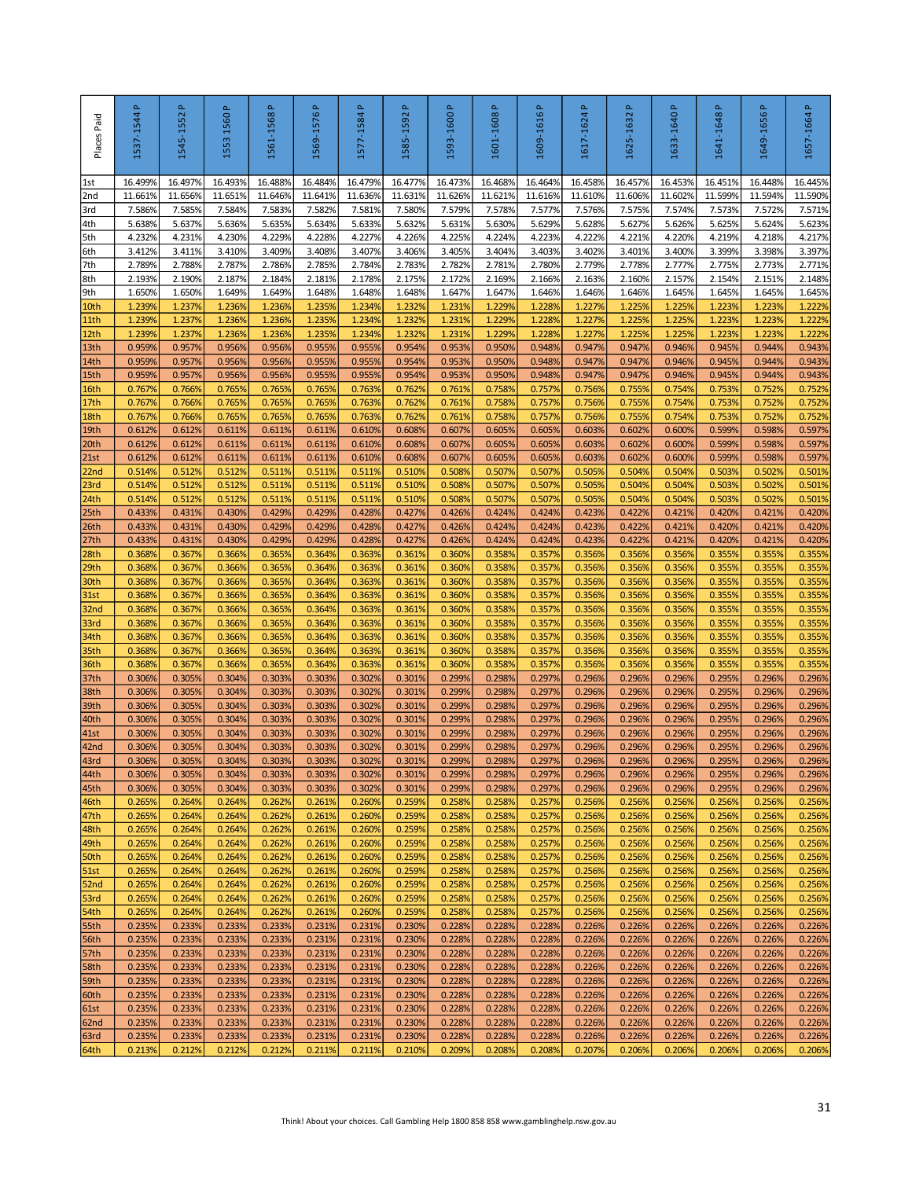| Places Paid | 1537-1544 P | 1545-1552 P | 1553 1560 P | 1561-1568 P | 1569-1576 P | 1577-1584 P | 1585-1592 P | 1593-1600 P | 1601-1608 P | 1609-1616 P | 1617-1624 P | 1625-1632 P | 1633-1640 P | 1641-1648 P | 1649-1656 P | 1657-1664 P |
|---|---|---|---|---|---|---|---|---|---|---|---|---|---|---|---|---|
| 1st | 16.499% | 16.497% | 16.493% | 16.488% | 16.484% | 16.479% | 16.477% | 16.473% | 16.468% | 16.464% | 16.458% | 16.457% | 16.453% | 16.451% | 16.448% | 16.445% |
| 2nd | 11.661% | 11.656% | 11.651% | 11.646% | 11.641% | 11.636% | 11.631% | 11.626% | 11.621% | 11.616% | 11.610% | 11.606% | 11.602% | 11.599% | 11.594% | 11.590% |
| 3rd | 7.586% | 7.585% | 7.584% | 7.583% | 7.582% | 7.581% | 7.580% | 7.579% | 7.578% | 7.577% | 7.576% | 7.575% | 7.574% | 7.573% | 7.572% | 7.571% |
| 4th | 5.638% | 5.637% | 5.636% | 5.635% | 5.634% | 5.633% | 5.632% | 5.631% | 5.630% | 5.629% | 5.628% | 5.627% | 5.626% | 5.625% | 5.624% | 5.623% |
| 5th | 4.232% | 4.231% | 4.230% | 4.229% | 4.228% | 4.227% | 4.226% | 4.225% | 4.224% | 4.223% | 4.222% | 4.221% | 4.220% | 4.219% | 4.218% | 4.217% |
| 6th | 3.412% | 3.411% | 3.410% | 3.409% | 3.408% | 3.407% | 3.406% | 3.405% | 3.404% | 3.403% | 3.402% | 3.401% | 3.400% | 3.399% | 3.398% | 3.397% |
| 7th | 2.789% | 2.788% | 2.787% | 2.786% | 2.785% | 2.784% | 2.783% | 2.782% | 2.781% | 2.780% | 2.779% | 2.778% | 2.777% | 2.775% | 2.773% | 2.771% |
| 8th | 2.193% | 2.190% | 2.187% | 2.184% | 2.181% | 2.178% | 2.175% | 2.172% | 2.169% | 2.166% | 2.163% | 2.160% | 2.157% | 2.154% | 2.151% | 2.148% |
| 9th | 1.650% | 1.650% | 1.649% | 1.649% | 1.648% | 1.648% | 1.648% | 1.647% | 1.647% | 1.646% | 1.646% | 1.646% | 1.645% | 1.645% | 1.645% | 1.645% |
| 10th | 1.239% | 1.237% | 1.236% | 1.236% | 1.235% | 1.234% | 1.232% | 1.231% | 1.229% | 1.228% | 1.227% | 1.225% | 1.225% | 1.223% | 1.223% | 1.222% |
| 11th | 1.239% | 1.237% | 1.236% | 1.236% | 1.235% | 1.234% | 1.232% | 1.231% | 1.229% | 1.228% | 1.227% | 1.225% | 1.225% | 1.223% | 1.223% | 1.222% |
| 12th | 1.239% | 1.237% | 1.236% | 1.236% | 1.235% | 1.234% | 1.232% | 1.231% | 1.229% | 1.228% | 1.227% | 1.225% | 1.225% | 1.223% | 1.223% | 1.222% |
| 13th | 0.959% | 0.957% | 0.956% | 0.956% | 0.955% | 0.955% | 0.954% | 0.953% | 0.950% | 0.948% | 0.947% | 0.947% | 0.946% | 0.945% | 0.944% | 0.943% |
| 14th | 0.959% | 0.957% | 0.956% | 0.956% | 0.955% | 0.955% | 0.954% | 0.953% | 0.950% | 0.948% | 0.947% | 0.947% | 0.946% | 0.945% | 0.944% | 0.943% |
| 15th | 0.959% | 0.957% | 0.956% | 0.956% | 0.955% | 0.955% | 0.954% | 0.953% | 0.950% | 0.948% | 0.947% | 0.947% | 0.946% | 0.945% | 0.944% | 0.943% |
| 16th | 0.767% | 0.766% | 0.765% | 0.765% | 0.765% | 0.763% | 0.762% | 0.761% | 0.758% | 0.757% | 0.756% | 0.755% | 0.754% | 0.753% | 0.752% | 0.752% |
| 17th | 0.767% | 0.766% | 0.765% | 0.765% | 0.765% | 0.763% | 0.762% | 0.761% | 0.758% | 0.757% | 0.756% | 0.755% | 0.754% | 0.753% | 0.752% | 0.752% |
| 18th | 0.767% | 0.766% | 0.765% | 0.765% | 0.765% | 0.763% | 0.762% | 0.761% | 0.758% | 0.757% | 0.756% | 0.755% | 0.754% | 0.753% | 0.752% | 0.752% |
| 19th | 0.612% | 0.612% | 0.611% | 0.611% | 0.611% | 0.610% | 0.608% | 0.607% | 0.605% | 0.605% | 0.603% | 0.602% | 0.600% | 0.599% | 0.598% | 0.597% |
| 20th | 0.612% | 0.612% | 0.611% | 0.611% | 0.611% | 0.610% | 0.608% | 0.607% | 0.605% | 0.605% | 0.603% | 0.602% | 0.600% | 0.599% | 0.598% | 0.597% |
| 21st | 0.612% | 0.612% | 0.611% | 0.611% | 0.611% | 0.610% | 0.608% | 0.607% | 0.605% | 0.605% | 0.603% | 0.602% | 0.600% | 0.599% | 0.598% | 0.597% |
| 22nd | 0.514% | 0.512% | 0.512% | 0.511% | 0.511% | 0.511% | 0.510% | 0.508% | 0.507% | 0.507% | 0.505% | 0.504% | 0.504% | 0.503% | 0.502% | 0.501% |
| 23rd | 0.514% | 0.512% | 0.512% | 0.511% | 0.511% | 0.511% | 0.510% | 0.508% | 0.507% | 0.507% | 0.505% | 0.504% | 0.504% | 0.503% | 0.502% | 0.501% |
| 24th | 0.514% | 0.512% | 0.512% | 0.511% | 0.511% | 0.511% | 0.510% | 0.508% | 0.507% | 0.507% | 0.505% | 0.504% | 0.504% | 0.503% | 0.502% | 0.501% |
| 25th | 0.433% | 0.431% | 0.430% | 0.429% | 0.429% | 0.428% | 0.427% | 0.426% | 0.424% | 0.424% | 0.423% | 0.422% | 0.421% | 0.420% | 0.421% | 0.420% |
| 26th | 0.433% | 0.431% | 0.430% | 0.429% | 0.429% | 0.428% | 0.427% | 0.426% | 0.424% | 0.424% | 0.423% | 0.422% | 0.421% | 0.420% | 0.421% | 0.420% |
| 27th | 0.433% | 0.431% | 0.430% | 0.429% | 0.429% | 0.428% | 0.427% | 0.426% | 0.424% | 0.424% | 0.423% | 0.422% | 0.421% | 0.420% | 0.421% | 0.420% |
| 28th | 0.368% | 0.367% | 0.366% | 0.365% | 0.364% | 0.363% | 0.361% | 0.360% | 0.358% | 0.357% | 0.356% | 0.356% | 0.356% | 0.355% | 0.355% | 0.355% |
| 29th | 0.368% | 0.367% | 0.366% | 0.365% | 0.364% | 0.363% | 0.361% | 0.360% | 0.358% | 0.357% | 0.356% | 0.356% | 0.356% | 0.355% | 0.355% | 0.355% |
| 30th | 0.368% | 0.367% | 0.366% | 0.365% | 0.364% | 0.363% | 0.361% | 0.360% | 0.358% | 0.357% | 0.356% | 0.356% | 0.356% | 0.355% | 0.355% | 0.355% |
| 31st | 0.368% | 0.367% | 0.366% | 0.365% | 0.364% | 0.363% | 0.361% | 0.360% | 0.358% | 0.357% | 0.356% | 0.356% | 0.356% | 0.355% | 0.355% | 0.355% |
| 32nd | 0.368% | 0.367% | 0.366% | 0.365% | 0.364% | 0.363% | 0.361% | 0.360% | 0.358% | 0.357% | 0.356% | 0.356% | 0.356% | 0.355% | 0.355% | 0.355% |
| 33rd | 0.368% | 0.367% | 0.366% | 0.365% | 0.364% | 0.363% | 0.361% | 0.360% | 0.358% | 0.357% | 0.356% | 0.356% | 0.356% | 0.355% | 0.355% | 0.355% |
| 34th | 0.368% | 0.367% | 0.366% | 0.365% | 0.364% | 0.363% | 0.361% | 0.360% | 0.358% | 0.357% | 0.356% | 0.356% | 0.356% | 0.355% | 0.355% | 0.355% |
| 35th | 0.368% | 0.367% | 0.366% | 0.365% | 0.364% | 0.363% | 0.361% | 0.360% | 0.358% | 0.357% | 0.356% | 0.356% | 0.356% | 0.355% | 0.355% | 0.355% |
| 36th | 0.368% | 0.367% | 0.366% | 0.365% | 0.364% | 0.363% | 0.361% | 0.360% | 0.358% | 0.357% | 0.356% | 0.356% | 0.356% | 0.355% | 0.355% | 0.355% |
| 37th | 0.306% | 0.305% | 0.304% | 0.303% | 0.303% | 0.302% | 0.301% | 0.299% | 0.298% | 0.297% | 0.296% | 0.296% | 0.296% | 0.295% | 0.296% | 0.296% |
| 38th | 0.306% | 0.305% | 0.304% | 0.303% | 0.303% | 0.302% | 0.301% | 0.299% | 0.298% | 0.297% | 0.296% | 0.296% | 0.296% | 0.295% | 0.296% | 0.296% |
| 39th | 0.306% | 0.305% | 0.304% | 0.303% | 0.303% | 0.302% | 0.301% | 0.299% | 0.298% | 0.297% | 0.296% | 0.296% | 0.296% | 0.295% | 0.296% | 0.296% |
| 40th | 0.306% | 0.305% | 0.304% | 0.303% | 0.303% | 0.302% | 0.301% | 0.299% | 0.298% | 0.297% | 0.296% | 0.296% | 0.296% | 0.295% | 0.296% | 0.296% |
| 41st | 0.306% | 0.305% | 0.304% | 0.303% | 0.303% | 0.302% | 0.301% | 0.299% | 0.298% | 0.297% | 0.296% | 0.296% | 0.296% | 0.295% | 0.296% | 0.296% |
| 42nd | 0.306% | 0.305% | 0.304% | 0.303% | 0.303% | 0.302% | 0.301% | 0.299% | 0.298% | 0.297% | 0.296% | 0.296% | 0.296% | 0.295% | 0.296% | 0.296% |
| 43rd | 0.306% | 0.305% | 0.304% | 0.303% | 0.303% | 0.302% | 0.301% | 0.299% | 0.298% | 0.297% | 0.296% | 0.296% | 0.296% | 0.295% | 0.296% | 0.296% |
| 44th | 0.306% | 0.305% | 0.304% | 0.303% | 0.303% | 0.302% | 0.301% | 0.299% | 0.298% | 0.297% | 0.296% | 0.296% | 0.296% | 0.295% | 0.296% | 0.296% |
| 45th | 0.306% | 0.305% | 0.304% | 0.303% | 0.303% | 0.302% | 0.301% | 0.299% | 0.298% | 0.297% | 0.296% | 0.296% | 0.296% | 0.295% | 0.296% | 0.296% |
| 46th | 0.265% | 0.264% | 0.264% | 0.262% | 0.261% | 0.260% | 0.259% | 0.258% | 0.258% | 0.257% | 0.256% | 0.256% | 0.256% | 0.256% | 0.256% | 0.256% |
| 47th | 0.265% | 0.264% | 0.264% | 0.262% | 0.261% | 0.260% | 0.259% | 0.258% | 0.258% | 0.257% | 0.256% | 0.256% | 0.256% | 0.256% | 0.256% | 0.256% |
| 48th | 0.265% | 0.264% | 0.264% | 0.262% | 0.261% | 0.260% | 0.259% | 0.258% | 0.258% | 0.257% | 0.256% | 0.256% | 0.256% | 0.256% | 0.256% | 0.256% |
| 49th | 0.265% | 0.264% | 0.264% | 0.262% | 0.261% | 0.260% | 0.259% | 0.258% | 0.258% | 0.257% | 0.256% | 0.256% | 0.256% | 0.256% | 0.256% | 0.256% |
| 50th | 0.265% | 0.264% | 0.264% | 0.262% | 0.261% | 0.260% | 0.259% | 0.258% | 0.258% | 0.257% | 0.256% | 0.256% | 0.256% | 0.256% | 0.256% | 0.256% |
| 51st | 0.265% | 0.264% | 0.264% | 0.262% | 0.261% | 0.260% | 0.259% | 0.258% | 0.258% | 0.257% | 0.256% | 0.256% | 0.256% | 0.256% | 0.256% | 0.256% |
| 52nd | 0.265% | 0.264% | 0.264% | 0.262% | 0.261% | 0.260% | 0.259% | 0.258% | 0.258% | 0.257% | 0.256% | 0.256% | 0.256% | 0.256% | 0.256% | 0.256% |
| 53rd | 0.265% | 0.264% | 0.264% | 0.262% | 0.261% | 0.260% | 0.259% | 0.258% | 0.258% | 0.257% | 0.256% | 0.256% | 0.256% | 0.256% | 0.256% | 0.256% |
| 54th | 0.265% | 0.264% | 0.264% | 0.262% | 0.261% | 0.260% | 0.259% | 0.258% | 0.258% | 0.257% | 0.256% | 0.256% | 0.256% | 0.256% | 0.256% | 0.256% |
| 55th | 0.235% | 0.233% | 0.233% | 0.233% | 0.231% | 0.231% | 0.230% | 0.228% | 0.228% | 0.228% | 0.226% | 0.226% | 0.226% | 0.226% | 0.226% | 0.226% |
| 56th | 0.235% | 0.233% | 0.233% | 0.233% | 0.231% | 0.231% | 0.230% | 0.228% | 0.228% | 0.228% | 0.226% | 0.226% | 0.226% | 0.226% | 0.226% | 0.226% |
| 57th | 0.235% | 0.233% | 0.233% | 0.233% | 0.231% | 0.231% | 0.230% | 0.228% | 0.228% | 0.228% | 0.226% | 0.226% | 0.226% | 0.226% | 0.226% | 0.226% |
| 58th | 0.235% | 0.233% | 0.233% | 0.233% | 0.231% | 0.231% | 0.230% | 0.228% | 0.228% | 0.228% | 0.226% | 0.226% | 0.226% | 0.226% | 0.226% | 0.226% |
| 59th | 0.235% | 0.233% | 0.233% | 0.233% | 0.231% | 0.231% | 0.230% | 0.228% | 0.228% | 0.228% | 0.226% | 0.226% | 0.226% | 0.226% | 0.226% | 0.226% |
| 60th | 0.235% | 0.233% | 0.233% | 0.233% | 0.231% | 0.231% | 0.230% | 0.228% | 0.228% | 0.228% | 0.226% | 0.226% | 0.226% | 0.226% | 0.226% | 0.226% |
| 61st | 0.235% | 0.233% | 0.233% | 0.233% | 0.231% | 0.231% | 0.230% | 0.228% | 0.228% | 0.228% | 0.226% | 0.226% | 0.226% | 0.226% | 0.226% | 0.226% |
| 62nd | 0.235% | 0.233% | 0.233% | 0.233% | 0.231% | 0.231% | 0.230% | 0.228% | 0.228% | 0.228% | 0.226% | 0.226% | 0.226% | 0.226% | 0.226% | 0.226% |
| 63rd | 0.235% | 0.233% | 0.233% | 0.233% | 0.231% | 0.231% | 0.230% | 0.228% | 0.228% | 0.228% | 0.226% | 0.226% | 0.226% | 0.226% | 0.226% | 0.226% |
| 64th | 0.213% | 0.212% | 0.212% | 0.212% | 0.211% | 0.211% | 0.210% | 0.209% | 0.208% | 0.208% | 0.207% | 0.206% | 0.206% | 0.206% | 0.206% | 0.206% |

Think! About your choices. Call Gambling Help 1800 858 858 www.gamblinghelp.nsw.gov.au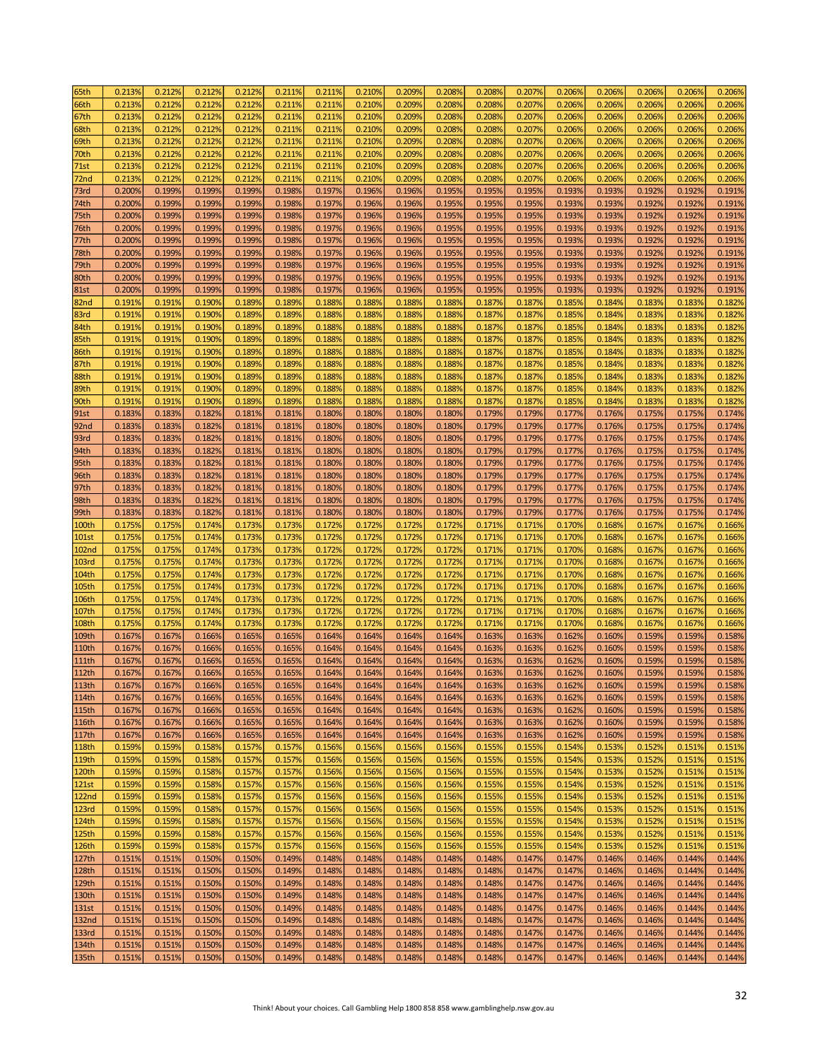| | | | | | | | | | | | | | | | | |
|---|---|---|---|---|---|---|---|---|---|---|---|---|---|---|---|---|
| 65th | 0.213% | 0.212% | 0.212% | 0.212% | 0.211% | 0.211% | 0.210% | 0.209% | 0.208% | 0.208% | 0.207% | 0.206% | 0.206% | 0.206% | 0.206% | 0.206% |
| 66th | 0.213% | 0.212% | 0.212% | 0.212% | 0.211% | 0.211% | 0.210% | 0.209% | 0.208% | 0.208% | 0.207% | 0.206% | 0.206% | 0.206% | 0.206% | 0.206% |
| 67th | 0.213% | 0.212% | 0.212% | 0.212% | 0.211% | 0.211% | 0.210% | 0.209% | 0.208% | 0.208% | 0.207% | 0.206% | 0.206% | 0.206% | 0.206% | 0.206% |
| 68th | 0.213% | 0.212% | 0.212% | 0.212% | 0.211% | 0.211% | 0.210% | 0.209% | 0.208% | 0.208% | 0.207% | 0.206% | 0.206% | 0.206% | 0.206% | 0.206% |
| 69th | 0.213% | 0.212% | 0.212% | 0.212% | 0.211% | 0.211% | 0.210% | 0.209% | 0.208% | 0.208% | 0.207% | 0.206% | 0.206% | 0.206% | 0.206% | 0.206% |
| 70th | 0.213% | 0.212% | 0.212% | 0.212% | 0.211% | 0.211% | 0.210% | 0.209% | 0.208% | 0.208% | 0.207% | 0.206% | 0.206% | 0.206% | 0.206% | 0.206% |
| 71st | 0.213% | 0.212% | 0.212% | 0.212% | 0.211% | 0.211% | 0.210% | 0.209% | 0.208% | 0.208% | 0.207% | 0.206% | 0.206% | 0.206% | 0.206% | 0.206% |
| 72nd | 0.213% | 0.212% | 0.212% | 0.212% | 0.211% | 0.211% | 0.210% | 0.209% | 0.208% | 0.208% | 0.207% | 0.206% | 0.206% | 0.206% | 0.206% | 0.206% |
| 73rd | 0.200% | 0.199% | 0.199% | 0.199% | 0.198% | 0.197% | 0.196% | 0.196% | 0.195% | 0.195% | 0.195% | 0.193% | 0.193% | 0.192% | 0.192% | 0.191% |
| 74th | 0.200% | 0.199% | 0.199% | 0.199% | 0.198% | 0.197% | 0.196% | 0.196% | 0.195% | 0.195% | 0.195% | 0.193% | 0.193% | 0.192% | 0.192% | 0.191% |
| 75th | 0.200% | 0.199% | 0.199% | 0.199% | 0.198% | 0.197% | 0.196% | 0.196% | 0.195% | 0.195% | 0.195% | 0.193% | 0.193% | 0.192% | 0.192% | 0.191% |
| 76th | 0.200% | 0.199% | 0.199% | 0.199% | 0.198% | 0.197% | 0.196% | 0.196% | 0.195% | 0.195% | 0.195% | 0.193% | 0.193% | 0.192% | 0.192% | 0.191% |
| 77th | 0.200% | 0.199% | 0.199% | 0.199% | 0.198% | 0.197% | 0.196% | 0.196% | 0.195% | 0.195% | 0.195% | 0.193% | 0.193% | 0.192% | 0.192% | 0.191% |
| 78th | 0.200% | 0.199% | 0.199% | 0.199% | 0.198% | 0.197% | 0.196% | 0.196% | 0.195% | 0.195% | 0.195% | 0.193% | 0.193% | 0.192% | 0.192% | 0.191% |
| 79th | 0.200% | 0.199% | 0.199% | 0.199% | 0.198% | 0.197% | 0.196% | 0.196% | 0.195% | 0.195% | 0.195% | 0.193% | 0.193% | 0.192% | 0.192% | 0.191% |
| 80th | 0.200% | 0.199% | 0.199% | 0.199% | 0.198% | 0.197% | 0.196% | 0.196% | 0.195% | 0.195% | 0.195% | 0.193% | 0.193% | 0.192% | 0.192% | 0.191% |
| 81st | 0.200% | 0.199% | 0.199% | 0.199% | 0.198% | 0.197% | 0.196% | 0.196% | 0.195% | 0.195% | 0.195% | 0.193% | 0.193% | 0.192% | 0.192% | 0.191% |
| 82nd | 0.191% | 0.191% | 0.190% | 0.189% | 0.189% | 0.188% | 0.188% | 0.188% | 0.188% | 0.187% | 0.187% | 0.185% | 0.184% | 0.183% | 0.183% | 0.182% |
| 83rd | 0.191% | 0.191% | 0.190% | 0.189% | 0.189% | 0.188% | 0.188% | 0.188% | 0.188% | 0.187% | 0.187% | 0.185% | 0.184% | 0.183% | 0.183% | 0.182% |
| 84th | 0.191% | 0.191% | 0.190% | 0.189% | 0.189% | 0.188% | 0.188% | 0.188% | 0.188% | 0.187% | 0.187% | 0.185% | 0.184% | 0.183% | 0.183% | 0.182% |
| 85th | 0.191% | 0.191% | 0.190% | 0.189% | 0.189% | 0.188% | 0.188% | 0.188% | 0.188% | 0.187% | 0.187% | 0.185% | 0.184% | 0.183% | 0.183% | 0.182% |
| 86th | 0.191% | 0.191% | 0.190% | 0.189% | 0.189% | 0.188% | 0.188% | 0.188% | 0.188% | 0.187% | 0.187% | 0.185% | 0.184% | 0.183% | 0.183% | 0.182% |
| 87th | 0.191% | 0.191% | 0.190% | 0.189% | 0.189% | 0.188% | 0.188% | 0.188% | 0.188% | 0.187% | 0.187% | 0.185% | 0.184% | 0.183% | 0.183% | 0.182% |
| 88th | 0.191% | 0.191% | 0.190% | 0.189% | 0.189% | 0.188% | 0.188% | 0.188% | 0.188% | 0.187% | 0.187% | 0.185% | 0.184% | 0.183% | 0.183% | 0.182% |
| 89th | 0.191% | 0.191% | 0.190% | 0.189% | 0.189% | 0.188% | 0.188% | 0.188% | 0.188% | 0.187% | 0.187% | 0.185% | 0.184% | 0.183% | 0.183% | 0.182% |
| 90th | 0.191% | 0.191% | 0.190% | 0.189% | 0.189% | 0.188% | 0.188% | 0.188% | 0.188% | 0.187% | 0.187% | 0.185% | 0.184% | 0.183% | 0.183% | 0.182% |
| 91st | 0.183% | 0.183% | 0.182% | 0.181% | 0.181% | 0.180% | 0.180% | 0.180% | 0.180% | 0.179% | 0.179% | 0.177% | 0.176% | 0.175% | 0.175% | 0.174% |
| 92nd | 0.183% | 0.183% | 0.182% | 0.181% | 0.181% | 0.180% | 0.180% | 0.180% | 0.180% | 0.179% | 0.179% | 0.177% | 0.176% | 0.175% | 0.175% | 0.174% |
| 93rd | 0.183% | 0.183% | 0.182% | 0.181% | 0.181% | 0.180% | 0.180% | 0.180% | 0.180% | 0.179% | 0.179% | 0.177% | 0.176% | 0.175% | 0.175% | 0.174% |
| 94th | 0.183% | 0.183% | 0.182% | 0.181% | 0.181% | 0.180% | 0.180% | 0.180% | 0.180% | 0.179% | 0.179% | 0.177% | 0.176% | 0.175% | 0.175% | 0.174% |
| 95th | 0.183% | 0.183% | 0.182% | 0.181% | 0.181% | 0.180% | 0.180% | 0.180% | 0.180% | 0.179% | 0.179% | 0.177% | 0.176% | 0.175% | 0.175% | 0.174% |
| 96th | 0.183% | 0.183% | 0.182% | 0.181% | 0.181% | 0.180% | 0.180% | 0.180% | 0.180% | 0.179% | 0.179% | 0.177% | 0.176% | 0.175% | 0.175% | 0.174% |
| 97th | 0.183% | 0.183% | 0.182% | 0.181% | 0.181% | 0.180% | 0.180% | 0.180% | 0.180% | 0.179% | 0.179% | 0.177% | 0.176% | 0.175% | 0.175% | 0.174% |
| 98th | 0.183% | 0.183% | 0.182% | 0.181% | 0.181% | 0.180% | 0.180% | 0.180% | 0.180% | 0.179% | 0.179% | 0.177% | 0.176% | 0.175% | 0.175% | 0.174% |
| 99th | 0.183% | 0.183% | 0.182% | 0.181% | 0.181% | 0.180% | 0.180% | 0.180% | 0.180% | 0.179% | 0.179% | 0.177% | 0.176% | 0.175% | 0.175% | 0.174% |
| 100th | 0.175% | 0.175% | 0.174% | 0.173% | 0.173% | 0.172% | 0.172% | 0.172% | 0.172% | 0.171% | 0.171% | 0.170% | 0.168% | 0.167% | 0.167% | 0.166% |
| 101st | 0.175% | 0.175% | 0.174% | 0.173% | 0.173% | 0.172% | 0.172% | 0.172% | 0.172% | 0.171% | 0.171% | 0.170% | 0.168% | 0.167% | 0.167% | 0.166% |
| 102nd | 0.175% | 0.175% | 0.174% | 0.173% | 0.173% | 0.172% | 0.172% | 0.172% | 0.172% | 0.171% | 0.171% | 0.170% | 0.168% | 0.167% | 0.167% | 0.166% |
| 103rd | 0.175% | 0.175% | 0.174% | 0.173% | 0.173% | 0.172% | 0.172% | 0.172% | 0.172% | 0.171% | 0.171% | 0.170% | 0.168% | 0.167% | 0.167% | 0.166% |
| 104th | 0.175% | 0.175% | 0.174% | 0.173% | 0.173% | 0.172% | 0.172% | 0.172% | 0.172% | 0.171% | 0.171% | 0.170% | 0.168% | 0.167% | 0.167% | 0.166% |
| 105th | 0.175% | 0.175% | 0.174% | 0.173% | 0.173% | 0.172% | 0.172% | 0.172% | 0.172% | 0.171% | 0.171% | 0.170% | 0.168% | 0.167% | 0.167% | 0.166% |
| 106th | 0.175% | 0.175% | 0.174% | 0.173% | 0.173% | 0.172% | 0.172% | 0.172% | 0.172% | 0.171% | 0.171% | 0.170% | 0.168% | 0.167% | 0.167% | 0.166% |
| 107th | 0.175% | 0.175% | 0.174% | 0.173% | 0.173% | 0.172% | 0.172% | 0.172% | 0.172% | 0.171% | 0.171% | 0.170% | 0.168% | 0.167% | 0.167% | 0.166% |
| 108th | 0.175% | 0.175% | 0.174% | 0.173% | 0.173% | 0.172% | 0.172% | 0.172% | 0.172% | 0.171% | 0.171% | 0.170% | 0.168% | 0.167% | 0.167% | 0.166% |
| 109th | 0.167% | 0.167% | 0.166% | 0.165% | 0.165% | 0.164% | 0.164% | 0.164% | 0.164% | 0.163% | 0.163% | 0.162% | 0.160% | 0.159% | 0.159% | 0.158% |
| 110th | 0.167% | 0.167% | 0.166% | 0.165% | 0.165% | 0.164% | 0.164% | 0.164% | 0.164% | 0.163% | 0.163% | 0.162% | 0.160% | 0.159% | 0.159% | 0.158% |
| 111th | 0.167% | 0.167% | 0.166% | 0.165% | 0.165% | 0.164% | 0.164% | 0.164% | 0.164% | 0.163% | 0.163% | 0.162% | 0.160% | 0.159% | 0.159% | 0.158% |
| 112th | 0.167% | 0.167% | 0.166% | 0.165% | 0.165% | 0.164% | 0.164% | 0.164% | 0.164% | 0.163% | 0.163% | 0.162% | 0.160% | 0.159% | 0.159% | 0.158% |
| 113th | 0.167% | 0.167% | 0.166% | 0.165% | 0.165% | 0.164% | 0.164% | 0.164% | 0.164% | 0.163% | 0.163% | 0.162% | 0.160% | 0.159% | 0.159% | 0.158% |
| 114th | 0.167% | 0.167% | 0.166% | 0.165% | 0.165% | 0.164% | 0.164% | 0.164% | 0.164% | 0.163% | 0.163% | 0.162% | 0.160% | 0.159% | 0.159% | 0.158% |
| 115th | 0.167% | 0.167% | 0.166% | 0.165% | 0.165% | 0.164% | 0.164% | 0.164% | 0.164% | 0.163% | 0.163% | 0.162% | 0.160% | 0.159% | 0.159% | 0.158% |
| 116th | 0.167% | 0.167% | 0.166% | 0.165% | 0.165% | 0.164% | 0.164% | 0.164% | 0.164% | 0.163% | 0.163% | 0.162% | 0.160% | 0.159% | 0.159% | 0.158% |
| 117th | 0.167% | 0.167% | 0.166% | 0.165% | 0.165% | 0.164% | 0.164% | 0.164% | 0.164% | 0.163% | 0.163% | 0.162% | 0.160% | 0.159% | 0.159% | 0.158% |
| 118th | 0.159% | 0.159% | 0.158% | 0.157% | 0.157% | 0.156% | 0.156% | 0.156% | 0.156% | 0.155% | 0.155% | 0.154% | 0.153% | 0.152% | 0.151% | 0.151% |
| 119th | 0.159% | 0.159% | 0.158% | 0.157% | 0.157% | 0.156% | 0.156% | 0.156% | 0.156% | 0.155% | 0.155% | 0.154% | 0.153% | 0.152% | 0.151% | 0.151% |
| 120th | 0.159% | 0.159% | 0.158% | 0.157% | 0.157% | 0.156% | 0.156% | 0.156% | 0.156% | 0.155% | 0.155% | 0.154% | 0.153% | 0.152% | 0.151% | 0.151% |
| 121st | 0.159% | 0.159% | 0.158% | 0.157% | 0.157% | 0.156% | 0.156% | 0.156% | 0.156% | 0.155% | 0.155% | 0.154% | 0.153% | 0.152% | 0.151% | 0.151% |
| 122nd | 0.159% | 0.159% | 0.158% | 0.157% | 0.157% | 0.156% | 0.156% | 0.156% | 0.156% | 0.155% | 0.155% | 0.154% | 0.153% | 0.152% | 0.151% | 0.151% |
| 123rd | 0.159% | 0.159% | 0.158% | 0.157% | 0.157% | 0.156% | 0.156% | 0.156% | 0.156% | 0.155% | 0.155% | 0.154% | 0.153% | 0.152% | 0.151% | 0.151% |
| 124th | 0.159% | 0.159% | 0.158% | 0.157% | 0.157% | 0.156% | 0.156% | 0.156% | 0.156% | 0.155% | 0.155% | 0.154% | 0.153% | 0.152% | 0.151% | 0.151% |
| 125th | 0.159% | 0.159% | 0.158% | 0.157% | 0.157% | 0.156% | 0.156% | 0.156% | 0.156% | 0.155% | 0.155% | 0.154% | 0.153% | 0.152% | 0.151% | 0.151% |
| 126th | 0.159% | 0.159% | 0.158% | 0.157% | 0.157% | 0.156% | 0.156% | 0.156% | 0.156% | 0.155% | 0.155% | 0.154% | 0.153% | 0.152% | 0.151% | 0.151% |
| 127th | 0.151% | 0.151% | 0.150% | 0.150% | 0.149% | 0.148% | 0.148% | 0.148% | 0.148% | 0.148% | 0.147% | 0.147% | 0.146% | 0.146% | 0.144% | 0.144% |
| 128th | 0.151% | 0.151% | 0.150% | 0.150% | 0.149% | 0.148% | 0.148% | 0.148% | 0.148% | 0.148% | 0.147% | 0.147% | 0.146% | 0.146% | 0.144% | 0.144% |
| 129th | 0.151% | 0.151% | 0.150% | 0.150% | 0.149% | 0.148% | 0.148% | 0.148% | 0.148% | 0.148% | 0.147% | 0.147% | 0.146% | 0.146% | 0.144% | 0.144% |
| 130th | 0.151% | 0.151% | 0.150% | 0.150% | 0.149% | 0.148% | 0.148% | 0.148% | 0.148% | 0.148% | 0.147% | 0.147% | 0.146% | 0.146% | 0.144% | 0.144% |
| 131st | 0.151% | 0.151% | 0.150% | 0.150% | 0.149% | 0.148% | 0.148% | 0.148% | 0.148% | 0.148% | 0.147% | 0.147% | 0.146% | 0.146% | 0.144% | 0.144% |
| 132nd | 0.151% | 0.151% | 0.150% | 0.150% | 0.149% | 0.148% | 0.148% | 0.148% | 0.148% | 0.148% | 0.147% | 0.147% | 0.146% | 0.146% | 0.144% | 0.144% |
| 133rd | 0.151% | 0.151% | 0.150% | 0.150% | 0.149% | 0.148% | 0.148% | 0.148% | 0.148% | 0.148% | 0.147% | 0.147% | 0.146% | 0.146% | 0.144% | 0.144% |
| 134th | 0.151% | 0.151% | 0.150% | 0.150% | 0.149% | 0.148% | 0.148% | 0.148% | 0.148% | 0.148% | 0.147% | 0.147% | 0.146% | 0.146% | 0.144% | 0.144% |
| 135th | 0.151% | 0.151% | 0.150% | 0.150% | 0.149% | 0.148% | 0.148% | 0.148% | 0.148% | 0.148% | 0.147% | 0.147% | 0.146% | 0.146% | 0.144% | 0.144% |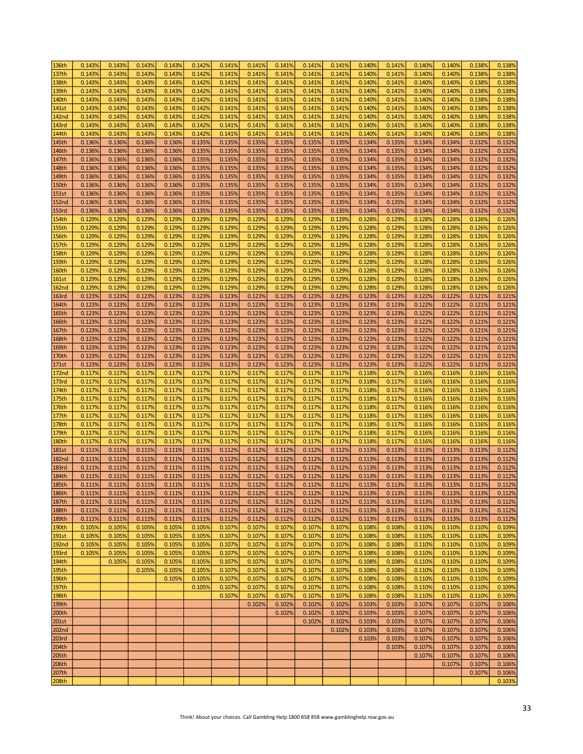| | | | | | | | | | | | | | | | | |
|---|---|---|---|---|---|---|---|---|---|---|---|---|---|---|---|---|
| 136th | 0.143% | 0.143% | 0.143% | 0.143% | 0.142% | 0.141% | 0.141% | 0.141% | 0.141% | 0.141% | 0.140% | 0.141% | 0.140% | 0.140% | 0.138% | 0.138% |
| 137th | 0.143% | 0.143% | 0.143% | 0.143% | 0.142% | 0.141% | 0.141% | 0.141% | 0.141% | 0.141% | 0.140% | 0.141% | 0.140% | 0.140% | 0.138% | 0.138% |
| 138th | 0.143% | 0.143% | 0.143% | 0.143% | 0.142% | 0.141% | 0.141% | 0.141% | 0.141% | 0.141% | 0.140% | 0.141% | 0.140% | 0.140% | 0.138% | 0.138% |
| 139th | 0.143% | 0.143% | 0.143% | 0.143% | 0.142% | 0.141% | 0.141% | 0.141% | 0.141% | 0.141% | 0.140% | 0.141% | 0.140% | 0.140% | 0.138% | 0.138% |
| 140th | 0.143% | 0.143% | 0.143% | 0.143% | 0.142% | 0.141% | 0.141% | 0.141% | 0.141% | 0.141% | 0.140% | 0.141% | 0.140% | 0.140% | 0.138% | 0.138% |
| 141st | 0.143% | 0.143% | 0.143% | 0.143% | 0.142% | 0.141% | 0.141% | 0.141% | 0.141% | 0.141% | 0.140% | 0.141% | 0.140% | 0.140% | 0.138% | 0.138% |
| 142nd | 0.143% | 0.143% | 0.143% | 0.143% | 0.142% | 0.141% | 0.141% | 0.141% | 0.141% | 0.141% | 0.140% | 0.141% | 0.140% | 0.140% | 0.138% | 0.138% |
| 143rd | 0.143% | 0.143% | 0.143% | 0.143% | 0.142% | 0.141% | 0.141% | 0.141% | 0.141% | 0.141% | 0.140% | 0.141% | 0.140% | 0.140% | 0.138% | 0.138% |
| 144th | 0.143% | 0.143% | 0.143% | 0.143% | 0.142% | 0.141% | 0.141% | 0.141% | 0.141% | 0.141% | 0.140% | 0.141% | 0.140% | 0.140% | 0.138% | 0.138% |
| 145th | 0.136% | 0.136% | 0.136% | 0.136% | 0.135% | 0.135% | 0.135% | 0.135% | 0.135% | 0.135% | 0.134% | 0.135% | 0.134% | 0.134% | 0.132% | 0.132% |
| 146th | 0.136% | 0.136% | 0.136% | 0.136% | 0.135% | 0.135% | 0.135% | 0.135% | 0.135% | 0.135% | 0.134% | 0.135% | 0.134% | 0.134% | 0.132% | 0.132% |
| 147th | 0.136% | 0.136% | 0.136% | 0.136% | 0.135% | 0.135% | 0.135% | 0.135% | 0.135% | 0.135% | 0.134% | 0.135% | 0.134% | 0.134% | 0.132% | 0.132% |
| 148th | 0.136% | 0.136% | 0.136% | 0.136% | 0.135% | 0.135% | 0.135% | 0.135% | 0.135% | 0.135% | 0.134% | 0.135% | 0.134% | 0.134% | 0.132% | 0.132% |
| 149th | 0.136% | 0.136% | 0.136% | 0.136% | 0.135% | 0.135% | 0.135% | 0.135% | 0.135% | 0.135% | 0.134% | 0.135% | 0.134% | 0.134% | 0.132% | 0.132% |
| 150th | 0.136% | 0.136% | 0.136% | 0.136% | 0.135% | 0.135% | 0.135% | 0.135% | 0.135% | 0.135% | 0.134% | 0.135% | 0.134% | 0.134% | 0.132% | 0.132% |
| 151st | 0.136% | 0.136% | 0.136% | 0.136% | 0.135% | 0.135% | 0.135% | 0.135% | 0.135% | 0.135% | 0.134% | 0.135% | 0.134% | 0.134% | 0.132% | 0.132% |
| 152nd | 0.136% | 0.136% | 0.136% | 0.136% | 0.135% | 0.135% | 0.135% | 0.135% | 0.135% | 0.135% | 0.134% | 0.135% | 0.134% | 0.134% | 0.132% | 0.132% |
| 153rd | 0.136% | 0.136% | 0.136% | 0.136% | 0.135% | 0.135% | 0.135% | 0.135% | 0.135% | 0.135% | 0.134% | 0.135% | 0.134% | 0.134% | 0.132% | 0.132% |
| 154th | 0.129% | 0.129% | 0.129% | 0.129% | 0.129% | 0.129% | 0.129% | 0.129% | 0.129% | 0.129% | 0.128% | 0.129% | 0.128% | 0.128% | 0.126% | 0.126% |
| 155th | 0.129% | 0.129% | 0.129% | 0.129% | 0.129% | 0.129% | 0.129% | 0.129% | 0.129% | 0.129% | 0.128% | 0.129% | 0.128% | 0.128% | 0.126% | 0.126% |
| 156th | 0.129% | 0.129% | 0.129% | 0.129% | 0.129% | 0.129% | 0.129% | 0.129% | 0.129% | 0.129% | 0.128% | 0.129% | 0.128% | 0.128% | 0.126% | 0.126% |
| 157th | 0.129% | 0.129% | 0.129% | 0.129% | 0.129% | 0.129% | 0.129% | 0.129% | 0.129% | 0.129% | 0.128% | 0.129% | 0.128% | 0.128% | 0.126% | 0.126% |
| 158th | 0.129% | 0.129% | 0.129% | 0.129% | 0.129% | 0.129% | 0.129% | 0.129% | 0.129% | 0.129% | 0.128% | 0.129% | 0.128% | 0.128% | 0.126% | 0.126% |
| 159th | 0.129% | 0.129% | 0.129% | 0.129% | 0.129% | 0.129% | 0.129% | 0.129% | 0.129% | 0.129% | 0.128% | 0.129% | 0.128% | 0.128% | 0.126% | 0.126% |
| 160th | 0.129% | 0.129% | 0.129% | 0.129% | 0.129% | 0.129% | 0.129% | 0.129% | 0.129% | 0.129% | 0.128% | 0.129% | 0.128% | 0.128% | 0.126% | 0.126% |
| 161st | 0.129% | 0.129% | 0.129% | 0.129% | 0.129% | 0.129% | 0.129% | 0.129% | 0.129% | 0.129% | 0.128% | 0.129% | 0.128% | 0.128% | 0.126% | 0.126% |
| 162nd | 0.129% | 0.129% | 0.129% | 0.129% | 0.129% | 0.129% | 0.129% | 0.129% | 0.129% | 0.129% | 0.128% | 0.129% | 0.128% | 0.128% | 0.126% | 0.126% |
| 163rd | 0.123% | 0.123% | 0.123% | 0.123% | 0.123% | 0.123% | 0.123% | 0.123% | 0.123% | 0.123% | 0.123% | 0.123% | 0.122% | 0.122% | 0.121% | 0.121% |
| 164th | 0.123% | 0.123% | 0.123% | 0.123% | 0.123% | 0.123% | 0.123% | 0.123% | 0.123% | 0.123% | 0.123% | 0.123% | 0.122% | 0.122% | 0.121% | 0.121% |
| 165th | 0.123% | 0.123% | 0.123% | 0.123% | 0.123% | 0.123% | 0.123% | 0.123% | 0.123% | 0.123% | 0.123% | 0.123% | 0.122% | 0.122% | 0.121% | 0.121% |
| 166th | 0.123% | 0.123% | 0.123% | 0.123% | 0.123% | 0.123% | 0.123% | 0.123% | 0.123% | 0.123% | 0.123% | 0.123% | 0.122% | 0.122% | 0.121% | 0.121% |
| 167th | 0.123% | 0.123% | 0.123% | 0.123% | 0.123% | 0.123% | 0.123% | 0.123% | 0.123% | 0.123% | 0.123% | 0.123% | 0.122% | 0.122% | 0.121% | 0.121% |
| 168th | 0.123% | 0.123% | 0.123% | 0.123% | 0.123% | 0.123% | 0.123% | 0.123% | 0.123% | 0.123% | 0.123% | 0.123% | 0.122% | 0.122% | 0.121% | 0.121% |
| 169th | 0.123% | 0.123% | 0.123% | 0.123% | 0.123% | 0.123% | 0.123% | 0.123% | 0.123% | 0.123% | 0.123% | 0.123% | 0.122% | 0.122% | 0.121% | 0.121% |
| 170th | 0.123% | 0.123% | 0.123% | 0.123% | 0.123% | 0.123% | 0.123% | 0.123% | 0.123% | 0.123% | 0.123% | 0.123% | 0.122% | 0.122% | 0.121% | 0.121% |
| 171st | 0.123% | 0.123% | 0.123% | 0.123% | 0.123% | 0.123% | 0.123% | 0.123% | 0.123% | 0.123% | 0.123% | 0.123% | 0.122% | 0.122% | 0.121% | 0.121% |
| 172nd | 0.117% | 0.117% | 0.117% | 0.117% | 0.117% | 0.117% | 0.117% | 0.117% | 0.117% | 0.117% | 0.118% | 0.117% | 0.116% | 0.116% | 0.116% | 0.116% |
| 173rd | 0.117% | 0.117% | 0.117% | 0.117% | 0.117% | 0.117% | 0.117% | 0.117% | 0.117% | 0.117% | 0.118% | 0.117% | 0.116% | 0.116% | 0.116% | 0.116% |
| 174th | 0.117% | 0.117% | 0.117% | 0.117% | 0.117% | 0.117% | 0.117% | 0.117% | 0.117% | 0.117% | 0.118% | 0.117% | 0.116% | 0.116% | 0.116% | 0.116% |
| 175th | 0.117% | 0.117% | 0.117% | 0.117% | 0.117% | 0.117% | 0.117% | 0.117% | 0.117% | 0.117% | 0.118% | 0.117% | 0.116% | 0.116% | 0.116% | 0.116% |
| 176th | 0.117% | 0.117% | 0.117% | 0.117% | 0.117% | 0.117% | 0.117% | 0.117% | 0.117% | 0.117% | 0.118% | 0.117% | 0.116% | 0.116% | 0.116% | 0.116% |
| 177th | 0.117% | 0.117% | 0.117% | 0.117% | 0.117% | 0.117% | 0.117% | 0.117% | 0.117% | 0.117% | 0.118% | 0.117% | 0.116% | 0.116% | 0.116% | 0.116% |
| 178th | 0.117% | 0.117% | 0.117% | 0.117% | 0.117% | 0.117% | 0.117% | 0.117% | 0.117% | 0.117% | 0.118% | 0.117% | 0.116% | 0.116% | 0.116% | 0.116% |
| 179th | 0.117% | 0.117% | 0.117% | 0.117% | 0.117% | 0.117% | 0.117% | 0.117% | 0.117% | 0.117% | 0.118% | 0.117% | 0.116% | 0.116% | 0.116% | 0.116% |
| 180th | 0.117% | 0.117% | 0.117% | 0.117% | 0.117% | 0.117% | 0.117% | 0.117% | 0.117% | 0.117% | 0.118% | 0.117% | 0.116% | 0.116% | 0.116% | 0.116% |
| 181st | 0.111% | 0.111% | 0.111% | 0.111% | 0.111% | 0.112% | 0.112% | 0.112% | 0.112% | 0.112% | 0.113% | 0.113% | 0.113% | 0.113% | 0.113% | 0.112% |
| 182nd | 0.111% | 0.111% | 0.111% | 0.111% | 0.111% | 0.112% | 0.112% | 0.112% | 0.112% | 0.112% | 0.113% | 0.113% | 0.113% | 0.113% | 0.113% | 0.112% |
| 183rd | 0.111% | 0.111% | 0.111% | 0.111% | 0.111% | 0.112% | 0.112% | 0.112% | 0.112% | 0.112% | 0.113% | 0.113% | 0.113% | 0.113% | 0.113% | 0.112% |
| 184th | 0.111% | 0.111% | 0.111% | 0.111% | 0.111% | 0.112% | 0.112% | 0.112% | 0.112% | 0.112% | 0.113% | 0.113% | 0.113% | 0.113% | 0.113% | 0.112% |
| 185th | 0.111% | 0.111% | 0.111% | 0.111% | 0.111% | 0.112% | 0.112% | 0.112% | 0.112% | 0.112% | 0.113% | 0.113% | 0.113% | 0.113% | 0.113% | 0.112% |
| 186th | 0.111% | 0.111% | 0.111% | 0.111% | 0.111% | 0.112% | 0.112% | 0.112% | 0.112% | 0.112% | 0.113% | 0.113% | 0.113% | 0.113% | 0.113% | 0.112% |
| 187th | 0.111% | 0.111% | 0.111% | 0.111% | 0.111% | 0.112% | 0.112% | 0.112% | 0.112% | 0.112% | 0.113% | 0.113% | 0.113% | 0.113% | 0.113% | 0.112% |
| 188th | 0.111% | 0.111% | 0.111% | 0.111% | 0.111% | 0.112% | 0.112% | 0.112% | 0.112% | 0.112% | 0.113% | 0.113% | 0.113% | 0.113% | 0.113% | 0.112% |
| 189th | 0.111% | 0.111% | 0.111% | 0.111% | 0.111% | 0.112% | 0.112% | 0.112% | 0.112% | 0.112% | 0.113% | 0.113% | 0.113% | 0.113% | 0.113% | 0.112% |
| 190th | 0.105% | 0.105% | 0.105% | 0.105% | 0.105% | 0.107% | 0.107% | 0.107% | 0.107% | 0.107% | 0.108% | 0.108% | 0.110% | 0.110% | 0.110% | 0.109% |
| 191st | 0.105% | 0.105% | 0.105% | 0.105% | 0.105% | 0.107% | 0.107% | 0.107% | 0.107% | 0.107% | 0.108% | 0.108% | 0.110% | 0.110% | 0.110% | 0.109% |
| 192nd | 0.105% | 0.105% | 0.105% | 0.105% | 0.105% | 0.107% | 0.107% | 0.107% | 0.107% | 0.107% | 0.108% | 0.108% | 0.110% | 0.110% | 0.110% | 0.109% |
| 193rd | 0.105% | 0.105% | 0.105% | 0.105% | 0.105% | 0.107% | 0.107% | 0.107% | 0.107% | 0.107% | 0.108% | 0.108% | 0.110% | 0.110% | 0.110% | 0.109% |
| 194th | | 0.105% | 0.105% | 0.105% | 0.105% | 0.107% | 0.107% | 0.107% | 0.107% | 0.107% | 0.108% | 0.108% | 0.110% | 0.110% | 0.110% | 0.109% |
| 195th | | | 0.105% | 0.105% | 0.105% | 0.107% | 0.107% | 0.107% | 0.107% | 0.107% | 0.108% | 0.108% | 0.110% | 0.110% | 0.110% | 0.109% |
| 196th | | | | 0.105% | 0.105% | 0.107% | 0.107% | 0.107% | 0.107% | 0.107% | 0.108% | 0.108% | 0.110% | 0.110% | 0.110% | 0.109% |
| 197th | | | | | 0.105% | 0.107% | 0.107% | 0.107% | 0.107% | 0.107% | 0.108% | 0.108% | 0.110% | 0.110% | 0.110% | 0.109% |
| 198th | | | | | | 0.107% | 0.107% | 0.107% | 0.107% | 0.107% | 0.108% | 0.108% | 0.110% | 0.110% | 0.110% | 0.109% |
| 199th | | | | | | | 0.102% | 0.102% | 0.102% | 0.102% | 0.103% | 0.103% | 0.107% | 0.107% | 0.107% | 0.106% |
| 200th | | | | | | | | 0.102% | 0.102% | 0.102% | 0.103% | 0.103% | 0.107% | 0.107% | 0.107% | 0.106% |
| 201st | | | | | | | | | 0.102% | 0.102% | 0.103% | 0.103% | 0.107% | 0.107% | 0.107% | 0.106% |
| 202nd | | | | | | | | | | 0.102% | 0.103% | 0.103% | 0.107% | 0.107% | 0.107% | 0.106% |
| 203rd | | | | | | | | | | | 0.103% | 0.103% | 0.107% | 0.107% | 0.107% | 0.106% |
| 204th | | | | | | | | | | | | 0.103% | 0.107% | 0.107% | 0.107% | 0.106% |
| 205th | | | | | | | | | | | | | 0.107% | 0.107% | 0.107% | 0.106% |
| 206th | | | | | | | | | | | | | | 0.107% | 0.107% | 0.106% |
| 207th | | | | | | | | | | | | | | | 0.107% | 0.106% |
| 208th | | | | | | | | | | | | | | | | 0.103% |

Think! About your choices. Call Gambling Help 1800 858 858 www.gamblinghelp.nsw.gov.au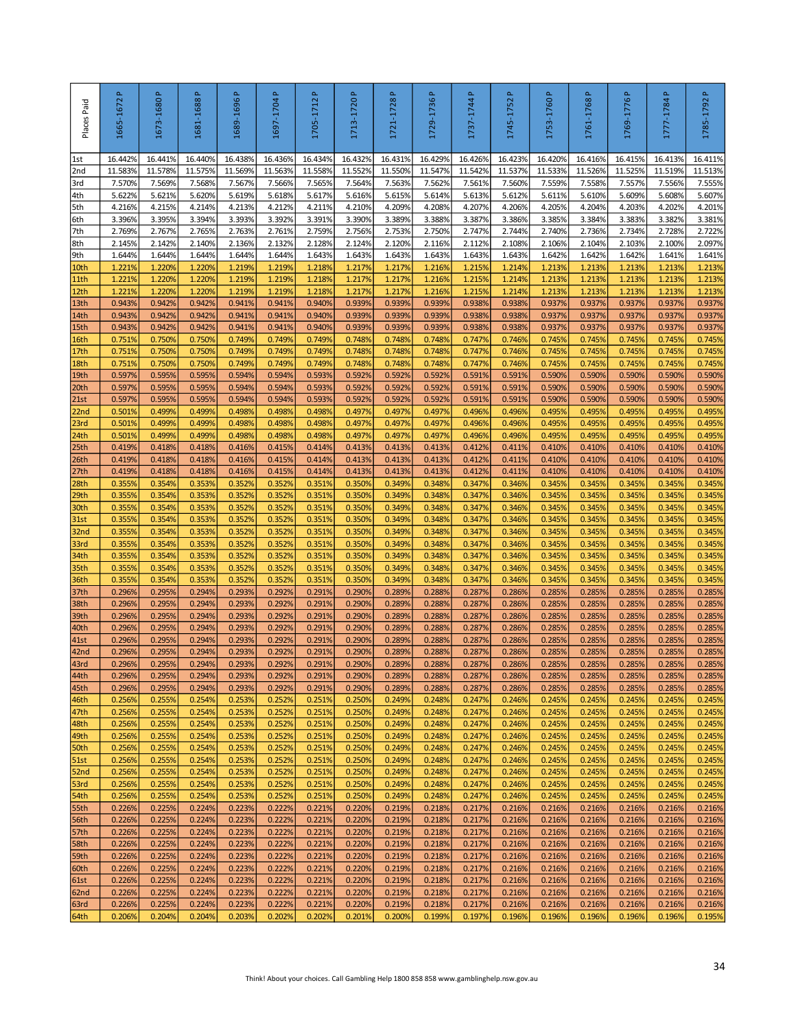| Places Paid | 1665-1672 P | 1673-1680 P | 1681-1688 P | 1689-1696 P | 1697-1704 P | 1705-1712 P | 1713-1720 P | 1721-1728 P | 1729-1736 P | 1737-1744 P | 1745-1752 P | 1753-1760 P | 1761-1768 P | 1769-1776 P | 1777-1784 P | 1785-1792 P |
|---|---|---|---|---|---|---|---|---|---|---|---|---|---|---|---|---|
| 1st | 16.442% | 16.441% | 16.440% | 16.438% | 16.436% | 16.434% | 16.432% | 16.431% | 16.429% | 16.426% | 16.423% | 16.420% | 16.416% | 16.415% | 16.413% | 16.411% |
| 2nd | 11.583% | 11.578% | 11.575% | 11.569% | 11.563% | 11.558% | 11.552% | 11.550% | 11.547% | 11.542% | 11.537% | 11.533% | 11.526% | 11.525% | 11.519% | 11.513% |
| 3rd | 7.570% | 7.569% | 7.568% | 7.567% | 7.566% | 7.565% | 7.564% | 7.563% | 7.562% | 7.561% | 7.560% | 7.559% | 7.558% | 7.557% | 7.556% | 7.555% |
| 4th | 5.622% | 5.621% | 5.620% | 5.619% | 5.618% | 5.617% | 5.616% | 5.615% | 5.614% | 5.613% | 5.612% | 5.611% | 5.610% | 5.609% | 5.608% | 5.607% |
| 5th | 4.216% | 4.215% | 4.214% | 4.213% | 4.212% | 4.211% | 4.210% | 4.209% | 4.208% | 4.207% | 4.206% | 4.205% | 4.204% | 4.203% | 4.202% | 4.201% |
| 6th | 3.396% | 3.395% | 3.394% | 3.393% | 3.392% | 3.391% | 3.390% | 3.389% | 3.388% | 3.387% | 3.386% | 3.385% | 3.384% | 3.383% | 3.382% | 3.381% |
| 7th | 2.769% | 2.767% | 2.765% | 2.763% | 2.761% | 2.759% | 2.756% | 2.753% | 2.750% | 2.747% | 2.744% | 2.740% | 2.736% | 2.734% | 2.728% | 2.722% |
| 8th | 2.145% | 2.142% | 2.140% | 2.136% | 2.132% | 2.128% | 2.124% | 2.120% | 2.116% | 2.112% | 2.108% | 2.106% | 2.104% | 2.103% | 2.100% | 2.097% |
| 9th | 1.644% | 1.644% | 1.644% | 1.644% | 1.644% | 1.643% | 1.643% | 1.643% | 1.643% | 1.643% | 1.643% | 1.642% | 1.642% | 1.642% | 1.641% | 1.641% |
| 10th | 1.221% | 1.220% | 1.220% | 1.219% | 1.219% | 1.218% | 1.217% | 1.217% | 1.216% | 1.215% | 1.214% | 1.213% | 1.213% | 1.213% | 1.213% | 1.213% |
| 11th | 1.221% | 1.220% | 1.220% | 1.219% | 1.219% | 1.218% | 1.217% | 1.217% | 1.216% | 1.215% | 1.214% | 1.213% | 1.213% | 1.213% | 1.213% | 1.213% |
| 12th | 1.221% | 1.220% | 1.220% | 1.219% | 1.219% | 1.218% | 1.217% | 1.217% | 1.216% | 1.215% | 1.214% | 1.213% | 1.213% | 1.213% | 1.213% | 1.213% |
| 13th | 0.943% | 0.942% | 0.942% | 0.941% | 0.941% | 0.940% | 0.939% | 0.939% | 0.939% | 0.938% | 0.938% | 0.937% | 0.937% | 0.937% | 0.937% | 0.937% |
| 14th | 0.943% | 0.942% | 0.942% | 0.941% | 0.941% | 0.940% | 0.939% | 0.939% | 0.939% | 0.938% | 0.938% | 0.937% | 0.937% | 0.937% | 0.937% | 0.937% |
| 15th | 0.943% | 0.942% | 0.942% | 0.941% | 0.941% | 0.940% | 0.939% | 0.939% | 0.939% | 0.938% | 0.938% | 0.937% | 0.937% | 0.937% | 0.937% | 0.937% |
| 16th | 0.751% | 0.750% | 0.750% | 0.749% | 0.749% | 0.749% | 0.748% | 0.748% | 0.748% | 0.747% | 0.746% | 0.745% | 0.745% | 0.745% | 0.745% | 0.745% |
| 17th | 0.751% | 0.750% | 0.750% | 0.749% | 0.749% | 0.749% | 0.748% | 0.748% | 0.748% | 0.747% | 0.746% | 0.745% | 0.745% | 0.745% | 0.745% | 0.745% |
| 18th | 0.751% | 0.750% | 0.750% | 0.749% | 0.749% | 0.749% | 0.748% | 0.748% | 0.748% | 0.747% | 0.746% | 0.745% | 0.745% | 0.745% | 0.745% | 0.745% |
| 19th | 0.597% | 0.595% | 0.595% | 0.594% | 0.594% | 0.593% | 0.592% | 0.592% | 0.592% | 0.591% | 0.591% | 0.590% | 0.590% | 0.590% | 0.590% | 0.590% |
| 20th | 0.597% | 0.595% | 0.595% | 0.594% | 0.594% | 0.593% | 0.592% | 0.592% | 0.592% | 0.591% | 0.591% | 0.590% | 0.590% | 0.590% | 0.590% | 0.590% |
| 21st | 0.597% | 0.595% | 0.595% | 0.594% | 0.594% | 0.593% | 0.592% | 0.592% | 0.592% | 0.591% | 0.591% | 0.590% | 0.590% | 0.590% | 0.590% | 0.590% |
| 22nd | 0.501% | 0.499% | 0.499% | 0.498% | 0.498% | 0.498% | 0.497% | 0.497% | 0.497% | 0.496% | 0.496% | 0.495% | 0.495% | 0.495% | 0.495% | 0.495% |
| 23rd | 0.501% | 0.499% | 0.499% | 0.498% | 0.498% | 0.498% | 0.497% | 0.497% | 0.497% | 0.496% | 0.496% | 0.495% | 0.495% | 0.495% | 0.495% | 0.495% |
| 24th | 0.501% | 0.499% | 0.499% | 0.498% | 0.498% | 0.498% | 0.497% | 0.497% | 0.497% | 0.496% | 0.496% | 0.495% | 0.495% | 0.495% | 0.495% | 0.495% |
| 25th | 0.419% | 0.418% | 0.418% | 0.416% | 0.415% | 0.414% | 0.413% | 0.413% | 0.413% | 0.412% | 0.411% | 0.410% | 0.410% | 0.410% | 0.410% | 0.410% |
| 26th | 0.419% | 0.418% | 0.418% | 0.416% | 0.415% | 0.414% | 0.413% | 0.413% | 0.413% | 0.412% | 0.411% | 0.410% | 0.410% | 0.410% | 0.410% | 0.410% |
| 27th | 0.419% | 0.418% | 0.418% | 0.416% | 0.415% | 0.414% | 0.413% | 0.413% | 0.413% | 0.412% | 0.411% | 0.410% | 0.410% | 0.410% | 0.410% | 0.410% |
| 28th | 0.355% | 0.354% | 0.353% | 0.352% | 0.352% | 0.351% | 0.350% | 0.349% | 0.348% | 0.347% | 0.346% | 0.345% | 0.345% | 0.345% | 0.345% | 0.345% |
| 29th | 0.355% | 0.354% | 0.353% | 0.352% | 0.352% | 0.351% | 0.350% | 0.349% | 0.348% | 0.347% | 0.346% | 0.345% | 0.345% | 0.345% | 0.345% | 0.345% |
| 30th | 0.355% | 0.354% | 0.353% | 0.352% | 0.352% | 0.351% | 0.350% | 0.349% | 0.348% | 0.347% | 0.346% | 0.345% | 0.345% | 0.345% | 0.345% | 0.345% |
| 31st | 0.355% | 0.354% | 0.353% | 0.352% | 0.352% | 0.351% | 0.350% | 0.349% | 0.348% | 0.347% | 0.346% | 0.345% | 0.345% | 0.345% | 0.345% | 0.345% |
| 32nd | 0.355% | 0.354% | 0.353% | 0.352% | 0.352% | 0.351% | 0.350% | 0.349% | 0.348% | 0.347% | 0.346% | 0.345% | 0.345% | 0.345% | 0.345% | 0.345% |
| 33rd | 0.355% | 0.354% | 0.353% | 0.352% | 0.352% | 0.351% | 0.350% | 0.349% | 0.348% | 0.347% | 0.346% | 0.345% | 0.345% | 0.345% | 0.345% | 0.345% |
| 34th | 0.355% | 0.354% | 0.353% | 0.352% | 0.352% | 0.351% | 0.350% | 0.349% | 0.348% | 0.347% | 0.346% | 0.345% | 0.345% | 0.345% | 0.345% | 0.345% |
| 35th | 0.355% | 0.354% | 0.353% | 0.352% | 0.352% | 0.351% | 0.350% | 0.349% | 0.348% | 0.347% | 0.346% | 0.345% | 0.345% | 0.345% | 0.345% | 0.345% |
| 36th | 0.355% | 0.354% | 0.353% | 0.352% | 0.352% | 0.351% | 0.350% | 0.349% | 0.348% | 0.347% | 0.346% | 0.345% | 0.345% | 0.345% | 0.345% | 0.345% |
| 37th | 0.296% | 0.295% | 0.294% | 0.293% | 0.292% | 0.291% | 0.290% | 0.289% | 0.288% | 0.287% | 0.286% | 0.285% | 0.285% | 0.285% | 0.285% | 0.285% |
| 38th | 0.296% | 0.295% | 0.294% | 0.293% | 0.292% | 0.291% | 0.290% | 0.289% | 0.288% | 0.287% | 0.286% | 0.285% | 0.285% | 0.285% | 0.285% | 0.285% |
| 39th | 0.296% | 0.295% | 0.294% | 0.293% | 0.292% | 0.291% | 0.290% | 0.289% | 0.288% | 0.287% | 0.286% | 0.285% | 0.285% | 0.285% | 0.285% | 0.285% |
| 40th | 0.296% | 0.295% | 0.294% | 0.293% | 0.292% | 0.291% | 0.290% | 0.289% | 0.288% | 0.287% | 0.286% | 0.285% | 0.285% | 0.285% | 0.285% | 0.285% |
| 41st | 0.296% | 0.295% | 0.294% | 0.293% | 0.292% | 0.291% | 0.290% | 0.289% | 0.288% | 0.287% | 0.286% | 0.285% | 0.285% | 0.285% | 0.285% | 0.285% |
| 42nd | 0.296% | 0.295% | 0.294% | 0.293% | 0.292% | 0.291% | 0.290% | 0.289% | 0.288% | 0.287% | 0.286% | 0.285% | 0.285% | 0.285% | 0.285% | 0.285% |
| 43rd | 0.296% | 0.295% | 0.294% | 0.293% | 0.292% | 0.291% | 0.290% | 0.289% | 0.288% | 0.287% | 0.286% | 0.285% | 0.285% | 0.285% | 0.285% | 0.285% |
| 44th | 0.296% | 0.295% | 0.294% | 0.293% | 0.292% | 0.291% | 0.290% | 0.289% | 0.288% | 0.287% | 0.286% | 0.285% | 0.285% | 0.285% | 0.285% | 0.285% |
| 45th | 0.296% | 0.295% | 0.294% | 0.293% | 0.292% | 0.291% | 0.290% | 0.289% | 0.288% | 0.287% | 0.286% | 0.285% | 0.285% | 0.285% | 0.285% | 0.285% |
| 46th | 0.256% | 0.255% | 0.254% | 0.253% | 0.252% | 0.251% | 0.250% | 0.249% | 0.248% | 0.247% | 0.246% | 0.245% | 0.245% | 0.245% | 0.245% | 0.245% |
| 47th | 0.256% | 0.255% | 0.254% | 0.253% | 0.252% | 0.251% | 0.250% | 0.249% | 0.248% | 0.247% | 0.246% | 0.245% | 0.245% | 0.245% | 0.245% | 0.245% |
| 48th | 0.256% | 0.255% | 0.254% | 0.253% | 0.252% | 0.251% | 0.250% | 0.249% | 0.248% | 0.247% | 0.246% | 0.245% | 0.245% | 0.245% | 0.245% | 0.245% |
| 49th | 0.256% | 0.255% | 0.254% | 0.253% | 0.252% | 0.251% | 0.250% | 0.249% | 0.248% | 0.247% | 0.246% | 0.245% | 0.245% | 0.245% | 0.245% | 0.245% |
| 50th | 0.256% | 0.255% | 0.254% | 0.253% | 0.252% | 0.251% | 0.250% | 0.249% | 0.248% | 0.247% | 0.246% | 0.245% | 0.245% | 0.245% | 0.245% | 0.245% |
| 51st | 0.256% | 0.255% | 0.254% | 0.253% | 0.252% | 0.251% | 0.250% | 0.249% | 0.248% | 0.247% | 0.246% | 0.245% | 0.245% | 0.245% | 0.245% | 0.245% |
| 52nd | 0.256% | 0.255% | 0.254% | 0.253% | 0.252% | 0.251% | 0.250% | 0.249% | 0.248% | 0.247% | 0.246% | 0.245% | 0.245% | 0.245% | 0.245% | 0.245% |
| 53rd | 0.256% | 0.255% | 0.254% | 0.253% | 0.252% | 0.251% | 0.250% | 0.249% | 0.248% | 0.247% | 0.246% | 0.245% | 0.245% | 0.245% | 0.245% | 0.245% |
| 54th | 0.256% | 0.255% | 0.254% | 0.253% | 0.252% | 0.251% | 0.250% | 0.249% | 0.248% | 0.247% | 0.246% | 0.245% | 0.245% | 0.245% | 0.245% | 0.245% |
| 55th | 0.226% | 0.225% | 0.224% | 0.223% | 0.222% | 0.221% | 0.220% | 0.219% | 0.218% | 0.217% | 0.216% | 0.216% | 0.216% | 0.216% | 0.216% | 0.216% |
| 56th | 0.226% | 0.225% | 0.224% | 0.223% | 0.222% | 0.221% | 0.220% | 0.219% | 0.218% | 0.217% | 0.216% | 0.216% | 0.216% | 0.216% | 0.216% | 0.216% |
| 57th | 0.226% | 0.225% | 0.224% | 0.223% | 0.222% | 0.221% | 0.220% | 0.219% | 0.218% | 0.217% | 0.216% | 0.216% | 0.216% | 0.216% | 0.216% | 0.216% |
| 58th | 0.226% | 0.225% | 0.224% | 0.223% | 0.222% | 0.221% | 0.220% | 0.219% | 0.218% | 0.217% | 0.216% | 0.216% | 0.216% | 0.216% | 0.216% | 0.216% |
| 59th | 0.226% | 0.225% | 0.224% | 0.223% | 0.222% | 0.221% | 0.220% | 0.219% | 0.218% | 0.217% | 0.216% | 0.216% | 0.216% | 0.216% | 0.216% | 0.216% |
| 60th | 0.226% | 0.225% | 0.224% | 0.223% | 0.222% | 0.221% | 0.220% | 0.219% | 0.218% | 0.217% | 0.216% | 0.216% | 0.216% | 0.216% | 0.216% | 0.216% |
| 61st | 0.226% | 0.225% | 0.224% | 0.223% | 0.222% | 0.221% | 0.220% | 0.219% | 0.218% | 0.217% | 0.216% | 0.216% | 0.216% | 0.216% | 0.216% | 0.216% |
| 62nd | 0.226% | 0.225% | 0.224% | 0.223% | 0.222% | 0.221% | 0.220% | 0.219% | 0.218% | 0.217% | 0.216% | 0.216% | 0.216% | 0.216% | 0.216% | 0.216% |
| 63rd | 0.226% | 0.225% | 0.224% | 0.223% | 0.222% | 0.221% | 0.220% | 0.219% | 0.218% | 0.217% | 0.216% | 0.216% | 0.216% | 0.216% | 0.216% | 0.216% |
| 64th | 0.206% | 0.204% | 0.204% | 0.203% | 0.202% | 0.202% | 0.201% | 0.200% | 0.199% | 0.197% | 0.196% | 0.196% | 0.196% | 0.196% | 0.196% | 0.195% |

Think! About your choices. Call Gambling Help 1800 858 858 www.gamblinghelp.nsw.gov.au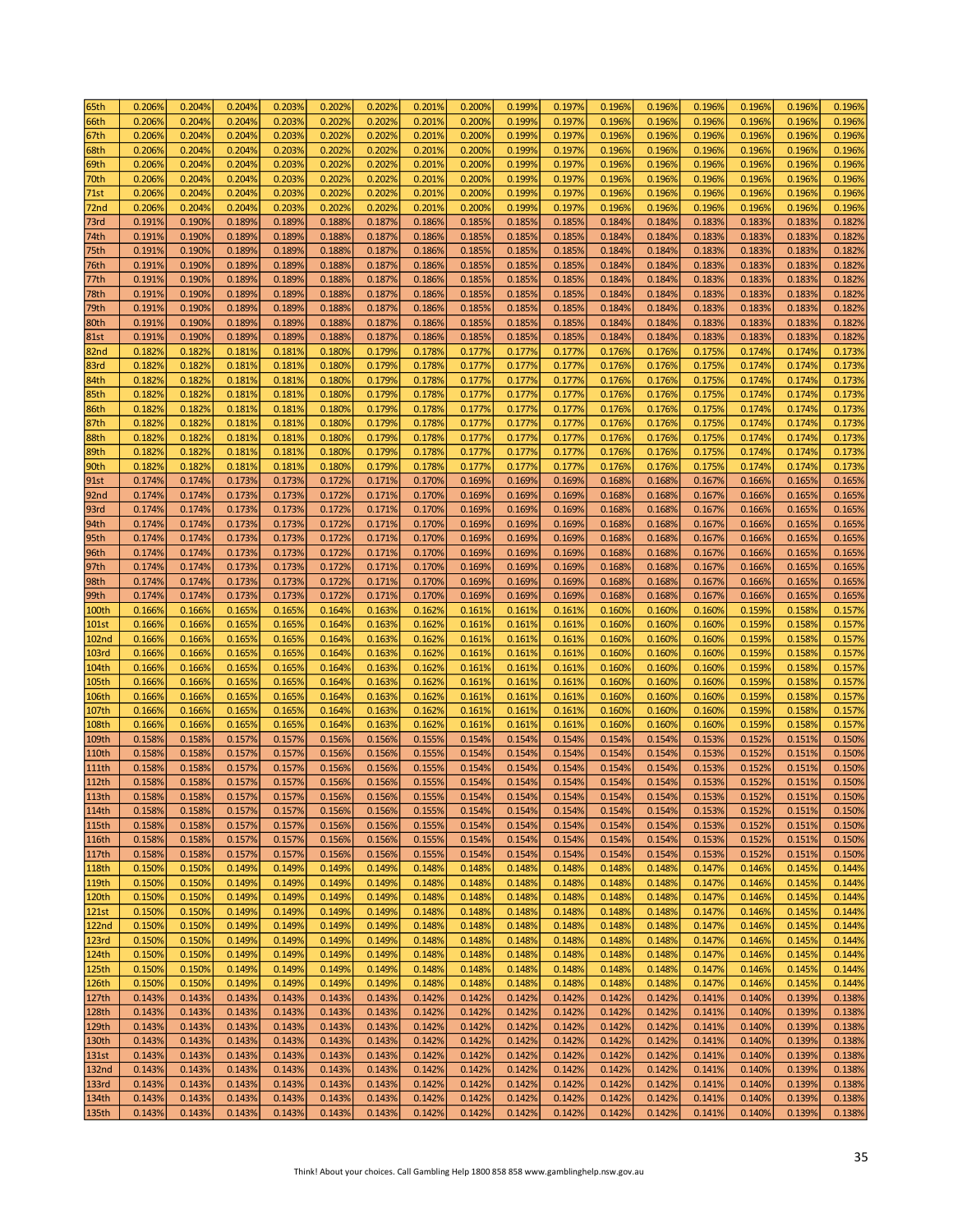| 65th | 0.206% | 0.204% | 0.204% | 0.203% | 0.202% | 0.202% | 0.201% | 0.200% | 0.199% | 0.197% | 0.196% | 0.196% | 0.196% | 0.196% | 0.196% | 0.196% |
|---|---|---|---|---|---|---|---|---|---|---|---|---|---|---|---|---|
| 66th | 0.206% | 0.204% | 0.204% | 0.203% | 0.202% | 0.202% | 0.201% | 0.200% | 0.199% | 0.197% | 0.196% | 0.196% | 0.196% | 0.196% | 0.196% | 0.196% |
| 67th | 0.206% | 0.204% | 0.204% | 0.203% | 0.202% | 0.202% | 0.201% | 0.200% | 0.199% | 0.197% | 0.196% | 0.196% | 0.196% | 0.196% | 0.196% | 0.196% |
| 68th | 0.206% | 0.204% | 0.204% | 0.203% | 0.202% | 0.202% | 0.201% | 0.200% | 0.199% | 0.197% | 0.196% | 0.196% | 0.196% | 0.196% | 0.196% | 0.196% |
| 69th | 0.206% | 0.204% | 0.204% | 0.203% | 0.202% | 0.202% | 0.201% | 0.200% | 0.199% | 0.197% | 0.196% | 0.196% | 0.196% | 0.196% | 0.196% | 0.196% |
| 70th | 0.206% | 0.204% | 0.204% | 0.203% | 0.202% | 0.202% | 0.201% | 0.200% | 0.199% | 0.197% | 0.196% | 0.196% | 0.196% | 0.196% | 0.196% | 0.196% |
| 71st | 0.206% | 0.204% | 0.204% | 0.203% | 0.202% | 0.202% | 0.201% | 0.200% | 0.199% | 0.197% | 0.196% | 0.196% | 0.196% | 0.196% | 0.196% | 0.196% |
| 72nd | 0.206% | 0.204% | 0.204% | 0.203% | 0.202% | 0.202% | 0.201% | 0.200% | 0.199% | 0.197% | 0.196% | 0.196% | 0.196% | 0.196% | 0.196% | 0.196% |
| 73rd | 0.191% | 0.190% | 0.189% | 0.189% | 0.188% | 0.187% | 0.186% | 0.185% | 0.185% | 0.185% | 0.184% | 0.184% | 0.183% | 0.183% | 0.183% | 0.182% |
| 74th | 0.191% | 0.190% | 0.189% | 0.189% | 0.188% | 0.187% | 0.186% | 0.185% | 0.185% | 0.185% | 0.184% | 0.184% | 0.183% | 0.183% | 0.183% | 0.182% |
| 75th | 0.191% | 0.190% | 0.189% | 0.189% | 0.188% | 0.187% | 0.186% | 0.185% | 0.185% | 0.185% | 0.184% | 0.184% | 0.183% | 0.183% | 0.183% | 0.182% |
| 76th | 0.191% | 0.190% | 0.189% | 0.189% | 0.188% | 0.187% | 0.186% | 0.185% | 0.185% | 0.185% | 0.184% | 0.184% | 0.183% | 0.183% | 0.183% | 0.182% |
| 77th | 0.191% | 0.190% | 0.189% | 0.189% | 0.188% | 0.187% | 0.186% | 0.185% | 0.185% | 0.185% | 0.184% | 0.184% | 0.183% | 0.183% | 0.183% | 0.182% |
| 78th | 0.191% | 0.190% | 0.189% | 0.189% | 0.188% | 0.187% | 0.186% | 0.185% | 0.185% | 0.185% | 0.184% | 0.184% | 0.183% | 0.183% | 0.183% | 0.182% |
| 79th | 0.191% | 0.190% | 0.189% | 0.189% | 0.188% | 0.187% | 0.186% | 0.185% | 0.185% | 0.185% | 0.184% | 0.184% | 0.183% | 0.183% | 0.183% | 0.182% |
| 80th | 0.191% | 0.190% | 0.189% | 0.189% | 0.188% | 0.187% | 0.186% | 0.185% | 0.185% | 0.185% | 0.184% | 0.184% | 0.183% | 0.183% | 0.183% | 0.182% |
| 81st | 0.191% | 0.190% | 0.189% | 0.189% | 0.188% | 0.187% | 0.186% | 0.185% | 0.185% | 0.185% | 0.184% | 0.184% | 0.183% | 0.183% | 0.183% | 0.182% |
| 82nd | 0.182% | 0.182% | 0.181% | 0.181% | 0.180% | 0.179% | 0.178% | 0.177% | 0.177% | 0.177% | 0.176% | 0.176% | 0.175% | 0.174% | 0.174% | 0.173% |
| 83rd | 0.182% | 0.182% | 0.181% | 0.181% | 0.180% | 0.179% | 0.178% | 0.177% | 0.177% | 0.177% | 0.176% | 0.176% | 0.175% | 0.174% | 0.174% | 0.173% |
| 84th | 0.182% | 0.182% | 0.181% | 0.181% | 0.180% | 0.179% | 0.178% | 0.177% | 0.177% | 0.177% | 0.176% | 0.176% | 0.175% | 0.174% | 0.174% | 0.173% |
| 85th | 0.182% | 0.182% | 0.181% | 0.181% | 0.180% | 0.179% | 0.178% | 0.177% | 0.177% | 0.177% | 0.176% | 0.176% | 0.175% | 0.174% | 0.174% | 0.173% |
| 86th | 0.182% | 0.182% | 0.181% | 0.181% | 0.180% | 0.179% | 0.178% | 0.177% | 0.177% | 0.177% | 0.176% | 0.176% | 0.175% | 0.174% | 0.174% | 0.173% |
| 87th | 0.182% | 0.182% | 0.181% | 0.181% | 0.180% | 0.179% | 0.178% | 0.177% | 0.177% | 0.177% | 0.176% | 0.176% | 0.175% | 0.174% | 0.174% | 0.173% |
| 88th | 0.182% | 0.182% | 0.181% | 0.181% | 0.180% | 0.179% | 0.178% | 0.177% | 0.177% | 0.177% | 0.176% | 0.176% | 0.175% | 0.174% | 0.174% | 0.173% |
| 89th | 0.182% | 0.182% | 0.181% | 0.181% | 0.180% | 0.179% | 0.178% | 0.177% | 0.177% | 0.177% | 0.176% | 0.176% | 0.175% | 0.174% | 0.174% | 0.173% |
| 90th | 0.182% | 0.182% | 0.181% | 0.181% | 0.180% | 0.179% | 0.178% | 0.177% | 0.177% | 0.177% | 0.176% | 0.176% | 0.175% | 0.174% | 0.174% | 0.173% |
| 91st | 0.174% | 0.174% | 0.173% | 0.173% | 0.172% | 0.171% | 0.170% | 0.169% | 0.169% | 0.169% | 0.168% | 0.168% | 0.167% | 0.166% | 0.165% | 0.165% |
| 92nd | 0.174% | 0.174% | 0.173% | 0.173% | 0.172% | 0.171% | 0.170% | 0.169% | 0.169% | 0.169% | 0.168% | 0.168% | 0.167% | 0.166% | 0.165% | 0.165% |
| 93rd | 0.174% | 0.174% | 0.173% | 0.173% | 0.172% | 0.171% | 0.170% | 0.169% | 0.169% | 0.169% | 0.168% | 0.168% | 0.167% | 0.166% | 0.165% | 0.165% |
| 94th | 0.174% | 0.174% | 0.173% | 0.173% | 0.172% | 0.171% | 0.170% | 0.169% | 0.169% | 0.169% | 0.168% | 0.168% | 0.167% | 0.166% | 0.165% | 0.165% |
| 95th | 0.174% | 0.174% | 0.173% | 0.173% | 0.172% | 0.171% | 0.170% | 0.169% | 0.169% | 0.169% | 0.168% | 0.168% | 0.167% | 0.166% | 0.165% | 0.165% |
| 96th | 0.174% | 0.174% | 0.173% | 0.173% | 0.172% | 0.171% | 0.170% | 0.169% | 0.169% | 0.169% | 0.168% | 0.168% | 0.167% | 0.166% | 0.165% | 0.165% |
| 97th | 0.174% | 0.174% | 0.173% | 0.173% | 0.172% | 0.171% | 0.170% | 0.169% | 0.169% | 0.169% | 0.168% | 0.168% | 0.167% | 0.166% | 0.165% | 0.165% |
| 98th | 0.174% | 0.174% | 0.173% | 0.173% | 0.172% | 0.171% | 0.170% | 0.169% | 0.169% | 0.169% | 0.168% | 0.168% | 0.167% | 0.166% | 0.165% | 0.165% |
| 99th | 0.174% | 0.174% | 0.173% | 0.173% | 0.172% | 0.171% | 0.170% | 0.169% | 0.169% | 0.169% | 0.168% | 0.168% | 0.167% | 0.166% | 0.165% | 0.165% |
| 100th | 0.166% | 0.166% | 0.165% | 0.165% | 0.164% | 0.163% | 0.162% | 0.161% | 0.161% | 0.161% | 0.160% | 0.160% | 0.160% | 0.159% | 0.158% | 0.157% |
| 101st | 0.166% | 0.166% | 0.165% | 0.165% | 0.164% | 0.163% | 0.162% | 0.161% | 0.161% | 0.161% | 0.160% | 0.160% | 0.160% | 0.159% | 0.158% | 0.157% |
| 102nd | 0.166% | 0.166% | 0.165% | 0.165% | 0.164% | 0.163% | 0.162% | 0.161% | 0.161% | 0.161% | 0.160% | 0.160% | 0.160% | 0.159% | 0.158% | 0.157% |
| 103rd | 0.166% | 0.166% | 0.165% | 0.165% | 0.164% | 0.163% | 0.162% | 0.161% | 0.161% | 0.161% | 0.160% | 0.160% | 0.160% | 0.159% | 0.158% | 0.157% |
| 104th | 0.166% | 0.166% | 0.165% | 0.165% | 0.164% | 0.163% | 0.162% | 0.161% | 0.161% | 0.161% | 0.160% | 0.160% | 0.160% | 0.159% | 0.158% | 0.157% |
| 105th | 0.166% | 0.166% | 0.165% | 0.165% | 0.164% | 0.163% | 0.162% | 0.161% | 0.161% | 0.161% | 0.160% | 0.160% | 0.160% | 0.159% | 0.158% | 0.157% |
| 106th | 0.166% | 0.166% | 0.165% | 0.165% | 0.164% | 0.163% | 0.162% | 0.161% | 0.161% | 0.161% | 0.160% | 0.160% | 0.160% | 0.159% | 0.158% | 0.157% |
| 107th | 0.166% | 0.166% | 0.165% | 0.165% | 0.164% | 0.163% | 0.162% | 0.161% | 0.161% | 0.161% | 0.160% | 0.160% | 0.160% | 0.159% | 0.158% | 0.157% |
| 108th | 0.166% | 0.166% | 0.165% | 0.165% | 0.164% | 0.163% | 0.162% | 0.161% | 0.161% | 0.161% | 0.160% | 0.160% | 0.160% | 0.159% | 0.158% | 0.157% |
| 109th | 0.158% | 0.158% | 0.157% | 0.157% | 0.156% | 0.156% | 0.155% | 0.154% | 0.154% | 0.154% | 0.154% | 0.154% | 0.153% | 0.152% | 0.151% | 0.150% |
| 110th | 0.158% | 0.158% | 0.157% | 0.157% | 0.156% | 0.156% | 0.155% | 0.154% | 0.154% | 0.154% | 0.154% | 0.154% | 0.153% | 0.152% | 0.151% | 0.150% |
| 111th | 0.158% | 0.158% | 0.157% | 0.157% | 0.156% | 0.156% | 0.155% | 0.154% | 0.154% | 0.154% | 0.154% | 0.154% | 0.153% | 0.152% | 0.151% | 0.150% |
| 112th | 0.158% | 0.158% | 0.157% | 0.157% | 0.156% | 0.156% | 0.155% | 0.154% | 0.154% | 0.154% | 0.154% | 0.154% | 0.153% | 0.152% | 0.151% | 0.150% |
| 113th | 0.158% | 0.158% | 0.157% | 0.157% | 0.156% | 0.156% | 0.155% | 0.154% | 0.154% | 0.154% | 0.154% | 0.154% | 0.153% | 0.152% | 0.151% | 0.150% |
| 114th | 0.158% | 0.158% | 0.157% | 0.157% | 0.156% | 0.156% | 0.155% | 0.154% | 0.154% | 0.154% | 0.154% | 0.154% | 0.153% | 0.152% | 0.151% | 0.150% |
| 115th | 0.158% | 0.158% | 0.157% | 0.157% | 0.156% | 0.156% | 0.155% | 0.154% | 0.154% | 0.154% | 0.154% | 0.154% | 0.153% | 0.152% | 0.151% | 0.150% |
| 116th | 0.158% | 0.158% | 0.157% | 0.157% | 0.156% | 0.156% | 0.155% | 0.154% | 0.154% | 0.154% | 0.154% | 0.154% | 0.153% | 0.152% | 0.151% | 0.150% |
| 117th | 0.158% | 0.158% | 0.157% | 0.157% | 0.156% | 0.156% | 0.155% | 0.154% | 0.154% | 0.154% | 0.154% | 0.154% | 0.153% | 0.152% | 0.151% | 0.150% |
| 118th | 0.150% | 0.150% | 0.149% | 0.149% | 0.149% | 0.149% | 0.148% | 0.148% | 0.148% | 0.148% | 0.148% | 0.148% | 0.147% | 0.146% | 0.145% | 0.144% |
| 119th | 0.150% | 0.150% | 0.149% | 0.149% | 0.149% | 0.149% | 0.148% | 0.148% | 0.148% | 0.148% | 0.148% | 0.148% | 0.147% | 0.146% | 0.145% | 0.144% |
| 120th | 0.150% | 0.150% | 0.149% | 0.149% | 0.149% | 0.149% | 0.148% | 0.148% | 0.148% | 0.148% | 0.148% | 0.148% | 0.147% | 0.146% | 0.145% | 0.144% |
| 121st | 0.150% | 0.150% | 0.149% | 0.149% | 0.149% | 0.149% | 0.148% | 0.148% | 0.148% | 0.148% | 0.148% | 0.148% | 0.147% | 0.146% | 0.145% | 0.144% |
| 122nd | 0.150% | 0.150% | 0.149% | 0.149% | 0.149% | 0.149% | 0.148% | 0.148% | 0.148% | 0.148% | 0.148% | 0.148% | 0.147% | 0.146% | 0.145% | 0.144% |
| 123rd | 0.150% | 0.150% | 0.149% | 0.149% | 0.149% | 0.149% | 0.148% | 0.148% | 0.148% | 0.148% | 0.148% | 0.148% | 0.147% | 0.146% | 0.145% | 0.144% |
| 124th | 0.150% | 0.150% | 0.149% | 0.149% | 0.149% | 0.149% | 0.148% | 0.148% | 0.148% | 0.148% | 0.148% | 0.148% | 0.147% | 0.146% | 0.145% | 0.144% |
| 125th | 0.150% | 0.150% | 0.149% | 0.149% | 0.149% | 0.149% | 0.148% | 0.148% | 0.148% | 0.148% | 0.148% | 0.148% | 0.147% | 0.146% | 0.145% | 0.144% |
| 126th | 0.150% | 0.150% | 0.149% | 0.149% | 0.149% | 0.149% | 0.148% | 0.148% | 0.148% | 0.148% | 0.148% | 0.148% | 0.147% | 0.146% | 0.145% | 0.144% |
| 127th | 0.143% | 0.143% | 0.143% | 0.143% | 0.143% | 0.143% | 0.142% | 0.142% | 0.142% | 0.142% | 0.142% | 0.142% | 0.141% | 0.140% | 0.139% | 0.138% |
| 128th | 0.143% | 0.143% | 0.143% | 0.143% | 0.143% | 0.143% | 0.142% | 0.142% | 0.142% | 0.142% | 0.142% | 0.142% | 0.141% | 0.140% | 0.139% | 0.138% |
| 129th | 0.143% | 0.143% | 0.143% | 0.143% | 0.143% | 0.143% | 0.142% | 0.142% | 0.142% | 0.142% | 0.142% | 0.142% | 0.141% | 0.140% | 0.139% | 0.138% |
| 130th | 0.143% | 0.143% | 0.143% | 0.143% | 0.143% | 0.143% | 0.142% | 0.142% | 0.142% | 0.142% | 0.142% | 0.142% | 0.141% | 0.140% | 0.139% | 0.138% |
| 131st | 0.143% | 0.143% | 0.143% | 0.143% | 0.143% | 0.143% | 0.142% | 0.142% | 0.142% | 0.142% | 0.142% | 0.142% | 0.141% | 0.140% | 0.139% | 0.138% |
| 132nd | 0.143% | 0.143% | 0.143% | 0.143% | 0.143% | 0.143% | 0.142% | 0.142% | 0.142% | 0.142% | 0.142% | 0.142% | 0.141% | 0.140% | 0.139% | 0.138% |
| 133rd | 0.143% | 0.143% | 0.143% | 0.143% | 0.143% | 0.143% | 0.142% | 0.142% | 0.142% | 0.142% | 0.142% | 0.142% | 0.141% | 0.140% | 0.139% | 0.138% |
| 134th | 0.143% | 0.143% | 0.143% | 0.143% | 0.143% | 0.143% | 0.142% | 0.142% | 0.142% | 0.142% | 0.142% | 0.142% | 0.141% | 0.140% | 0.139% | 0.138% |
| 135th | 0.143% | 0.143% | 0.143% | 0.143% | 0.143% | 0.143% | 0.142% | 0.142% | 0.142% | 0.142% | 0.142% | 0.142% | 0.141% | 0.140% | 0.139% | 0.138% |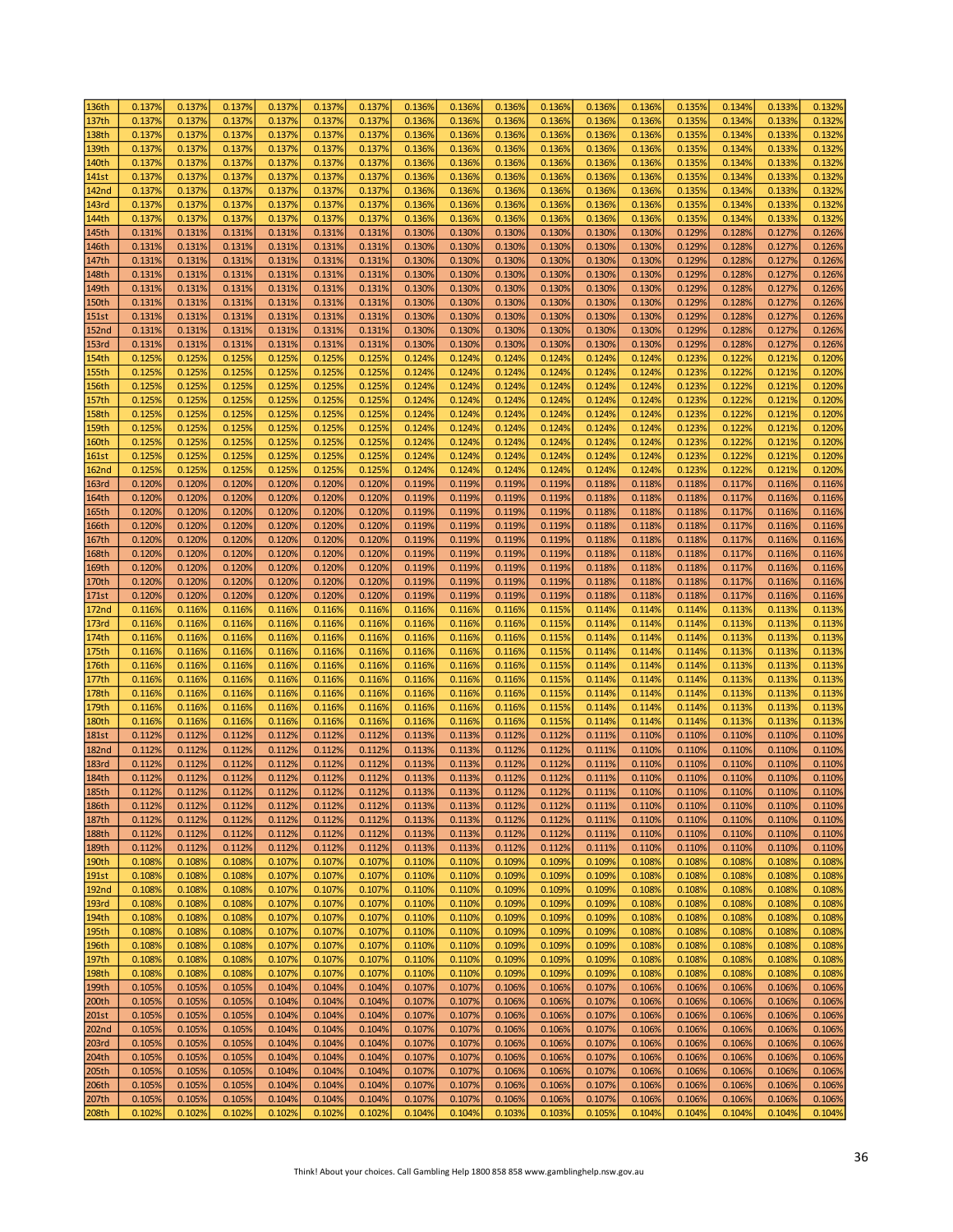| 136th | 0.137% | 0.137% | 0.137% | 0.137% | 0.137% | 0.137% | 0.136% | 0.136% | 0.136% | 0.136% | 0.136% | 0.136% | 0.135% | 0.134% | 0.133% | 0.132% |
|---|---|---|---|---|---|---|---|---|---|---|---|---|---|---|---|---|
| 137th | 0.137% | 0.137% | 0.137% | 0.137% | 0.137% | 0.137% | 0.136% | 0.136% | 0.136% | 0.136% | 0.136% | 0.136% | 0.135% | 0.134% | 0.133% | 0.132% |
| 138th | 0.137% | 0.137% | 0.137% | 0.137% | 0.137% | 0.137% | 0.136% | 0.136% | 0.136% | 0.136% | 0.136% | 0.136% | 0.135% | 0.134% | 0.133% | 0.132% |
| 139th | 0.137% | 0.137% | 0.137% | 0.137% | 0.137% | 0.137% | 0.136% | 0.136% | 0.136% | 0.136% | 0.136% | 0.136% | 0.135% | 0.134% | 0.133% | 0.132% |
| 140th | 0.137% | 0.137% | 0.137% | 0.137% | 0.137% | 0.137% | 0.136% | 0.136% | 0.136% | 0.136% | 0.136% | 0.136% | 0.135% | 0.134% | 0.133% | 0.132% |
| 141st | 0.137% | 0.137% | 0.137% | 0.137% | 0.137% | 0.137% | 0.136% | 0.136% | 0.136% | 0.136% | 0.136% | 0.136% | 0.135% | 0.134% | 0.133% | 0.132% |
| 142nd | 0.137% | 0.137% | 0.137% | 0.137% | 0.137% | 0.137% | 0.136% | 0.136% | 0.136% | 0.136% | 0.136% | 0.136% | 0.135% | 0.134% | 0.133% | 0.132% |
| 143rd | 0.137% | 0.137% | 0.137% | 0.137% | 0.137% | 0.137% | 0.136% | 0.136% | 0.136% | 0.136% | 0.136% | 0.136% | 0.135% | 0.134% | 0.133% | 0.132% |
| 144th | 0.137% | 0.137% | 0.137% | 0.137% | 0.137% | 0.137% | 0.136% | 0.136% | 0.136% | 0.136% | 0.136% | 0.136% | 0.135% | 0.134% | 0.133% | 0.132% |
| 145th | 0.131% | 0.131% | 0.131% | 0.131% | 0.131% | 0.131% | 0.130% | 0.130% | 0.130% | 0.130% | 0.130% | 0.130% | 0.129% | 0.128% | 0.127% | 0.126% |
| 146th | 0.131% | 0.131% | 0.131% | 0.131% | 0.131% | 0.131% | 0.130% | 0.130% | 0.130% | 0.130% | 0.130% | 0.130% | 0.129% | 0.128% | 0.127% | 0.126% |
| 147th | 0.131% | 0.131% | 0.131% | 0.131% | 0.131% | 0.131% | 0.130% | 0.130% | 0.130% | 0.130% | 0.130% | 0.130% | 0.129% | 0.128% | 0.127% | 0.126% |
| 148th | 0.131% | 0.131% | 0.131% | 0.131% | 0.131% | 0.131% | 0.130% | 0.130% | 0.130% | 0.130% | 0.130% | 0.130% | 0.129% | 0.128% | 0.127% | 0.126% |
| 149th | 0.131% | 0.131% | 0.131% | 0.131% | 0.131% | 0.131% | 0.130% | 0.130% | 0.130% | 0.130% | 0.130% | 0.130% | 0.129% | 0.128% | 0.127% | 0.126% |
| 150th | 0.131% | 0.131% | 0.131% | 0.131% | 0.131% | 0.131% | 0.130% | 0.130% | 0.130% | 0.130% | 0.130% | 0.130% | 0.129% | 0.128% | 0.127% | 0.126% |
| 151st | 0.131% | 0.131% | 0.131% | 0.131% | 0.131% | 0.131% | 0.130% | 0.130% | 0.130% | 0.130% | 0.130% | 0.130% | 0.129% | 0.128% | 0.127% | 0.126% |
| 152nd | 0.131% | 0.131% | 0.131% | 0.131% | 0.131% | 0.131% | 0.130% | 0.130% | 0.130% | 0.130% | 0.130% | 0.130% | 0.129% | 0.128% | 0.127% | 0.126% |
| 153rd | 0.131% | 0.131% | 0.131% | 0.131% | 0.131% | 0.131% | 0.130% | 0.130% | 0.130% | 0.130% | 0.130% | 0.130% | 0.129% | 0.128% | 0.127% | 0.126% |
| 154th | 0.125% | 0.125% | 0.125% | 0.125% | 0.125% | 0.125% | 0.124% | 0.124% | 0.124% | 0.124% | 0.124% | 0.124% | 0.123% | 0.122% | 0.121% | 0.120% |
| 155th | 0.125% | 0.125% | 0.125% | 0.125% | 0.125% | 0.125% | 0.124% | 0.124% | 0.124% | 0.124% | 0.124% | 0.124% | 0.123% | 0.122% | 0.121% | 0.120% |
| 156th | 0.125% | 0.125% | 0.125% | 0.125% | 0.125% | 0.125% | 0.124% | 0.124% | 0.124% | 0.124% | 0.124% | 0.124% | 0.123% | 0.122% | 0.121% | 0.120% |
| 157th | 0.125% | 0.125% | 0.125% | 0.125% | 0.125% | 0.125% | 0.124% | 0.124% | 0.124% | 0.124% | 0.124% | 0.124% | 0.123% | 0.122% | 0.121% | 0.120% |
| 158th | 0.125% | 0.125% | 0.125% | 0.125% | 0.125% | 0.125% | 0.124% | 0.124% | 0.124% | 0.124% | 0.124% | 0.124% | 0.123% | 0.122% | 0.121% | 0.120% |
| 159th | 0.125% | 0.125% | 0.125% | 0.125% | 0.125% | 0.125% | 0.124% | 0.124% | 0.124% | 0.124% | 0.124% | 0.124% | 0.123% | 0.122% | 0.121% | 0.120% |
| 160th | 0.125% | 0.125% | 0.125% | 0.125% | 0.125% | 0.125% | 0.124% | 0.124% | 0.124% | 0.124% | 0.124% | 0.124% | 0.123% | 0.122% | 0.121% | 0.120% |
| 161st | 0.125% | 0.125% | 0.125% | 0.125% | 0.125% | 0.125% | 0.124% | 0.124% | 0.124% | 0.124% | 0.124% | 0.124% | 0.123% | 0.122% | 0.121% | 0.120% |
| 162nd | 0.125% | 0.125% | 0.125% | 0.125% | 0.125% | 0.125% | 0.124% | 0.124% | 0.124% | 0.124% | 0.124% | 0.124% | 0.123% | 0.122% | 0.121% | 0.120% |
| 163rd | 0.120% | 0.120% | 0.120% | 0.120% | 0.120% | 0.120% | 0.119% | 0.119% | 0.119% | 0.119% | 0.118% | 0.118% | 0.118% | 0.117% | 0.116% | 0.116% |
| 164th | 0.120% | 0.120% | 0.120% | 0.120% | 0.120% | 0.120% | 0.119% | 0.119% | 0.119% | 0.119% | 0.118% | 0.118% | 0.118% | 0.117% | 0.116% | 0.116% |
| 165th | 0.120% | 0.120% | 0.120% | 0.120% | 0.120% | 0.120% | 0.119% | 0.119% | 0.119% | 0.119% | 0.118% | 0.118% | 0.118% | 0.117% | 0.116% | 0.116% |
| 166th | 0.120% | 0.120% | 0.120% | 0.120% | 0.120% | 0.120% | 0.119% | 0.119% | 0.119% | 0.119% | 0.118% | 0.118% | 0.118% | 0.117% | 0.116% | 0.116% |
| 167th | 0.120% | 0.120% | 0.120% | 0.120% | 0.120% | 0.120% | 0.119% | 0.119% | 0.119% | 0.119% | 0.118% | 0.118% | 0.118% | 0.117% | 0.116% | 0.116% |
| 168th | 0.120% | 0.120% | 0.120% | 0.120% | 0.120% | 0.120% | 0.119% | 0.119% | 0.119% | 0.119% | 0.118% | 0.118% | 0.118% | 0.117% | 0.116% | 0.116% |
| 169th | 0.120% | 0.120% | 0.120% | 0.120% | 0.120% | 0.120% | 0.119% | 0.119% | 0.119% | 0.119% | 0.118% | 0.118% | 0.118% | 0.117% | 0.116% | 0.116% |
| 170th | 0.120% | 0.120% | 0.120% | 0.120% | 0.120% | 0.120% | 0.119% | 0.119% | 0.119% | 0.119% | 0.118% | 0.118% | 0.118% | 0.117% | 0.116% | 0.116% |
| 171st | 0.120% | 0.120% | 0.120% | 0.120% | 0.120% | 0.120% | 0.119% | 0.119% | 0.119% | 0.119% | 0.118% | 0.118% | 0.118% | 0.117% | 0.116% | 0.116% |
| 172nd | 0.116% | 0.116% | 0.116% | 0.116% | 0.116% | 0.116% | 0.116% | 0.116% | 0.116% | 0.115% | 0.114% | 0.114% | 0.114% | 0.113% | 0.113% | 0.113% |
| 173rd | 0.116% | 0.116% | 0.116% | 0.116% | 0.116% | 0.116% | 0.116% | 0.116% | 0.116% | 0.115% | 0.114% | 0.114% | 0.114% | 0.113% | 0.113% | 0.113% |
| 174th | 0.116% | 0.116% | 0.116% | 0.116% | 0.116% | 0.116% | 0.116% | 0.116% | 0.116% | 0.115% | 0.114% | 0.114% | 0.114% | 0.113% | 0.113% | 0.113% |
| 175th | 0.116% | 0.116% | 0.116% | 0.116% | 0.116% | 0.116% | 0.116% | 0.116% | 0.116% | 0.115% | 0.114% | 0.114% | 0.114% | 0.113% | 0.113% | 0.113% |
| 176th | 0.116% | 0.116% | 0.116% | 0.116% | 0.116% | 0.116% | 0.116% | 0.116% | 0.116% | 0.115% | 0.114% | 0.114% | 0.114% | 0.113% | 0.113% | 0.113% |
| 177th | 0.116% | 0.116% | 0.116% | 0.116% | 0.116% | 0.116% | 0.116% | 0.116% | 0.116% | 0.115% | 0.114% | 0.114% | 0.114% | 0.113% | 0.113% | 0.113% |
| 178th | 0.116% | 0.116% | 0.116% | 0.116% | 0.116% | 0.116% | 0.116% | 0.116% | 0.116% | 0.115% | 0.114% | 0.114% | 0.114% | 0.113% | 0.113% | 0.113% |
| 179th | 0.116% | 0.116% | 0.116% | 0.116% | 0.116% | 0.116% | 0.116% | 0.116% | 0.116% | 0.115% | 0.114% | 0.114% | 0.114% | 0.113% | 0.113% | 0.113% |
| 180th | 0.116% | 0.116% | 0.116% | 0.116% | 0.116% | 0.116% | 0.116% | 0.116% | 0.116% | 0.115% | 0.114% | 0.114% | 0.114% | 0.113% | 0.113% | 0.113% |
| 181st | 0.112% | 0.112% | 0.112% | 0.112% | 0.112% | 0.112% | 0.113% | 0.113% | 0.112% | 0.112% | 0.111% | 0.110% | 0.110% | 0.110% | 0.110% | 0.110% |
| 182nd | 0.112% | 0.112% | 0.112% | 0.112% | 0.112% | 0.112% | 0.113% | 0.113% | 0.112% | 0.112% | 0.111% | 0.110% | 0.110% | 0.110% | 0.110% | 0.110% |
| 183rd | 0.112% | 0.112% | 0.112% | 0.112% | 0.112% | 0.112% | 0.113% | 0.113% | 0.112% | 0.112% | 0.111% | 0.110% | 0.110% | 0.110% | 0.110% | 0.110% |
| 184th | 0.112% | 0.112% | 0.112% | 0.112% | 0.112% | 0.112% | 0.113% | 0.113% | 0.112% | 0.112% | 0.111% | 0.110% | 0.110% | 0.110% | 0.110% | 0.110% |
| 185th | 0.112% | 0.112% | 0.112% | 0.112% | 0.112% | 0.112% | 0.113% | 0.113% | 0.112% | 0.112% | 0.111% | 0.110% | 0.110% | 0.110% | 0.110% | 0.110% |
| 186th | 0.112% | 0.112% | 0.112% | 0.112% | 0.112% | 0.112% | 0.113% | 0.113% | 0.112% | 0.112% | 0.111% | 0.110% | 0.110% | 0.110% | 0.110% | 0.110% |
| 187th | 0.112% | 0.112% | 0.112% | 0.112% | 0.112% | 0.112% | 0.113% | 0.113% | 0.112% | 0.112% | 0.111% | 0.110% | 0.110% | 0.110% | 0.110% | 0.110% |
| 188th | 0.112% | 0.112% | 0.112% | 0.112% | 0.112% | 0.112% | 0.113% | 0.113% | 0.112% | 0.112% | 0.111% | 0.110% | 0.110% | 0.110% | 0.110% | 0.110% |
| 189th | 0.112% | 0.112% | 0.112% | 0.112% | 0.112% | 0.112% | 0.113% | 0.113% | 0.112% | 0.112% | 0.111% | 0.110% | 0.110% | 0.110% | 0.110% | 0.110% |
| 190th | 0.108% | 0.108% | 0.108% | 0.107% | 0.107% | 0.107% | 0.110% | 0.110% | 0.109% | 0.109% | 0.109% | 0.108% | 0.108% | 0.108% | 0.108% | 0.108% |
| 191st | 0.108% | 0.108% | 0.108% | 0.107% | 0.107% | 0.107% | 0.110% | 0.110% | 0.109% | 0.109% | 0.109% | 0.108% | 0.108% | 0.108% | 0.108% | 0.108% |
| 192nd | 0.108% | 0.108% | 0.108% | 0.107% | 0.107% | 0.107% | 0.110% | 0.110% | 0.109% | 0.109% | 0.109% | 0.108% | 0.108% | 0.108% | 0.108% | 0.108% |
| 193rd | 0.108% | 0.108% | 0.108% | 0.107% | 0.107% | 0.107% | 0.110% | 0.110% | 0.109% | 0.109% | 0.109% | 0.108% | 0.108% | 0.108% | 0.108% | 0.108% |
| 194th | 0.108% | 0.108% | 0.108% | 0.107% | 0.107% | 0.107% | 0.110% | 0.110% | 0.109% | 0.109% | 0.109% | 0.108% | 0.108% | 0.108% | 0.108% | 0.108% |
| 195th | 0.108% | 0.108% | 0.108% | 0.107% | 0.107% | 0.107% | 0.110% | 0.110% | 0.109% | 0.109% | 0.109% | 0.108% | 0.108% | 0.108% | 0.108% | 0.108% |
| 196th | 0.108% | 0.108% | 0.108% | 0.107% | 0.107% | 0.107% | 0.110% | 0.110% | 0.109% | 0.109% | 0.109% | 0.108% | 0.108% | 0.108% | 0.108% | 0.108% |
| 197th | 0.108% | 0.108% | 0.108% | 0.107% | 0.107% | 0.107% | 0.110% | 0.110% | 0.109% | 0.109% | 0.109% | 0.108% | 0.108% | 0.108% | 0.108% | 0.108% |
| 198th | 0.108% | 0.108% | 0.108% | 0.107% | 0.107% | 0.107% | 0.110% | 0.110% | 0.109% | 0.109% | 0.109% | 0.108% | 0.108% | 0.108% | 0.108% | 0.108% |
| 199th | 0.105% | 0.105% | 0.105% | 0.104% | 0.104% | 0.104% | 0.107% | 0.107% | 0.106% | 0.106% | 0.107% | 0.106% | 0.106% | 0.106% | 0.106% | 0.106% |
| 200th | 0.105% | 0.105% | 0.105% | 0.104% | 0.104% | 0.104% | 0.107% | 0.107% | 0.106% | 0.106% | 0.107% | 0.106% | 0.106% | 0.106% | 0.106% | 0.106% |
| 201st | 0.105% | 0.105% | 0.105% | 0.104% | 0.104% | 0.104% | 0.107% | 0.107% | 0.106% | 0.106% | 0.107% | 0.106% | 0.106% | 0.106% | 0.106% | 0.106% |
| 202nd | 0.105% | 0.105% | 0.105% | 0.104% | 0.104% | 0.104% | 0.107% | 0.107% | 0.106% | 0.106% | 0.107% | 0.106% | 0.106% | 0.106% | 0.106% | 0.106% |
| 203rd | 0.105% | 0.105% | 0.105% | 0.104% | 0.104% | 0.104% | 0.107% | 0.107% | 0.106% | 0.106% | 0.107% | 0.106% | 0.106% | 0.106% | 0.106% | 0.106% |
| 204th | 0.105% | 0.105% | 0.105% | 0.104% | 0.104% | 0.104% | 0.107% | 0.107% | 0.106% | 0.106% | 0.107% | 0.106% | 0.106% | 0.106% | 0.106% | 0.106% |
| 205th | 0.105% | 0.105% | 0.105% | 0.104% | 0.104% | 0.104% | 0.107% | 0.107% | 0.106% | 0.106% | 0.107% | 0.106% | 0.106% | 0.106% | 0.106% | 0.106% |
| 206th | 0.105% | 0.105% | 0.105% | 0.104% | 0.104% | 0.104% | 0.107% | 0.107% | 0.106% | 0.106% | 0.107% | 0.106% | 0.106% | 0.106% | 0.106% | 0.106% |
| 207th | 0.105% | 0.105% | 0.105% | 0.104% | 0.104% | 0.104% | 0.107% | 0.107% | 0.106% | 0.106% | 0.107% | 0.106% | 0.106% | 0.106% | 0.106% | 0.106% |
| 208th | 0.102% | 0.102% | 0.102% | 0.102% | 0.102% | 0.102% | 0.104% | 0.104% | 0.103% | 0.103% | 0.105% | 0.104% | 0.104% | 0.104% | 0.104% | 0.104% |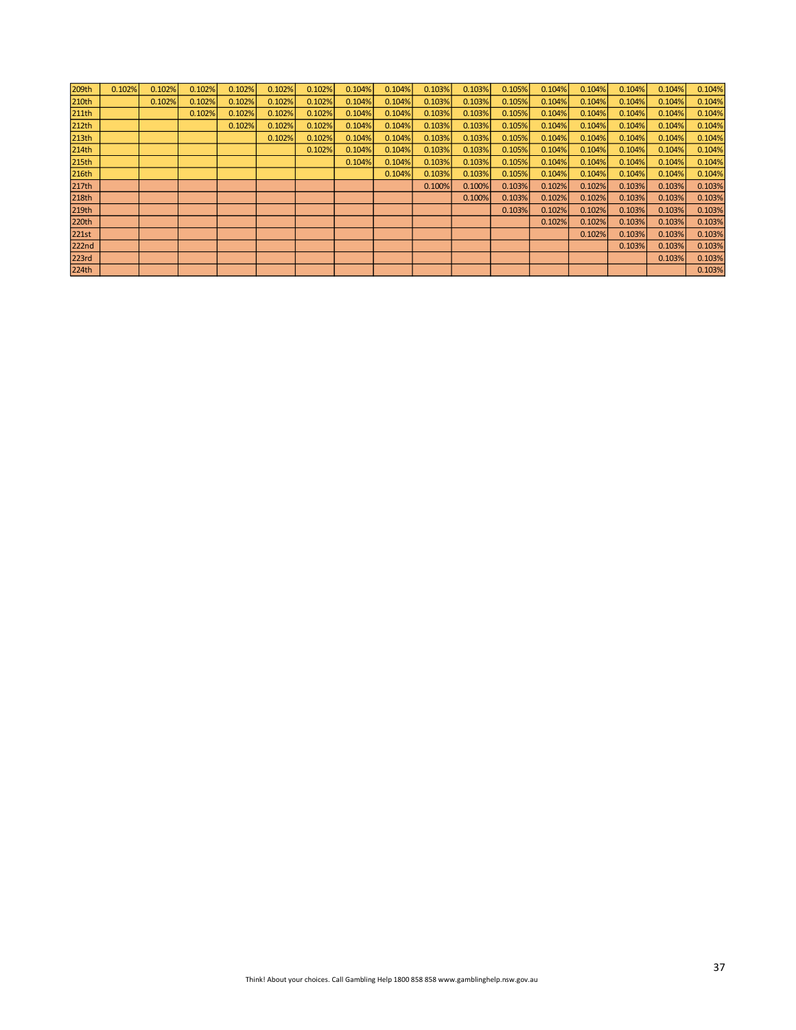| 209th | 0.102% | 0.102% | 0.102% | 0.102% | 0.102% | 0.102% | 0.104% | 0.104% | 0.103% | 0.103% | 0.105% | 0.104% | 0.104% | 0.104% | 0.104% | 0.104% |
|---|---|---|---|---|---|---|---|---|---|---|---|---|---|---|---|---|
| 210th | | 0.102% | 0.102% | 0.102% | 0.102% | 0.102% | 0.104% | 0.104% | 0.103% | 0.103% | 0.105% | 0.104% | 0.104% | 0.104% | 0.104% | 0.104% |
| 211th | | | 0.102% | 0.102% | 0.102% | 0.102% | 0.104% | 0.104% | 0.103% | 0.103% | 0.105% | 0.104% | 0.104% | 0.104% | 0.104% | 0.104% |
| 212th | | | | 0.102% | 0.102% | 0.102% | 0.104% | 0.104% | 0.103% | 0.103% | 0.105% | 0.104% | 0.104% | 0.104% | 0.104% | 0.104% |
| 213th | | | | | 0.102% | 0.102% | 0.104% | 0.104% | 0.103% | 0.103% | 0.105% | 0.104% | 0.104% | 0.104% | 0.104% | 0.104% |
| 214th | | | | | | 0.102% | 0.104% | 0.104% | 0.103% | 0.103% | 0.105% | 0.104% | 0.104% | 0.104% | 0.104% | 0.104% |
| 215th | | | | | | | 0.104% | 0.104% | 0.103% | 0.103% | 0.105% | 0.104% | 0.104% | 0.104% | 0.104% | 0.104% |
| 216th | | | | | | | | 0.104% | 0.103% | 0.103% | 0.105% | 0.104% | 0.104% | 0.104% | 0.104% | 0.104% |
| 217th | | | | | | | | | 0.100% | 0.100% | 0.103% | 0.102% | 0.102% | 0.103% | 0.103% | 0.103% |
| 218th | | | | | | | | | | 0.100% | 0.103% | 0.102% | 0.102% | 0.103% | 0.103% | 0.103% |
| 219th | | | | | | | | | | | 0.103% | 0.102% | 0.102% | 0.103% | 0.103% | 0.103% |
| 220th | | | | | | | | | | | | 0.102% | 0.102% | 0.103% | 0.103% | 0.103% |
| 221st | | | | | | | | | | | | | 0.102% | 0.103% | 0.103% | 0.103% |
| 222nd | | | | | | | | | | | | | | 0.103% | 0.103% | 0.103% |
| 223rd | | | | | | | | | | | | | | | 0.103% | 0.103% |
| 224th | | | | | | | | | | | | | | | | 0.103% |

Think! About your choices. Call Gambling Help 1800 858 858 www.gamblinghelp.nsw.gov.au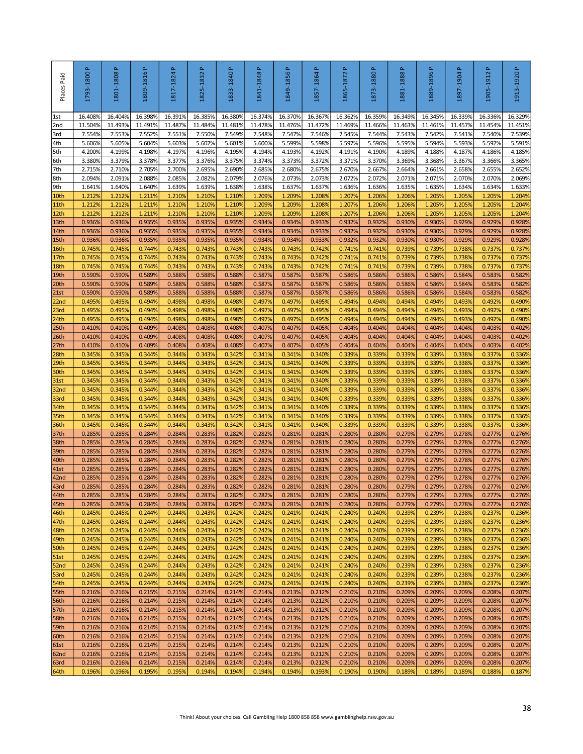| Places Paid | 1793-1800 P | 1801-1808 P | 1809-1816 P | 1817-1824 P | 1825-1832 P | 1833-1840 P | 1841-1848 P | 1849-1856 P | 1857-1864 P | 1865-1872 P | 1873-1880 P | 1881-1888 P | 1889-1896 P | 1897-1904 P | 1905-1912 P | 1913-1920 P |
|---|---|---|---|---|---|---|---|---|---|---|---|---|---|---|---|---|
| 1st | 16.408% | 16.404% | 16.398% | 16.391% | 16.385% | 16.380% | 16.374% | 16.370% | 16.367% | 16.362% | 16.359% | 16.349% | 16.345% | 16.339% | 16.336% | 16.329% |
| 2nd | 11.504% | 11.493% | 11.491% | 11.487% | 11.484% | 11.481% | 11.478% | 11.476% | 11.472% | 11.469% | 11.466% | 11.463% | 11.461% | 11.457% | 11.454% | 11.451% |
| 3rd | 7.554% | 7.553% | 7.552% | 7.551% | 7.550% | 7.549% | 7.548% | 7.547% | 7.546% | 7.545% | 7.544% | 7.543% | 7.542% | 7.541% | 7.540% | 7.539% |
| 4th | 5.606% | 5.605% | 5.604% | 5.603% | 5.602% | 5.601% | 5.600% | 5.599% | 5.598% | 5.597% | 5.596% | 5.595% | 5.594% | 5.593% | 5.592% | 5.591% |
| 5th | 4.200% | 4.199% | 4.198% | 4.197% | 4.196% | 4.195% | 4.194% | 4.193% | 4.192% | 4.191% | 4.190% | 4.189% | 4.188% | 4.187% | 4.186% | 4.185% |
| 6th | 3.380% | 3.379% | 3.378% | 3.377% | 3.376% | 3.375% | 3.374% | 3.373% | 3.372% | 3.371% | 3.370% | 3.369% | 3.368% | 3.367% | 3.366% | 3.365% |
| 7th | 2.715% | 2.710% | 2.705% | 2.700% | 2.695% | 2.690% | 2.685% | 2.680% | 2.675% | 2.670% | 2.667% | 2.664% | 2.661% | 2.658% | 2.655% | 2.652% |
| 8th | 2.094% | 2.091% | 2.088% | 2.085% | 2.082% | 2.079% | 2.076% | 2.073% | 2.073% | 2.072% | 2.072% | 2.071% | 2.071% | 2.070% | 2.070% | 2.069% |
| 9th | 1.641% | 1.640% | 1.640% | 1.639% | 1.639% | 1.638% | 1.638% | 1.637% | 1.637% | 1.636% | 1.636% | 1.635% | 1.635% | 1.634% | 1.634% | 1.633% |
| 10th | 1.212% | 1.212% | 1.211% | 1.210% | 1.210% | 1.210% | 1.209% | 1.209% | 1.208% | 1.207% | 1.206% | 1.206% | 1.205% | 1.205% | 1.205% | 1.204% |
| 11th | 1.212% | 1.212% | 1.211% | 1.210% | 1.210% | 1.210% | 1.209% | 1.209% | 1.208% | 1.207% | 1.206% | 1.206% | 1.205% | 1.205% | 1.205% | 1.204% |
| 12th | 1.212% | 1.212% | 1.211% | 1.210% | 1.210% | 1.210% | 1.209% | 1.209% | 1.208% | 1.207% | 1.206% | 1.206% | 1.205% | 1.205% | 1.205% | 1.204% |
| 13th | 0.936% | 0.936% | 0.935% | 0.935% | 0.935% | 0.935% | 0.934% | 0.934% | 0.933% | 0.932% | 0.932% | 0.930% | 0.930% | 0.929% | 0.929% | 0.928% |
| 14th | 0.936% | 0.936% | 0.935% | 0.935% | 0.935% | 0.935% | 0.934% | 0.934% | 0.933% | 0.932% | 0.932% | 0.930% | 0.930% | 0.929% | 0.929% | 0.928% |
| 15th | 0.936% | 0.936% | 0.935% | 0.935% | 0.935% | 0.935% | 0.934% | 0.934% | 0.933% | 0.932% | 0.932% | 0.930% | 0.930% | 0.929% | 0.929% | 0.928% |
| 16th | 0.745% | 0.745% | 0.744% | 0.743% | 0.743% | 0.743% | 0.743% | 0.743% | 0.742% | 0.741% | 0.741% | 0.739% | 0.739% | 0.738% | 0.737% | 0.737% |
| 17th | 0.745% | 0.745% | 0.744% | 0.743% | 0.743% | 0.743% | 0.743% | 0.743% | 0.742% | 0.741% | 0.741% | 0.739% | 0.739% | 0.738% | 0.737% | 0.737% |
| 18th | 0.745% | 0.745% | 0.744% | 0.743% | 0.743% | 0.743% | 0.743% | 0.743% | 0.742% | 0.741% | 0.741% | 0.739% | 0.739% | 0.738% | 0.737% | 0.737% |
| 19th | 0.590% | 0.590% | 0.589% | 0.588% | 0.588% | 0.588% | 0.587% | 0.587% | 0.587% | 0.586% | 0.586% | 0.586% | 0.586% | 0.584% | 0.583% | 0.582% |
| 20th | 0.590% | 0.590% | 0.589% | 0.588% | 0.588% | 0.588% | 0.587% | 0.587% | 0.587% | 0.586% | 0.586% | 0.586% | 0.586% | 0.584% | 0.583% | 0.582% |
| 21st | 0.590% | 0.590% | 0.589% | 0.588% | 0.588% | 0.588% | 0.587% | 0.587% | 0.587% | 0.586% | 0.586% | 0.586% | 0.586% | 0.584% | 0.583% | 0.582% |
| 22nd | 0.495% | 0.495% | 0.494% | 0.498% | 0.498% | 0.498% | 0.497% | 0.497% | 0.495% | 0.494% | 0.494% | 0.494% | 0.494% | 0.493% | 0.492% | 0.490% |
| 23rd | 0.495% | 0.495% | 0.494% | 0.498% | 0.498% | 0.498% | 0.497% | 0.497% | 0.495% | 0.494% | 0.494% | 0.494% | 0.494% | 0.493% | 0.492% | 0.490% |
| 24th | 0.495% | 0.495% | 0.494% | 0.498% | 0.498% | 0.498% | 0.497% | 0.497% | 0.495% | 0.494% | 0.494% | 0.494% | 0.494% | 0.493% | 0.492% | 0.490% |
| 25th | 0.410% | 0.410% | 0.409% | 0.408% | 0.408% | 0.408% | 0.407% | 0.407% | 0.405% | 0.404% | 0.404% | 0.404% | 0.404% | 0.404% | 0.403% | 0.402% |
| 26th | 0.410% | 0.410% | 0.409% | 0.408% | 0.408% | 0.408% | 0.407% | 0.407% | 0.405% | 0.404% | 0.404% | 0.404% | 0.404% | 0.404% | 0.403% | 0.402% |
| 27th | 0.410% | 0.410% | 0.409% | 0.408% | 0.408% | 0.408% | 0.407% | 0.407% | 0.405% | 0.404% | 0.404% | 0.404% | 0.404% | 0.404% | 0.403% | 0.402% |
| 28th | 0.345% | 0.345% | 0.344% | 0.344% | 0.343% | 0.342% | 0.341% | 0.341% | 0.340% | 0.339% | 0.339% | 0.339% | 0.339% | 0.338% | 0.337% | 0.336% |
| 29th | 0.345% | 0.345% | 0.344% | 0.344% | 0.343% | 0.342% | 0.341% | 0.341% | 0.340% | 0.339% | 0.339% | 0.339% | 0.339% | 0.338% | 0.337% | 0.336% |
| 30th | 0.345% | 0.345% | 0.344% | 0.344% | 0.343% | 0.342% | 0.341% | 0.341% | 0.340% | 0.339% | 0.339% | 0.339% | 0.339% | 0.338% | 0.337% | 0.336% |
| 31st | 0.345% | 0.345% | 0.344% | 0.344% | 0.343% | 0.342% | 0.341% | 0.341% | 0.340% | 0.339% | 0.339% | 0.339% | 0.339% | 0.338% | 0.337% | 0.336% |
| 32nd | 0.345% | 0.345% | 0.344% | 0.344% | 0.343% | 0.342% | 0.341% | 0.341% | 0.340% | 0.339% | 0.339% | 0.339% | 0.339% | 0.338% | 0.337% | 0.336% |
| 33rd | 0.345% | 0.345% | 0.344% | 0.344% | 0.343% | 0.342% | 0.341% | 0.341% | 0.340% | 0.339% | 0.339% | 0.339% | 0.339% | 0.338% | 0.337% | 0.336% |
| 34th | 0.345% | 0.345% | 0.344% | 0.344% | 0.343% | 0.342% | 0.341% | 0.341% | 0.340% | 0.339% | 0.339% | 0.339% | 0.339% | 0.338% | 0.337% | 0.336% |
| 35th | 0.345% | 0.345% | 0.344% | 0.344% | 0.343% | 0.342% | 0.341% | 0.341% | 0.340% | 0.339% | 0.339% | 0.339% | 0.339% | 0.338% | 0.337% | 0.336% |
| 36th | 0.345% | 0.345% | 0.344% | 0.344% | 0.343% | 0.342% | 0.341% | 0.341% | 0.340% | 0.339% | 0.339% | 0.339% | 0.339% | 0.338% | 0.337% | 0.336% |
| 37th | 0.285% | 0.285% | 0.284% | 0.284% | 0.283% | 0.282% | 0.282% | 0.281% | 0.281% | 0.280% | 0.280% | 0.279% | 0.279% | 0.278% | 0.277% | 0.276% |
| 38th | 0.285% | 0.285% | 0.284% | 0.284% | 0.283% | 0.282% | 0.282% | 0.281% | 0.281% | 0.280% | 0.280% | 0.279% | 0.279% | 0.278% | 0.277% | 0.276% |
| 39th | 0.285% | 0.285% | 0.284% | 0.284% | 0.283% | 0.282% | 0.282% | 0.281% | 0.281% | 0.280% | 0.280% | 0.279% | 0.279% | 0.278% | 0.277% | 0.276% |
| 40th | 0.285% | 0.285% | 0.284% | 0.284% | 0.283% | 0.282% | 0.282% | 0.281% | 0.281% | 0.280% | 0.280% | 0.279% | 0.279% | 0.278% | 0.277% | 0.276% |
| 41st | 0.285% | 0.285% | 0.284% | 0.284% | 0.283% | 0.282% | 0.282% | 0.281% | 0.281% | 0.280% | 0.280% | 0.279% | 0.279% | 0.278% | 0.277% | 0.276% |
| 42nd | 0.285% | 0.285% | 0.284% | 0.284% | 0.283% | 0.282% | 0.282% | 0.281% | 0.281% | 0.280% | 0.280% | 0.279% | 0.279% | 0.278% | 0.277% | 0.276% |
| 43rd | 0.285% | 0.285% | 0.284% | 0.284% | 0.283% | 0.282% | 0.282% | 0.281% | 0.281% | 0.280% | 0.280% | 0.279% | 0.279% | 0.278% | 0.277% | 0.276% |
| 44th | 0.285% | 0.285% | 0.284% | 0.284% | 0.283% | 0.282% | 0.282% | 0.281% | 0.281% | 0.280% | 0.280% | 0.279% | 0.279% | 0.278% | 0.277% | 0.276% |
| 45th | 0.285% | 0.285% | 0.284% | 0.284% | 0.283% | 0.282% | 0.282% | 0.281% | 0.281% | 0.280% | 0.280% | 0.279% | 0.279% | 0.278% | 0.277% | 0.276% |
| 46th | 0.245% | 0.245% | 0.244% | 0.244% | 0.243% | 0.242% | 0.242% | 0.241% | 0.241% | 0.240% | 0.240% | 0.239% | 0.239% | 0.238% | 0.237% | 0.236% |
| 47th | 0.245% | 0.245% | 0.244% | 0.244% | 0.243% | 0.242% | 0.242% | 0.241% | 0.241% | 0.240% | 0.240% | 0.239% | 0.239% | 0.238% | 0.237% | 0.236% |
| 48th | 0.245% | 0.245% | 0.244% | 0.244% | 0.243% | 0.242% | 0.242% | 0.241% | 0.241% | 0.240% | 0.240% | 0.239% | 0.239% | 0.238% | 0.237% | 0.236% |
| 49th | 0.245% | 0.245% | 0.244% | 0.244% | 0.243% | 0.242% | 0.242% | 0.241% | 0.241% | 0.240% | 0.240% | 0.239% | 0.239% | 0.238% | 0.237% | 0.236% |
| 50th | 0.245% | 0.245% | 0.244% | 0.244% | 0.243% | 0.242% | 0.242% | 0.241% | 0.241% | 0.240% | 0.240% | 0.239% | 0.239% | 0.238% | 0.237% | 0.236% |
| 51st | 0.245% | 0.245% | 0.244% | 0.244% | 0.243% | 0.242% | 0.242% | 0.241% | 0.241% | 0.240% | 0.240% | 0.239% | 0.239% | 0.238% | 0.237% | 0.236% |
| 52nd | 0.245% | 0.245% | 0.244% | 0.244% | 0.243% | 0.242% | 0.242% | 0.241% | 0.241% | 0.240% | 0.240% | 0.239% | 0.239% | 0.238% | 0.237% | 0.236% |
| 53rd | 0.245% | 0.245% | 0.244% | 0.244% | 0.243% | 0.242% | 0.242% | 0.241% | 0.241% | 0.240% | 0.240% | 0.239% | 0.239% | 0.238% | 0.237% | 0.236% |
| 54th | 0.245% | 0.245% | 0.244% | 0.244% | 0.243% | 0.242% | 0.242% | 0.241% | 0.241% | 0.240% | 0.240% | 0.239% | 0.239% | 0.238% | 0.237% | 0.236% |
| 55th | 0.216% | 0.216% | 0.215% | 0.215% | 0.214% | 0.214% | 0.214% | 0.213% | 0.212% | 0.210% | 0.210% | 0.209% | 0.209% | 0.209% | 0.208% | 0.207% |
| 56th | 0.216% | 0.216% | 0.214% | 0.215% | 0.214% | 0.214% | 0.214% | 0.213% | 0.212% | 0.210% | 0.210% | 0.209% | 0.209% | 0.209% | 0.208% | 0.207% |
| 57th | 0.216% | 0.216% | 0.214% | 0.215% | 0.214% | 0.214% | 0.214% | 0.213% | 0.212% | 0.210% | 0.210% | 0.209% | 0.209% | 0.209% | 0.208% | 0.207% |
| 58th | 0.216% | 0.216% | 0.214% | 0.215% | 0.214% | 0.214% | 0.214% | 0.213% | 0.212% | 0.210% | 0.210% | 0.209% | 0.209% | 0.209% | 0.208% | 0.207% |
| 59th | 0.216% | 0.216% | 0.214% | 0.215% | 0.214% | 0.214% | 0.214% | 0.213% | 0.212% | 0.210% | 0.210% | 0.209% | 0.209% | 0.209% | 0.208% | 0.207% |
| 60th | 0.216% | 0.216% | 0.214% | 0.215% | 0.214% | 0.214% | 0.214% | 0.213% | 0.212% | 0.210% | 0.210% | 0.209% | 0.209% | 0.209% | 0.208% | 0.207% |
| 61st | 0.216% | 0.216% | 0.214% | 0.215% | 0.214% | 0.214% | 0.214% | 0.213% | 0.212% | 0.210% | 0.210% | 0.209% | 0.209% | 0.209% | 0.208% | 0.207% |
| 62nd | 0.216% | 0.216% | 0.214% | 0.215% | 0.214% | 0.214% | 0.214% | 0.213% | 0.212% | 0.210% | 0.210% | 0.209% | 0.209% | 0.209% | 0.208% | 0.207% |
| 63rd | 0.216% | 0.216% | 0.214% | 0.215% | 0.214% | 0.214% | 0.214% | 0.213% | 0.212% | 0.210% | 0.210% | 0.209% | 0.209% | 0.209% | 0.208% | 0.207% |
| 64th | 0.196% | 0.196% | 0.195% | 0.195% | 0.194% | 0.194% | 0.194% | 0.194% | 0.193% | 0.190% | 0.190% | 0.189% | 0.189% | 0.189% | 0.188% | 0.187% |

Think! About your choices. Call Gambling Help 1800 858 858 www.gamblinghelp.nsw.gov.au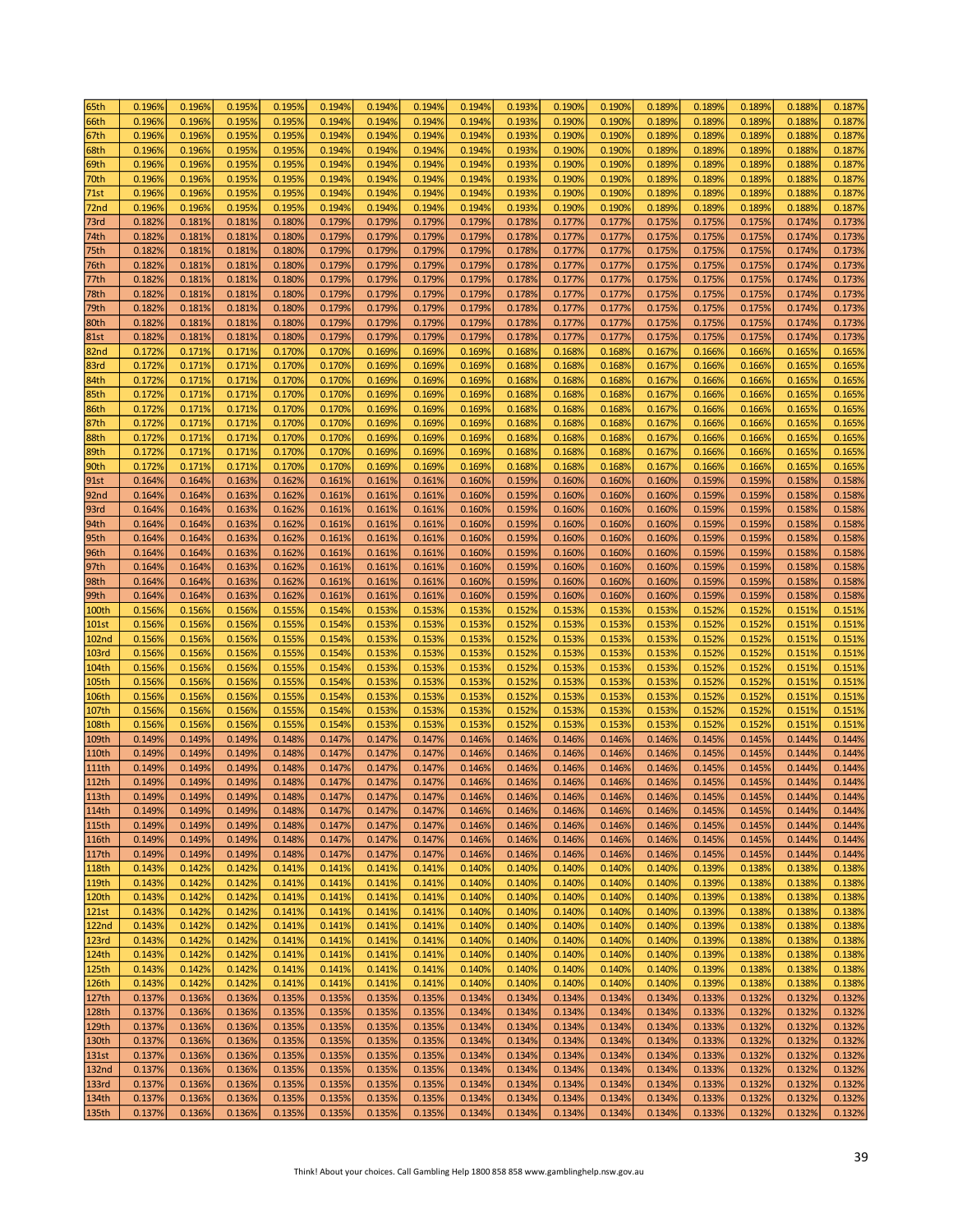| 65th | 0.196% | 0.196% | 0.195% | 0.195% | 0.194% | 0.194% | 0.194% | 0.194% | 0.193% | 0.190% | 0.190% | 0.189% | 0.189% | 0.189% | 0.188% | 0.187% |
|---|---|---|---|---|---|---|---|---|---|---|---|---|---|---|---|---|
| 66th | 0.196% | 0.196% | 0.195% | 0.195% | 0.194% | 0.194% | 0.194% | 0.194% | 0.193% | 0.190% | 0.190% | 0.189% | 0.189% | 0.189% | 0.188% | 0.187% |
| 67th | 0.196% | 0.196% | 0.195% | 0.195% | 0.194% | 0.194% | 0.194% | 0.194% | 0.193% | 0.190% | 0.190% | 0.189% | 0.189% | 0.189% | 0.188% | 0.187% |
| 68th | 0.196% | 0.196% | 0.195% | 0.195% | 0.194% | 0.194% | 0.194% | 0.194% | 0.193% | 0.190% | 0.190% | 0.189% | 0.189% | 0.189% | 0.188% | 0.187% |
| 69th | 0.196% | 0.196% | 0.195% | 0.195% | 0.194% | 0.194% | 0.194% | 0.194% | 0.193% | 0.190% | 0.190% | 0.189% | 0.189% | 0.189% | 0.188% | 0.187% |
| 70th | 0.196% | 0.196% | 0.195% | 0.195% | 0.194% | 0.194% | 0.194% | 0.194% | 0.193% | 0.190% | 0.190% | 0.189% | 0.189% | 0.189% | 0.188% | 0.187% |
| 71st | 0.196% | 0.196% | 0.195% | 0.195% | 0.194% | 0.194% | 0.194% | 0.194% | 0.193% | 0.190% | 0.190% | 0.189% | 0.189% | 0.189% | 0.188% | 0.187% |
| 72nd | 0.196% | 0.196% | 0.195% | 0.195% | 0.194% | 0.194% | 0.194% | 0.194% | 0.193% | 0.190% | 0.190% | 0.189% | 0.189% | 0.189% | 0.188% | 0.187% |
| 73rd | 0.182% | 0.181% | 0.181% | 0.180% | 0.179% | 0.179% | 0.179% | 0.179% | 0.178% | 0.177% | 0.177% | 0.175% | 0.175% | 0.175% | 0.174% | 0.173% |
| 74th | 0.182% | 0.181% | 0.181% | 0.180% | 0.179% | 0.179% | 0.179% | 0.179% | 0.178% | 0.177% | 0.177% | 0.175% | 0.175% | 0.175% | 0.174% | 0.173% |
| 75th | 0.182% | 0.181% | 0.181% | 0.180% | 0.179% | 0.179% | 0.179% | 0.179% | 0.178% | 0.177% | 0.177% | 0.175% | 0.175% | 0.175% | 0.174% | 0.173% |
| 76th | 0.182% | 0.181% | 0.181% | 0.180% | 0.179% | 0.179% | 0.179% | 0.179% | 0.178% | 0.177% | 0.177% | 0.175% | 0.175% | 0.175% | 0.174% | 0.173% |
| 77th | 0.182% | 0.181% | 0.181% | 0.180% | 0.179% | 0.179% | 0.179% | 0.179% | 0.178% | 0.177% | 0.177% | 0.175% | 0.175% | 0.175% | 0.174% | 0.173% |
| 78th | 0.182% | 0.181% | 0.181% | 0.180% | 0.179% | 0.179% | 0.179% | 0.179% | 0.178% | 0.177% | 0.177% | 0.175% | 0.175% | 0.175% | 0.174% | 0.173% |
| 79th | 0.182% | 0.181% | 0.181% | 0.180% | 0.179% | 0.179% | 0.179% | 0.179% | 0.178% | 0.177% | 0.177% | 0.175% | 0.175% | 0.175% | 0.174% | 0.173% |
| 80th | 0.182% | 0.181% | 0.181% | 0.180% | 0.179% | 0.179% | 0.179% | 0.179% | 0.178% | 0.177% | 0.177% | 0.175% | 0.175% | 0.175% | 0.174% | 0.173% |
| 81st | 0.182% | 0.181% | 0.181% | 0.180% | 0.179% | 0.179% | 0.179% | 0.179% | 0.178% | 0.177% | 0.177% | 0.175% | 0.175% | 0.175% | 0.174% | 0.173% |
| 82nd | 0.172% | 0.171% | 0.171% | 0.170% | 0.170% | 0.169% | 0.169% | 0.169% | 0.168% | 0.168% | 0.168% | 0.167% | 0.166% | 0.166% | 0.165% | 0.165% |
| 83rd | 0.172% | 0.171% | 0.171% | 0.170% | 0.170% | 0.169% | 0.169% | 0.169% | 0.168% | 0.168% | 0.168% | 0.167% | 0.166% | 0.166% | 0.165% | 0.165% |
| 84th | 0.172% | 0.171% | 0.171% | 0.170% | 0.170% | 0.169% | 0.169% | 0.169% | 0.168% | 0.168% | 0.168% | 0.167% | 0.166% | 0.166% | 0.165% | 0.165% |
| 85th | 0.172% | 0.171% | 0.171% | 0.170% | 0.170% | 0.169% | 0.169% | 0.169% | 0.168% | 0.168% | 0.168% | 0.167% | 0.166% | 0.166% | 0.165% | 0.165% |
| 86th | 0.172% | 0.171% | 0.171% | 0.170% | 0.170% | 0.169% | 0.169% | 0.169% | 0.168% | 0.168% | 0.168% | 0.167% | 0.166% | 0.166% | 0.165% | 0.165% |
| 87th | 0.172% | 0.171% | 0.171% | 0.170% | 0.170% | 0.169% | 0.169% | 0.169% | 0.168% | 0.168% | 0.168% | 0.167% | 0.166% | 0.166% | 0.165% | 0.165% |
| 88th | 0.172% | 0.171% | 0.171% | 0.170% | 0.170% | 0.169% | 0.169% | 0.169% | 0.168% | 0.168% | 0.168% | 0.167% | 0.166% | 0.166% | 0.165% | 0.165% |
| 89th | 0.172% | 0.171% | 0.171% | 0.170% | 0.170% | 0.169% | 0.169% | 0.169% | 0.168% | 0.168% | 0.168% | 0.167% | 0.166% | 0.166% | 0.165% | 0.165% |
| 90th | 0.172% | 0.171% | 0.171% | 0.170% | 0.170% | 0.169% | 0.169% | 0.169% | 0.168% | 0.168% | 0.168% | 0.167% | 0.166% | 0.166% | 0.165% | 0.165% |
| 91st | 0.164% | 0.164% | 0.163% | 0.162% | 0.161% | 0.161% | 0.161% | 0.160% | 0.159% | 0.160% | 0.160% | 0.160% | 0.159% | 0.159% | 0.158% | 0.158% |
| 92nd | 0.164% | 0.164% | 0.163% | 0.162% | 0.161% | 0.161% | 0.161% | 0.160% | 0.159% | 0.160% | 0.160% | 0.160% | 0.159% | 0.159% | 0.158% | 0.158% |
| 93rd | 0.164% | 0.164% | 0.163% | 0.162% | 0.161% | 0.161% | 0.161% | 0.160% | 0.159% | 0.160% | 0.160% | 0.160% | 0.159% | 0.159% | 0.158% | 0.158% |
| 94th | 0.164% | 0.164% | 0.163% | 0.162% | 0.161% | 0.161% | 0.161% | 0.160% | 0.159% | 0.160% | 0.160% | 0.160% | 0.159% | 0.159% | 0.158% | 0.158% |
| 95th | 0.164% | 0.164% | 0.163% | 0.162% | 0.161% | 0.161% | 0.161% | 0.160% | 0.159% | 0.160% | 0.160% | 0.160% | 0.159% | 0.159% | 0.158% | 0.158% |
| 96th | 0.164% | 0.164% | 0.163% | 0.162% | 0.161% | 0.161% | 0.161% | 0.160% | 0.159% | 0.160% | 0.160% | 0.160% | 0.159% | 0.159% | 0.158% | 0.158% |
| 97th | 0.164% | 0.164% | 0.163% | 0.162% | 0.161% | 0.161% | 0.161% | 0.160% | 0.159% | 0.160% | 0.160% | 0.160% | 0.159% | 0.159% | 0.158% | 0.158% |
| 98th | 0.164% | 0.164% | 0.163% | 0.162% | 0.161% | 0.161% | 0.161% | 0.160% | 0.159% | 0.160% | 0.160% | 0.160% | 0.159% | 0.159% | 0.158% | 0.158% |
| 99th | 0.164% | 0.164% | 0.163% | 0.162% | 0.161% | 0.161% | 0.161% | 0.160% | 0.159% | 0.160% | 0.160% | 0.160% | 0.159% | 0.159% | 0.158% | 0.158% |
| 100th | 0.156% | 0.156% | 0.156% | 0.155% | 0.154% | 0.153% | 0.153% | 0.153% | 0.152% | 0.153% | 0.153% | 0.153% | 0.152% | 0.152% | 0.151% | 0.151% |
| 101st | 0.156% | 0.156% | 0.156% | 0.155% | 0.154% | 0.153% | 0.153% | 0.153% | 0.152% | 0.153% | 0.153% | 0.153% | 0.152% | 0.152% | 0.151% | 0.151% |
| 102nd | 0.156% | 0.156% | 0.156% | 0.155% | 0.154% | 0.153% | 0.153% | 0.153% | 0.152% | 0.153% | 0.153% | 0.153% | 0.152% | 0.152% | 0.151% | 0.151% |
| 103rd | 0.156% | 0.156% | 0.156% | 0.155% | 0.154% | 0.153% | 0.153% | 0.153% | 0.152% | 0.153% | 0.153% | 0.153% | 0.152% | 0.152% | 0.151% | 0.151% |
| 104th | 0.156% | 0.156% | 0.156% | 0.155% | 0.154% | 0.153% | 0.153% | 0.153% | 0.152% | 0.153% | 0.153% | 0.153% | 0.152% | 0.152% | 0.151% | 0.151% |
| 105th | 0.156% | 0.156% | 0.156% | 0.155% | 0.154% | 0.153% | 0.153% | 0.153% | 0.152% | 0.153% | 0.153% | 0.153% | 0.152% | 0.152% | 0.151% | 0.151% |
| 106th | 0.156% | 0.156% | 0.156% | 0.155% | 0.154% | 0.153% | 0.153% | 0.153% | 0.152% | 0.153% | 0.153% | 0.153% | 0.152% | 0.152% | 0.151% | 0.151% |
| 107th | 0.156% | 0.156% | 0.156% | 0.155% | 0.154% | 0.153% | 0.153% | 0.153% | 0.152% | 0.153% | 0.153% | 0.153% | 0.152% | 0.152% | 0.151% | 0.151% |
| 108th | 0.156% | 0.156% | 0.156% | 0.155% | 0.154% | 0.153% | 0.153% | 0.153% | 0.152% | 0.153% | 0.153% | 0.153% | 0.152% | 0.152% | 0.151% | 0.151% |
| 109th | 0.149% | 0.149% | 0.149% | 0.148% | 0.147% | 0.147% | 0.147% | 0.147% | 0.146% | 0.146% | 0.146% | 0.146% | 0.145% | 0.145% | 0.144% | 0.144% |
| 110th | 0.149% | 0.149% | 0.149% | 0.148% | 0.147% | 0.147% | 0.147% | 0.147% | 0.146% | 0.146% | 0.146% | 0.146% | 0.145% | 0.145% | 0.144% | 0.144% |
| 111th | 0.149% | 0.149% | 0.149% | 0.148% | 0.147% | 0.147% | 0.147% | 0.147% | 0.146% | 0.146% | 0.146% | 0.146% | 0.145% | 0.145% | 0.144% | 0.144% |
| 112th | 0.149% | 0.149% | 0.149% | 0.148% | 0.147% | 0.147% | 0.147% | 0.147% | 0.146% | 0.146% | 0.146% | 0.146% | 0.145% | 0.145% | 0.144% | 0.144% |
| 113th | 0.149% | 0.149% | 0.149% | 0.148% | 0.147% | 0.147% | 0.147% | 0.147% | 0.146% | 0.146% | 0.146% | 0.146% | 0.145% | 0.145% | 0.144% | 0.144% |
| 114th | 0.149% | 0.149% | 0.149% | 0.148% | 0.147% | 0.147% | 0.147% | 0.147% | 0.146% | 0.146% | 0.146% | 0.146% | 0.145% | 0.145% | 0.144% | 0.144% |
| 115th | 0.149% | 0.149% | 0.149% | 0.148% | 0.147% | 0.147% | 0.147% | 0.147% | 0.146% | 0.146% | 0.146% | 0.146% | 0.145% | 0.145% | 0.144% | 0.144% |
| 116th | 0.149% | 0.149% | 0.149% | 0.148% | 0.147% | 0.147% | 0.147% | 0.147% | 0.146% | 0.146% | 0.146% | 0.146% | 0.145% | 0.145% | 0.144% | 0.144% |
| 117th | 0.149% | 0.149% | 0.149% | 0.148% | 0.147% | 0.147% | 0.147% | 0.147% | 0.146% | 0.146% | 0.146% | 0.146% | 0.145% | 0.145% | 0.144% | 0.144% |
| 118th | 0.143% | 0.142% | 0.142% | 0.141% | 0.141% | 0.141% | 0.141% | 0.140% | 0.140% | 0.140% | 0.140% | 0.140% | 0.139% | 0.138% | 0.138% | 0.138% |
| 119th | 0.143% | 0.142% | 0.142% | 0.141% | 0.141% | 0.141% | 0.141% | 0.140% | 0.140% | 0.140% | 0.140% | 0.140% | 0.139% | 0.138% | 0.138% | 0.138% |
| 120th | 0.143% | 0.142% | 0.142% | 0.141% | 0.141% | 0.141% | 0.141% | 0.140% | 0.140% | 0.140% | 0.140% | 0.140% | 0.139% | 0.138% | 0.138% | 0.138% |
| 121st | 0.143% | 0.142% | 0.142% | 0.141% | 0.141% | 0.141% | 0.141% | 0.140% | 0.140% | 0.140% | 0.140% | 0.140% | 0.139% | 0.138% | 0.138% | 0.138% |
| 122nd | 0.143% | 0.142% | 0.142% | 0.141% | 0.141% | 0.141% | 0.141% | 0.140% | 0.140% | 0.140% | 0.140% | 0.140% | 0.139% | 0.138% | 0.138% | 0.138% |
| 123rd | 0.143% | 0.142% | 0.142% | 0.141% | 0.141% | 0.141% | 0.141% | 0.140% | 0.140% | 0.140% | 0.140% | 0.140% | 0.139% | 0.138% | 0.138% | 0.138% |
| 124th | 0.143% | 0.142% | 0.142% | 0.141% | 0.141% | 0.141% | 0.141% | 0.140% | 0.140% | 0.140% | 0.140% | 0.140% | 0.139% | 0.138% | 0.138% | 0.138% |
| 125th | 0.143% | 0.142% | 0.142% | 0.141% | 0.141% | 0.141% | 0.141% | 0.140% | 0.140% | 0.140% | 0.140% | 0.140% | 0.139% | 0.138% | 0.138% | 0.138% |
| 126th | 0.143% | 0.142% | 0.142% | 0.141% | 0.141% | 0.141% | 0.141% | 0.140% | 0.140% | 0.140% | 0.140% | 0.140% | 0.139% | 0.138% | 0.138% | 0.138% |
| 127th | 0.137% | 0.136% | 0.136% | 0.135% | 0.135% | 0.135% | 0.135% | 0.134% | 0.134% | 0.134% | 0.134% | 0.134% | 0.133% | 0.132% | 0.132% | 0.132% |
| 128th | 0.137% | 0.136% | 0.136% | 0.135% | 0.135% | 0.135% | 0.135% | 0.134% | 0.134% | 0.134% | 0.134% | 0.134% | 0.133% | 0.132% | 0.132% | 0.132% |
| 129th | 0.137% | 0.136% | 0.136% | 0.135% | 0.135% | 0.135% | 0.135% | 0.134% | 0.134% | 0.134% | 0.134% | 0.134% | 0.133% | 0.132% | 0.132% | 0.132% |
| 130th | 0.137% | 0.136% | 0.136% | 0.135% | 0.135% | 0.135% | 0.135% | 0.134% | 0.134% | 0.134% | 0.134% | 0.134% | 0.133% | 0.132% | 0.132% | 0.132% |
| 131st | 0.137% | 0.136% | 0.136% | 0.135% | 0.135% | 0.135% | 0.135% | 0.134% | 0.134% | 0.134% | 0.134% | 0.134% | 0.133% | 0.132% | 0.132% | 0.132% |
| 132nd | 0.137% | 0.136% | 0.136% | 0.135% | 0.135% | 0.135% | 0.135% | 0.134% | 0.134% | 0.134% | 0.134% | 0.134% | 0.133% | 0.132% | 0.132% | 0.132% |
| 133rd | 0.137% | 0.136% | 0.136% | 0.135% | 0.135% | 0.135% | 0.135% | 0.134% | 0.134% | 0.134% | 0.134% | 0.134% | 0.133% | 0.132% | 0.132% | 0.132% |
| 134th | 0.137% | 0.136% | 0.136% | 0.135% | 0.135% | 0.135% | 0.135% | 0.134% | 0.134% | 0.134% | 0.134% | 0.134% | 0.133% | 0.132% | 0.132% | 0.132% |
| 135th | 0.137% | 0.136% | 0.136% | 0.135% | 0.135% | 0.135% | 0.135% | 0.134% | 0.134% | 0.134% | 0.134% | 0.134% | 0.133% | 0.132% | 0.132% | 0.132% |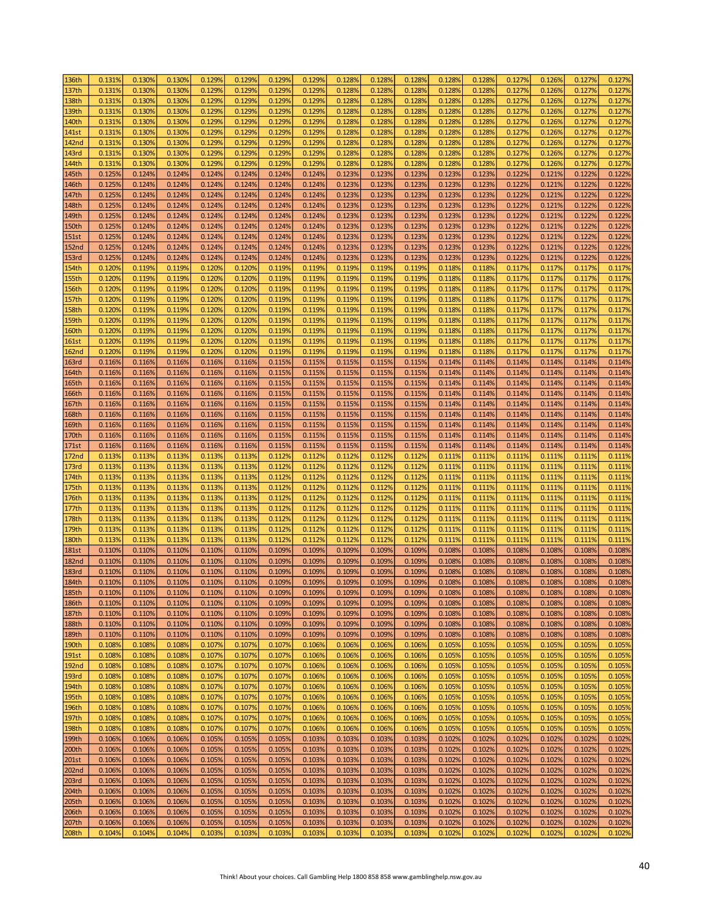| 136th | 0.131% | 0.130% | 0.130% | 0.129% | 0.129% | 0.129% | 0.129% | 0.128% | 0.128% | 0.128% | 0.128% | 0.128% | 0.127% | 0.126% | 0.127% | 0.127% |
|---|---|---|---|---|---|---|---|---|---|---|---|---|---|---|---|---|
| 137th | 0.131% | 0.130% | 0.130% | 0.129% | 0.129% | 0.129% | 0.129% | 0.128% | 0.128% | 0.128% | 0.128% | 0.128% | 0.127% | 0.126% | 0.127% | 0.127% |
| 138th | 0.131% | 0.130% | 0.130% | 0.129% | 0.129% | 0.129% | 0.129% | 0.128% | 0.128% | 0.128% | 0.128% | 0.128% | 0.127% | 0.126% | 0.127% | 0.127% |
| 139th | 0.131% | 0.130% | 0.130% | 0.129% | 0.129% | 0.129% | 0.129% | 0.128% | 0.128% | 0.128% | 0.128% | 0.128% | 0.127% | 0.126% | 0.127% | 0.127% |
| 140th | 0.131% | 0.130% | 0.130% | 0.129% | 0.129% | 0.129% | 0.129% | 0.128% | 0.128% | 0.128% | 0.128% | 0.128% | 0.127% | 0.126% | 0.127% | 0.127% |
| 141st | 0.131% | 0.130% | 0.130% | 0.129% | 0.129% | 0.129% | 0.129% | 0.128% | 0.128% | 0.128% | 0.128% | 0.128% | 0.127% | 0.126% | 0.127% | 0.127% |
| 142nd | 0.131% | 0.130% | 0.130% | 0.129% | 0.129% | 0.129% | 0.129% | 0.128% | 0.128% | 0.128% | 0.128% | 0.128% | 0.127% | 0.126% | 0.127% | 0.127% |
| 143rd | 0.131% | 0.130% | 0.130% | 0.129% | 0.129% | 0.129% | 0.129% | 0.128% | 0.128% | 0.128% | 0.128% | 0.128% | 0.127% | 0.126% | 0.127% | 0.127% |
| 144th | 0.131% | 0.130% | 0.130% | 0.129% | 0.129% | 0.129% | 0.129% | 0.128% | 0.128% | 0.128% | 0.128% | 0.128% | 0.127% | 0.126% | 0.127% | 0.127% |
| 145th | 0.125% | 0.124% | 0.124% | 0.124% | 0.124% | 0.124% | 0.124% | 0.123% | 0.123% | 0.123% | 0.123% | 0.123% | 0.122% | 0.121% | 0.122% | 0.122% |
| 146th | 0.125% | 0.124% | 0.124% | 0.124% | 0.124% | 0.124% | 0.124% | 0.123% | 0.123% | 0.123% | 0.123% | 0.123% | 0.122% | 0.121% | 0.122% | 0.122% |
| 147th | 0.125% | 0.124% | 0.124% | 0.124% | 0.124% | 0.124% | 0.124% | 0.123% | 0.123% | 0.123% | 0.123% | 0.123% | 0.122% | 0.121% | 0.122% | 0.122% |
| 148th | 0.125% | 0.124% | 0.124% | 0.124% | 0.124% | 0.124% | 0.124% | 0.123% | 0.123% | 0.123% | 0.123% | 0.123% | 0.122% | 0.121% | 0.122% | 0.122% |
| 149th | 0.125% | 0.124% | 0.124% | 0.124% | 0.124% | 0.124% | 0.124% | 0.123% | 0.123% | 0.123% | 0.123% | 0.123% | 0.122% | 0.121% | 0.122% | 0.122% |
| 150th | 0.125% | 0.124% | 0.124% | 0.124% | 0.124% | 0.124% | 0.124% | 0.123% | 0.123% | 0.123% | 0.123% | 0.123% | 0.122% | 0.121% | 0.122% | 0.122% |
| 151st | 0.125% | 0.124% | 0.124% | 0.124% | 0.124% | 0.124% | 0.124% | 0.123% | 0.123% | 0.123% | 0.123% | 0.123% | 0.122% | 0.121% | 0.122% | 0.122% |
| 152nd | 0.125% | 0.124% | 0.124% | 0.124% | 0.124% | 0.124% | 0.124% | 0.123% | 0.123% | 0.123% | 0.123% | 0.123% | 0.122% | 0.121% | 0.122% | 0.122% |
| 153rd | 0.125% | 0.124% | 0.124% | 0.124% | 0.124% | 0.124% | 0.124% | 0.123% | 0.123% | 0.123% | 0.123% | 0.123% | 0.122% | 0.121% | 0.122% | 0.122% |
| 154th | 0.120% | 0.119% | 0.119% | 0.120% | 0.120% | 0.119% | 0.119% | 0.119% | 0.119% | 0.119% | 0.118% | 0.118% | 0.117% | 0.117% | 0.117% | 0.117% |
| 155th | 0.120% | 0.119% | 0.119% | 0.120% | 0.120% | 0.119% | 0.119% | 0.119% | 0.119% | 0.119% | 0.118% | 0.118% | 0.117% | 0.117% | 0.117% | 0.117% |
| 156th | 0.120% | 0.119% | 0.119% | 0.120% | 0.120% | 0.119% | 0.119% | 0.119% | 0.119% | 0.119% | 0.118% | 0.118% | 0.117% | 0.117% | 0.117% | 0.117% |
| 157th | 0.120% | 0.119% | 0.119% | 0.120% | 0.120% | 0.119% | 0.119% | 0.119% | 0.119% | 0.119% | 0.118% | 0.118% | 0.117% | 0.117% | 0.117% | 0.117% |
| 158th | 0.120% | 0.119% | 0.119% | 0.120% | 0.120% | 0.119% | 0.119% | 0.119% | 0.119% | 0.119% | 0.118% | 0.118% | 0.117% | 0.117% | 0.117% | 0.117% |
| 159th | 0.120% | 0.119% | 0.119% | 0.120% | 0.120% | 0.119% | 0.119% | 0.119% | 0.119% | 0.119% | 0.118% | 0.118% | 0.117% | 0.117% | 0.117% | 0.117% |
| 160th | 0.120% | 0.119% | 0.119% | 0.120% | 0.120% | 0.119% | 0.119% | 0.119% | 0.119% | 0.119% | 0.118% | 0.118% | 0.117% | 0.117% | 0.117% | 0.117% |
| 161st | 0.120% | 0.119% | 0.119% | 0.120% | 0.120% | 0.119% | 0.119% | 0.119% | 0.119% | 0.119% | 0.118% | 0.118% | 0.117% | 0.117% | 0.117% | 0.117% |
| 162nd | 0.120% | 0.119% | 0.119% | 0.120% | 0.120% | 0.119% | 0.119% | 0.119% | 0.119% | 0.119% | 0.118% | 0.118% | 0.117% | 0.117% | 0.117% | 0.117% |
| 163rd | 0.116% | 0.116% | 0.116% | 0.116% | 0.116% | 0.115% | 0.115% | 0.115% | 0.115% | 0.115% | 0.114% | 0.114% | 0.114% | 0.114% | 0.114% | 0.114% |
| 164th | 0.116% | 0.116% | 0.116% | 0.116% | 0.116% | 0.115% | 0.115% | 0.115% | 0.115% | 0.115% | 0.114% | 0.114% | 0.114% | 0.114% | 0.114% | 0.114% |
| 165th | 0.116% | 0.116% | 0.116% | 0.116% | 0.116% | 0.115% | 0.115% | 0.115% | 0.115% | 0.115% | 0.114% | 0.114% | 0.114% | 0.114% | 0.114% | 0.114% |
| 166th | 0.116% | 0.116% | 0.116% | 0.116% | 0.116% | 0.115% | 0.115% | 0.115% | 0.115% | 0.115% | 0.114% | 0.114% | 0.114% | 0.114% | 0.114% | 0.114% |
| 167th | 0.116% | 0.116% | 0.116% | 0.116% | 0.116% | 0.115% | 0.115% | 0.115% | 0.115% | 0.115% | 0.114% | 0.114% | 0.114% | 0.114% | 0.114% | 0.114% |
| 168th | 0.116% | 0.116% | 0.116% | 0.116% | 0.116% | 0.115% | 0.115% | 0.115% | 0.115% | 0.115% | 0.114% | 0.114% | 0.114% | 0.114% | 0.114% | 0.114% |
| 169th | 0.116% | 0.116% | 0.116% | 0.116% | 0.116% | 0.115% | 0.115% | 0.115% | 0.115% | 0.115% | 0.114% | 0.114% | 0.114% | 0.114% | 0.114% | 0.114% |
| 170th | 0.116% | 0.116% | 0.116% | 0.116% | 0.116% | 0.115% | 0.115% | 0.115% | 0.115% | 0.115% | 0.114% | 0.114% | 0.114% | 0.114% | 0.114% | 0.114% |
| 171st | 0.116% | 0.116% | 0.116% | 0.116% | 0.116% | 0.115% | 0.115% | 0.115% | 0.115% | 0.115% | 0.114% | 0.114% | 0.114% | 0.114% | 0.114% | 0.114% |
| 172nd | 0.113% | 0.113% | 0.113% | 0.113% | 0.113% | 0.112% | 0.112% | 0.112% | 0.112% | 0.112% | 0.111% | 0.111% | 0.111% | 0.111% | 0.111% | 0.111% |
| 173rd | 0.113% | 0.113% | 0.113% | 0.113% | 0.113% | 0.112% | 0.112% | 0.112% | 0.112% | 0.112% | 0.111% | 0.111% | 0.111% | 0.111% | 0.111% | 0.111% |
| 174th | 0.113% | 0.113% | 0.113% | 0.113% | 0.113% | 0.112% | 0.112% | 0.112% | 0.112% | 0.112% | 0.111% | 0.111% | 0.111% | 0.111% | 0.111% | 0.111% |
| 175th | 0.113% | 0.113% | 0.113% | 0.113% | 0.113% | 0.112% | 0.112% | 0.112% | 0.112% | 0.112% | 0.111% | 0.111% | 0.111% | 0.111% | 0.111% | 0.111% |
| 176th | 0.113% | 0.113% | 0.113% | 0.113% | 0.113% | 0.112% | 0.112% | 0.112% | 0.112% | 0.112% | 0.111% | 0.111% | 0.111% | 0.111% | 0.111% | 0.111% |
| 177th | 0.113% | 0.113% | 0.113% | 0.113% | 0.113% | 0.112% | 0.112% | 0.112% | 0.112% | 0.112% | 0.111% | 0.111% | 0.111% | 0.111% | 0.111% | 0.111% |
| 178th | 0.113% | 0.113% | 0.113% | 0.113% | 0.113% | 0.112% | 0.112% | 0.112% | 0.112% | 0.112% | 0.111% | 0.111% | 0.111% | 0.111% | 0.111% | 0.111% |
| 179th | 0.113% | 0.113% | 0.113% | 0.113% | 0.113% | 0.112% | 0.112% | 0.112% | 0.112% | 0.112% | 0.111% | 0.111% | 0.111% | 0.111% | 0.111% | 0.111% |
| 180th | 0.113% | 0.113% | 0.113% | 0.113% | 0.113% | 0.112% | 0.112% | 0.112% | 0.112% | 0.112% | 0.111% | 0.111% | 0.111% | 0.111% | 0.111% | 0.111% |
| 181st | 0.110% | 0.110% | 0.110% | 0.110% | 0.110% | 0.109% | 0.109% | 0.109% | 0.109% | 0.109% | 0.108% | 0.108% | 0.108% | 0.108% | 0.108% | 0.108% |
| 182nd | 0.110% | 0.110% | 0.110% | 0.110% | 0.110% | 0.109% | 0.109% | 0.109% | 0.109% | 0.109% | 0.108% | 0.108% | 0.108% | 0.108% | 0.108% | 0.108% |
| 183rd | 0.110% | 0.110% | 0.110% | 0.110% | 0.110% | 0.109% | 0.109% | 0.109% | 0.109% | 0.109% | 0.108% | 0.108% | 0.108% | 0.108% | 0.108% | 0.108% |
| 184th | 0.110% | 0.110% | 0.110% | 0.110% | 0.110% | 0.109% | 0.109% | 0.109% | 0.109% | 0.109% | 0.108% | 0.108% | 0.108% | 0.108% | 0.108% | 0.108% |
| 185th | 0.110% | 0.110% | 0.110% | 0.110% | 0.110% | 0.109% | 0.109% | 0.109% | 0.109% | 0.109% | 0.108% | 0.108% | 0.108% | 0.108% | 0.108% | 0.108% |
| 186th | 0.110% | 0.110% | 0.110% | 0.110% | 0.110% | 0.109% | 0.109% | 0.109% | 0.109% | 0.109% | 0.108% | 0.108% | 0.108% | 0.108% | 0.108% | 0.108% |
| 187th | 0.110% | 0.110% | 0.110% | 0.110% | 0.110% | 0.109% | 0.109% | 0.109% | 0.109% | 0.109% | 0.108% | 0.108% | 0.108% | 0.108% | 0.108% | 0.108% |
| 188th | 0.110% | 0.110% | 0.110% | 0.110% | 0.110% | 0.109% | 0.109% | 0.109% | 0.109% | 0.109% | 0.108% | 0.108% | 0.108% | 0.108% | 0.108% | 0.108% |
| 189th | 0.110% | 0.110% | 0.110% | 0.110% | 0.110% | 0.109% | 0.109% | 0.109% | 0.109% | 0.109% | 0.108% | 0.108% | 0.108% | 0.108% | 0.108% | 0.108% |
| 190th | 0.108% | 0.108% | 0.108% | 0.107% | 0.107% | 0.107% | 0.106% | 0.106% | 0.106% | 0.106% | 0.105% | 0.105% | 0.105% | 0.105% | 0.105% | 0.105% |
| 191st | 0.108% | 0.108% | 0.108% | 0.107% | 0.107% | 0.107% | 0.106% | 0.106% | 0.106% | 0.106% | 0.105% | 0.105% | 0.105% | 0.105% | 0.105% | 0.105% |
| 192nd | 0.108% | 0.108% | 0.108% | 0.107% | 0.107% | 0.107% | 0.106% | 0.106% | 0.106% | 0.106% | 0.105% | 0.105% | 0.105% | 0.105% | 0.105% | 0.105% |
| 193rd | 0.108% | 0.108% | 0.108% | 0.107% | 0.107% | 0.107% | 0.106% | 0.106% | 0.106% | 0.106% | 0.105% | 0.105% | 0.105% | 0.105% | 0.105% | 0.105% |
| 194th | 0.108% | 0.108% | 0.108% | 0.107% | 0.107% | 0.107% | 0.106% | 0.106% | 0.106% | 0.106% | 0.105% | 0.105% | 0.105% | 0.105% | 0.105% | 0.105% |
| 195th | 0.108% | 0.108% | 0.108% | 0.107% | 0.107% | 0.107% | 0.106% | 0.106% | 0.106% | 0.106% | 0.105% | 0.105% | 0.105% | 0.105% | 0.105% | 0.105% |
| 196th | 0.108% | 0.108% | 0.108% | 0.107% | 0.107% | 0.107% | 0.106% | 0.106% | 0.106% | 0.106% | 0.105% | 0.105% | 0.105% | 0.105% | 0.105% | 0.105% |
| 197th | 0.108% | 0.108% | 0.108% | 0.107% | 0.107% | 0.107% | 0.106% | 0.106% | 0.106% | 0.106% | 0.105% | 0.105% | 0.105% | 0.105% | 0.105% | 0.105% |
| 198th | 0.108% | 0.108% | 0.108% | 0.107% | 0.107% | 0.107% | 0.106% | 0.106% | 0.106% | 0.106% | 0.105% | 0.105% | 0.105% | 0.105% | 0.105% | 0.105% |
| 199th | 0.106% | 0.106% | 0.106% | 0.105% | 0.105% | 0.105% | 0.103% | 0.103% | 0.103% | 0.103% | 0.102% | 0.102% | 0.102% | 0.102% | 0.102% | 0.102% |
| 200th | 0.106% | 0.106% | 0.106% | 0.105% | 0.105% | 0.105% | 0.103% | 0.103% | 0.103% | 0.103% | 0.102% | 0.102% | 0.102% | 0.102% | 0.102% | 0.102% |
| 201st | 0.106% | 0.106% | 0.106% | 0.105% | 0.105% | 0.105% | 0.103% | 0.103% | 0.103% | 0.103% | 0.102% | 0.102% | 0.102% | 0.102% | 0.102% | 0.102% |
| 202nd | 0.106% | 0.106% | 0.106% | 0.105% | 0.105% | 0.105% | 0.103% | 0.103% | 0.103% | 0.103% | 0.102% | 0.102% | 0.102% | 0.102% | 0.102% | 0.102% |
| 203rd | 0.106% | 0.106% | 0.106% | 0.105% | 0.105% | 0.105% | 0.103% | 0.103% | 0.103% | 0.103% | 0.102% | 0.102% | 0.102% | 0.102% | 0.102% | 0.102% |
| 204th | 0.106% | 0.106% | 0.106% | 0.105% | 0.105% | 0.105% | 0.103% | 0.103% | 0.103% | 0.103% | 0.102% | 0.102% | 0.102% | 0.102% | 0.102% | 0.102% |
| 205th | 0.106% | 0.106% | 0.106% | 0.105% | 0.105% | 0.105% | 0.103% | 0.103% | 0.103% | 0.103% | 0.102% | 0.102% | 0.102% | 0.102% | 0.102% | 0.102% |
| 206th | 0.106% | 0.106% | 0.106% | 0.105% | 0.105% | 0.105% | 0.103% | 0.103% | 0.103% | 0.103% | 0.102% | 0.102% | 0.102% | 0.102% | 0.102% | 0.102% |
| 207th | 0.106% | 0.106% | 0.106% | 0.105% | 0.105% | 0.105% | 0.103% | 0.103% | 0.103% | 0.103% | 0.102% | 0.102% | 0.102% | 0.102% | 0.102% | 0.102% |
| 208th | 0.104% | 0.104% | 0.104% | 0.103% | 0.103% | 0.103% | 0.103% | 0.103% | 0.103% | 0.103% | 0.102% | 0.102% | 0.102% | 0.102% | 0.102% | 0.102% |

Think! About your choices. Call Gambling Help 1800 858 858 www.gamblinghelp.nsw.gov.au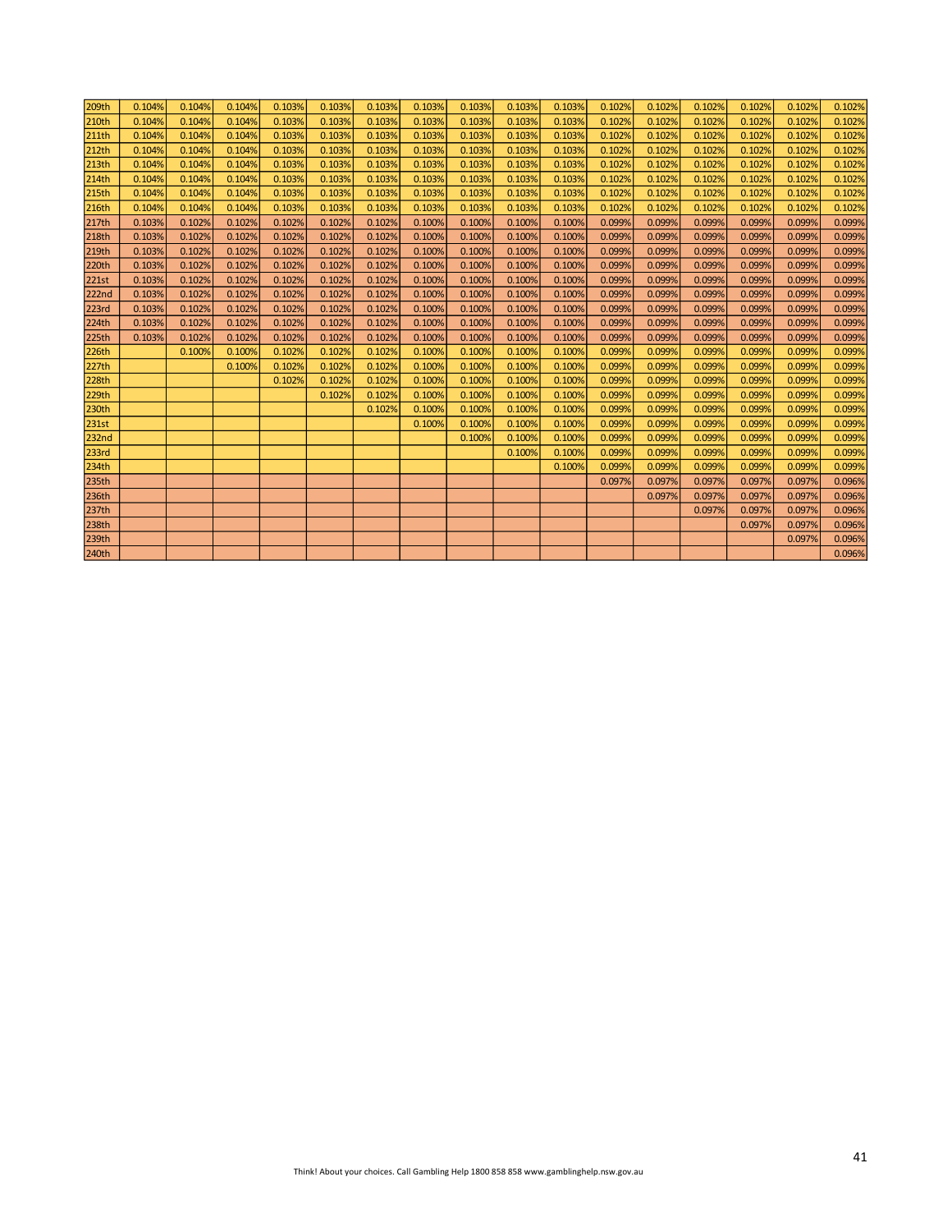| | | | | | | | | | | | | | | | | |
|---|---|---|---|---|---|---|---|---|---|---|---|---|---|---|---|---|
| 209th | 0.104% | 0.104% | 0.104% | 0.103% | 0.103% | 0.103% | 0.103% | 0.103% | 0.103% | 0.103% | 0.102% | 0.102% | 0.102% | 0.102% | 0.102% | 0.102% |
| 210th | 0.104% | 0.104% | 0.104% | 0.103% | 0.103% | 0.103% | 0.103% | 0.103% | 0.103% | 0.103% | 0.102% | 0.102% | 0.102% | 0.102% | 0.102% | 0.102% |
| 211th | 0.104% | 0.104% | 0.104% | 0.103% | 0.103% | 0.103% | 0.103% | 0.103% | 0.103% | 0.103% | 0.102% | 0.102% | 0.102% | 0.102% | 0.102% | 0.102% |
| 212th | 0.104% | 0.104% | 0.104% | 0.103% | 0.103% | 0.103% | 0.103% | 0.103% | 0.103% | 0.103% | 0.102% | 0.102% | 0.102% | 0.102% | 0.102% | 0.102% |
| 213th | 0.104% | 0.104% | 0.104% | 0.103% | 0.103% | 0.103% | 0.103% | 0.103% | 0.103% | 0.103% | 0.102% | 0.102% | 0.102% | 0.102% | 0.102% | 0.102% |
| 214th | 0.104% | 0.104% | 0.104% | 0.103% | 0.103% | 0.103% | 0.103% | 0.103% | 0.103% | 0.103% | 0.102% | 0.102% | 0.102% | 0.102% | 0.102% | 0.102% |
| 215th | 0.104% | 0.104% | 0.104% | 0.103% | 0.103% | 0.103% | 0.103% | 0.103% | 0.103% | 0.103% | 0.102% | 0.102% | 0.102% | 0.102% | 0.102% | 0.102% |
| 216th | 0.104% | 0.104% | 0.104% | 0.103% | 0.103% | 0.103% | 0.103% | 0.103% | 0.103% | 0.103% | 0.102% | 0.102% | 0.102% | 0.102% | 0.102% | 0.102% |
| 217th | 0.103% | 0.102% | 0.102% | 0.102% | 0.102% | 0.102% | 0.100% | 0.100% | 0.100% | 0.100% | 0.099% | 0.099% | 0.099% | 0.099% | 0.099% | 0.099% |
| 218th | 0.103% | 0.102% | 0.102% | 0.102% | 0.102% | 0.102% | 0.100% | 0.100% | 0.100% | 0.100% | 0.099% | 0.099% | 0.099% | 0.099% | 0.099% | 0.099% |
| 219th | 0.103% | 0.102% | 0.102% | 0.102% | 0.102% | 0.102% | 0.100% | 0.100% | 0.100% | 0.100% | 0.099% | 0.099% | 0.099% | 0.099% | 0.099% | 0.099% |
| 220th | 0.103% | 0.102% | 0.102% | 0.102% | 0.102% | 0.102% | 0.100% | 0.100% | 0.100% | 0.100% | 0.099% | 0.099% | 0.099% | 0.099% | 0.099% | 0.099% |
| 221st | 0.103% | 0.102% | 0.102% | 0.102% | 0.102% | 0.102% | 0.100% | 0.100% | 0.100% | 0.100% | 0.099% | 0.099% | 0.099% | 0.099% | 0.099% | 0.099% |
| 222nd | 0.103% | 0.102% | 0.102% | 0.102% | 0.102% | 0.102% | 0.100% | 0.100% | 0.100% | 0.100% | 0.099% | 0.099% | 0.099% | 0.099% | 0.099% | 0.099% |
| 223rd | 0.103% | 0.102% | 0.102% | 0.102% | 0.102% | 0.102% | 0.100% | 0.100% | 0.100% | 0.100% | 0.099% | 0.099% | 0.099% | 0.099% | 0.099% | 0.099% |
| 224th | 0.103% | 0.102% | 0.102% | 0.102% | 0.102% | 0.102% | 0.100% | 0.100% | 0.100% | 0.100% | 0.099% | 0.099% | 0.099% | 0.099% | 0.099% | 0.099% |
| 225th | 0.103% | 0.102% | 0.102% | 0.102% | 0.102% | 0.102% | 0.100% | 0.100% | 0.100% | 0.100% | 0.099% | 0.099% | 0.099% | 0.099% | 0.099% | 0.099% |
| 226th | | 0.100% | 0.100% | 0.102% | 0.102% | 0.102% | 0.100% | 0.100% | 0.100% | 0.100% | 0.099% | 0.099% | 0.099% | 0.099% | 0.099% | 0.099% |
| 227th | | | 0.100% | 0.102% | 0.102% | 0.102% | 0.100% | 0.100% | 0.100% | 0.100% | 0.099% | 0.099% | 0.099% | 0.099% | 0.099% | 0.099% |
| 228th | | | | 0.102% | 0.102% | 0.102% | 0.100% | 0.100% | 0.100% | 0.100% | 0.099% | 0.099% | 0.099% | 0.099% | 0.099% | 0.099% |
| 229th | | | | | 0.102% | 0.102% | 0.100% | 0.100% | 0.100% | 0.100% | 0.099% | 0.099% | 0.099% | 0.099% | 0.099% | 0.099% |
| 230th | | | | | | 0.102% | 0.100% | 0.100% | 0.100% | 0.100% | 0.099% | 0.099% | 0.099% | 0.099% | 0.099% | 0.099% |
| 231st | | | | | | | 0.100% | 0.100% | 0.100% | 0.100% | 0.099% | 0.099% | 0.099% | 0.099% | 0.099% | 0.099% |
| 232nd | | | | | | | | 0.100% | 0.100% | 0.100% | 0.099% | 0.099% | 0.099% | 0.099% | 0.099% | 0.099% |
| 233rd | | | | | | | | | 0.100% | 0.100% | 0.099% | 0.099% | 0.099% | 0.099% | 0.099% | 0.099% |
| 234th | | | | | | | | | | 0.100% | 0.099% | 0.099% | 0.099% | 0.099% | 0.099% | 0.099% |
| 235th | | | | | | | | | | | 0.097% | 0.097% | 0.097% | 0.097% | 0.097% | 0.096% |
| 236th | | | | | | | | | | | | 0.097% | 0.097% | 0.097% | 0.097% | 0.096% |
| 237th | | | | | | | | | | | | | 0.097% | 0.097% | 0.097% | 0.096% |
| 238th | | | | | | | | | | | | | | 0.097% | 0.097% | 0.096% |
| 239th | | | | | | | | | | | | | | | 0.097% | 0.096% |
| 240th | | | | | | | | | | | | | | | | 0.096% |

Think! About your choices. Call Gambling Help 1800 858 858 www.gamblinghelp.nsw.gov.au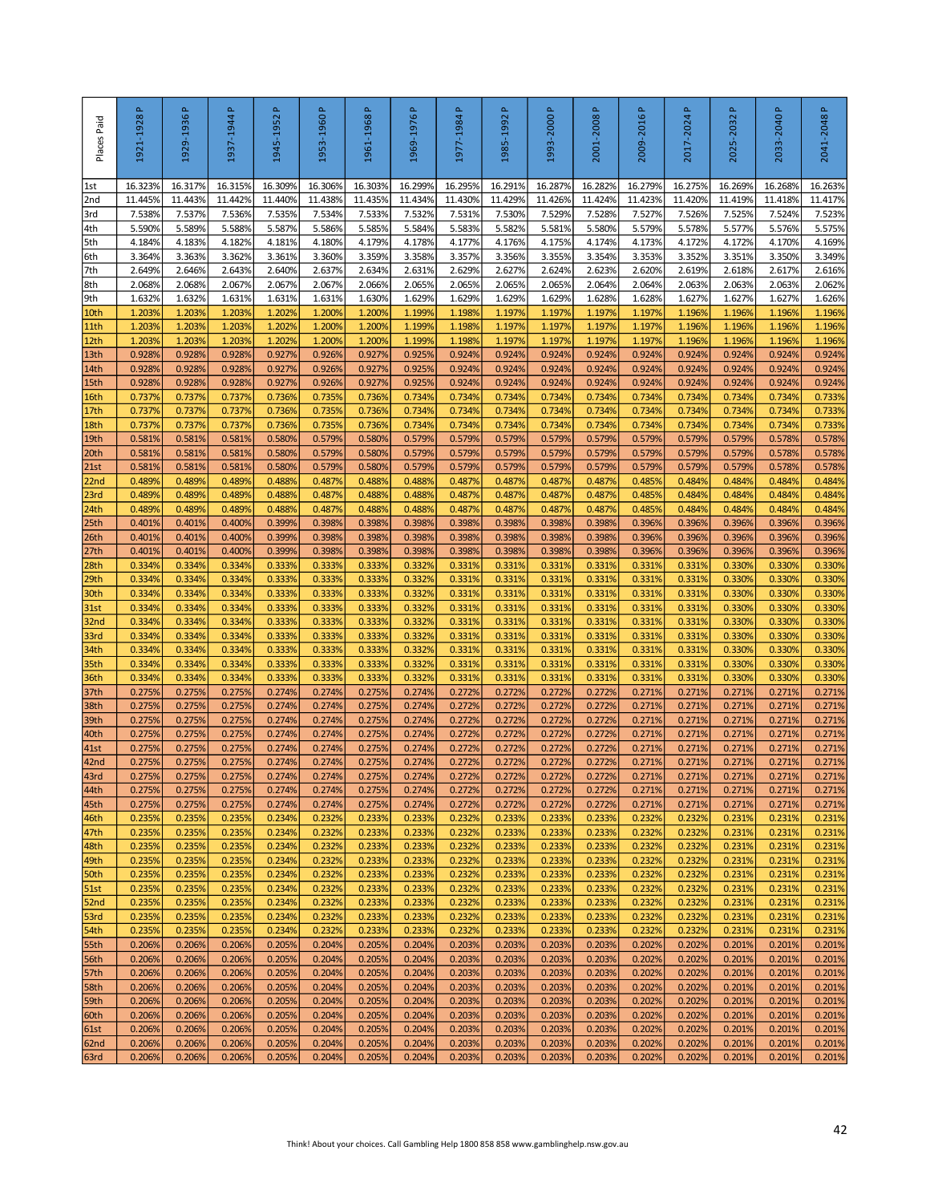| Places Paid | 1921-1928 P | 1929-1936 P | 1937-1944 P | 1945-1952 P | 1953-1960 P | 1961-1968 P | 1969-1976 P | 1977-1984 P | 1985-1992 P | 1993-2000 P | 2001-2008 P | 2009-2016 P | 2017-2024 P | 2025-2032 P | 2033-2040 P | 2041-2048 P |
|---|---|---|---|---|---|---|---|---|---|---|---|---|---|---|---|---|
| 1st | 16.323% | 16.317% | 16.315% | 16.309% | 16.306% | 16.303% | 16.299% | 16.295% | 16.291% | 16.287% | 16.282% | 16.279% | 16.275% | 16.269% | 16.268% | 16.263% |
| 2nd | 11.445% | 11.443% | 11.442% | 11.440% | 11.438% | 11.435% | 11.434% | 11.430% | 11.429% | 11.426% | 11.424% | 11.423% | 11.420% | 11.419% | 11.418% | 11.417% |
| 3rd | 7.538% | 7.537% | 7.536% | 7.535% | 7.534% | 7.533% | 7.532% | 7.531% | 7.530% | 7.529% | 7.528% | 7.527% | 7.526% | 7.525% | 7.524% | 7.523% |
| 4th | 5.590% | 5.589% | 5.588% | 5.587% | 5.586% | 5.585% | 5.584% | 5.583% | 5.582% | 5.581% | 5.580% | 5.579% | 5.578% | 5.577% | 5.576% | 5.575% |
| 5th | 4.184% | 4.183% | 4.182% | 4.181% | 4.180% | 4.179% | 4.178% | 4.177% | 4.176% | 4.175% | 4.174% | 4.173% | 4.172% | 4.172% | 4.170% | 4.169% |
| 6th | 3.364% | 3.363% | 3.362% | 3.361% | 3.360% | 3.359% | 3.358% | 3.357% | 3.356% | 3.355% | 3.354% | 3.353% | 3.352% | 3.351% | 3.350% | 3.349% |
| 7th | 2.649% | 2.646% | 2.643% | 2.640% | 2.637% | 2.634% | 2.631% | 2.629% | 2.627% | 2.624% | 2.623% | 2.620% | 2.619% | 2.618% | 2.617% | 2.616% |
| 8th | 2.068% | 2.068% | 2.067% | 2.067% | 2.067% | 2.066% | 2.065% | 2.065% | 2.065% | 2.065% | 2.064% | 2.064% | 2.063% | 2.063% | 2.063% | 2.062% |
| 9th | 1.632% | 1.632% | 1.631% | 1.631% | 1.631% | 1.630% | 1.629% | 1.629% | 1.629% | 1.629% | 1.628% | 1.628% | 1.627% | 1.627% | 1.627% | 1.626% |
| 10th | 1.203% | 1.203% | 1.203% | 1.202% | 1.200% | 1.200% | 1.199% | 1.198% | 1.197% | 1.197% | 1.197% | 1.197% | 1.196% | 1.196% | 1.196% | 1.196% |
| 11th | 1.203% | 1.203% | 1.203% | 1.202% | 1.200% | 1.200% | 1.199% | 1.198% | 1.197% | 1.197% | 1.197% | 1.197% | 1.196% | 1.196% | 1.196% | 1.196% |
| 12th | 1.203% | 1.203% | 1.203% | 1.202% | 1.200% | 1.200% | 1.199% | 1.198% | 1.197% | 1.197% | 1.197% | 1.197% | 1.196% | 1.196% | 1.196% | 1.196% |
| 13th | 0.928% | 0.928% | 0.928% | 0.927% | 0.926% | 0.927% | 0.925% | 0.924% | 0.924% | 0.924% | 0.924% | 0.924% | 0.924% | 0.924% | 0.924% | 0.924% |
| 14th | 0.928% | 0.928% | 0.928% | 0.927% | 0.926% | 0.927% | 0.925% | 0.924% | 0.924% | 0.924% | 0.924% | 0.924% | 0.924% | 0.924% | 0.924% | 0.924% |
| 15th | 0.928% | 0.928% | 0.928% | 0.927% | 0.926% | 0.927% | 0.925% | 0.924% | 0.924% | 0.924% | 0.924% | 0.924% | 0.924% | 0.924% | 0.924% | 0.924% |
| 16th | 0.737% | 0.737% | 0.737% | 0.736% | 0.735% | 0.736% | 0.734% | 0.734% | 0.734% | 0.734% | 0.734% | 0.734% | 0.734% | 0.734% | 0.734% | 0.733% |
| 17th | 0.737% | 0.737% | 0.737% | 0.736% | 0.735% | 0.736% | 0.734% | 0.734% | 0.734% | 0.734% | 0.734% | 0.734% | 0.734% | 0.734% | 0.734% | 0.733% |
| 18th | 0.737% | 0.737% | 0.737% | 0.736% | 0.735% | 0.736% | 0.734% | 0.734% | 0.734% | 0.734% | 0.734% | 0.734% | 0.734% | 0.734% | 0.734% | 0.733% |
| 19th | 0.581% | 0.581% | 0.581% | 0.580% | 0.579% | 0.580% | 0.579% | 0.579% | 0.579% | 0.579% | 0.579% | 0.579% | 0.579% | 0.579% | 0.578% | 0.578% |
| 20th | 0.581% | 0.581% | 0.581% | 0.580% | 0.579% | 0.580% | 0.579% | 0.579% | 0.579% | 0.579% | 0.579% | 0.579% | 0.579% | 0.579% | 0.578% | 0.578% |
| 21st | 0.581% | 0.581% | 0.581% | 0.580% | 0.579% | 0.580% | 0.579% | 0.579% | 0.579% | 0.579% | 0.579% | 0.579% | 0.579% | 0.579% | 0.578% | 0.578% |
| 22nd | 0.489% | 0.489% | 0.489% | 0.488% | 0.487% | 0.488% | 0.488% | 0.487% | 0.487% | 0.487% | 0.487% | 0.485% | 0.484% | 0.484% | 0.484% | 0.484% |
| 23rd | 0.489% | 0.489% | 0.489% | 0.488% | 0.487% | 0.488% | 0.488% | 0.487% | 0.487% | 0.487% | 0.487% | 0.485% | 0.484% | 0.484% | 0.484% | 0.484% |
| 24th | 0.489% | 0.489% | 0.489% | 0.488% | 0.487% | 0.488% | 0.488% | 0.487% | 0.487% | 0.487% | 0.487% | 0.485% | 0.484% | 0.484% | 0.484% | 0.484% |
| 25th | 0.401% | 0.401% | 0.400% | 0.399% | 0.398% | 0.398% | 0.398% | 0.398% | 0.398% | 0.398% | 0.398% | 0.396% | 0.396% | 0.396% | 0.396% | 0.396% |
| 26th | 0.401% | 0.401% | 0.400% | 0.399% | 0.398% | 0.398% | 0.398% | 0.398% | 0.398% | 0.398% | 0.398% | 0.396% | 0.396% | 0.396% | 0.396% | 0.396% |
| 27th | 0.401% | 0.401% | 0.400% | 0.399% | 0.398% | 0.398% | 0.398% | 0.398% | 0.398% | 0.398% | 0.398% | 0.396% | 0.396% | 0.396% | 0.396% | 0.396% |
| 28th | 0.334% | 0.334% | 0.334% | 0.333% | 0.333% | 0.333% | 0.332% | 0.331% | 0.331% | 0.331% | 0.331% | 0.331% | 0.331% | 0.330% | 0.330% | 0.330% |
| 29th | 0.334% | 0.334% | 0.334% | 0.333% | 0.333% | 0.333% | 0.332% | 0.331% | 0.331% | 0.331% | 0.331% | 0.331% | 0.331% | 0.330% | 0.330% | 0.330% |
| 30th | 0.334% | 0.334% | 0.334% | 0.333% | 0.333% | 0.333% | 0.332% | 0.331% | 0.331% | 0.331% | 0.331% | 0.331% | 0.331% | 0.330% | 0.330% | 0.330% |
| 31st | 0.334% | 0.334% | 0.334% | 0.333% | 0.333% | 0.333% | 0.332% | 0.331% | 0.331% | 0.331% | 0.331% | 0.331% | 0.331% | 0.330% | 0.330% | 0.330% |
| 32nd | 0.334% | 0.334% | 0.334% | 0.333% | 0.333% | 0.333% | 0.332% | 0.331% | 0.331% | 0.331% | 0.331% | 0.331% | 0.331% | 0.330% | 0.330% | 0.330% |
| 33rd | 0.334% | 0.334% | 0.334% | 0.333% | 0.333% | 0.333% | 0.332% | 0.331% | 0.331% | 0.331% | 0.331% | 0.331% | 0.331% | 0.330% | 0.330% | 0.330% |
| 34th | 0.334% | 0.334% | 0.334% | 0.333% | 0.333% | 0.333% | 0.332% | 0.331% | 0.331% | 0.331% | 0.331% | 0.331% | 0.331% | 0.330% | 0.330% | 0.330% |
| 35th | 0.334% | 0.334% | 0.334% | 0.333% | 0.333% | 0.333% | 0.332% | 0.331% | 0.331% | 0.331% | 0.331% | 0.331% | 0.331% | 0.330% | 0.330% | 0.330% |
| 36th | 0.334% | 0.334% | 0.334% | 0.333% | 0.333% | 0.333% | 0.332% | 0.331% | 0.331% | 0.331% | 0.331% | 0.331% | 0.331% | 0.330% | 0.330% | 0.330% |
| 37th | 0.275% | 0.275% | 0.275% | 0.274% | 0.274% | 0.275% | 0.274% | 0.272% | 0.272% | 0.272% | 0.272% | 0.271% | 0.271% | 0.271% | 0.271% | 0.271% |
| 38th | 0.275% | 0.275% | 0.275% | 0.274% | 0.274% | 0.275% | 0.274% | 0.272% | 0.272% | 0.272% | 0.272% | 0.271% | 0.271% | 0.271% | 0.271% | 0.271% |
| 39th | 0.275% | 0.275% | 0.275% | 0.274% | 0.274% | 0.275% | 0.274% | 0.272% | 0.272% | 0.272% | 0.272% | 0.271% | 0.271% | 0.271% | 0.271% | 0.271% |
| 40th | 0.275% | 0.275% | 0.275% | 0.274% | 0.274% | 0.275% | 0.274% | 0.272% | 0.272% | 0.272% | 0.272% | 0.271% | 0.271% | 0.271% | 0.271% | 0.271% |
| 41st | 0.275% | 0.275% | 0.275% | 0.274% | 0.274% | 0.275% | 0.274% | 0.272% | 0.272% | 0.272% | 0.272% | 0.271% | 0.271% | 0.271% | 0.271% | 0.271% |
| 42nd | 0.275% | 0.275% | 0.275% | 0.274% | 0.274% | 0.275% | 0.274% | 0.272% | 0.272% | 0.272% | 0.272% | 0.271% | 0.271% | 0.271% | 0.271% | 0.271% |
| 43rd | 0.275% | 0.275% | 0.275% | 0.274% | 0.274% | 0.275% | 0.274% | 0.272% | 0.272% | 0.272% | 0.272% | 0.271% | 0.271% | 0.271% | 0.271% | 0.271% |
| 44th | 0.275% | 0.275% | 0.275% | 0.274% | 0.274% | 0.275% | 0.274% | 0.272% | 0.272% | 0.272% | 0.272% | 0.271% | 0.271% | 0.271% | 0.271% | 0.271% |
| 45th | 0.275% | 0.275% | 0.275% | 0.274% | 0.274% | 0.275% | 0.274% | 0.272% | 0.272% | 0.272% | 0.272% | 0.271% | 0.271% | 0.271% | 0.271% | 0.271% |
| 46th | 0.235% | 0.235% | 0.235% | 0.234% | 0.232% | 0.233% | 0.233% | 0.232% | 0.233% | 0.233% | 0.233% | 0.232% | 0.232% | 0.231% | 0.231% | 0.231% |
| 47th | 0.235% | 0.235% | 0.235% | 0.234% | 0.232% | 0.233% | 0.233% | 0.232% | 0.233% | 0.233% | 0.233% | 0.232% | 0.232% | 0.231% | 0.231% | 0.231% |
| 48th | 0.235% | 0.235% | 0.235% | 0.234% | 0.232% | 0.233% | 0.233% | 0.232% | 0.233% | 0.233% | 0.233% | 0.232% | 0.232% | 0.231% | 0.231% | 0.231% |
| 49th | 0.235% | 0.235% | 0.235% | 0.234% | 0.232% | 0.233% | 0.233% | 0.232% | 0.233% | 0.233% | 0.233% | 0.232% | 0.232% | 0.231% | 0.231% | 0.231% |
| 50th | 0.235% | 0.235% | 0.235% | 0.234% | 0.232% | 0.233% | 0.233% | 0.232% | 0.233% | 0.233% | 0.233% | 0.232% | 0.232% | 0.231% | 0.231% | 0.231% |
| 51st | 0.235% | 0.235% | 0.235% | 0.234% | 0.232% | 0.233% | 0.233% | 0.232% | 0.233% | 0.233% | 0.233% | 0.232% | 0.232% | 0.231% | 0.231% | 0.231% |
| 52nd | 0.235% | 0.235% | 0.235% | 0.234% | 0.232% | 0.233% | 0.233% | 0.232% | 0.233% | 0.233% | 0.233% | 0.232% | 0.232% | 0.231% | 0.231% | 0.231% |
| 53rd | 0.235% | 0.235% | 0.235% | 0.234% | 0.232% | 0.233% | 0.233% | 0.232% | 0.233% | 0.233% | 0.233% | 0.232% | 0.232% | 0.231% | 0.231% | 0.231% |
| 54th | 0.235% | 0.235% | 0.235% | 0.234% | 0.232% | 0.233% | 0.233% | 0.232% | 0.233% | 0.233% | 0.233% | 0.232% | 0.232% | 0.231% | 0.231% | 0.231% |
| 55th | 0.206% | 0.206% | 0.206% | 0.205% | 0.204% | 0.205% | 0.204% | 0.203% | 0.203% | 0.203% | 0.203% | 0.202% | 0.202% | 0.201% | 0.201% | 0.201% |
| 56th | 0.206% | 0.206% | 0.206% | 0.205% | 0.204% | 0.205% | 0.204% | 0.203% | 0.203% | 0.203% | 0.203% | 0.202% | 0.202% | 0.201% | 0.201% | 0.201% |
| 57th | 0.206% | 0.206% | 0.206% | 0.205% | 0.204% | 0.205% | 0.204% | 0.203% | 0.203% | 0.203% | 0.203% | 0.202% | 0.202% | 0.201% | 0.201% | 0.201% |
| 58th | 0.206% | 0.206% | 0.206% | 0.205% | 0.204% | 0.205% | 0.204% | 0.203% | 0.203% | 0.203% | 0.203% | 0.202% | 0.202% | 0.201% | 0.201% | 0.201% |
| 59th | 0.206% | 0.206% | 0.206% | 0.205% | 0.204% | 0.205% | 0.204% | 0.203% | 0.203% | 0.203% | 0.203% | 0.202% | 0.202% | 0.201% | 0.201% | 0.201% |
| 60th | 0.206% | 0.206% | 0.206% | 0.205% | 0.204% | 0.205% | 0.204% | 0.203% | 0.203% | 0.203% | 0.203% | 0.202% | 0.202% | 0.201% | 0.201% | 0.201% |
| 61st | 0.206% | 0.206% | 0.206% | 0.205% | 0.204% | 0.205% | 0.204% | 0.203% | 0.203% | 0.203% | 0.203% | 0.202% | 0.202% | 0.201% | 0.201% | 0.201% |
| 62nd | 0.206% | 0.206% | 0.206% | 0.205% | 0.204% | 0.205% | 0.204% | 0.203% | 0.203% | 0.203% | 0.203% | 0.202% | 0.202% | 0.201% | 0.201% | 0.201% |
| 63rd | 0.206% | 0.206% | 0.206% | 0.205% | 0.204% | 0.205% | 0.204% | 0.203% | 0.203% | 0.203% | 0.203% | 0.202% | 0.202% | 0.201% | 0.201% | 0.201% |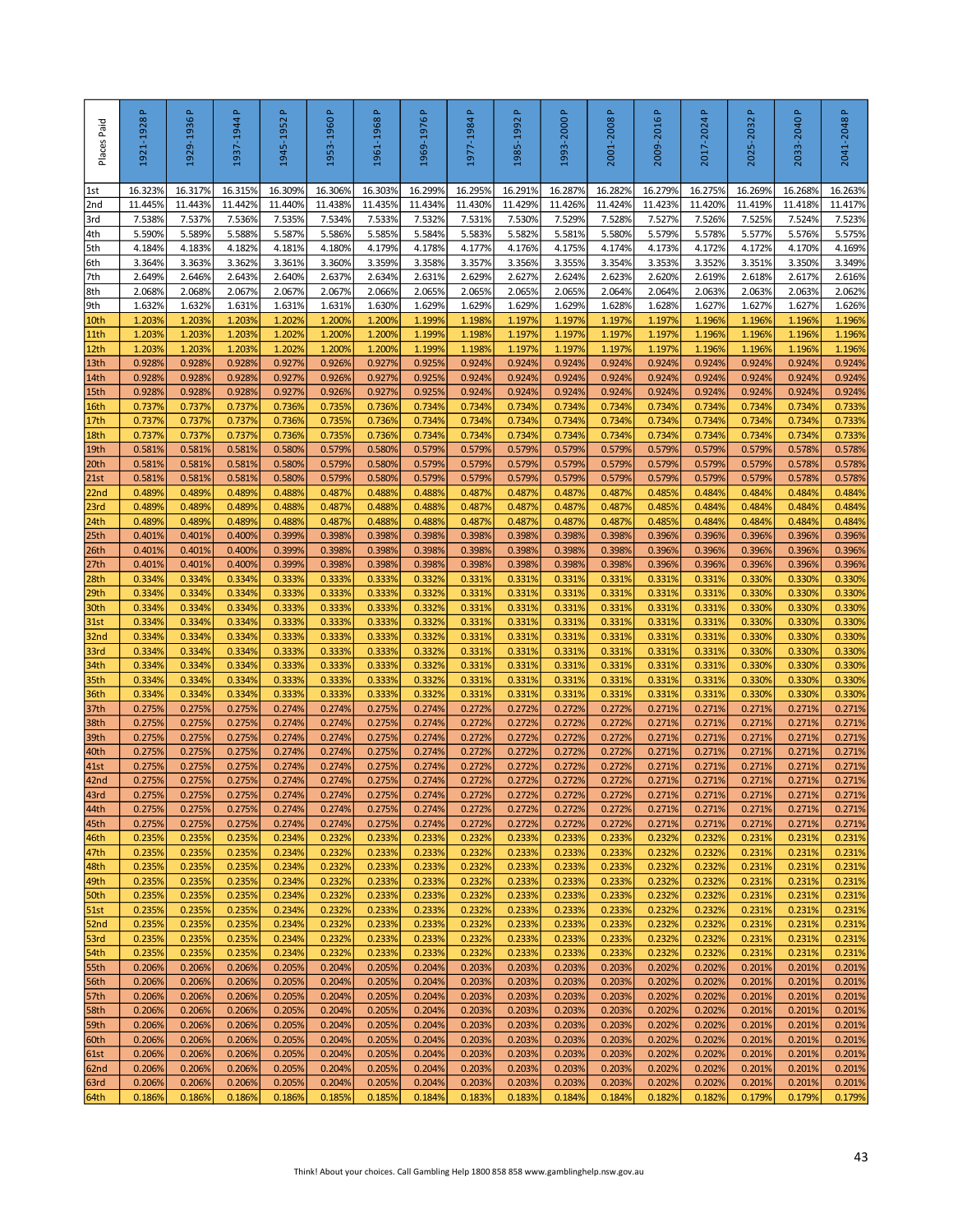| Places Paid | 1921-1928 P | 1929-1936 P | 1937-1944 P | 1945-1952 P | 1953-1960 P | 1961-1968 P | 1969-1976 P | 1977-1984 P | 1985-1992 P | 1993-2000 P | 2001-2008 P | 2009-2016 P | 2017-2024 P | 2025-2032 P | 2033-2040 P | 2041-2048 P |
|---|---|---|---|---|---|---|---|---|---|---|---|---|---|---|---|---|
| 1st | 16.323% | 16.317% | 16.315% | 16.309% | 16.306% | 16.303% | 16.299% | 16.295% | 16.291% | 16.287% | 16.282% | 16.279% | 16.275% | 16.269% | 16.268% | 16.263% |
| 2nd | 11.445% | 11.443% | 11.442% | 11.440% | 11.438% | 11.435% | 11.434% | 11.430% | 11.429% | 11.426% | 11.424% | 11.423% | 11.420% | 11.419% | 11.418% | 11.417% |
| 3rd | 7.538% | 7.537% | 7.536% | 7.535% | 7.534% | 7.533% | 7.532% | 7.531% | 7.530% | 7.529% | 7.528% | 7.527% | 7.526% | 7.525% | 7.524% | 7.523% |
| 4th | 5.590% | 5.589% | 5.588% | 5.587% | 5.586% | 5.585% | 5.584% | 5.583% | 5.582% | 5.581% | 5.580% | 5.579% | 5.578% | 5.577% | 5.576% | 5.575% |
| 5th | 4.184% | 4.183% | 4.182% | 4.181% | 4.180% | 4.179% | 4.178% | 4.177% | 4.176% | 4.175% | 4.174% | 4.173% | 4.172% | 4.172% | 4.170% | 4.169% |
| 6th | 3.364% | 3.363% | 3.362% | 3.361% | 3.360% | 3.359% | 3.358% | 3.357% | 3.356% | 3.355% | 3.354% | 3.353% | 3.352% | 3.351% | 3.350% | 3.349% |
| 7th | 2.649% | 2.646% | 2.643% | 2.640% | 2.637% | 2.634% | 2.631% | 2.629% | 2.627% | 2.624% | 2.623% | 2.620% | 2.619% | 2.618% | 2.617% | 2.616% |
| 8th | 2.068% | 2.068% | 2.067% | 2.067% | 2.067% | 2.066% | 2.065% | 2.065% | 2.065% | 2.065% | 2.064% | 2.064% | 2.063% | 2.063% | 2.063% | 2.062% |
| 9th | 1.632% | 1.632% | 1.631% | 1.631% | 1.631% | 1.630% | 1.629% | 1.629% | 1.629% | 1.629% | 1.628% | 1.628% | 1.627% | 1.627% | 1.627% | 1.626% |
| 10th | 1.203% | 1.203% | 1.203% | 1.202% | 1.200% | 1.200% | 1.199% | 1.198% | 1.197% | 1.197% | 1.197% | 1.197% | 1.196% | 1.196% | 1.196% | 1.196% |
| 11th | 1.203% | 1.203% | 1.203% | 1.202% | 1.200% | 1.200% | 1.199% | 1.198% | 1.197% | 1.197% | 1.197% | 1.197% | 1.196% | 1.196% | 1.196% | 1.196% |
| 12th | 1.203% | 1.203% | 1.203% | 1.202% | 1.200% | 1.200% | 1.199% | 1.198% | 1.197% | 1.197% | 1.197% | 1.197% | 1.196% | 1.196% | 1.196% | 1.196% |
| 13th | 0.928% | 0.928% | 0.928% | 0.927% | 0.926% | 0.927% | 0.925% | 0.924% | 0.924% | 0.924% | 0.924% | 0.924% | 0.924% | 0.924% | 0.924% | 0.924% |
| 14th | 0.928% | 0.928% | 0.928% | 0.927% | 0.926% | 0.927% | 0.925% | 0.924% | 0.924% | 0.924% | 0.924% | 0.924% | 0.924% | 0.924% | 0.924% | 0.924% |
| 15th | 0.928% | 0.928% | 0.928% | 0.927% | 0.926% | 0.927% | 0.925% | 0.924% | 0.924% | 0.924% | 0.924% | 0.924% | 0.924% | 0.924% | 0.924% | 0.924% |
| 16th | 0.737% | 0.737% | 0.737% | 0.736% | 0.735% | 0.736% | 0.734% | 0.734% | 0.734% | 0.734% | 0.734% | 0.734% | 0.734% | 0.734% | 0.734% | 0.733% |
| 17th | 0.737% | 0.737% | 0.737% | 0.736% | 0.735% | 0.736% | 0.734% | 0.734% | 0.734% | 0.734% | 0.734% | 0.734% | 0.734% | 0.734% | 0.734% | 0.733% |
| 18th | 0.737% | 0.737% | 0.737% | 0.736% | 0.735% | 0.736% | 0.734% | 0.734% | 0.734% | 0.734% | 0.734% | 0.734% | 0.734% | 0.734% | 0.734% | 0.733% |
| 19th | 0.581% | 0.581% | 0.581% | 0.580% | 0.579% | 0.580% | 0.579% | 0.579% | 0.579% | 0.579% | 0.579% | 0.579% | 0.579% | 0.579% | 0.578% | 0.578% |
| 20th | 0.581% | 0.581% | 0.581% | 0.580% | 0.579% | 0.580% | 0.579% | 0.579% | 0.579% | 0.579% | 0.579% | 0.579% | 0.579% | 0.579% | 0.578% | 0.578% |
| 21st | 0.581% | 0.581% | 0.581% | 0.580% | 0.579% | 0.580% | 0.579% | 0.579% | 0.579% | 0.579% | 0.579% | 0.579% | 0.579% | 0.579% | 0.578% | 0.578% |
| 22nd | 0.489% | 0.489% | 0.489% | 0.488% | 0.487% | 0.488% | 0.488% | 0.487% | 0.487% | 0.487% | 0.487% | 0.485% | 0.484% | 0.484% | 0.484% | 0.484% |
| 23rd | 0.489% | 0.489% | 0.489% | 0.488% | 0.487% | 0.488% | 0.488% | 0.487% | 0.487% | 0.487% | 0.487% | 0.485% | 0.484% | 0.484% | 0.484% | 0.484% |
| 24th | 0.489% | 0.489% | 0.489% | 0.488% | 0.487% | 0.488% | 0.488% | 0.487% | 0.487% | 0.487% | 0.487% | 0.485% | 0.484% | 0.484% | 0.484% | 0.484% |
| 25th | 0.401% | 0.401% | 0.400% | 0.399% | 0.398% | 0.398% | 0.398% | 0.398% | 0.398% | 0.398% | 0.398% | 0.396% | 0.396% | 0.396% | 0.396% | 0.396% |
| 26th | 0.401% | 0.401% | 0.400% | 0.399% | 0.398% | 0.398% | 0.398% | 0.398% | 0.398% | 0.398% | 0.398% | 0.396% | 0.396% | 0.396% | 0.396% | 0.396% |
| 27th | 0.401% | 0.401% | 0.400% | 0.399% | 0.398% | 0.398% | 0.398% | 0.398% | 0.398% | 0.398% | 0.398% | 0.396% | 0.396% | 0.396% | 0.396% | 0.396% |
| 28th | 0.334% | 0.334% | 0.334% | 0.333% | 0.333% | 0.333% | 0.332% | 0.331% | 0.331% | 0.331% | 0.331% | 0.331% | 0.331% | 0.330% | 0.330% | 0.330% |
| 29th | 0.334% | 0.334% | 0.334% | 0.333% | 0.333% | 0.333% | 0.332% | 0.331% | 0.331% | 0.331% | 0.331% | 0.331% | 0.331% | 0.330% | 0.330% | 0.330% |
| 30th | 0.334% | 0.334% | 0.334% | 0.333% | 0.333% | 0.333% | 0.332% | 0.331% | 0.331% | 0.331% | 0.331% | 0.331% | 0.331% | 0.330% | 0.330% | 0.330% |
| 31st | 0.334% | 0.334% | 0.334% | 0.333% | 0.333% | 0.333% | 0.332% | 0.331% | 0.331% | 0.331% | 0.331% | 0.331% | 0.331% | 0.330% | 0.330% | 0.330% |
| 32nd | 0.334% | 0.334% | 0.334% | 0.333% | 0.333% | 0.333% | 0.332% | 0.331% | 0.331% | 0.331% | 0.331% | 0.331% | 0.331% | 0.330% | 0.330% | 0.330% |
| 33rd | 0.334% | 0.334% | 0.334% | 0.333% | 0.333% | 0.333% | 0.332% | 0.331% | 0.331% | 0.331% | 0.331% | 0.331% | 0.331% | 0.330% | 0.330% | 0.330% |
| 34th | 0.334% | 0.334% | 0.334% | 0.333% | 0.333% | 0.333% | 0.332% | 0.331% | 0.331% | 0.331% | 0.331% | 0.331% | 0.331% | 0.330% | 0.330% | 0.330% |
| 35th | 0.334% | 0.334% | 0.334% | 0.333% | 0.333% | 0.333% | 0.332% | 0.331% | 0.331% | 0.331% | 0.331% | 0.331% | 0.331% | 0.330% | 0.330% | 0.330% |
| 36th | 0.334% | 0.334% | 0.334% | 0.333% | 0.333% | 0.333% | 0.332% | 0.331% | 0.331% | 0.331% | 0.331% | 0.331% | 0.331% | 0.330% | 0.330% | 0.330% |
| 37th | 0.275% | 0.275% | 0.275% | 0.274% | 0.274% | 0.275% | 0.274% | 0.272% | 0.272% | 0.272% | 0.272% | 0.271% | 0.271% | 0.271% | 0.271% | 0.271% |
| 38th | 0.275% | 0.275% | 0.275% | 0.274% | 0.274% | 0.275% | 0.274% | 0.272% | 0.272% | 0.272% | 0.272% | 0.271% | 0.271% | 0.271% | 0.271% | 0.271% |
| 39th | 0.275% | 0.275% | 0.275% | 0.274% | 0.274% | 0.275% | 0.274% | 0.272% | 0.272% | 0.272% | 0.272% | 0.271% | 0.271% | 0.271% | 0.271% | 0.271% |
| 40th | 0.275% | 0.275% | 0.275% | 0.274% | 0.274% | 0.275% | 0.274% | 0.272% | 0.272% | 0.272% | 0.272% | 0.271% | 0.271% | 0.271% | 0.271% | 0.271% |
| 41st | 0.275% | 0.275% | 0.275% | 0.274% | 0.274% | 0.275% | 0.274% | 0.272% | 0.272% | 0.272% | 0.272% | 0.271% | 0.271% | 0.271% | 0.271% | 0.271% |
| 42nd | 0.275% | 0.275% | 0.275% | 0.274% | 0.274% | 0.275% | 0.274% | 0.272% | 0.272% | 0.272% | 0.272% | 0.271% | 0.271% | 0.271% | 0.271% | 0.271% |
| 43rd | 0.275% | 0.275% | 0.275% | 0.274% | 0.274% | 0.275% | 0.274% | 0.272% | 0.272% | 0.272% | 0.272% | 0.271% | 0.271% | 0.271% | 0.271% | 0.271% |
| 44th | 0.275% | 0.275% | 0.275% | 0.274% | 0.274% | 0.275% | 0.274% | 0.272% | 0.272% | 0.272% | 0.272% | 0.271% | 0.271% | 0.271% | 0.271% | 0.271% |
| 45th | 0.275% | 0.275% | 0.275% | 0.274% | 0.274% | 0.275% | 0.274% | 0.272% | 0.272% | 0.272% | 0.272% | 0.271% | 0.271% | 0.271% | 0.271% | 0.271% |
| 46th | 0.235% | 0.235% | 0.235% | 0.234% | 0.232% | 0.233% | 0.233% | 0.232% | 0.233% | 0.233% | 0.233% | 0.232% | 0.232% | 0.231% | 0.231% | 0.231% |
| 47th | 0.235% | 0.235% | 0.235% | 0.234% | 0.232% | 0.233% | 0.233% | 0.232% | 0.233% | 0.233% | 0.233% | 0.232% | 0.232% | 0.231% | 0.231% | 0.231% |
| 48th | 0.235% | 0.235% | 0.235% | 0.234% | 0.232% | 0.233% | 0.233% | 0.232% | 0.233% | 0.233% | 0.233% | 0.232% | 0.232% | 0.231% | 0.231% | 0.231% |
| 49th | 0.235% | 0.235% | 0.235% | 0.234% | 0.232% | 0.233% | 0.233% | 0.232% | 0.233% | 0.233% | 0.233% | 0.232% | 0.232% | 0.231% | 0.231% | 0.231% |
| 50th | 0.235% | 0.235% | 0.235% | 0.234% | 0.232% | 0.233% | 0.233% | 0.232% | 0.233% | 0.233% | 0.233% | 0.232% | 0.232% | 0.231% | 0.231% | 0.231% |
| 51st | 0.235% | 0.235% | 0.235% | 0.234% | 0.232% | 0.233% | 0.233% | 0.232% | 0.233% | 0.233% | 0.233% | 0.232% | 0.232% | 0.231% | 0.231% | 0.231% |
| 52nd | 0.235% | 0.235% | 0.235% | 0.234% | 0.232% | 0.233% | 0.233% | 0.232% | 0.233% | 0.233% | 0.233% | 0.232% | 0.232% | 0.231% | 0.231% | 0.231% |
| 53rd | 0.235% | 0.235% | 0.235% | 0.234% | 0.232% | 0.233% | 0.233% | 0.232% | 0.233% | 0.233% | 0.233% | 0.232% | 0.232% | 0.231% | 0.231% | 0.231% |
| 54th | 0.235% | 0.235% | 0.235% | 0.234% | 0.232% | 0.233% | 0.233% | 0.232% | 0.233% | 0.233% | 0.233% | 0.232% | 0.232% | 0.231% | 0.231% | 0.231% |
| 55th | 0.206% | 0.206% | 0.206% | 0.205% | 0.204% | 0.205% | 0.204% | 0.203% | 0.203% | 0.203% | 0.203% | 0.202% | 0.202% | 0.201% | 0.201% | 0.201% |
| 56th | 0.206% | 0.206% | 0.206% | 0.206% | 0.205% | 0.204% | 0.205% | 0.204% | 0.203% | 0.203% | 0.203% | 0.203% | 0.202% | 0.202% | 0.201% | 0.201% | 0.201% |
| 57th | 0.206% | 0.206% | 0.206% | 0.205% | 0.204% | 0.205% | 0.204% | 0.203% | 0.203% | 0.203% | 0.203% | 0.202% | 0.202% | 0.201% | 0.201% | 0.201% |
| 58th | 0.206% | 0.206% | 0.206% | 0.205% | 0.204% | 0.205% | 0.204% | 0.203% | 0.203% | 0.203% | 0.203% | 0.202% | 0.202% | 0.201% | 0.201% | 0.201% |
| 59th | 0.206% | 0.206% | 0.206% | 0.205% | 0.204% | 0.205% | 0.204% | 0.203% | 0.203% | 0.203% | 0.203% | 0.202% | 0.202% | 0.201% | 0.201% | 0.201% |
| 60th | 0.206% | 0.206% | 0.206% | 0.205% | 0.204% | 0.205% | 0.204% | 0.203% | 0.203% | 0.203% | 0.203% | 0.202% | 0.202% | 0.201% | 0.201% | 0.201% |
| 61st | 0.206% | 0.206% | 0.206% | 0.205% | 0.204% | 0.205% | 0.204% | 0.203% | 0.203% | 0.203% | 0.203% | 0.202% | 0.202% | 0.201% | 0.201% | 0.201% |
| 62nd | 0.206% | 0.206% | 0.206% | 0.205% | 0.204% | 0.205% | 0.204% | 0.203% | 0.203% | 0.203% | 0.203% | 0.202% | 0.202% | 0.201% | 0.201% | 0.201% |
| 63rd | 0.206% | 0.206% | 0.206% | 0.205% | 0.204% | 0.205% | 0.204% | 0.203% | 0.203% | 0.203% | 0.203% | 0.202% | 0.202% | 0.201% | 0.201% | 0.201% |
| 64th | 0.186% | 0.186% | 0.186% | 0.186% | 0.185% | 0.185% | 0.184% | 0.183% | 0.183% | 0.184% | 0.184% | 0.182% | 0.182% | 0.179% | 0.179% | 0.179% |

Think! About your choices. Call Gambling Help 1800 858 858 www.gamblinghelp.nsw.gov.au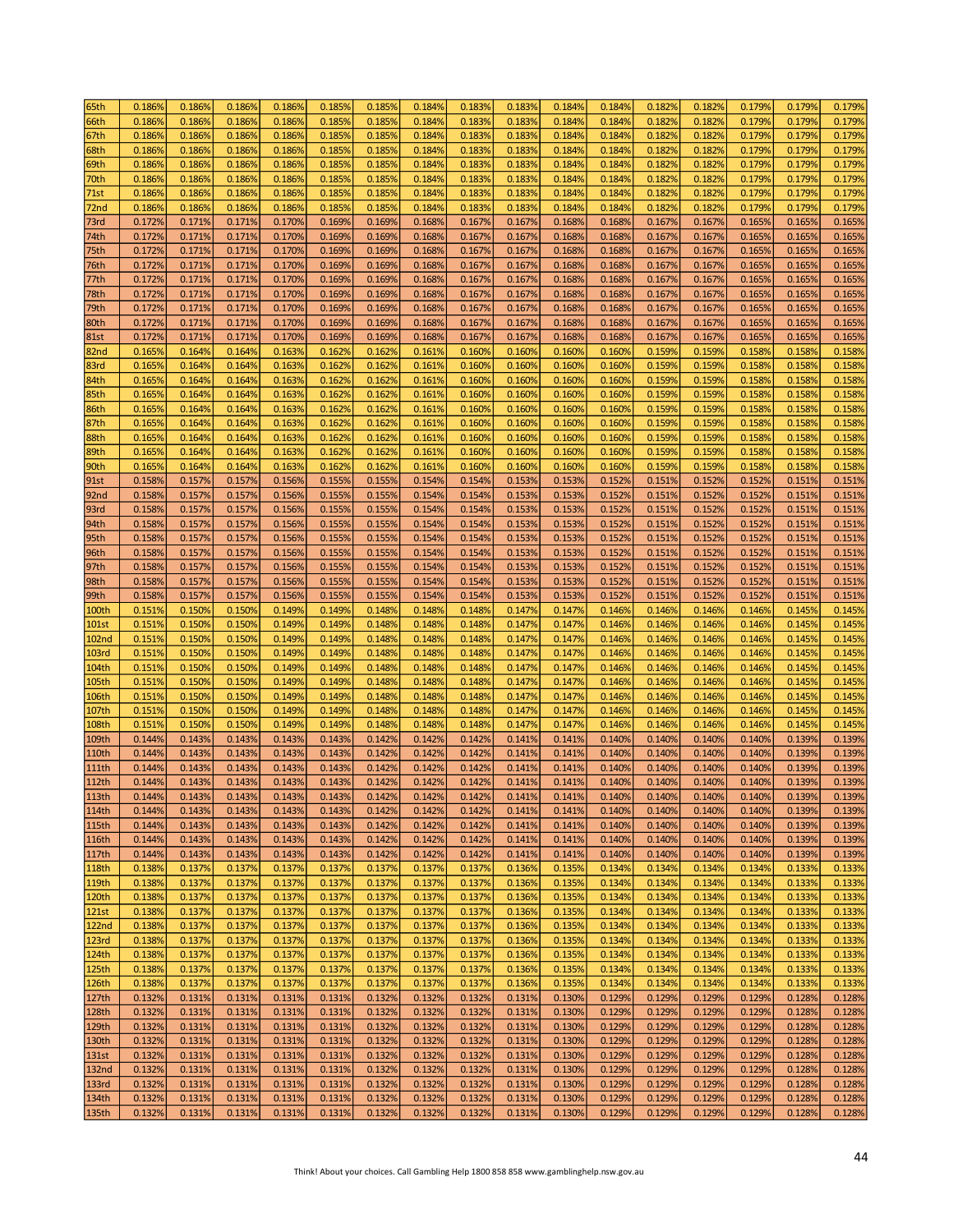| | | | | | | | | | | | | | | | | |
|---|---|---|---|---|---|---|---|---|---|---|---|---|---|---|---|---|
| 65th | 0.186% | 0.186% | 0.186% | 0.186% | 0.185% | 0.185% | 0.184% | 0.183% | 0.183% | 0.184% | 0.184% | 0.182% | 0.182% | 0.179% | 0.179% | 0.179% |
| 66th | 0.186% | 0.186% | 0.186% | 0.186% | 0.185% | 0.185% | 0.184% | 0.183% | 0.183% | 0.184% | 0.184% | 0.182% | 0.182% | 0.179% | 0.179% | 0.179% |
| 67th | 0.186% | 0.186% | 0.186% | 0.186% | 0.185% | 0.185% | 0.184% | 0.183% | 0.183% | 0.184% | 0.184% | 0.182% | 0.182% | 0.179% | 0.179% | 0.179% |
| 68th | 0.186% | 0.186% | 0.186% | 0.186% | 0.185% | 0.185% | 0.184% | 0.183% | 0.183% | 0.184% | 0.184% | 0.182% | 0.182% | 0.179% | 0.179% | 0.179% |
| 69th | 0.186% | 0.186% | 0.186% | 0.186% | 0.185% | 0.185% | 0.184% | 0.183% | 0.183% | 0.184% | 0.184% | 0.182% | 0.182% | 0.179% | 0.179% | 0.179% |
| 70th | 0.186% | 0.186% | 0.186% | 0.186% | 0.185% | 0.185% | 0.184% | 0.183% | 0.183% | 0.184% | 0.184% | 0.182% | 0.182% | 0.179% | 0.179% | 0.179% |
| 71st | 0.186% | 0.186% | 0.186% | 0.186% | 0.185% | 0.185% | 0.184% | 0.183% | 0.183% | 0.184% | 0.184% | 0.182% | 0.182% | 0.179% | 0.179% | 0.179% |
| 72nd | 0.186% | 0.186% | 0.186% | 0.186% | 0.185% | 0.185% | 0.184% | 0.183% | 0.183% | 0.184% | 0.184% | 0.182% | 0.182% | 0.179% | 0.179% | 0.179% |
| 73rd | 0.172% | 0.171% | 0.171% | 0.170% | 0.169% | 0.169% | 0.168% | 0.167% | 0.167% | 0.168% | 0.168% | 0.167% | 0.167% | 0.165% | 0.165% | 0.165% |
| 74th | 0.172% | 0.171% | 0.171% | 0.170% | 0.169% | 0.169% | 0.168% | 0.167% | 0.167% | 0.168% | 0.168% | 0.167% | 0.167% | 0.165% | 0.165% | 0.165% |
| 75th | 0.172% | 0.171% | 0.171% | 0.170% | 0.169% | 0.169% | 0.168% | 0.167% | 0.167% | 0.168% | 0.168% | 0.167% | 0.167% | 0.165% | 0.165% | 0.165% |
| 76th | 0.172% | 0.171% | 0.171% | 0.170% | 0.169% | 0.169% | 0.168% | 0.167% | 0.167% | 0.168% | 0.168% | 0.167% | 0.167% | 0.165% | 0.165% | 0.165% |
| 77th | 0.172% | 0.171% | 0.171% | 0.170% | 0.169% | 0.169% | 0.168% | 0.167% | 0.167% | 0.168% | 0.168% | 0.167% | 0.167% | 0.165% | 0.165% | 0.165% |
| 78th | 0.172% | 0.171% | 0.171% | 0.170% | 0.169% | 0.169% | 0.168% | 0.167% | 0.167% | 0.168% | 0.168% | 0.167% | 0.167% | 0.165% | 0.165% | 0.165% |
| 79th | 0.172% | 0.171% | 0.171% | 0.170% | 0.169% | 0.169% | 0.168% | 0.167% | 0.167% | 0.168% | 0.168% | 0.167% | 0.167% | 0.165% | 0.165% | 0.165% |
| 80th | 0.172% | 0.171% | 0.171% | 0.170% | 0.169% | 0.169% | 0.168% | 0.167% | 0.167% | 0.168% | 0.168% | 0.167% | 0.167% | 0.165% | 0.165% | 0.165% |
| 81st | 0.172% | 0.171% | 0.171% | 0.170% | 0.169% | 0.169% | 0.168% | 0.167% | 0.167% | 0.168% | 0.168% | 0.167% | 0.167% | 0.165% | 0.165% | 0.165% |
| 82nd | 0.165% | 0.164% | 0.164% | 0.163% | 0.162% | 0.162% | 0.161% | 0.160% | 0.160% | 0.160% | 0.160% | 0.159% | 0.159% | 0.158% | 0.158% | 0.158% |
| 83rd | 0.165% | 0.164% | 0.164% | 0.163% | 0.162% | 0.162% | 0.161% | 0.160% | 0.160% | 0.160% | 0.160% | 0.159% | 0.159% | 0.158% | 0.158% | 0.158% |
| 84th | 0.165% | 0.164% | 0.164% | 0.163% | 0.162% | 0.162% | 0.161% | 0.160% | 0.160% | 0.160% | 0.160% | 0.159% | 0.159% | 0.158% | 0.158% | 0.158% |
| 85th | 0.165% | 0.164% | 0.164% | 0.163% | 0.162% | 0.162% | 0.161% | 0.160% | 0.160% | 0.160% | 0.160% | 0.159% | 0.159% | 0.158% | 0.158% | 0.158% |
| 86th | 0.165% | 0.164% | 0.164% | 0.163% | 0.162% | 0.162% | 0.161% | 0.160% | 0.160% | 0.160% | 0.160% | 0.159% | 0.159% | 0.158% | 0.158% | 0.158% |
| 87th | 0.165% | 0.164% | 0.164% | 0.163% | 0.162% | 0.162% | 0.161% | 0.160% | 0.160% | 0.160% | 0.160% | 0.159% | 0.159% | 0.158% | 0.158% | 0.158% |
| 88th | 0.165% | 0.164% | 0.164% | 0.163% | 0.162% | 0.162% | 0.161% | 0.160% | 0.160% | 0.160% | 0.160% | 0.159% | 0.159% | 0.158% | 0.158% | 0.158% |
| 89th | 0.165% | 0.164% | 0.164% | 0.163% | 0.162% | 0.162% | 0.161% | 0.160% | 0.160% | 0.160% | 0.160% | 0.159% | 0.159% | 0.158% | 0.158% | 0.158% |
| 90th | 0.165% | 0.164% | 0.164% | 0.163% | 0.162% | 0.162% | 0.161% | 0.160% | 0.160% | 0.160% | 0.160% | 0.159% | 0.159% | 0.158% | 0.158% | 0.158% |
| 91st | 0.158% | 0.157% | 0.157% | 0.156% | 0.155% | 0.155% | 0.154% | 0.154% | 0.153% | 0.153% | 0.152% | 0.151% | 0.152% | 0.152% | 0.151% | 0.151% |
| 92nd | 0.158% | 0.157% | 0.157% | 0.156% | 0.155% | 0.155% | 0.154% | 0.154% | 0.153% | 0.153% | 0.152% | 0.151% | 0.152% | 0.152% | 0.151% | 0.151% |
| 93rd | 0.158% | 0.157% | 0.157% | 0.156% | 0.155% | 0.155% | 0.154% | 0.154% | 0.153% | 0.153% | 0.152% | 0.151% | 0.152% | 0.152% | 0.151% | 0.151% |
| 94th | 0.158% | 0.157% | 0.157% | 0.156% | 0.155% | 0.155% | 0.154% | 0.154% | 0.153% | 0.153% | 0.152% | 0.151% | 0.152% | 0.152% | 0.151% | 0.151% |
| 95th | 0.158% | 0.157% | 0.157% | 0.156% | 0.155% | 0.155% | 0.154% | 0.154% | 0.153% | 0.153% | 0.152% | 0.151% | 0.152% | 0.152% | 0.151% | 0.151% |
| 96th | 0.158% | 0.157% | 0.157% | 0.156% | 0.155% | 0.155% | 0.154% | 0.154% | 0.153% | 0.153% | 0.152% | 0.151% | 0.152% | 0.152% | 0.151% | 0.151% |
| 97th | 0.158% | 0.157% | 0.157% | 0.156% | 0.155% | 0.155% | 0.154% | 0.154% | 0.153% | 0.153% | 0.152% | 0.151% | 0.152% | 0.152% | 0.151% | 0.151% |
| 98th | 0.158% | 0.157% | 0.157% | 0.156% | 0.155% | 0.155% | 0.154% | 0.154% | 0.153% | 0.153% | 0.152% | 0.151% | 0.152% | 0.152% | 0.151% | 0.151% |
| 99th | 0.158% | 0.157% | 0.157% | 0.156% | 0.155% | 0.155% | 0.154% | 0.154% | 0.153% | 0.153% | 0.152% | 0.151% | 0.152% | 0.152% | 0.151% | 0.151% |
| 100th | 0.151% | 0.150% | 0.150% | 0.149% | 0.149% | 0.148% | 0.148% | 0.148% | 0.147% | 0.147% | 0.146% | 0.146% | 0.146% | 0.146% | 0.145% | 0.145% |
| 101st | 0.151% | 0.150% | 0.150% | 0.149% | 0.149% | 0.148% | 0.148% | 0.148% | 0.147% | 0.147% | 0.146% | 0.146% | 0.146% | 0.146% | 0.145% | 0.145% |
| 102nd | 0.151% | 0.150% | 0.150% | 0.149% | 0.149% | 0.148% | 0.148% | 0.148% | 0.147% | 0.147% | 0.146% | 0.146% | 0.146% | 0.146% | 0.145% | 0.145% |
| 103rd | 0.151% | 0.150% | 0.150% | 0.149% | 0.149% | 0.148% | 0.148% | 0.148% | 0.147% | 0.147% | 0.146% | 0.146% | 0.146% | 0.146% | 0.145% | 0.145% |
| 104th | 0.151% | 0.150% | 0.150% | 0.149% | 0.149% | 0.148% | 0.148% | 0.148% | 0.147% | 0.147% | 0.146% | 0.146% | 0.146% | 0.146% | 0.145% | 0.145% |
| 105th | 0.151% | 0.150% | 0.150% | 0.149% | 0.149% | 0.148% | 0.148% | 0.148% | 0.147% | 0.147% | 0.146% | 0.146% | 0.146% | 0.146% | 0.145% | 0.145% |
| 106th | 0.151% | 0.150% | 0.150% | 0.149% | 0.149% | 0.148% | 0.148% | 0.148% | 0.147% | 0.147% | 0.146% | 0.146% | 0.146% | 0.146% | 0.145% | 0.145% |
| 107th | 0.151% | 0.150% | 0.150% | 0.149% | 0.149% | 0.148% | 0.148% | 0.148% | 0.147% | 0.147% | 0.146% | 0.146% | 0.146% | 0.146% | 0.145% | 0.145% |
| 108th | 0.151% | 0.150% | 0.150% | 0.149% | 0.149% | 0.148% | 0.148% | 0.148% | 0.147% | 0.147% | 0.146% | 0.146% | 0.146% | 0.146% | 0.145% | 0.145% |
| 109th | 0.144% | 0.143% | 0.143% | 0.143% | 0.143% | 0.142% | 0.142% | 0.142% | 0.142% | 0.141% | 0.141% | 0.140% | 0.140% | 0.140% | 0.139% | 0.139% |
| 110th | 0.144% | 0.143% | 0.143% | 0.143% | 0.143% | 0.143% | 0.142% | 0.142% | 0.142% | 0.141% | 0.141% | 0.140% | 0.140% | 0.140% | 0.140% | 0.139% | 0.139% |
| 111th | 0.144% | 0.143% | 0.143% | 0.143% | 0.143% | 0.143% | 0.142% | 0.142% | 0.142% | 0.141% | 0.141% | 0.140% | 0.140% | 0.140% | 0.140% | 0.139% | 0.139% |
| 112th | 0.144% | 0.143% | 0.143% | 0.143% | 0.143% | 0.143% | 0.142% | 0.142% | 0.142% | 0.141% | 0.141% | 0.140% | 0.140% | 0.140% | 0.140% | 0.139% | 0.139% |
| 113th | 0.144% | 0.143% | 0.143% | 0.143% | 0.143% | 0.143% | 0.142% | 0.142% | 0.142% | 0.141% | 0.141% | 0.140% | 0.140% | 0.140% | 0.140% | 0.139% | 0.139% |
| 114th | 0.144% | 0.143% | 0.143% | 0.143% | 0.143% | 0.143% | 0.142% | 0.142% | 0.142% | 0.141% | 0.141% | 0.140% | 0.140% | 0.140% | 0.140% | 0.139% | 0.139% |
| 115th | 0.144% | 0.143% | 0.143% | 0.143% | 0.143% | 0.143% | 0.142% | 0.142% | 0.142% | 0.141% | 0.141% | 0.140% | 0.140% | 0.140% | 0.140% | 0.139% | 0.139% |
| 116th | 0.144% | 0.143% | 0.143% | 0.143% | 0.143% | 0.143% | 0.142% | 0.142% | 0.142% | 0.141% | 0.141% | 0.140% | 0.140% | 0.140% | 0.140% | 0.139% | 0.139% |
| 117th | 0.144% | 0.143% | 0.143% | 0.143% | 0.143% | 0.143% | 0.142% | 0.142% | 0.142% | 0.141% | 0.141% | 0.140% | 0.140% | 0.140% | 0.140% | 0.139% | 0.139% |
| 118th | 0.138% | 0.137% | 0.137% | 0.137% | 0.137% | 0.137% | 0.137% | 0.137% | 0.136% | 0.135% | 0.134% | 0.134% | 0.134% | 0.134% | 0.133% | 0.133% |
| 119th | 0.138% | 0.137% | 0.137% | 0.137% | 0.137% | 0.137% | 0.137% | 0.137% | 0.136% | 0.135% | 0.134% | 0.134% | 0.134% | 0.134% | 0.133% | 0.133% |
| 120th | 0.138% | 0.137% | 0.137% | 0.137% | 0.137% | 0.137% | 0.137% | 0.137% | 0.136% | 0.135% | 0.134% | 0.134% | 0.134% | 0.134% | 0.133% | 0.133% |
| 121st | 0.138% | 0.137% | 0.137% | 0.137% | 0.137% | 0.137% | 0.137% | 0.137% | 0.136% | 0.135% | 0.134% | 0.134% | 0.134% | 0.134% | 0.133% | 0.133% |
| 122nd | 0.138% | 0.137% | 0.137% | 0.137% | 0.137% | 0.137% | 0.137% | 0.137% | 0.136% | 0.135% | 0.134% | 0.134% | 0.134% | 0.134% | 0.133% | 0.133% |
| 123rd | 0.138% | 0.137% | 0.137% | 0.137% | 0.137% | 0.137% | 0.137% | 0.137% | 0.136% | 0.135% | 0.134% | 0.134% | 0.134% | 0.134% | 0.133% | 0.133% |
| 124th | 0.138% | 0.137% | 0.137% | 0.137% | 0.137% | 0.137% | 0.137% | 0.137% | 0.136% | 0.135% | 0.134% | 0.134% | 0.134% | 0.134% | 0.133% | 0.133% |
| 125th | 0.138% | 0.137% | 0.137% | 0.137% | 0.137% | 0.137% | 0.137% | 0.137% | 0.136% | 0.135% | 0.134% | 0.134% | 0.134% | 0.134% | 0.133% | 0.133% |
| 126th | 0.138% | 0.137% | 0.137% | 0.137% | 0.137% | 0.137% | 0.137% | 0.137% | 0.136% | 0.135% | 0.134% | 0.134% | 0.134% | 0.134% | 0.133% | 0.133% |
| 127th | 0.132% | 0.131% | 0.131% | 0.131% | 0.131% | 0.132% | 0.132% | 0.132% | 0.131% | 0.130% | 0.129% | 0.129% | 0.129% | 0.129% | 0.128% | 0.128% |
| 128th | 0.132% | 0.131% | 0.131% | 0.131% | 0.131% | 0.132% | 0.132% | 0.132% | 0.131% | 0.130% | 0.129% | 0.129% | 0.129% | 0.129% | 0.128% | 0.128% |
| 129th | 0.132% | 0.131% | 0.131% | 0.131% | 0.131% | 0.132% | 0.132% | 0.132% | 0.131% | 0.130% | 0.129% | 0.129% | 0.129% | 0.129% | 0.128% | 0.128% |
| 130th | 0.132% | 0.131% | 0.131% | 0.131% | 0.131% | 0.132% | 0.132% | 0.132% | 0.131% | 0.130% | 0.129% | 0.129% | 0.129% | 0.129% | 0.128% | 0.128% |
| 131st | 0.132% | 0.131% | 0.131% | 0.131% | 0.131% | 0.132% | 0.132% | 0.132% | 0.131% | 0.130% | 0.129% | 0.129% | 0.129% | 0.129% | 0.128% | 0.128% |
| 132nd | 0.132% | 0.131% | 0.131% | 0.131% | 0.131% | 0.132% | 0.132% | 0.132% | 0.131% | 0.130% | 0.129% | 0.129% | 0.129% | 0.129% | 0.128% | 0.128% |
| 133rd | 0.132% | 0.131% | 0.131% | 0.131% | 0.131% | 0.132% | 0.132% | 0.132% | 0.131% | 0.130% | 0.129% | 0.129% | 0.129% | 0.129% | 0.128% | 0.128% |
| 134th | 0.132% | 0.131% | 0.131% | 0.131% | 0.131% | 0.132% | 0.132% | 0.132% | 0.131% | 0.130% | 0.129% | 0.129% | 0.129% | 0.129% | 0.128% | 0.128% |
| 135th | 0.132% | 0.131% | 0.131% | 0.131% | 0.131% | 0.132% | 0.132% | 0.132% | 0.131% | 0.130% | 0.129% | 0.129% | 0.129% | 0.129% | 0.128% | 0.128% |

Think! About your choices. Call Gambling Help 1800 858 858 www.gamblinghelp.nsw.gov.au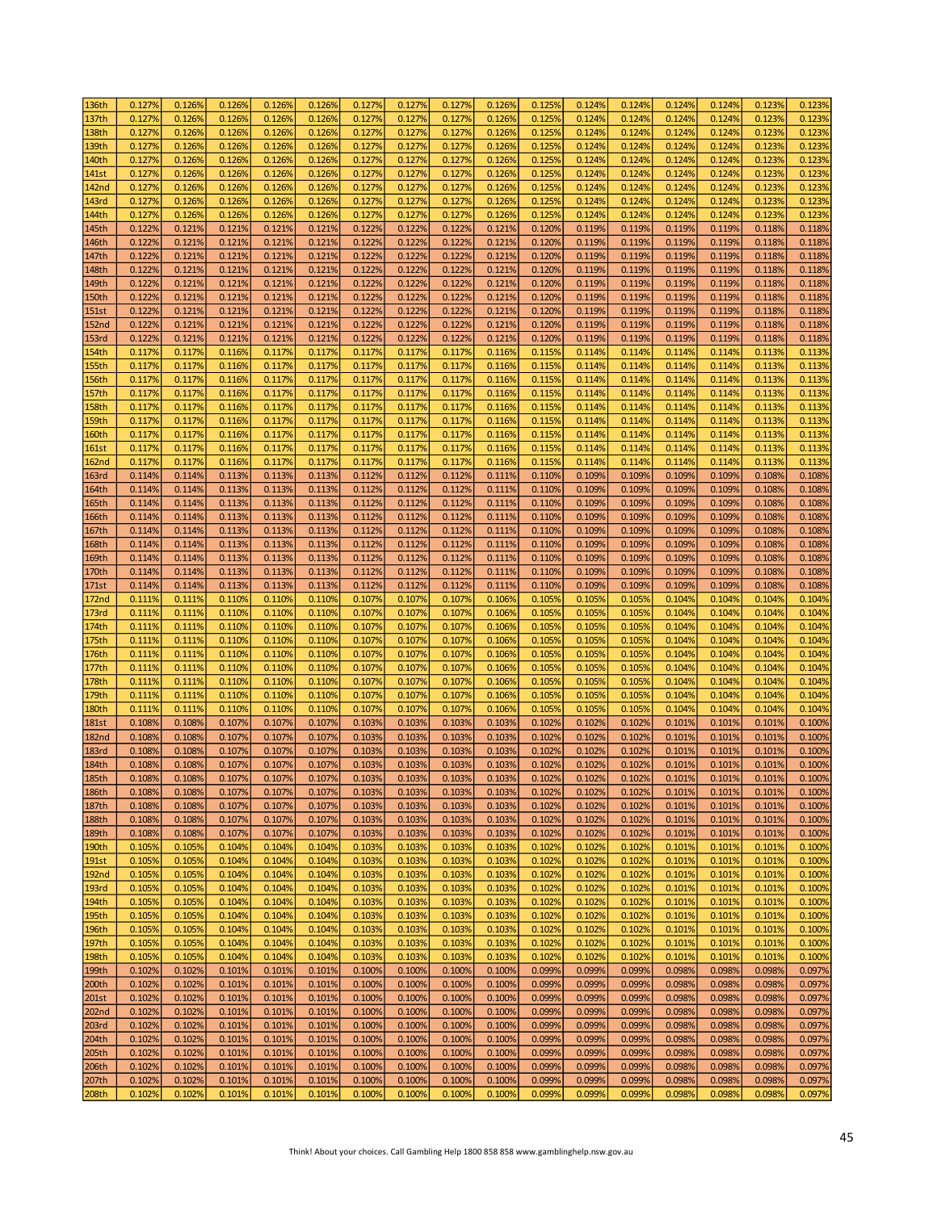| 136th | 0.127% | 0.126% | 0.126% | 0.126% | 0.126% | 0.127% | 0.127% | 0.127% | 0.126% | 0.125% | 0.124% | 0.124% | 0.124% | 0.124% | 0.123% | 0.123% |
|---|---|---|---|---|---|---|---|---|---|---|---|---|---|---|---|---|
| 137th | 0.127% | 0.126% | 0.126% | 0.126% | 0.126% | 0.127% | 0.127% | 0.127% | 0.126% | 0.125% | 0.124% | 0.124% | 0.124% | 0.124% | 0.123% | 0.123% |
| 138th | 0.127% | 0.126% | 0.126% | 0.126% | 0.126% | 0.127% | 0.127% | 0.127% | 0.126% | 0.125% | 0.124% | 0.124% | 0.124% | 0.124% | 0.123% | 0.123% |
| 139th | 0.127% | 0.126% | 0.126% | 0.126% | 0.126% | 0.127% | 0.127% | 0.127% | 0.126% | 0.125% | 0.124% | 0.124% | 0.124% | 0.124% | 0.123% | 0.123% |
| 140th | 0.127% | 0.126% | 0.126% | 0.126% | 0.126% | 0.127% | 0.127% | 0.127% | 0.126% | 0.125% | 0.124% | 0.124% | 0.124% | 0.124% | 0.123% | 0.123% |
| 141st | 0.127% | 0.126% | 0.126% | 0.126% | 0.126% | 0.127% | 0.127% | 0.127% | 0.126% | 0.125% | 0.124% | 0.124% | 0.124% | 0.124% | 0.123% | 0.123% |
| 142nd | 0.127% | 0.126% | 0.126% | 0.126% | 0.126% | 0.127% | 0.127% | 0.127% | 0.126% | 0.125% | 0.124% | 0.124% | 0.124% | 0.124% | 0.123% | 0.123% |
| 143rd | 0.127% | 0.126% | 0.126% | 0.126% | 0.126% | 0.127% | 0.127% | 0.127% | 0.126% | 0.125% | 0.124% | 0.124% | 0.124% | 0.124% | 0.123% | 0.123% |
| 144th | 0.127% | 0.126% | 0.126% | 0.126% | 0.126% | 0.127% | 0.127% | 0.127% | 0.126% | 0.125% | 0.124% | 0.124% | 0.124% | 0.124% | 0.123% | 0.123% |
| 145th | 0.122% | 0.121% | 0.121% | 0.121% | 0.121% | 0.122% | 0.122% | 0.122% | 0.121% | 0.120% | 0.119% | 0.119% | 0.119% | 0.119% | 0.118% | 0.118% |
| 146th | 0.122% | 0.121% | 0.121% | 0.121% | 0.121% | 0.122% | 0.122% | 0.122% | 0.121% | 0.120% | 0.119% | 0.119% | 0.119% | 0.119% | 0.118% | 0.118% |
| 147th | 0.122% | 0.121% | 0.121% | 0.121% | 0.121% | 0.122% | 0.122% | 0.122% | 0.121% | 0.120% | 0.119% | 0.119% | 0.119% | 0.119% | 0.118% | 0.118% |
| 148th | 0.122% | 0.121% | 0.121% | 0.121% | 0.121% | 0.122% | 0.122% | 0.122% | 0.121% | 0.120% | 0.119% | 0.119% | 0.119% | 0.119% | 0.118% | 0.118% |
| 149th | 0.122% | 0.121% | 0.121% | 0.121% | 0.121% | 0.122% | 0.122% | 0.122% | 0.121% | 0.120% | 0.119% | 0.119% | 0.119% | 0.119% | 0.118% | 0.118% |
| 150th | 0.122% | 0.121% | 0.121% | 0.121% | 0.121% | 0.122% | 0.122% | 0.122% | 0.121% | 0.120% | 0.119% | 0.119% | 0.119% | 0.119% | 0.118% | 0.118% |
| 151st | 0.122% | 0.121% | 0.121% | 0.121% | 0.121% | 0.122% | 0.122% | 0.122% | 0.121% | 0.120% | 0.119% | 0.119% | 0.119% | 0.119% | 0.118% | 0.118% |
| 152nd | 0.122% | 0.121% | 0.121% | 0.121% | 0.121% | 0.122% | 0.122% | 0.122% | 0.121% | 0.120% | 0.119% | 0.119% | 0.119% | 0.119% | 0.118% | 0.118% |
| 153rd | 0.122% | 0.121% | 0.121% | 0.121% | 0.121% | 0.122% | 0.122% | 0.122% | 0.121% | 0.120% | 0.119% | 0.119% | 0.119% | 0.119% | 0.118% | 0.118% |
| 154th | 0.117% | 0.117% | 0.116% | 0.117% | 0.117% | 0.117% | 0.117% | 0.117% | 0.116% | 0.115% | 0.114% | 0.114% | 0.114% | 0.114% | 0.113% | 0.113% |
| 155th | 0.117% | 0.117% | 0.116% | 0.117% | 0.117% | 0.117% | 0.117% | 0.117% | 0.116% | 0.115% | 0.114% | 0.114% | 0.114% | 0.114% | 0.113% | 0.113% |
| 156th | 0.117% | 0.117% | 0.116% | 0.117% | 0.117% | 0.117% | 0.117% | 0.117% | 0.116% | 0.115% | 0.114% | 0.114% | 0.114% | 0.114% | 0.113% | 0.113% |
| 157th | 0.117% | 0.117% | 0.116% | 0.117% | 0.117% | 0.117% | 0.117% | 0.117% | 0.116% | 0.115% | 0.114% | 0.114% | 0.114% | 0.114% | 0.113% | 0.113% |
| 158th | 0.117% | 0.117% | 0.116% | 0.117% | 0.117% | 0.117% | 0.117% | 0.117% | 0.116% | 0.115% | 0.114% | 0.114% | 0.114% | 0.114% | 0.113% | 0.113% |
| 159th | 0.117% | 0.117% | 0.116% | 0.117% | 0.117% | 0.117% | 0.117% | 0.117% | 0.116% | 0.115% | 0.114% | 0.114% | 0.114% | 0.114% | 0.113% | 0.113% |
| 160th | 0.117% | 0.117% | 0.116% | 0.117% | 0.117% | 0.117% | 0.117% | 0.117% | 0.116% | 0.115% | 0.114% | 0.114% | 0.114% | 0.114% | 0.113% | 0.113% |
| 161st | 0.117% | 0.117% | 0.116% | 0.117% | 0.117% | 0.117% | 0.117% | 0.117% | 0.116% | 0.115% | 0.114% | 0.114% | 0.114% | 0.114% | 0.113% | 0.113% |
| 162nd | 0.117% | 0.117% | 0.116% | 0.117% | 0.117% | 0.117% | 0.117% | 0.117% | 0.116% | 0.115% | 0.114% | 0.114% | 0.114% | 0.114% | 0.113% | 0.113% |
| 163rd | 0.114% | 0.114% | 0.113% | 0.113% | 0.113% | 0.112% | 0.112% | 0.112% | 0.111% | 0.110% | 0.109% | 0.109% | 0.109% | 0.109% | 0.108% | 0.108% |
| 164th | 0.114% | 0.114% | 0.113% | 0.113% | 0.113% | 0.112% | 0.112% | 0.112% | 0.111% | 0.110% | 0.109% | 0.109% | 0.109% | 0.109% | 0.108% | 0.108% |
| 165th | 0.114% | 0.114% | 0.113% | 0.113% | 0.113% | 0.112% | 0.112% | 0.112% | 0.111% | 0.110% | 0.109% | 0.109% | 0.109% | 0.109% | 0.108% | 0.108% |
| 166th | 0.114% | 0.114% | 0.113% | 0.113% | 0.113% | 0.112% | 0.112% | 0.112% | 0.111% | 0.110% | 0.109% | 0.109% | 0.109% | 0.109% | 0.108% | 0.108% |
| 167th | 0.114% | 0.114% | 0.113% | 0.113% | 0.113% | 0.112% | 0.112% | 0.112% | 0.111% | 0.110% | 0.109% | 0.109% | 0.109% | 0.109% | 0.108% | 0.108% |
| 168th | 0.114% | 0.114% | 0.113% | 0.113% | 0.113% | 0.112% | 0.112% | 0.112% | 0.111% | 0.110% | 0.109% | 0.109% | 0.109% | 0.109% | 0.108% | 0.108% |
| 169th | 0.114% | 0.114% | 0.113% | 0.113% | 0.113% | 0.112% | 0.112% | 0.112% | 0.111% | 0.110% | 0.109% | 0.109% | 0.109% | 0.109% | 0.108% | 0.108% |
| 170th | 0.114% | 0.114% | 0.113% | 0.113% | 0.113% | 0.112% | 0.112% | 0.112% | 0.111% | 0.110% | 0.109% | 0.109% | 0.109% | 0.109% | 0.108% | 0.108% |
| 171st | 0.114% | 0.114% | 0.113% | 0.113% | 0.113% | 0.112% | 0.112% | 0.112% | 0.111% | 0.110% | 0.109% | 0.109% | 0.109% | 0.109% | 0.108% | 0.108% |
| 172nd | 0.111% | 0.111% | 0.110% | 0.110% | 0.110% | 0.107% | 0.107% | 0.107% | 0.106% | 0.105% | 0.105% | 0.105% | 0.104% | 0.104% | 0.104% | 0.104% |
| 173rd | 0.111% | 0.111% | 0.110% | 0.110% | 0.110% | 0.107% | 0.107% | 0.107% | 0.106% | 0.105% | 0.105% | 0.105% | 0.104% | 0.104% | 0.104% | 0.104% |
| 174th | 0.111% | 0.111% | 0.110% | 0.110% | 0.110% | 0.107% | 0.107% | 0.107% | 0.106% | 0.105% | 0.105% | 0.105% | 0.104% | 0.104% | 0.104% | 0.104% |
| 175th | 0.111% | 0.111% | 0.110% | 0.110% | 0.110% | 0.107% | 0.107% | 0.107% | 0.106% | 0.105% | 0.105% | 0.105% | 0.104% | 0.104% | 0.104% | 0.104% |
| 176th | 0.111% | 0.111% | 0.110% | 0.110% | 0.110% | 0.107% | 0.107% | 0.107% | 0.106% | 0.105% | 0.105% | 0.105% | 0.104% | 0.104% | 0.104% | 0.104% |
| 177th | 0.111% | 0.111% | 0.110% | 0.110% | 0.110% | 0.107% | 0.107% | 0.107% | 0.106% | 0.105% | 0.105% | 0.105% | 0.104% | 0.104% | 0.104% | 0.104% |
| 178th | 0.111% | 0.111% | 0.110% | 0.110% | 0.110% | 0.107% | 0.107% | 0.107% | 0.106% | 0.105% | 0.105% | 0.105% | 0.104% | 0.104% | 0.104% | 0.104% |
| 179th | 0.111% | 0.111% | 0.110% | 0.110% | 0.110% | 0.107% | 0.107% | 0.107% | 0.106% | 0.105% | 0.105% | 0.105% | 0.104% | 0.104% | 0.104% | 0.104% |
| 180th | 0.111% | 0.111% | 0.110% | 0.110% | 0.110% | 0.107% | 0.107% | 0.107% | 0.106% | 0.105% | 0.105% | 0.105% | 0.104% | 0.104% | 0.104% | 0.104% |
| 181st | 0.108% | 0.108% | 0.107% | 0.107% | 0.107% | 0.103% | 0.103% | 0.103% | 0.103% | 0.102% | 0.102% | 0.102% | 0.101% | 0.101% | 0.101% | 0.100% |
| 182nd | 0.108% | 0.108% | 0.107% | 0.107% | 0.107% | 0.103% | 0.103% | 0.103% | 0.103% | 0.102% | 0.102% | 0.102% | 0.101% | 0.101% | 0.101% | 0.100% |
| 183rd | 0.108% | 0.108% | 0.107% | 0.107% | 0.107% | 0.103% | 0.103% | 0.103% | 0.103% | 0.102% | 0.102% | 0.102% | 0.101% | 0.101% | 0.101% | 0.100% |
| 184th | 0.108% | 0.108% | 0.107% | 0.107% | 0.107% | 0.103% | 0.103% | 0.103% | 0.103% | 0.102% | 0.102% | 0.102% | 0.101% | 0.101% | 0.101% | 0.100% |
| 185th | 0.108% | 0.108% | 0.107% | 0.107% | 0.107% | 0.103% | 0.103% | 0.103% | 0.103% | 0.102% | 0.102% | 0.102% | 0.101% | 0.101% | 0.101% | 0.100% |
| 186th | 0.108% | 0.108% | 0.107% | 0.107% | 0.107% | 0.103% | 0.103% | 0.103% | 0.103% | 0.102% | 0.102% | 0.102% | 0.101% | 0.101% | 0.101% | 0.100% |
| 187th | 0.108% | 0.108% | 0.107% | 0.107% | 0.107% | 0.103% | 0.103% | 0.103% | 0.103% | 0.102% | 0.102% | 0.102% | 0.101% | 0.101% | 0.101% | 0.100% |
| 188th | 0.108% | 0.108% | 0.107% | 0.107% | 0.107% | 0.103% | 0.103% | 0.103% | 0.103% | 0.102% | 0.102% | 0.102% | 0.101% | 0.101% | 0.101% | 0.100% |
| 189th | 0.108% | 0.108% | 0.107% | 0.107% | 0.107% | 0.103% | 0.103% | 0.103% | 0.103% | 0.102% | 0.102% | 0.102% | 0.101% | 0.101% | 0.101% | 0.100% |
| 190th | 0.105% | 0.105% | 0.104% | 0.104% | 0.104% | 0.103% | 0.103% | 0.103% | 0.103% | 0.102% | 0.102% | 0.102% | 0.101% | 0.101% | 0.101% | 0.100% |
| 191st | 0.105% | 0.105% | 0.104% | 0.104% | 0.104% | 0.103% | 0.103% | 0.103% | 0.103% | 0.102% | 0.102% | 0.102% | 0.101% | 0.101% | 0.101% | 0.100% |
| 192nd | 0.105% | 0.105% | 0.104% | 0.104% | 0.104% | 0.103% | 0.103% | 0.103% | 0.103% | 0.102% | 0.102% | 0.102% | 0.101% | 0.101% | 0.101% | 0.100% |
| 193rd | 0.105% | 0.105% | 0.104% | 0.104% | 0.104% | 0.103% | 0.103% | 0.103% | 0.103% | 0.102% | 0.102% | 0.102% | 0.101% | 0.101% | 0.101% | 0.100% |
| 194th | 0.105% | 0.105% | 0.104% | 0.104% | 0.104% | 0.103% | 0.103% | 0.103% | 0.103% | 0.102% | 0.102% | 0.102% | 0.101% | 0.101% | 0.101% | 0.100% |
| 195th | 0.105% | 0.105% | 0.104% | 0.104% | 0.104% | 0.103% | 0.103% | 0.103% | 0.103% | 0.102% | 0.102% | 0.102% | 0.101% | 0.101% | 0.101% | 0.100% |
| 196th | 0.105% | 0.105% | 0.104% | 0.104% | 0.104% | 0.103% | 0.103% | 0.103% | 0.103% | 0.102% | 0.102% | 0.102% | 0.101% | 0.101% | 0.101% | 0.100% |
| 197th | 0.105% | 0.105% | 0.104% | 0.104% | 0.104% | 0.103% | 0.103% | 0.103% | 0.103% | 0.102% | 0.102% | 0.102% | 0.101% | 0.101% | 0.101% | 0.100% |
| 198th | 0.105% | 0.105% | 0.104% | 0.104% | 0.104% | 0.103% | 0.103% | 0.103% | 0.103% | 0.102% | 0.102% | 0.102% | 0.101% | 0.101% | 0.101% | 0.100% |
| 199th | 0.102% | 0.102% | 0.101% | 0.101% | 0.101% | 0.100% | 0.100% | 0.100% | 0.100% | 0.099% | 0.099% | 0.099% | 0.098% | 0.098% | 0.098% | 0.097% |
| 200th | 0.102% | 0.102% | 0.101% | 0.101% | 0.101% | 0.100% | 0.100% | 0.100% | 0.100% | 0.099% | 0.099% | 0.099% | 0.098% | 0.098% | 0.098% | 0.097% |
| 201st | 0.102% | 0.102% | 0.101% | 0.101% | 0.101% | 0.100% | 0.100% | 0.100% | 0.100% | 0.099% | 0.099% | 0.099% | 0.098% | 0.098% | 0.098% | 0.097% |
| 202nd | 0.102% | 0.102% | 0.101% | 0.101% | 0.101% | 0.100% | 0.100% | 0.100% | 0.100% | 0.099% | 0.099% | 0.099% | 0.098% | 0.098% | 0.098% | 0.097% |
| 203rd | 0.102% | 0.102% | 0.101% | 0.101% | 0.101% | 0.100% | 0.100% | 0.100% | 0.100% | 0.099% | 0.099% | 0.099% | 0.098% | 0.098% | 0.098% | 0.097% |
| 204th | 0.102% | 0.102% | 0.101% | 0.101% | 0.101% | 0.100% | 0.100% | 0.100% | 0.100% | 0.099% | 0.099% | 0.099% | 0.098% | 0.098% | 0.098% | 0.097% |
| 205th | 0.102% | 0.102% | 0.101% | 0.101% | 0.101% | 0.100% | 0.100% | 0.100% | 0.100% | 0.099% | 0.099% | 0.099% | 0.098% | 0.098% | 0.098% | 0.097% |
| 206th | 0.102% | 0.102% | 0.101% | 0.101% | 0.101% | 0.100% | 0.100% | 0.100% | 0.100% | 0.099% | 0.099% | 0.099% | 0.098% | 0.098% | 0.098% | 0.097% |
| 207th | 0.102% | 0.102% | 0.101% | 0.101% | 0.101% | 0.100% | 0.100% | 0.100% | 0.100% | 0.099% | 0.099% | 0.099% | 0.098% | 0.098% | 0.098% | 0.097% |
| 208th | 0.102% | 0.102% | 0.101% | 0.101% | 0.101% | 0.100% | 0.100% | 0.100% | 0.100% | 0.099% | 0.099% | 0.099% | 0.098% | 0.098% | 0.098% | 0.097% |

Think! About your choices. Call Gambling Help 1800 858 858 www.gamblinghelp.nsw.gov.au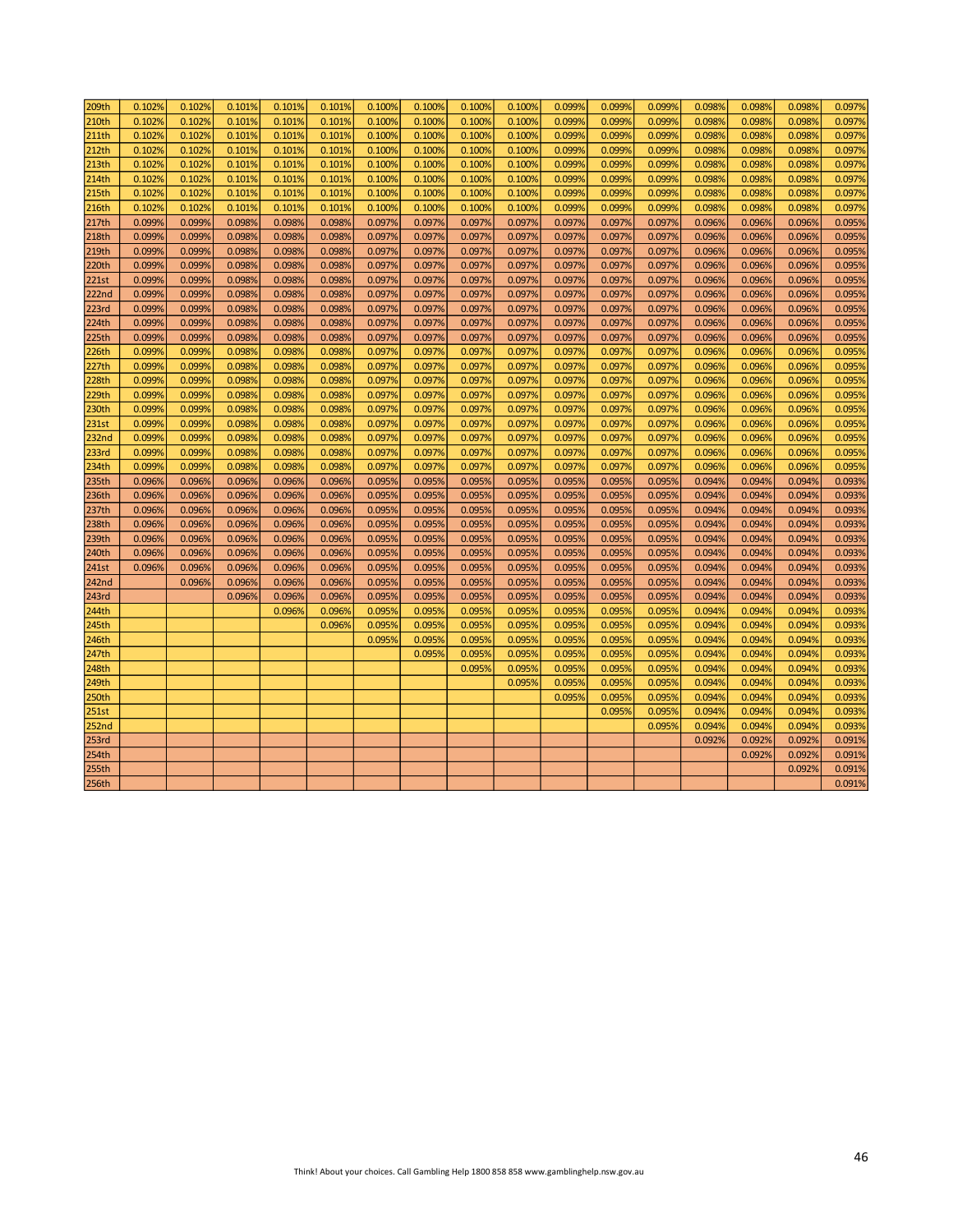| | | | | | | | | | | | | | | | | |
|---|---|---|---|---|---|---|---|---|---|---|---|---|---|---|---|---|
| 209th | 0.102% | 0.102% | 0.101% | 0.101% | 0.101% | 0.100% | 0.100% | 0.100% | 0.100% | 0.099% | 0.099% | 0.099% | 0.098% | 0.098% | 0.098% | 0.097% |
| 210th | 0.102% | 0.102% | 0.101% | 0.101% | 0.101% | 0.100% | 0.100% | 0.100% | 0.100% | 0.099% | 0.099% | 0.099% | 0.098% | 0.098% | 0.098% | 0.097% |
| 211th | 0.102% | 0.102% | 0.101% | 0.101% | 0.101% | 0.100% | 0.100% | 0.100% | 0.100% | 0.099% | 0.099% | 0.099% | 0.098% | 0.098% | 0.098% | 0.097% |
| 212th | 0.102% | 0.102% | 0.101% | 0.101% | 0.101% | 0.100% | 0.100% | 0.100% | 0.100% | 0.099% | 0.099% | 0.099% | 0.098% | 0.098% | 0.098% | 0.097% |
| 213th | 0.102% | 0.102% | 0.101% | 0.101% | 0.101% | 0.100% | 0.100% | 0.100% | 0.100% | 0.099% | 0.099% | 0.099% | 0.098% | 0.098% | 0.098% | 0.097% |
| 214th | 0.102% | 0.102% | 0.101% | 0.101% | 0.101% | 0.100% | 0.100% | 0.100% | 0.100% | 0.099% | 0.099% | 0.099% | 0.098% | 0.098% | 0.098% | 0.097% |
| 215th | 0.102% | 0.102% | 0.101% | 0.101% | 0.101% | 0.100% | 0.100% | 0.100% | 0.100% | 0.099% | 0.099% | 0.099% | 0.098% | 0.098% | 0.098% | 0.097% |
| 216th | 0.102% | 0.102% | 0.101% | 0.101% | 0.101% | 0.100% | 0.100% | 0.100% | 0.100% | 0.099% | 0.099% | 0.099% | 0.098% | 0.098% | 0.098% | 0.097% |
| 217th | 0.099% | 0.099% | 0.098% | 0.098% | 0.098% | 0.097% | 0.097% | 0.097% | 0.097% | 0.097% | 0.097% | 0.097% | 0.096% | 0.096% | 0.096% | 0.095% |
| 218th | 0.099% | 0.099% | 0.098% | 0.098% | 0.098% | 0.097% | 0.097% | 0.097% | 0.097% | 0.097% | 0.097% | 0.097% | 0.096% | 0.096% | 0.096% | 0.095% |
| 219th | 0.099% | 0.099% | 0.098% | 0.098% | 0.098% | 0.097% | 0.097% | 0.097% | 0.097% | 0.097% | 0.097% | 0.097% | 0.096% | 0.096% | 0.096% | 0.095% |
| 220th | 0.099% | 0.099% | 0.098% | 0.098% | 0.098% | 0.097% | 0.097% | 0.097% | 0.097% | 0.097% | 0.097% | 0.097% | 0.096% | 0.096% | 0.096% | 0.095% |
| 221st | 0.099% | 0.099% | 0.098% | 0.098% | 0.098% | 0.097% | 0.097% | 0.097% | 0.097% | 0.097% | 0.097% | 0.097% | 0.096% | 0.096% | 0.096% | 0.095% |
| 222nd | 0.099% | 0.099% | 0.098% | 0.098% | 0.098% | 0.097% | 0.097% | 0.097% | 0.097% | 0.097% | 0.097% | 0.097% | 0.096% | 0.096% | 0.096% | 0.095% |
| 223rd | 0.099% | 0.099% | 0.098% | 0.098% | 0.098% | 0.097% | 0.097% | 0.097% | 0.097% | 0.097% | 0.097% | 0.097% | 0.096% | 0.096% | 0.096% | 0.095% |
| 224th | 0.099% | 0.099% | 0.098% | 0.098% | 0.098% | 0.097% | 0.097% | 0.097% | 0.097% | 0.097% | 0.097% | 0.097% | 0.096% | 0.096% | 0.096% | 0.095% |
| 225th | 0.099% | 0.099% | 0.098% | 0.098% | 0.098% | 0.097% | 0.097% | 0.097% | 0.097% | 0.097% | 0.097% | 0.097% | 0.096% | 0.096% | 0.096% | 0.095% |
| 226th | 0.099% | 0.099% | 0.098% | 0.098% | 0.098% | 0.097% | 0.097% | 0.097% | 0.097% | 0.097% | 0.097% | 0.097% | 0.096% | 0.096% | 0.096% | 0.095% |
| 227th | 0.099% | 0.099% | 0.098% | 0.098% | 0.098% | 0.097% | 0.097% | 0.097% | 0.097% | 0.097% | 0.097% | 0.097% | 0.096% | 0.096% | 0.096% | 0.095% |
| 228th | 0.099% | 0.099% | 0.098% | 0.098% | 0.098% | 0.097% | 0.097% | 0.097% | 0.097% | 0.097% | 0.097% | 0.097% | 0.096% | 0.096% | 0.096% | 0.095% |
| 229th | 0.099% | 0.099% | 0.098% | 0.098% | 0.098% | 0.097% | 0.097% | 0.097% | 0.097% | 0.097% | 0.097% | 0.097% | 0.096% | 0.096% | 0.096% | 0.095% |
| 230th | 0.099% | 0.099% | 0.098% | 0.098% | 0.098% | 0.097% | 0.097% | 0.097% | 0.097% | 0.097% | 0.097% | 0.097% | 0.096% | 0.096% | 0.096% | 0.095% |
| 231st | 0.099% | 0.099% | 0.098% | 0.098% | 0.098% | 0.097% | 0.097% | 0.097% | 0.097% | 0.097% | 0.097% | 0.097% | 0.096% | 0.096% | 0.096% | 0.095% |
| 232nd | 0.099% | 0.099% | 0.098% | 0.098% | 0.098% | 0.097% | 0.097% | 0.097% | 0.097% | 0.097% | 0.097% | 0.097% | 0.096% | 0.096% | 0.096% | 0.095% |
| 233rd | 0.099% | 0.099% | 0.098% | 0.098% | 0.098% | 0.097% | 0.097% | 0.097% | 0.097% | 0.097% | 0.097% | 0.097% | 0.096% | 0.096% | 0.096% | 0.095% |
| 234th | 0.099% | 0.099% | 0.098% | 0.098% | 0.098% | 0.097% | 0.097% | 0.097% | 0.097% | 0.097% | 0.097% | 0.097% | 0.096% | 0.096% | 0.096% | 0.095% |
| 235th | 0.096% | 0.096% | 0.096% | 0.096% | 0.096% | 0.095% | 0.095% | 0.095% | 0.095% | 0.095% | 0.095% | 0.095% | 0.094% | 0.094% | 0.094% | 0.093% |
| 236th | 0.096% | 0.096% | 0.096% | 0.096% | 0.096% | 0.095% | 0.095% | 0.095% | 0.095% | 0.095% | 0.095% | 0.095% | 0.094% | 0.094% | 0.094% | 0.093% |
| 237th | 0.096% | 0.096% | 0.096% | 0.096% | 0.096% | 0.095% | 0.095% | 0.095% | 0.095% | 0.095% | 0.095% | 0.095% | 0.094% | 0.094% | 0.094% | 0.093% |
| 238th | 0.096% | 0.096% | 0.096% | 0.096% | 0.096% | 0.095% | 0.095% | 0.095% | 0.095% | 0.095% | 0.095% | 0.095% | 0.094% | 0.094% | 0.094% | 0.093% |
| 239th | 0.096% | 0.096% | 0.096% | 0.096% | 0.096% | 0.095% | 0.095% | 0.095% | 0.095% | 0.095% | 0.095% | 0.095% | 0.094% | 0.094% | 0.094% | 0.093% |
| 240th | 0.096% | 0.096% | 0.096% | 0.096% | 0.096% | 0.095% | 0.095% | 0.095% | 0.095% | 0.095% | 0.095% | 0.095% | 0.094% | 0.094% | 0.094% | 0.093% |
| 241st | 0.096% | 0.096% | 0.096% | 0.096% | 0.096% | 0.095% | 0.095% | 0.095% | 0.095% | 0.095% | 0.095% | 0.095% | 0.094% | 0.094% | 0.094% | 0.093% |
| 242nd | | 0.096% | 0.096% | 0.096% | 0.096% | 0.095% | 0.095% | 0.095% | 0.095% | 0.095% | 0.095% | 0.095% | 0.094% | 0.094% | 0.094% | 0.093% |
| 243rd | | | 0.096% | 0.096% | 0.096% | 0.095% | 0.095% | 0.095% | 0.095% | 0.095% | 0.095% | 0.095% | 0.094% | 0.094% | 0.094% | 0.093% |
| 244th | | | | 0.096% | 0.096% | 0.095% | 0.095% | 0.095% | 0.095% | 0.095% | 0.095% | 0.095% | 0.094% | 0.094% | 0.094% | 0.093% |
| 245th | | | | | 0.096% | 0.095% | 0.095% | 0.095% | 0.095% | 0.095% | 0.095% | 0.095% | 0.094% | 0.094% | 0.094% | 0.093% |
| 246th | | | | | | 0.095% | 0.095% | 0.095% | 0.095% | 0.095% | 0.095% | 0.095% | 0.094% | 0.094% | 0.094% | 0.093% |
| 247th | | | | | | | 0.095% | 0.095% | 0.095% | 0.095% | 0.095% | 0.095% | 0.094% | 0.094% | 0.094% | 0.093% |
| 248th | | | | | | | | 0.095% | 0.095% | 0.095% | 0.095% | 0.095% | 0.094% | 0.094% | 0.094% | 0.093% |
| 249th | | | | | | | | | 0.095% | 0.095% | 0.095% | 0.095% | 0.094% | 0.094% | 0.094% | 0.093% |
| 250th | | | | | | | | | | 0.095% | 0.095% | 0.095% | 0.094% | 0.094% | 0.094% | 0.093% |
| 251st | | | | | | | | | | | 0.095% | 0.095% | 0.094% | 0.094% | 0.094% | 0.093% |
| 252nd | | | | | | | | | | | | 0.095% | 0.094% | 0.094% | 0.094% | 0.093% |
| 253rd | | | | | | | | | | | | | 0.092% | 0.092% | 0.092% | 0.091% |
| 254th | | | | | | | | | | | | | | 0.092% | 0.092% | 0.091% |
| 255th | | | | | | | | | | | | | | | 0.092% | 0.091% |
| 256th | | | | | | | | | | | | | | | | 0.091% |

Think! About your choices. Call Gambling Help 1800 858 858 www.gamblinghelp.nsw.gov.au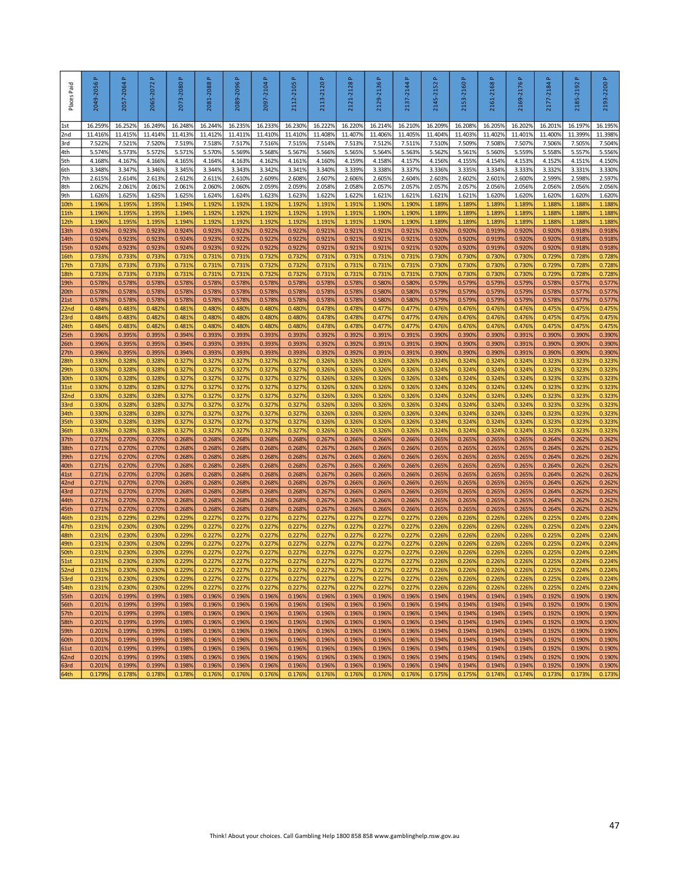| Places Paid | 2049-2056 P | 2057-2064 P | 2065-2072 P | 2073-2080 P | 2081-2088 P | 2089-2096 P | 2097-2104 P | 2112-2105 P | 2113-2120 P | 2121-2128 P | 2129-2136 P | 2137-2144 P | 2145-2152 P | 2153-2160 P | 2161-2168 P | 2169-2176 P | 2177-2184 P | 2185-2192 P | 2193-2200 P |
|---|---|---|---|---|---|---|---|---|---|---|---|---|---|---|---|---|---|---|---|
| 1st | 16.259% | 16.252% | 16.249% | 16.248% | 16.244% | 16.235% | 16.233% | 16.230% | 16.222% | 16.220% | 16.214% | 16.210% | 16.209% | 16.208% | 16.205% | 16.202% | 16.201% | 16.197% | 16.195% |
| 2nd | 11.416% | 11.415% | 11.414% | 11.413% | 11.412% | 11.411% | 11.410% | 11.410% | 11.408% | 11.407% | 11.406% | 11.405% | 11.404% | 11.403% | 11.402% | 11.401% | 11.400% | 11.399% | 11.398% |
| 3rd | 7.522% | 7.521% | 7.520% | 7.519% | 7.518% | 7.517% | 7.516% | 7.515% | 7.514% | 7.513% | 7.512% | 7.511% | 7.510% | 7.509% | 7.508% | 7.507% | 7.506% | 7.505% | 7.504% |
| 4th | 5.574% | 5.573% | 5.572% | 5.571% | 5.570% | 5.569% | 5.568% | 5.567% | 5.566% | 5.565% | 5.564% | 5.563% | 5.562% | 5.561% | 5.560% | 5.559% | 5.558% | 5.557% | 5.556% |
| 5th | 4.168% | 4.167% | 4.166% | 4.165% | 4.164% | 4.163% | 4.162% | 4.161% | 4.160% | 4.159% | 4.158% | 4.157% | 4.156% | 4.155% | 4.154% | 4.153% | 4.152% | 4.151% | 4.150% |
| 6th | 3.348% | 3.347% | 3.346% | 3.345% | 3.344% | 3.343% | 3.342% | 3.341% | 3.340% | 3.339% | 3.338% | 3.337% | 3.336% | 3.335% | 3.334% | 3.333% | 3.332% | 3.331% | 3.330% |
| 7th | 2.615% | 2.614% | 2.613% | 2.612% | 2.611% | 2.610% | 2.609% | 2.608% | 2.607% | 2.606% | 2.605% | 2.604% | 2.603% | 2.602% | 2.601% | 2.600% | 2.599% | 2.598% | 2.597% |
| 8th | 2.062% | 2.061% | 2.061% | 2.061% | 2.060% | 2.060% | 2.059% | 2.059% | 2.058% | 2.058% | 2.057% | 2.057% | 2.057% | 2.057% | 2.056% | 2.056% | 2.056% | 2.056% | 2.056% |
| 9th | 1.626% | 1.625% | 1.625% | 1.625% | 1.624% | 1.624% | 1.623% | 1.623% | 1.622% | 1.622% | 1.621% | 1.621% | 1.621% | 1.621% | 1.620% | 1.620% | 1.620% | 1.620% | 1.620% |
| 10th | 1.196% | 1.195% | 1.195% | 1.194% | 1.192% | 1.192% | 1.192% | 1.192% | 1.191% | 1.191% | 1.190% | 1.190% | 1.189% | 1.189% | 1.189% | 1.189% | 1.188% | 1.188% | 1.188% |
| 11th | 1.196% | 1.195% | 1.195% | 1.194% | 1.192% | 1.192% | 1.192% | 1.192% | 1.191% | 1.191% | 1.190% | 1.190% | 1.189% | 1.189% | 1.189% | 1.189% | 1.188% | 1.188% | 1.188% |
| 12th | 1.196% | 1.195% | 1.195% | 1.194% | 1.192% | 1.192% | 1.192% | 1.192% | 1.191% | 1.191% | 1.190% | 1.190% | 1.189% | 1.189% | 1.189% | 1.189% | 1.188% | 1.188% | 1.188% |
| 13th | 0.924% | 0.923% | 0.923% | 0.924% | 0.923% | 0.922% | 0.922% | 0.922% | 0.921% | 0.921% | 0.921% | 0.921% | 0.920% | 0.920% | 0.919% | 0.920% | 0.920% | 0.918% | 0.918% |
| 14th | 0.924% | 0.923% | 0.923% | 0.924% | 0.923% | 0.922% | 0.922% | 0.922% | 0.921% | 0.921% | 0.921% | 0.921% | 0.920% | 0.920% | 0.919% | 0.920% | 0.920% | 0.918% | 0.918% |
| 15th | 0.924% | 0.923% | 0.923% | 0.924% | 0.923% | 0.922% | 0.922% | 0.922% | 0.921% | 0.921% | 0.921% | 0.921% | 0.920% | 0.920% | 0.919% | 0.920% | 0.920% | 0.918% | 0.918% |
| 16th | 0.733% | 0.733% | 0.733% | 0.731% | 0.731% | 0.731% | 0.732% | 0.732% | 0.731% | 0.731% | 0.731% | 0.731% | 0.730% | 0.730% | 0.730% | 0.730% | 0.729% | 0.728% | 0.728% |
| 17th | 0.733% | 0.733% | 0.733% | 0.731% | 0.731% | 0.731% | 0.732% | 0.732% | 0.731% | 0.731% | 0.731% | 0.731% | 0.730% | 0.730% | 0.730% | 0.730% | 0.729% | 0.728% | 0.728% |
| 18th | 0.733% | 0.733% | 0.733% | 0.731% | 0.731% | 0.731% | 0.732% | 0.732% | 0.731% | 0.731% | 0.731% | 0.731% | 0.730% | 0.730% | 0.730% | 0.730% | 0.729% | 0.728% | 0.728% |
| 19th | 0.578% | 0.578% | 0.578% | 0.578% | 0.578% | 0.578% | 0.578% | 0.578% | 0.578% | 0.578% | 0.580% | 0.580% | 0.579% | 0.579% | 0.579% | 0.579% | 0.578% | 0.577% | 0.577% |
| 20th | 0.578% | 0.578% | 0.578% | 0.578% | 0.578% | 0.578% | 0.578% | 0.578% | 0.578% | 0.578% | 0.580% | 0.580% | 0.579% | 0.579% | 0.579% | 0.579% | 0.578% | 0.577% | 0.577% |
| 21st | 0.578% | 0.578% | 0.578% | 0.578% | 0.578% | 0.578% | 0.578% | 0.578% | 0.578% | 0.578% | 0.580% | 0.580% | 0.579% | 0.579% | 0.579% | 0.579% | 0.578% | 0.577% | 0.577% |
| 22nd | 0.484% | 0.483% | 0.482% | 0.481% | 0.480% | 0.480% | 0.480% | 0.480% | 0.478% | 0.478% | 0.477% | 0.477% | 0.476% | 0.476% | 0.476% | 0.476% | 0.475% | 0.475% | 0.475% |
| 23rd | 0.484% | 0.483% | 0.482% | 0.481% | 0.480% | 0.480% | 0.480% | 0.480% | 0.478% | 0.478% | 0.477% | 0.477% | 0.476% | 0.476% | 0.476% | 0.476% | 0.475% | 0.475% | 0.475% |
| 24th | 0.484% | 0.483% | 0.482% | 0.481% | 0.480% | 0.480% | 0.480% | 0.480% | 0.478% | 0.478% | 0.477% | 0.477% | 0.476% | 0.476% | 0.476% | 0.476% | 0.475% | 0.475% | 0.475% |
| 25th | 0.396% | 0.395% | 0.395% | 0.394% | 0.393% | 0.393% | 0.393% | 0.393% | 0.392% | 0.392% | 0.391% | 0.391% | 0.390% | 0.390% | 0.390% | 0.391% | 0.390% | 0.390% | 0.390% |
| 26th | 0.396% | 0.395% | 0.395% | 0.394% | 0.393% | 0.393% | 0.393% | 0.393% | 0.392% | 0.392% | 0.391% | 0.391% | 0.390% | 0.390% | 0.390% | 0.391% | 0.390% | 0.390% | 0.390% |
| 27th | 0.396% | 0.395% | 0.395% | 0.394% | 0.393% | 0.393% | 0.393% | 0.393% | 0.392% | 0.392% | 0.391% | 0.391% | 0.390% | 0.390% | 0.390% | 0.391% | 0.390% | 0.390% | 0.390% |
| 28th | 0.330% | 0.328% | 0.328% | 0.327% | 0.327% | 0.327% | 0.327% | 0.327% | 0.326% | 0.326% | 0.326% | 0.326% | 0.324% | 0.324% | 0.324% | 0.324% | 0.323% | 0.323% | 0.323% |
| 29th | 0.330% | 0.328% | 0.328% | 0.327% | 0.327% | 0.327% | 0.327% | 0.327% | 0.326% | 0.326% | 0.326% | 0.326% | 0.324% | 0.324% | 0.324% | 0.324% | 0.323% | 0.323% | 0.323% |
| 30th | 0.330% | 0.328% | 0.328% | 0.327% | 0.327% | 0.327% | 0.327% | 0.327% | 0.326% | 0.326% | 0.326% | 0.326% | 0.324% | 0.324% | 0.324% | 0.324% | 0.323% | 0.323% | 0.323% |
| 31st | 0.330% | 0.328% | 0.328% | 0.327% | 0.327% | 0.327% | 0.327% | 0.327% | 0.326% | 0.326% | 0.326% | 0.326% | 0.324% | 0.324% | 0.324% | 0.324% | 0.323% | 0.323% | 0.323% |
| 32nd | 0.330% | 0.328% | 0.328% | 0.327% | 0.327% | 0.327% | 0.327% | 0.327% | 0.326% | 0.326% | 0.326% | 0.326% | 0.324% | 0.324% | 0.324% | 0.324% | 0.323% | 0.323% | 0.323% |
| 33rd | 0.330% | 0.328% | 0.328% | 0.327% | 0.327% | 0.327% | 0.327% | 0.327% | 0.326% | 0.326% | 0.326% | 0.326% | 0.324% | 0.324% | 0.324% | 0.324% | 0.323% | 0.323% | 0.323% |
| 34th | 0.330% | 0.328% | 0.328% | 0.327% | 0.327% | 0.327% | 0.327% | 0.327% | 0.326% | 0.326% | 0.326% | 0.326% | 0.324% | 0.324% | 0.324% | 0.324% | 0.323% | 0.323% | 0.323% |
| 35th | 0.330% | 0.328% | 0.328% | 0.327% | 0.327% | 0.327% | 0.327% | 0.327% | 0.326% | 0.326% | 0.326% | 0.326% | 0.324% | 0.324% | 0.324% | 0.324% | 0.323% | 0.323% | 0.323% |
| 36th | 0.330% | 0.328% | 0.328% | 0.327% | 0.327% | 0.327% | 0.327% | 0.327% | 0.326% | 0.326% | 0.326% | 0.326% | 0.324% | 0.324% | 0.324% | 0.324% | 0.323% | 0.323% | 0.323% |
| 37th | 0.271% | 0.270% | 0.270% | 0.268% | 0.268% | 0.268% | 0.268% | 0.268% | 0.267% | 0.266% | 0.266% | 0.266% | 0.265% | 0.265% | 0.265% | 0.265% | 0.264% | 0.262% | 0.262% |
| 38th | 0.271% | 0.270% | 0.270% | 0.268% | 0.268% | 0.268% | 0.268% | 0.268% | 0.267% | 0.266% | 0.266% | 0.266% | 0.265% | 0.265% | 0.265% | 0.265% | 0.264% | 0.262% | 0.262% |
| 39th | 0.271% | 0.270% | 0.270% | 0.268% | 0.268% | 0.268% | 0.268% | 0.268% | 0.267% | 0.266% | 0.266% | 0.266% | 0.265% | 0.265% | 0.265% | 0.265% | 0.264% | 0.262% | 0.262% |
| 40th | 0.271% | 0.270% | 0.270% | 0.268% | 0.268% | 0.268% | 0.268% | 0.268% | 0.267% | 0.266% | 0.266% | 0.266% | 0.265% | 0.265% | 0.265% | 0.265% | 0.264% | 0.262% | 0.262% |
| 41st | 0.271% | 0.270% | 0.270% | 0.268% | 0.268% | 0.268% | 0.268% | 0.268% | 0.267% | 0.266% | 0.266% | 0.266% | 0.265% | 0.265% | 0.265% | 0.265% | 0.264% | 0.262% | 0.262% |
| 42nd | 0.271% | 0.270% | 0.270% | 0.268% | 0.268% | 0.268% | 0.268% | 0.268% | 0.267% | 0.266% | 0.266% | 0.266% | 0.265% | 0.265% | 0.265% | 0.265% | 0.264% | 0.262% | 0.262% |
| 43rd | 0.271% | 0.270% | 0.270% | 0.268% | 0.268% | 0.268% | 0.268% | 0.268% | 0.267% | 0.266% | 0.266% | 0.266% | 0.265% | 0.265% | 0.265% | 0.265% | 0.264% | 0.262% | 0.262% |
| 44th | 0.271% | 0.270% | 0.270% | 0.268% | 0.268% | 0.268% | 0.268% | 0.268% | 0.267% | 0.266% | 0.266% | 0.266% | 0.265% | 0.265% | 0.265% | 0.265% | 0.264% | 0.262% | 0.262% |
| 45th | 0.271% | 0.270% | 0.270% | 0.268% | 0.268% | 0.268% | 0.268% | 0.268% | 0.267% | 0.266% | 0.266% | 0.266% | 0.265% | 0.265% | 0.265% | 0.265% | 0.264% | 0.262% | 0.262% |
| 46th | 0.231% | 0.229% | 0.229% | 0.229% | 0.227% | 0.227% | 0.227% | 0.227% | 0.227% | 0.227% | 0.227% | 0.227% | 0.226% | 0.226% | 0.226% | 0.226% | 0.225% | 0.224% | 0.224% |
| 47th | 0.231% | 0.230% | 0.230% | 0.229% | 0.227% | 0.227% | 0.227% | 0.227% | 0.227% | 0.227% | 0.227% | 0.227% | 0.226% | 0.226% | 0.226% | 0.226% | 0.225% | 0.224% | 0.224% |
| 48th | 0.231% | 0.230% | 0.230% | 0.229% | 0.227% | 0.227% | 0.227% | 0.227% | 0.227% | 0.227% | 0.227% | 0.227% | 0.226% | 0.226% | 0.226% | 0.226% | 0.225% | 0.224% | 0.224% |
| 49th | 0.231% | 0.230% | 0.230% | 0.229% | 0.227% | 0.227% | 0.227% | 0.227% | 0.227% | 0.227% | 0.227% | 0.227% | 0.226% | 0.226% | 0.226% | 0.226% | 0.225% | 0.224% | 0.224% |
| 50th | 0.231% | 0.230% | 0.230% | 0.229% | 0.227% | 0.227% | 0.227% | 0.227% | 0.227% | 0.227% | 0.227% | 0.227% | 0.226% | 0.226% | 0.226% | 0.226% | 0.225% | 0.224% | 0.224% |
| 51st | 0.231% | 0.230% | 0.230% | 0.229% | 0.227% | 0.227% | 0.227% | 0.227% | 0.227% | 0.227% | 0.227% | 0.227% | 0.226% | 0.226% | 0.226% | 0.226% | 0.225% | 0.224% | 0.224% |
| 52nd | 0.231% | 0.230% | 0.230% | 0.229% | 0.227% | 0.227% | 0.227% | 0.227% | 0.227% | 0.227% | 0.227% | 0.227% | 0.226% | 0.226% | 0.226% | 0.226% | 0.225% | 0.224% | 0.224% |
| 53rd | 0.231% | 0.230% | 0.230% | 0.229% | 0.227% | 0.227% | 0.227% | 0.227% | 0.227% | 0.227% | 0.227% | 0.227% | 0.226% | 0.226% | 0.226% | 0.226% | 0.225% | 0.224% | 0.224% |
| 54th | 0.231% | 0.230% | 0.230% | 0.229% | 0.227% | 0.227% | 0.227% | 0.227% | 0.227% | 0.227% | 0.227% | 0.227% | 0.226% | 0.226% | 0.226% | 0.226% | 0.225% | 0.224% | 0.224% |
| 55th | 0.201% | 0.199% | 0.199% | 0.198% | 0.196% | 0.196% | 0.196% | 0.196% | 0.196% | 0.196% | 0.196% | 0.196% | 0.194% | 0.194% | 0.194% | 0.194% | 0.192% | 0.190% | 0.190% |
| 56th | 0.201% | 0.199% | 0.199% | 0.198% | 0.196% | 0.196% | 0.196% | 0.196% | 0.196% | 0.196% | 0.196% | 0.196% | 0.194% | 0.194% | 0.194% | 0.194% | 0.192% | 0.190% | 0.190% |
| 57th | 0.201% | 0.199% | 0.199% | 0.198% | 0.196% | 0.196% | 0.196% | 0.196% | 0.196% | 0.196% | 0.196% | 0.196% | 0.194% | 0.194% | 0.194% | 0.194% | 0.192% | 0.190% | 0.190% |
| 58th | 0.201% | 0.199% | 0.199% | 0.198% | 0.196% | 0.196% | 0.196% | 0.196% | 0.196% | 0.196% | 0.196% | 0.196% | 0.194% | 0.194% | 0.194% | 0.194% | 0.192% | 0.190% | 0.190% |
| 59th | 0.201% | 0.199% | 0.199% | 0.198% | 0.196% | 0.196% | 0.196% | 0.196% | 0.196% | 0.196% | 0.196% | 0.196% | 0.194% | 0.194% | 0.194% | 0.194% | 0.192% | 0.190% | 0.190% |
| 60th | 0.201% | 0.199% | 0.199% | 0.198% | 0.196% | 0.196% | 0.196% | 0.196% | 0.196% | 0.196% | 0.196% | 0.196% | 0.194% | 0.194% | 0.194% | 0.194% | 0.192% | 0.190% | 0.190% |
| 61st | 0.201% | 0.199% | 0.199% | 0.198% | 0.196% | 0.196% | 0.196% | 0.196% | 0.196% | 0.196% | 0.196% | 0.196% | 0.194% | 0.194% | 0.194% | 0.194% | 0.192% | 0.190% | 0.190% |
| 62nd | 0.201% | 0.199% | 0.199% | 0.198% | 0.196% | 0.196% | 0.196% | 0.196% | 0.196% | 0.196% | 0.196% | 0.196% | 0.194% | 0.194% | 0.194% | 0.194% | 0.192% | 0.190% | 0.190% |
| 63rd | 0.201% | 0.199% | 0.199% | 0.198% | 0.196% | 0.196% | 0.196% | 0.196% | 0.196% | 0.196% | 0.196% | 0.196% | 0.194% | 0.194% | 0.194% | 0.194% | 0.192% | 0.190% | 0.190% |
| 64th | 0.179% | 0.178% | 0.178% | 0.178% | 0.176% | 0.176% | 0.176% | 0.176% | 0.176% | 0.176% | 0.176% | 0.176% | 0.175% | 0.175% | 0.174% | 0.174% | 0.173% | 0.173% | 0.173% |

Think! About your choices. Call Gambling Help 1800 858 858 www.gamblinghelp.nsw.gov.au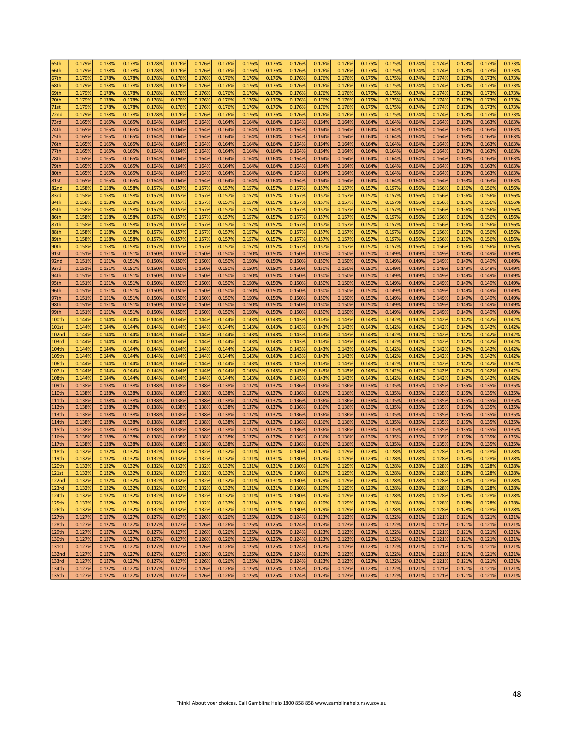| | | | | | | | | | | | | | | | | | | | |
|---|---|---|---|---|---|---|---|---|---|---|---|---|---|---|---|---|---|---|---|
| 65th | 0.179% | 0.178% | 0.178% | 0.178% | 0.176% | 0.176% | 0.176% | 0.176% | 0.176% | 0.176% | 0.176% | 0.176% | 0.175% | 0.175% | 0.174% | 0.174% | 0.173% | 0.173% | 0.173% |
| 66th | 0.179% | 0.178% | 0.178% | 0.178% | 0.176% | 0.176% | 0.176% | 0.176% | 0.176% | 0.176% | 0.176% | 0.176% | 0.175% | 0.175% | 0.174% | 0.174% | 0.173% | 0.173% | 0.173% |
| 67th | 0.179% | 0.178% | 0.178% | 0.178% | 0.176% | 0.176% | 0.176% | 0.176% | 0.176% | 0.176% | 0.176% | 0.176% | 0.175% | 0.175% | 0.174% | 0.174% | 0.173% | 0.173% | 0.173% |
| 68th | 0.179% | 0.178% | 0.178% | 0.178% | 0.176% | 0.176% | 0.176% | 0.176% | 0.176% | 0.176% | 0.176% | 0.176% | 0.175% | 0.175% | 0.174% | 0.174% | 0.173% | 0.173% | 0.173% |
| 69th | 0.179% | 0.178% | 0.178% | 0.178% | 0.176% | 0.176% | 0.176% | 0.176% | 0.176% | 0.176% | 0.176% | 0.176% | 0.175% | 0.175% | 0.174% | 0.174% | 0.173% | 0.173% | 0.173% |
| 70th | 0.179% | 0.178% | 0.178% | 0.178% | 0.176% | 0.176% | 0.176% | 0.176% | 0.176% | 0.176% | 0.176% | 0.176% | 0.175% | 0.175% | 0.174% | 0.174% | 0.173% | 0.173% | 0.173% |
| 71st | 0.179% | 0.178% | 0.178% | 0.178% | 0.176% | 0.176% | 0.176% | 0.176% | 0.176% | 0.176% | 0.176% | 0.176% | 0.175% | 0.175% | 0.174% | 0.174% | 0.173% | 0.173% | 0.173% |
| 72nd | 0.179% | 0.178% | 0.178% | 0.178% | 0.176% | 0.176% | 0.176% | 0.176% | 0.176% | 0.176% | 0.176% | 0.176% | 0.175% | 0.175% | 0.174% | 0.174% | 0.173% | 0.173% | 0.173% |
| 73rd | 0.165% | 0.165% | 0.165% | 0.164% | 0.164% | 0.164% | 0.164% | 0.164% | 0.164% | 0.164% | 0.164% | 0.164% | 0.164% | 0.164% | 0.164% | 0.164% | 0.163% | 0.163% | 0.163% |
| 74th | 0.165% | 0.165% | 0.165% | 0.164% | 0.164% | 0.164% | 0.164% | 0.164% | 0.164% | 0.164% | 0.164% | 0.164% | 0.164% | 0.164% | 0.164% | 0.164% | 0.163% | 0.163% | 0.163% |
| 75th | 0.165% | 0.165% | 0.165% | 0.164% | 0.164% | 0.164% | 0.164% | 0.164% | 0.164% | 0.164% | 0.164% | 0.164% | 0.164% | 0.164% | 0.164% | 0.164% | 0.163% | 0.163% | 0.163% |
| 76th | 0.165% | 0.165% | 0.165% | 0.164% | 0.164% | 0.164% | 0.164% | 0.164% | 0.164% | 0.164% | 0.164% | 0.164% | 0.164% | 0.164% | 0.164% | 0.164% | 0.163% | 0.163% | 0.163% |
| 77th | 0.165% | 0.165% | 0.165% | 0.164% | 0.164% | 0.164% | 0.164% | 0.164% | 0.164% | 0.164% | 0.164% | 0.164% | 0.164% | 0.164% | 0.164% | 0.164% | 0.163% | 0.163% | 0.163% |
| 78th | 0.165% | 0.165% | 0.165% | 0.164% | 0.164% | 0.164% | 0.164% | 0.164% | 0.164% | 0.164% | 0.164% | 0.164% | 0.164% | 0.164% | 0.164% | 0.164% | 0.163% | 0.163% | 0.163% |
| 79th | 0.165% | 0.165% | 0.165% | 0.164% | 0.164% | 0.164% | 0.164% | 0.164% | 0.164% | 0.164% | 0.164% | 0.164% | 0.164% | 0.164% | 0.164% | 0.164% | 0.163% | 0.163% | 0.163% |
| 80th | 0.165% | 0.165% | 0.165% | 0.164% | 0.164% | 0.164% | 0.164% | 0.164% | 0.164% | 0.164% | 0.164% | 0.164% | 0.164% | 0.164% | 0.164% | 0.164% | 0.163% | 0.163% | 0.163% |
| 81st | 0.165% | 0.165% | 0.165% | 0.164% | 0.164% | 0.164% | 0.164% | 0.164% | 0.164% | 0.164% | 0.164% | 0.164% | 0.164% | 0.164% | 0.164% | 0.164% | 0.163% | 0.163% | 0.163% |
| 82nd | 0.158% | 0.158% | 0.158% | 0.157% | 0.157% | 0.157% | 0.157% | 0.157% | 0.157% | 0.157% | 0.157% | 0.157% | 0.157% | 0.157% | 0.156% | 0.156% | 0.156% | 0.156% | 0.156% |
| 83rd | 0.158% | 0.158% | 0.158% | 0.157% | 0.157% | 0.157% | 0.157% | 0.157% | 0.157% | 0.157% | 0.157% | 0.157% | 0.157% | 0.157% | 0.156% | 0.156% | 0.156% | 0.156% | 0.156% |
| 84th | 0.158% | 0.158% | 0.158% | 0.157% | 0.157% | 0.157% | 0.157% | 0.157% | 0.157% | 0.157% | 0.157% | 0.157% | 0.157% | 0.157% | 0.156% | 0.156% | 0.156% | 0.156% | 0.156% |
| 85th | 0.158% | 0.158% | 0.158% | 0.157% | 0.157% | 0.157% | 0.157% | 0.157% | 0.157% | 0.157% | 0.157% | 0.157% | 0.157% | 0.157% | 0.156% | 0.156% | 0.156% | 0.156% | 0.156% |
| 86th | 0.158% | 0.158% | 0.158% | 0.157% | 0.157% | 0.157% | 0.157% | 0.157% | 0.157% | 0.157% | 0.157% | 0.157% | 0.157% | 0.157% | 0.156% | 0.156% | 0.156% | 0.156% | 0.156% |
| 87th | 0.158% | 0.158% | 0.158% | 0.157% | 0.157% | 0.157% | 0.157% | 0.157% | 0.157% | 0.157% | 0.157% | 0.157% | 0.157% | 0.157% | 0.156% | 0.156% | 0.156% | 0.156% | 0.156% |
| 88th | 0.158% | 0.158% | 0.158% | 0.157% | 0.157% | 0.157% | 0.157% | 0.157% | 0.157% | 0.157% | 0.157% | 0.157% | 0.157% | 0.157% | 0.156% | 0.156% | 0.156% | 0.156% | 0.156% |
| 89th | 0.158% | 0.158% | 0.158% | 0.157% | 0.157% | 0.157% | 0.157% | 0.157% | 0.157% | 0.157% | 0.157% | 0.157% | 0.157% | 0.157% | 0.156% | 0.156% | 0.156% | 0.156% | 0.156% |
| 90th | 0.158% | 0.158% | 0.158% | 0.157% | 0.157% | 0.157% | 0.157% | 0.157% | 0.157% | 0.157% | 0.157% | 0.157% | 0.157% | 0.157% | 0.156% | 0.156% | 0.156% | 0.156% | 0.156% |
| 91st | 0.151% | 0.151% | 0.151% | 0.150% | 0.150% | 0.150% | 0.150% | 0.150% | 0.150% | 0.150% | 0.150% | 0.150% | 0.150% | 0.149% | 0.149% | 0.149% | 0.149% | 0.149% | 0.149% |
| 92nd | 0.151% | 0.151% | 0.151% | 0.150% | 0.150% | 0.150% | 0.150% | 0.150% | 0.150% | 0.150% | 0.150% | 0.150% | 0.150% | 0.149% | 0.149% | 0.149% | 0.149% | 0.149% | 0.149% |
| 93rd | 0.151% | 0.151% | 0.151% | 0.150% | 0.150% | 0.150% | 0.150% | 0.150% | 0.150% | 0.150% | 0.150% | 0.150% | 0.150% | 0.149% | 0.149% | 0.149% | 0.149% | 0.149% | 0.149% |
| 94th | 0.151% | 0.151% | 0.151% | 0.150% | 0.150% | 0.150% | 0.150% | 0.150% | 0.150% | 0.150% | 0.150% | 0.150% | 0.150% | 0.149% | 0.149% | 0.149% | 0.149% | 0.149% | 0.149% |
| 95th | 0.151% | 0.151% | 0.151% | 0.150% | 0.150% | 0.150% | 0.150% | 0.150% | 0.150% | 0.150% | 0.150% | 0.150% | 0.150% | 0.149% | 0.149% | 0.149% | 0.149% | 0.149% | 0.149% |
| 96th | 0.151% | 0.151% | 0.151% | 0.150% | 0.150% | 0.150% | 0.150% | 0.150% | 0.150% | 0.150% | 0.150% | 0.150% | 0.150% | 0.149% | 0.149% | 0.149% | 0.149% | 0.149% | 0.149% |
| 97th | 0.151% | 0.151% | 0.151% | 0.150% | 0.150% | 0.150% | 0.150% | 0.150% | 0.150% | 0.150% | 0.150% | 0.150% | 0.150% | 0.149% | 0.149% | 0.149% | 0.149% | 0.149% | 0.149% |
| 98th | 0.151% | 0.151% | 0.151% | 0.150% | 0.150% | 0.150% | 0.150% | 0.150% | 0.150% | 0.150% | 0.150% | 0.150% | 0.150% | 0.149% | 0.149% | 0.149% | 0.149% | 0.149% | 0.149% |
| 99th | 0.151% | 0.151% | 0.151% | 0.150% | 0.150% | 0.150% | 0.150% | 0.150% | 0.150% | 0.150% | 0.150% | 0.150% | 0.150% | 0.149% | 0.149% | 0.149% | 0.149% | 0.149% | 0.149% |
| 100th | 0.144% | 0.144% | 0.144% | 0.144% | 0.144% | 0.144% | 0.144% | 0.143% | 0.143% | 0.143% | 0.143% | 0.143% | 0.143% | 0.142% | 0.142% | 0.142% | 0.142% | 0.142% | 0.142% |
| 101st | 0.144% | 0.144% | 0.144% | 0.144% | 0.144% | 0.144% | 0.144% | 0.143% | 0.143% | 0.143% | 0.143% | 0.143% | 0.143% | 0.142% | 0.142% | 0.142% | 0.142% | 0.142% | 0.142% |
| 102nd | 0.144% | 0.144% | 0.144% | 0.144% | 0.144% | 0.144% | 0.144% | 0.143% | 0.143% | 0.143% | 0.143% | 0.143% | 0.143% | 0.142% | 0.142% | 0.142% | 0.142% | 0.142% | 0.142% |
| 103rd | 0.144% | 0.144% | 0.144% | 0.144% | 0.144% | 0.144% | 0.144% | 0.143% | 0.143% | 0.143% | 0.143% | 0.143% | 0.143% | 0.142% | 0.142% | 0.142% | 0.142% | 0.142% | 0.142% |
| 104th | 0.144% | 0.144% | 0.144% | 0.144% | 0.144% | 0.144% | 0.144% | 0.143% | 0.143% | 0.143% | 0.143% | 0.143% | 0.143% | 0.142% | 0.142% | 0.142% | 0.142% | 0.142% | 0.142% |
| 105th | 0.144% | 0.144% | 0.144% | 0.144% | 0.144% | 0.144% | 0.144% | 0.143% | 0.143% | 0.143% | 0.143% | 0.143% | 0.143% | 0.142% | 0.142% | 0.142% | 0.142% | 0.142% | 0.142% |
| 106th | 0.144% | 0.144% | 0.144% | 0.144% | 0.144% | 0.144% | 0.144% | 0.143% | 0.143% | 0.143% | 0.143% | 0.143% | 0.143% | 0.142% | 0.142% | 0.142% | 0.142% | 0.142% | 0.142% |
| 107th | 0.144% | 0.144% | 0.144% | 0.144% | 0.144% | 0.144% | 0.144% | 0.143% | 0.143% | 0.143% | 0.143% | 0.143% | 0.143% | 0.142% | 0.142% | 0.142% | 0.142% | 0.142% | 0.142% |
| 108th | 0.144% | 0.144% | 0.144% | 0.144% | 0.144% | 0.144% | 0.144% | 0.143% | 0.143% | 0.143% | 0.143% | 0.143% | 0.143% | 0.142% | 0.142% | 0.142% | 0.142% | 0.142% | 0.142% |
| 109th | 0.138% | 0.138% | 0.138% | 0.138% | 0.138% | 0.138% | 0.138% | 0.137% | 0.137% | 0.136% | 0.136% | 0.136% | 0.136% | 0.135% | 0.135% | 0.135% | 0.135% | 0.135% | 0.135% |
| 110th | 0.138% | 0.138% | 0.138% | 0.138% | 0.138% | 0.138% | 0.138% | 0.137% | 0.137% | 0.136% | 0.136% | 0.136% | 0.136% | 0.135% | 0.135% | 0.135% | 0.135% | 0.135% | 0.135% |
| 111th | 0.138% | 0.138% | 0.138% | 0.138% | 0.138% | 0.138% | 0.138% | 0.137% | 0.137% | 0.136% | 0.136% | 0.136% | 0.136% | 0.135% | 0.135% | 0.135% | 0.135% | 0.135% | 0.135% |
| 112th | 0.138% | 0.138% | 0.138% | 0.138% | 0.138% | 0.138% | 0.138% | 0.137% | 0.137% | 0.136% | 0.136% | 0.136% | 0.136% | 0.135% | 0.135% | 0.135% | 0.135% | 0.135% | 0.135% |
| 113th | 0.138% | 0.138% | 0.138% | 0.138% | 0.138% | 0.138% | 0.138% | 0.137% | 0.137% | 0.136% | 0.136% | 0.136% | 0.136% | 0.135% | 0.135% | 0.135% | 0.135% | 0.135% | 0.135% |
| 114th | 0.138% | 0.138% | 0.138% | 0.138% | 0.138% | 0.138% | 0.138% | 0.137% | 0.137% | 0.136% | 0.136% | 0.136% | 0.136% | 0.135% | 0.135% | 0.135% | 0.135% | 0.135% | 0.135% |
| 115th | 0.138% | 0.138% | 0.138% | 0.138% | 0.138% | 0.138% | 0.138% | 0.137% | 0.137% | 0.136% | 0.136% | 0.136% | 0.136% | 0.135% | 0.135% | 0.135% | 0.135% | 0.135% | 0.135% |
| 116th | 0.138% | 0.138% | 0.138% | 0.138% | 0.138% | 0.138% | 0.138% | 0.137% | 0.137% | 0.136% | 0.136% | 0.136% | 0.136% | 0.135% | 0.135% | 0.135% | 0.135% | 0.135% | 0.135% |
| 117th | 0.138% | 0.138% | 0.138% | 0.138% | 0.138% | 0.138% | 0.138% | 0.137% | 0.137% | 0.136% | 0.136% | 0.136% | 0.136% | 0.135% | 0.135% | 0.135% | 0.135% | 0.135% | 0.135% |
| 118th | 0.132% | 0.132% | 0.132% | 0.132% | 0.132% | 0.132% | 0.132% | 0.131% | 0.131% | 0.130% | 0.129% | 0.129% | 0.129% | 0.128% | 0.128% | 0.128% | 0.128% | 0.128% | 0.128% |
| 119th | 0.132% | 0.132% | 0.132% | 0.132% | 0.132% | 0.132% | 0.132% | 0.131% | 0.131% | 0.130% | 0.129% | 0.129% | 0.129% | 0.128% | 0.128% | 0.128% | 0.128% | 0.128% | 0.128% |
| 120th | 0.132% | 0.132% | 0.132% | 0.132% | 0.132% | 0.132% | 0.132% | 0.131% | 0.131% | 0.130% | 0.129% | 0.129% | 0.129% | 0.128% | 0.128% | 0.128% | 0.128% | 0.128% | 0.128% |
| 121st | 0.132% | 0.132% | 0.132% | 0.132% | 0.132% | 0.132% | 0.132% | 0.131% | 0.131% | 0.130% | 0.129% | 0.129% | 0.129% | 0.128% | 0.128% | 0.128% | 0.128% | 0.128% | 0.128% |
| 122nd | 0.132% | 0.132% | 0.132% | 0.132% | 0.132% | 0.132% | 0.132% | 0.131% | 0.131% | 0.130% | 0.129% | 0.129% | 0.129% | 0.128% | 0.128% | 0.128% | 0.128% | 0.128% | 0.128% |
| 123rd | 0.132% | 0.132% | 0.132% | 0.132% | 0.132% | 0.132% | 0.132% | 0.131% | 0.131% | 0.130% | 0.129% | 0.129% | 0.129% | 0.128% | 0.128% | 0.128% | 0.128% | 0.128% | 0.128% |
| 124th | 0.132% | 0.132% | 0.132% | 0.132% | 0.132% | 0.132% | 0.132% | 0.131% | 0.131% | 0.130% | 0.129% | 0.129% | 0.129% | 0.128% | 0.128% | 0.128% | 0.128% | 0.128% | 0.128% |
| 125th | 0.132% | 0.132% | 0.132% | 0.132% | 0.132% | 0.132% | 0.132% | 0.131% | 0.131% | 0.130% | 0.129% | 0.129% | 0.129% | 0.128% | 0.128% | 0.128% | 0.128% | 0.128% | 0.128% |
| 126th | 0.132% | 0.132% | 0.132% | 0.132% | 0.132% | 0.132% | 0.132% | 0.131% | 0.131% | 0.130% | 0.129% | 0.129% | 0.129% | 0.128% | 0.128% | 0.128% | 0.128% | 0.128% | 0.128% |
| 127th | 0.127% | 0.127% | 0.127% | 0.127% | 0.127% | 0.126% | 0.126% | 0.125% | 0.125% | 0.124% | 0.123% | 0.123% | 0.123% | 0.122% | 0.121% | 0.121% | 0.121% | 0.121% | 0.121% |
| 128th | 0.127% | 0.127% | 0.127% | 0.127% | 0.127% | 0.126% | 0.126% | 0.125% | 0.125% | 0.124% | 0.123% | 0.123% | 0.123% | 0.122% | 0.121% | 0.121% | 0.121% | 0.121% | 0.121% |
| 129th | 0.127% | 0.127% | 0.127% | 0.127% | 0.127% | 0.126% | 0.126% | 0.125% | 0.125% | 0.124% | 0.123% | 0.123% | 0.123% | 0.122% | 0.121% | 0.121% | 0.121% | 0.121% | 0.121% |
| 130th | 0.127% | 0.127% | 0.127% | 0.127% | 0.127% | 0.126% | 0.126% | 0.125% | 0.125% | 0.124% | 0.123% | 0.123% | 0.123% | 0.122% | 0.121% | 0.121% | 0.121% | 0.121% | 0.121% |
| 131st | 0.127% | 0.127% | 0.127% | 0.127% | 0.127% | 0.126% | 0.126% | 0.125% | 0.125% | 0.124% | 0.123% | 0.123% | 0.123% | 0.122% | 0.121% | 0.121% | 0.121% | 0.121% | 0.121% |
| 132nd | 0.127% | 0.127% | 0.127% | 0.127% | 0.127% | 0.126% | 0.126% | 0.125% | 0.125% | 0.124% | 0.123% | 0.123% | 0.123% | 0.122% | 0.121% | 0.121% | 0.121% | 0.121% | 0.121% |
| 133rd | 0.127% | 0.127% | 0.127% | 0.127% | 0.127% | 0.126% | 0.126% | 0.125% | 0.125% | 0.124% | 0.123% | 0.123% | 0.123% | 0.122% | 0.121% | 0.121% | 0.121% | 0.121% | 0.121% |
| 134th | 0.127% | 0.127% | 0.127% | 0.127% | 0.127% | 0.126% | 0.126% | 0.125% | 0.125% | 0.124% | 0.123% | 0.123% | 0.123% | 0.122% | 0.121% | 0.121% | 0.121% | 0.121% | 0.121% |
| 135th | 0.127% | 0.127% | 0.127% | 0.127% | 0.127% | 0.126% | 0.126% | 0.125% | 0.125% | 0.124% | 0.123% | 0.123% | 0.123% | 0.122% | 0.121% | 0.121% | 0.121% | 0.121% | 0.121% |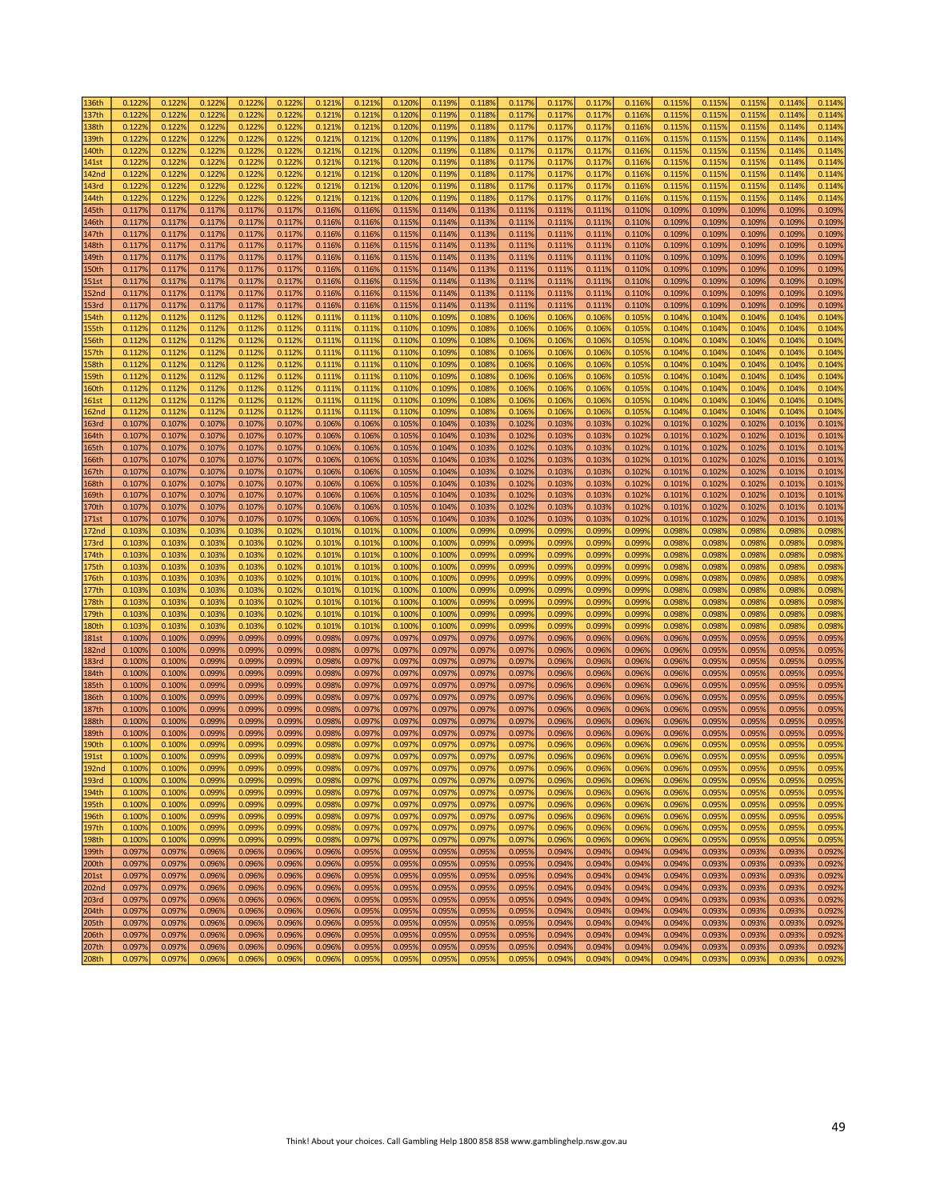| | | | | | | | | | | | | | | | | | | | |
|---|---|---|---|---|---|---|---|---|---|---|---|---|---|---|---|---|---|---|---|
| 136th | 0.122% | 0.122% | 0.122% | 0.122% | 0.122% | 0.121% | 0.121% | 0.120% | 0.119% | 0.118% | 0.117% | 0.117% | 0.117% | 0.116% | 0.115% | 0.115% | 0.115% | 0.114% | 0.114% |
| 137th | 0.122% | 0.122% | 0.122% | 0.122% | 0.122% | 0.121% | 0.121% | 0.120% | 0.119% | 0.118% | 0.117% | 0.117% | 0.117% | 0.116% | 0.115% | 0.115% | 0.115% | 0.114% | 0.114% |
| 138th | 0.122% | 0.122% | 0.122% | 0.122% | 0.122% | 0.121% | 0.121% | 0.120% | 0.119% | 0.118% | 0.117% | 0.117% | 0.117% | 0.116% | 0.115% | 0.115% | 0.115% | 0.114% | 0.114% |
| 139th | 0.122% | 0.122% | 0.122% | 0.122% | 0.122% | 0.121% | 0.121% | 0.120% | 0.119% | 0.118% | 0.117% | 0.117% | 0.117% | 0.116% | 0.115% | 0.115% | 0.115% | 0.114% | 0.114% |
| 140th | 0.122% | 0.122% | 0.122% | 0.122% | 0.122% | 0.121% | 0.121% | 0.120% | 0.119% | 0.118% | 0.117% | 0.117% | 0.117% | 0.116% | 0.115% | 0.115% | 0.115% | 0.114% | 0.114% |
| 141st | 0.122% | 0.122% | 0.122% | 0.122% | 0.122% | 0.121% | 0.121% | 0.120% | 0.119% | 0.118% | 0.117% | 0.117% | 0.117% | 0.116% | 0.115% | 0.115% | 0.115% | 0.114% | 0.114% |
| 142nd | 0.122% | 0.122% | 0.122% | 0.122% | 0.122% | 0.121% | 0.121% | 0.120% | 0.119% | 0.118% | 0.117% | 0.117% | 0.117% | 0.116% | 0.115% | 0.115% | 0.115% | 0.114% | 0.114% |
| 143rd | 0.122% | 0.122% | 0.122% | 0.122% | 0.122% | 0.121% | 0.121% | 0.120% | 0.119% | 0.118% | 0.117% | 0.117% | 0.117% | 0.116% | 0.115% | 0.115% | 0.115% | 0.114% | 0.114% |
| 144th | 0.122% | 0.122% | 0.122% | 0.122% | 0.122% | 0.121% | 0.121% | 0.120% | 0.119% | 0.118% | 0.117% | 0.117% | 0.117% | 0.116% | 0.115% | 0.115% | 0.115% | 0.114% | 0.114% |
| 145th | 0.117% | 0.117% | 0.117% | 0.117% | 0.117% | 0.116% | 0.116% | 0.115% | 0.114% | 0.113% | 0.111% | 0.111% | 0.111% | 0.110% | 0.109% | 0.109% | 0.109% | 0.109% | 0.109% |
| 146th | 0.117% | 0.117% | 0.117% | 0.117% | 0.117% | 0.116% | 0.116% | 0.115% | 0.114% | 0.113% | 0.111% | 0.111% | 0.111% | 0.110% | 0.109% | 0.109% | 0.109% | 0.109% | 0.109% |
| 147th | 0.117% | 0.117% | 0.117% | 0.117% | 0.117% | 0.116% | 0.116% | 0.115% | 0.114% | 0.113% | 0.111% | 0.111% | 0.111% | 0.110% | 0.109% | 0.109% | 0.109% | 0.109% | 0.109% |
| 148th | 0.117% | 0.117% | 0.117% | 0.117% | 0.117% | 0.116% | 0.116% | 0.115% | 0.114% | 0.113% | 0.111% | 0.111% | 0.111% | 0.110% | 0.109% | 0.109% | 0.109% | 0.109% | 0.109% |
| 149th | 0.117% | 0.117% | 0.117% | 0.117% | 0.117% | 0.116% | 0.116% | 0.115% | 0.114% | 0.113% | 0.111% | 0.111% | 0.111% | 0.110% | 0.109% | 0.109% | 0.109% | 0.109% | 0.109% |
| 150th | 0.117% | 0.117% | 0.117% | 0.117% | 0.117% | 0.116% | 0.116% | 0.115% | 0.114% | 0.113% | 0.111% | 0.111% | 0.111% | 0.110% | 0.109% | 0.109% | 0.109% | 0.109% | 0.109% |
| 151st | 0.117% | 0.117% | 0.117% | 0.117% | 0.117% | 0.116% | 0.116% | 0.115% | 0.114% | 0.113% | 0.111% | 0.111% | 0.111% | 0.110% | 0.109% | 0.109% | 0.109% | 0.109% | 0.109% |
| 152nd | 0.117% | 0.117% | 0.117% | 0.117% | 0.117% | 0.116% | 0.116% | 0.115% | 0.114% | 0.113% | 0.111% | 0.111% | 0.111% | 0.110% | 0.109% | 0.109% | 0.109% | 0.109% | 0.109% |
| 153rd | 0.117% | 0.117% | 0.117% | 0.117% | 0.117% | 0.116% | 0.116% | 0.115% | 0.114% | 0.113% | 0.111% | 0.111% | 0.111% | 0.110% | 0.109% | 0.109% | 0.109% | 0.109% | 0.109% |
| 154th | 0.112% | 0.112% | 0.112% | 0.112% | 0.112% | 0.111% | 0.111% | 0.110% | 0.109% | 0.108% | 0.106% | 0.106% | 0.106% | 0.105% | 0.104% | 0.104% | 0.104% | 0.104% | 0.104% |
| 155th | 0.112% | 0.112% | 0.112% | 0.112% | 0.112% | 0.111% | 0.111% | 0.110% | 0.109% | 0.108% | 0.106% | 0.106% | 0.106% | 0.105% | 0.104% | 0.104% | 0.104% | 0.104% | 0.104% |
| 156th | 0.112% | 0.112% | 0.112% | 0.112% | 0.112% | 0.111% | 0.111% | 0.110% | 0.109% | 0.108% | 0.106% | 0.106% | 0.106% | 0.105% | 0.104% | 0.104% | 0.104% | 0.104% | 0.104% |
| 157th | 0.112% | 0.112% | 0.112% | 0.112% | 0.112% | 0.111% | 0.111% | 0.110% | 0.109% | 0.108% | 0.106% | 0.106% | 0.106% | 0.105% | 0.104% | 0.104% | 0.104% | 0.104% | 0.104% |
| 158th | 0.112% | 0.112% | 0.112% | 0.112% | 0.112% | 0.111% | 0.111% | 0.110% | 0.109% | 0.108% | 0.106% | 0.106% | 0.106% | 0.105% | 0.104% | 0.104% | 0.104% | 0.104% | 0.104% |
| 159th | 0.112% | 0.112% | 0.112% | 0.112% | 0.112% | 0.111% | 0.111% | 0.110% | 0.109% | 0.108% | 0.106% | 0.106% | 0.106% | 0.105% | 0.104% | 0.104% | 0.104% | 0.104% | 0.104% |
| 160th | 0.112% | 0.112% | 0.112% | 0.112% | 0.112% | 0.111% | 0.111% | 0.110% | 0.109% | 0.108% | 0.106% | 0.106% | 0.106% | 0.105% | 0.104% | 0.104% | 0.104% | 0.104% | 0.104% |
| 161st | 0.112% | 0.112% | 0.112% | 0.112% | 0.112% | 0.111% | 0.111% | 0.110% | 0.109% | 0.108% | 0.106% | 0.106% | 0.106% | 0.105% | 0.104% | 0.104% | 0.104% | 0.104% | 0.104% |
| 162nd | 0.112% | 0.112% | 0.112% | 0.112% | 0.112% | 0.111% | 0.111% | 0.110% | 0.109% | 0.108% | 0.106% | 0.106% | 0.106% | 0.105% | 0.104% | 0.104% | 0.104% | 0.104% | 0.104% |
| 163rd | 0.107% | 0.107% | 0.107% | 0.107% | 0.107% | 0.106% | 0.106% | 0.105% | 0.104% | 0.103% | 0.102% | 0.103% | 0.103% | 0.102% | 0.101% | 0.102% | 0.102% | 0.101% | 0.101% |
| 164th | 0.107% | 0.107% | 0.107% | 0.107% | 0.107% | 0.106% | 0.106% | 0.105% | 0.104% | 0.103% | 0.102% | 0.103% | 0.103% | 0.102% | 0.101% | 0.102% | 0.102% | 0.101% | 0.101% |
| 165th | 0.107% | 0.107% | 0.107% | 0.107% | 0.107% | 0.106% | 0.106% | 0.105% | 0.104% | 0.103% | 0.102% | 0.103% | 0.103% | 0.102% | 0.101% | 0.102% | 0.102% | 0.101% | 0.101% |
| 166th | 0.107% | 0.107% | 0.107% | 0.107% | 0.107% | 0.106% | 0.106% | 0.105% | 0.104% | 0.103% | 0.102% | 0.103% | 0.103% | 0.102% | 0.101% | 0.102% | 0.102% | 0.101% | 0.101% |
| 167th | 0.107% | 0.107% | 0.107% | 0.107% | 0.107% | 0.106% | 0.106% | 0.105% | 0.104% | 0.103% | 0.102% | 0.103% | 0.103% | 0.102% | 0.101% | 0.102% | 0.102% | 0.101% | 0.101% |
| 168th | 0.107% | 0.107% | 0.107% | 0.107% | 0.107% | 0.106% | 0.106% | 0.105% | 0.104% | 0.103% | 0.102% | 0.103% | 0.103% | 0.102% | 0.101% | 0.102% | 0.102% | 0.101% | 0.101% |
| 169th | 0.107% | 0.107% | 0.107% | 0.107% | 0.107% | 0.106% | 0.106% | 0.105% | 0.104% | 0.103% | 0.102% | 0.103% | 0.103% | 0.102% | 0.101% | 0.102% | 0.102% | 0.101% | 0.101% |
| 170th | 0.107% | 0.107% | 0.107% | 0.107% | 0.107% | 0.106% | 0.106% | 0.105% | 0.104% | 0.103% | 0.102% | 0.103% | 0.103% | 0.102% | 0.101% | 0.102% | 0.102% | 0.101% | 0.101% |
| 171st | 0.107% | 0.107% | 0.107% | 0.107% | 0.107% | 0.106% | 0.106% | 0.105% | 0.104% | 0.103% | 0.102% | 0.103% | 0.103% | 0.102% | 0.101% | 0.102% | 0.102% | 0.101% | 0.101% |
| 172nd | 0.103% | 0.103% | 0.103% | 0.103% | 0.102% | 0.101% | 0.101% | 0.100% | 0.100% | 0.099% | 0.099% | 0.099% | 0.099% | 0.099% | 0.098% | 0.098% | 0.098% | 0.098% | 0.098% |
| 173rd | 0.103% | 0.103% | 0.103% | 0.103% | 0.102% | 0.101% | 0.101% | 0.100% | 0.100% | 0.099% | 0.099% | 0.099% | 0.099% | 0.099% | 0.098% | 0.098% | 0.098% | 0.098% | 0.098% |
| 174th | 0.103% | 0.103% | 0.103% | 0.103% | 0.102% | 0.101% | 0.101% | 0.100% | 0.100% | 0.099% | 0.099% | 0.099% | 0.099% | 0.099% | 0.098% | 0.098% | 0.098% | 0.098% | 0.098% |
| 175th | 0.103% | 0.103% | 0.103% | 0.103% | 0.102% | 0.101% | 0.101% | 0.100% | 0.100% | 0.099% | 0.099% | 0.099% | 0.099% | 0.099% | 0.098% | 0.098% | 0.098% | 0.098% | 0.098% |
| 176th | 0.103% | 0.103% | 0.103% | 0.103% | 0.102% | 0.101% | 0.101% | 0.100% | 0.100% | 0.099% | 0.099% | 0.099% | 0.099% | 0.099% | 0.098% | 0.098% | 0.098% | 0.098% | 0.098% |
| 177th | 0.103% | 0.103% | 0.103% | 0.103% | 0.102% | 0.101% | 0.101% | 0.100% | 0.100% | 0.099% | 0.099% | 0.099% | 0.099% | 0.099% | 0.098% | 0.098% | 0.098% | 0.098% | 0.098% |
| 178th | 0.103% | 0.103% | 0.103% | 0.103% | 0.102% | 0.101% | 0.101% | 0.100% | 0.100% | 0.099% | 0.099% | 0.099% | 0.099% | 0.099% | 0.098% | 0.098% | 0.098% | 0.098% | 0.098% |
| 179th | 0.103% | 0.103% | 0.103% | 0.103% | 0.102% | 0.101% | 0.101% | 0.100% | 0.100% | 0.099% | 0.099% | 0.099% | 0.099% | 0.099% | 0.098% | 0.098% | 0.098% | 0.098% | 0.098% |
| 180th | 0.103% | 0.103% | 0.103% | 0.103% | 0.102% | 0.101% | 0.101% | 0.100% | 0.100% | 0.099% | 0.099% | 0.099% | 0.099% | 0.099% | 0.098% | 0.098% | 0.098% | 0.098% | 0.098% |
| 181st | 0.100% | 0.100% | 0.099% | 0.099% | 0.099% | 0.098% | 0.097% | 0.097% | 0.097% | 0.097% | 0.097% | 0.096% | 0.096% | 0.096% | 0.096% | 0.095% | 0.095% | 0.095% | 0.095% |
| 182nd | 0.100% | 0.100% | 0.099% | 0.099% | 0.099% | 0.098% | 0.097% | 0.097% | 0.097% | 0.097% | 0.097% | 0.096% | 0.096% | 0.096% | 0.096% | 0.095% | 0.095% | 0.095% | 0.095% |
| 183rd | 0.100% | 0.100% | 0.099% | 0.099% | 0.099% | 0.098% | 0.097% | 0.097% | 0.097% | 0.097% | 0.097% | 0.096% | 0.096% | 0.096% | 0.096% | 0.095% | 0.095% | 0.095% | 0.095% |
| 184th | 0.100% | 0.100% | 0.099% | 0.099% | 0.099% | 0.098% | 0.097% | 0.097% | 0.097% | 0.097% | 0.097% | 0.096% | 0.096% | 0.096% | 0.096% | 0.095% | 0.095% | 0.095% | 0.095% |
| 185th | 0.100% | 0.100% | 0.099% | 0.099% | 0.099% | 0.098% | 0.097% | 0.097% | 0.097% | 0.097% | 0.097% | 0.096% | 0.096% | 0.096% | 0.096% | 0.095% | 0.095% | 0.095% | 0.095% |
| 186th | 0.100% | 0.100% | 0.099% | 0.099% | 0.099% | 0.098% | 0.097% | 0.097% | 0.097% | 0.097% | 0.097% | 0.096% | 0.096% | 0.096% | 0.096% | 0.095% | 0.095% | 0.095% | 0.095% |
| 187th | 0.100% | 0.100% | 0.099% | 0.099% | 0.099% | 0.098% | 0.097% | 0.097% | 0.097% | 0.097% | 0.097% | 0.096% | 0.096% | 0.096% | 0.096% | 0.095% | 0.095% | 0.095% | 0.095% |
| 188th | 0.100% | 0.100% | 0.099% | 0.099% | 0.099% | 0.098% | 0.097% | 0.097% | 0.097% | 0.097% | 0.097% | 0.096% | 0.096% | 0.096% | 0.096% | 0.095% | 0.095% | 0.095% | 0.095% |
| 189th | 0.100% | 0.100% | 0.099% | 0.099% | 0.099% | 0.098% | 0.097% | 0.097% | 0.097% | 0.097% | 0.097% | 0.096% | 0.096% | 0.096% | 0.096% | 0.095% | 0.095% | 0.095% | 0.095% |
| 190th | 0.100% | 0.100% | 0.099% | 0.099% | 0.099% | 0.098% | 0.097% | 0.097% | 0.097% | 0.097% | 0.097% | 0.096% | 0.096% | 0.096% | 0.096% | 0.095% | 0.095% | 0.095% | 0.095% |
| 191st | 0.100% | 0.100% | 0.099% | 0.099% | 0.099% | 0.098% | 0.097% | 0.097% | 0.097% | 0.097% | 0.097% | 0.096% | 0.096% | 0.096% | 0.096% | 0.095% | 0.095% | 0.095% | 0.095% |
| 192nd | 0.100% | 0.100% | 0.099% | 0.099% | 0.099% | 0.098% | 0.097% | 0.097% | 0.097% | 0.097% | 0.097% | 0.096% | 0.096% | 0.096% | 0.096% | 0.095% | 0.095% | 0.095% | 0.095% |
| 193rd | 0.100% | 0.100% | 0.099% | 0.099% | 0.099% | 0.098% | 0.097% | 0.097% | 0.097% | 0.097% | 0.097% | 0.096% | 0.096% | 0.096% | 0.096% | 0.095% | 0.095% | 0.095% | 0.095% |
| 194th | 0.100% | 0.100% | 0.099% | 0.099% | 0.099% | 0.098% | 0.097% | 0.097% | 0.097% | 0.097% | 0.097% | 0.096% | 0.096% | 0.096% | 0.096% | 0.095% | 0.095% | 0.095% | 0.095% |
| 195th | 0.100% | 0.100% | 0.099% | 0.099% | 0.099% | 0.098% | 0.097% | 0.097% | 0.097% | 0.097% | 0.097% | 0.096% | 0.096% | 0.096% | 0.096% | 0.095% | 0.095% | 0.095% | 0.095% |
| 196th | 0.100% | 0.100% | 0.099% | 0.099% | 0.099% | 0.098% | 0.097% | 0.097% | 0.097% | 0.097% | 0.097% | 0.096% | 0.096% | 0.096% | 0.096% | 0.095% | 0.095% | 0.095% | 0.095% |
| 197th | 0.100% | 0.100% | 0.099% | 0.099% | 0.099% | 0.098% | 0.097% | 0.097% | 0.097% | 0.097% | 0.097% | 0.096% | 0.096% | 0.096% | 0.096% | 0.095% | 0.095% | 0.095% | 0.095% |
| 198th | 0.100% | 0.100% | 0.099% | 0.099% | 0.099% | 0.098% | 0.097% | 0.097% | 0.097% | 0.097% | 0.097% | 0.096% | 0.096% | 0.096% | 0.096% | 0.095% | 0.095% | 0.095% | 0.095% |
| 199th | 0.097% | 0.097% | 0.096% | 0.096% | 0.096% | 0.096% | 0.095% | 0.095% | 0.095% | 0.095% | 0.095% | 0.094% | 0.094% | 0.094% | 0.094% | 0.093% | 0.093% | 0.093% | 0.092% |
| 200th | 0.097% | 0.097% | 0.096% | 0.096% | 0.096% | 0.096% | 0.095% | 0.095% | 0.095% | 0.095% | 0.095% | 0.094% | 0.094% | 0.094% | 0.094% | 0.093% | 0.093% | 0.093% | 0.092% |
| 201st | 0.097% | 0.097% | 0.096% | 0.096% | 0.096% | 0.096% | 0.095% | 0.095% | 0.095% | 0.095% | 0.095% | 0.094% | 0.094% | 0.094% | 0.094% | 0.093% | 0.093% | 0.093% | 0.092% |
| 202nd | 0.097% | 0.097% | 0.096% | 0.096% | 0.096% | 0.096% | 0.095% | 0.095% | 0.095% | 0.095% | 0.095% | 0.094% | 0.094% | 0.094% | 0.094% | 0.093% | 0.093% | 0.093% | 0.092% |
| 203rd | 0.097% | 0.097% | 0.096% | 0.096% | 0.096% | 0.096% | 0.095% | 0.095% | 0.095% | 0.095% | 0.095% | 0.094% | 0.094% | 0.094% | 0.094% | 0.093% | 0.093% | 0.093% | 0.092% |
| 204th | 0.097% | 0.097% | 0.096% | 0.096% | 0.096% | 0.096% | 0.095% | 0.095% | 0.095% | 0.095% | 0.095% | 0.094% | 0.094% | 0.094% | 0.094% | 0.093% | 0.093% | 0.093% | 0.092% |
| 205th | 0.097% | 0.097% | 0.096% | 0.096% | 0.096% | 0.096% | 0.095% | 0.095% | 0.095% | 0.095% | 0.095% | 0.094% | 0.094% | 0.094% | 0.094% | 0.093% | 0.093% | 0.093% | 0.092% |
| 206th | 0.097% | 0.097% | 0.096% | 0.096% | 0.096% | 0.096% | 0.095% | 0.095% | 0.095% | 0.095% | 0.095% | 0.094% | 0.094% | 0.094% | 0.094% | 0.093% | 0.093% | 0.093% | 0.092% |
| 207th | 0.097% | 0.097% | 0.096% | 0.096% | 0.096% | 0.096% | 0.095% | 0.095% | 0.095% | 0.095% | 0.095% | 0.094% | 0.094% | 0.094% | 0.094% | 0.093% | 0.093% | 0.093% | 0.092% |
| 208th | 0.097% | 0.097% | 0.096% | 0.096% | 0.096% | 0.096% | 0.095% | 0.095% | 0.095% | 0.095% | 0.095% | 0.094% | 0.094% | 0.094% | 0.094% | 0.093% | 0.093% | 0.093% | 0.092% |

Think! About your choices. Call Gambling Help 1800 858 858 www.gamblinghelp.nsw.gov.au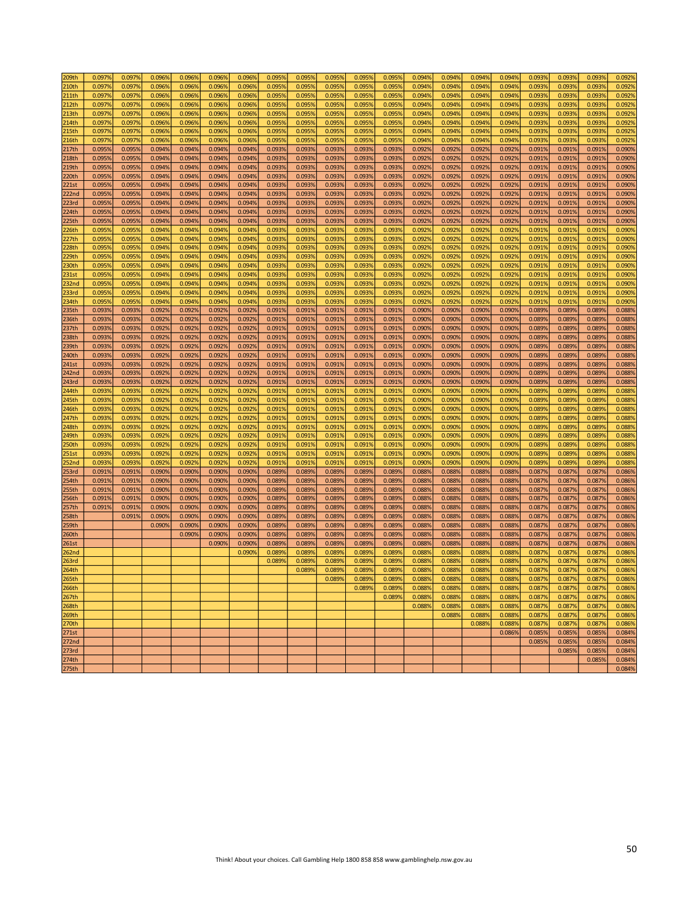| | | | | | | | | | | | | | | | | | | | |
|---|---|---|---|---|---|---|---|---|---|---|---|---|---|---|---|---|---|---|---|
| 209th | 0.097% | 0.097% | 0.096% | 0.096% | 0.096% | 0.096% | 0.095% | 0.095% | 0.095% | 0.095% | 0.095% | 0.094% | 0.094% | 0.094% | 0.094% | 0.093% | 0.093% | 0.093% | 0.092% |
| 210th | 0.097% | 0.097% | 0.096% | 0.096% | 0.096% | 0.096% | 0.095% | 0.095% | 0.095% | 0.095% | 0.095% | 0.094% | 0.094% | 0.094% | 0.094% | 0.093% | 0.093% | 0.093% | 0.092% |
| 211th | 0.097% | 0.097% | 0.096% | 0.096% | 0.096% | 0.096% | 0.095% | 0.095% | 0.095% | 0.095% | 0.095% | 0.094% | 0.094% | 0.094% | 0.094% | 0.093% | 0.093% | 0.093% | 0.092% |
| 212th | 0.097% | 0.097% | 0.096% | 0.096% | 0.096% | 0.096% | 0.095% | 0.095% | 0.095% | 0.095% | 0.095% | 0.094% | 0.094% | 0.094% | 0.094% | 0.093% | 0.093% | 0.093% | 0.092% |
| 213th | 0.097% | 0.097% | 0.096% | 0.096% | 0.096% | 0.096% | 0.095% | 0.095% | 0.095% | 0.095% | 0.095% | 0.094% | 0.094% | 0.094% | 0.094% | 0.093% | 0.093% | 0.093% | 0.092% |
| 214th | 0.097% | 0.097% | 0.096% | 0.096% | 0.096% | 0.096% | 0.095% | 0.095% | 0.095% | 0.095% | 0.095% | 0.094% | 0.094% | 0.094% | 0.094% | 0.093% | 0.093% | 0.093% | 0.092% |
| 215th | 0.097% | 0.097% | 0.096% | 0.096% | 0.096% | 0.096% | 0.095% | 0.095% | 0.095% | 0.095% | 0.095% | 0.094% | 0.094% | 0.094% | 0.094% | 0.093% | 0.093% | 0.093% | 0.092% |
| 216th | 0.097% | 0.097% | 0.096% | 0.096% | 0.096% | 0.096% | 0.095% | 0.095% | 0.095% | 0.095% | 0.095% | 0.094% | 0.094% | 0.094% | 0.094% | 0.093% | 0.093% | 0.093% | 0.092% |
| 217th | 0.095% | 0.095% | 0.094% | 0.094% | 0.094% | 0.094% | 0.093% | 0.093% | 0.093% | 0.093% | 0.093% | 0.092% | 0.092% | 0.092% | 0.092% | 0.091% | 0.091% | 0.091% | 0.090% |
| 218th | 0.095% | 0.095% | 0.094% | 0.094% | 0.094% | 0.094% | 0.093% | 0.093% | 0.093% | 0.093% | 0.093% | 0.092% | 0.092% | 0.092% | 0.092% | 0.091% | 0.091% | 0.091% | 0.090% |
| 219th | 0.095% | 0.095% | 0.094% | 0.094% | 0.094% | 0.094% | 0.093% | 0.093% | 0.093% | 0.093% | 0.093% | 0.092% | 0.092% | 0.092% | 0.092% | 0.091% | 0.091% | 0.091% | 0.090% |
| 220th | 0.095% | 0.095% | 0.094% | 0.094% | 0.094% | 0.094% | 0.093% | 0.093% | 0.093% | 0.093% | 0.093% | 0.092% | 0.092% | 0.092% | 0.092% | 0.091% | 0.091% | 0.091% | 0.090% |
| 221st | 0.095% | 0.095% | 0.094% | 0.094% | 0.094% | 0.094% | 0.093% | 0.093% | 0.093% | 0.093% | 0.093% | 0.092% | 0.092% | 0.092% | 0.092% | 0.091% | 0.091% | 0.091% | 0.090% |
| 222nd | 0.095% | 0.095% | 0.094% | 0.094% | 0.094% | 0.094% | 0.093% | 0.093% | 0.093% | 0.093% | 0.093% | 0.092% | 0.092% | 0.092% | 0.092% | 0.091% | 0.091% | 0.091% | 0.090% |
| 223rd | 0.095% | 0.095% | 0.094% | 0.094% | 0.094% | 0.094% | 0.093% | 0.093% | 0.093% | 0.093% | 0.093% | 0.092% | 0.092% | 0.092% | 0.092% | 0.091% | 0.091% | 0.091% | 0.090% |
| 224th | 0.095% | 0.095% | 0.094% | 0.094% | 0.094% | 0.094% | 0.093% | 0.093% | 0.093% | 0.093% | 0.093% | 0.092% | 0.092% | 0.092% | 0.092% | 0.091% | 0.091% | 0.091% | 0.090% |
| 225th | 0.095% | 0.095% | 0.094% | 0.094% | 0.094% | 0.094% | 0.093% | 0.093% | 0.093% | 0.093% | 0.093% | 0.092% | 0.092% | 0.092% | 0.092% | 0.091% | 0.091% | 0.091% | 0.090% |
| 226th | 0.095% | 0.095% | 0.094% | 0.094% | 0.094% | 0.094% | 0.093% | 0.093% | 0.093% | 0.093% | 0.093% | 0.092% | 0.092% | 0.092% | 0.092% | 0.091% | 0.091% | 0.091% | 0.090% |
| 227th | 0.095% | 0.095% | 0.094% | 0.094% | 0.094% | 0.094% | 0.093% | 0.093% | 0.093% | 0.093% | 0.093% | 0.092% | 0.092% | 0.092% | 0.092% | 0.091% | 0.091% | 0.091% | 0.090% |
| 228th | 0.095% | 0.095% | 0.094% | 0.094% | 0.094% | 0.094% | 0.093% | 0.093% | 0.093% | 0.093% | 0.093% | 0.092% | 0.092% | 0.092% | 0.092% | 0.091% | 0.091% | 0.091% | 0.090% |
| 229th | 0.095% | 0.095% | 0.094% | 0.094% | 0.094% | 0.094% | 0.093% | 0.093% | 0.093% | 0.093% | 0.093% | 0.092% | 0.092% | 0.092% | 0.092% | 0.091% | 0.091% | 0.091% | 0.090% |
| 230th | 0.095% | 0.095% | 0.094% | 0.094% | 0.094% | 0.094% | 0.093% | 0.093% | 0.093% | 0.093% | 0.093% | 0.092% | 0.092% | 0.092% | 0.092% | 0.091% | 0.091% | 0.091% | 0.090% |
| 231st | 0.095% | 0.095% | 0.094% | 0.094% | 0.094% | 0.094% | 0.093% | 0.093% | 0.093% | 0.093% | 0.093% | 0.092% | 0.092% | 0.092% | 0.092% | 0.091% | 0.091% | 0.091% | 0.090% |
| 232nd | 0.095% | 0.095% | 0.094% | 0.094% | 0.094% | 0.094% | 0.093% | 0.093% | 0.093% | 0.093% | 0.093% | 0.092% | 0.092% | 0.092% | 0.092% | 0.091% | 0.091% | 0.091% | 0.090% |
| 233rd | 0.095% | 0.095% | 0.094% | 0.094% | 0.094% | 0.094% | 0.093% | 0.093% | 0.093% | 0.093% | 0.093% | 0.092% | 0.092% | 0.092% | 0.092% | 0.091% | 0.091% | 0.091% | 0.090% |
| 234th | 0.095% | 0.095% | 0.094% | 0.094% | 0.094% | 0.094% | 0.093% | 0.093% | 0.093% | 0.093% | 0.093% | 0.092% | 0.092% | 0.092% | 0.092% | 0.091% | 0.091% | 0.091% | 0.090% |
| 235th | 0.093% | 0.093% | 0.092% | 0.092% | 0.092% | 0.092% | 0.091% | 0.091% | 0.091% | 0.091% | 0.091% | 0.090% | 0.090% | 0.090% | 0.090% | 0.089% | 0.089% | 0.089% | 0.088% |
| 236th | 0.093% | 0.093% | 0.092% | 0.092% | 0.092% | 0.092% | 0.091% | 0.091% | 0.091% | 0.091% | 0.091% | 0.090% | 0.090% | 0.090% | 0.090% | 0.089% | 0.089% | 0.089% | 0.088% |
| 237th | 0.093% | 0.093% | 0.092% | 0.092% | 0.092% | 0.092% | 0.091% | 0.091% | 0.091% | 0.091% | 0.091% | 0.090% | 0.090% | 0.090% | 0.090% | 0.089% | 0.089% | 0.089% | 0.088% |
| 238th | 0.093% | 0.093% | 0.092% | 0.092% | 0.092% | 0.092% | 0.091% | 0.091% | 0.091% | 0.091% | 0.091% | 0.090% | 0.090% | 0.090% | 0.090% | 0.089% | 0.089% | 0.089% | 0.088% |
| 239th | 0.093% | 0.093% | 0.092% | 0.092% | 0.092% | 0.092% | 0.091% | 0.091% | 0.091% | 0.091% | 0.091% | 0.090% | 0.090% | 0.090% | 0.090% | 0.089% | 0.089% | 0.089% | 0.088% |
| 240th | 0.093% | 0.093% | 0.092% | 0.092% | 0.092% | 0.092% | 0.091% | 0.091% | 0.091% | 0.091% | 0.091% | 0.090% | 0.090% | 0.090% | 0.090% | 0.089% | 0.089% | 0.089% | 0.088% |
| 241st | 0.093% | 0.093% | 0.092% | 0.092% | 0.092% | 0.092% | 0.091% | 0.091% | 0.091% | 0.091% | 0.091% | 0.090% | 0.090% | 0.090% | 0.090% | 0.089% | 0.089% | 0.089% | 0.088% |
| 242nd | 0.093% | 0.093% | 0.092% | 0.092% | 0.092% | 0.092% | 0.091% | 0.091% | 0.091% | 0.091% | 0.091% | 0.090% | 0.090% | 0.090% | 0.090% | 0.089% | 0.089% | 0.089% | 0.088% |
| 243rd | 0.093% | 0.093% | 0.092% | 0.092% | 0.092% | 0.092% | 0.091% | 0.091% | 0.091% | 0.091% | 0.091% | 0.090% | 0.090% | 0.090% | 0.090% | 0.089% | 0.089% | 0.089% | 0.088% |
| 244th | 0.093% | 0.093% | 0.092% | 0.092% | 0.092% | 0.092% | 0.091% | 0.091% | 0.091% | 0.091% | 0.091% | 0.090% | 0.090% | 0.090% | 0.090% | 0.089% | 0.089% | 0.089% | 0.088% |
| 245th | 0.093% | 0.093% | 0.092% | 0.092% | 0.092% | 0.092% | 0.091% | 0.091% | 0.091% | 0.091% | 0.091% | 0.090% | 0.090% | 0.090% | 0.090% | 0.089% | 0.089% | 0.089% | 0.088% |
| 246th | 0.093% | 0.093% | 0.092% | 0.092% | 0.092% | 0.092% | 0.091% | 0.091% | 0.091% | 0.091% | 0.091% | 0.090% | 0.090% | 0.090% | 0.090% | 0.089% | 0.089% | 0.089% | 0.088% |
| 247th | 0.093% | 0.093% | 0.092% | 0.092% | 0.092% | 0.092% | 0.091% | 0.091% | 0.091% | 0.091% | 0.091% | 0.090% | 0.090% | 0.090% | 0.090% | 0.089% | 0.089% | 0.089% | 0.088% |
| 248th | 0.093% | 0.093% | 0.092% | 0.092% | 0.092% | 0.092% | 0.091% | 0.091% | 0.091% | 0.091% | 0.091% | 0.090% | 0.090% | 0.090% | 0.090% | 0.089% | 0.089% | 0.089% | 0.088% |
| 249th | 0.093% | 0.093% | 0.092% | 0.092% | 0.092% | 0.092% | 0.091% | 0.091% | 0.091% | 0.091% | 0.091% | 0.090% | 0.090% | 0.090% | 0.090% | 0.089% | 0.089% | 0.089% | 0.088% |
| 250th | 0.093% | 0.093% | 0.092% | 0.092% | 0.092% | 0.092% | 0.091% | 0.091% | 0.091% | 0.091% | 0.091% | 0.090% | 0.090% | 0.090% | 0.090% | 0.089% | 0.089% | 0.089% | 0.088% |
| 251st | 0.093% | 0.093% | 0.092% | 0.092% | 0.092% | 0.092% | 0.091% | 0.091% | 0.091% | 0.091% | 0.091% | 0.090% | 0.090% | 0.090% | 0.090% | 0.089% | 0.089% | 0.089% | 0.088% |
| 252nd | 0.093% | 0.093% | 0.092% | 0.092% | 0.092% | 0.092% | 0.091% | 0.091% | 0.091% | 0.091% | 0.091% | 0.090% | 0.090% | 0.090% | 0.090% | 0.089% | 0.089% | 0.089% | 0.088% |
| 253rd | 0.091% | 0.091% | 0.090% | 0.090% | 0.090% | 0.090% | 0.089% | 0.089% | 0.089% | 0.089% | 0.089% | 0.088% | 0.088% | 0.088% | 0.088% | 0.087% | 0.087% | 0.087% | 0.086% |
| 254th | 0.091% | 0.091% | 0.090% | 0.090% | 0.090% | 0.090% | 0.089% | 0.089% | 0.089% | 0.089% | 0.089% | 0.088% | 0.088% | 0.088% | 0.088% | 0.087% | 0.087% | 0.087% | 0.086% |
| 255th | 0.091% | 0.091% | 0.090% | 0.090% | 0.090% | 0.090% | 0.089% | 0.089% | 0.089% | 0.089% | 0.089% | 0.088% | 0.088% | 0.088% | 0.088% | 0.087% | 0.087% | 0.087% | 0.086% |
| 256th | 0.091% | 0.091% | 0.090% | 0.090% | 0.090% | 0.090% | 0.089% | 0.089% | 0.089% | 0.089% | 0.089% | 0.088% | 0.088% | 0.088% | 0.088% | 0.087% | 0.087% | 0.087% | 0.086% |
| 257th | 0.091% | 0.091% | 0.090% | 0.090% | 0.090% | 0.090% | 0.089% | 0.089% | 0.089% | 0.089% | 0.089% | 0.088% | 0.088% | 0.088% | 0.088% | 0.087% | 0.087% | 0.087% | 0.086% |
| 258th | | 0.091% | 0.090% | 0.090% | 0.090% | 0.090% | 0.089% | 0.089% | 0.089% | 0.089% | 0.089% | 0.088% | 0.088% | 0.088% | 0.088% | 0.087% | 0.087% | 0.087% | 0.086% |
| 259th | | | 0.090% | 0.090% | 0.090% | 0.090% | 0.089% | 0.089% | 0.089% | 0.089% | 0.089% | 0.088% | 0.088% | 0.088% | 0.088% | 0.087% | 0.087% | 0.087% | 0.086% |
| 260th | | | | 0.090% | 0.090% | 0.090% | 0.089% | 0.089% | 0.089% | 0.089% | 0.089% | 0.088% | 0.088% | 0.088% | 0.088% | 0.087% | 0.087% | 0.087% | 0.086% |
| 261st | | | | | 0.090% | 0.090% | 0.089% | 0.089% | 0.089% | 0.089% | 0.089% | 0.088% | 0.088% | 0.088% | 0.088% | 0.087% | 0.087% | 0.087% | 0.086% |
| 262nd | | | | | | 0.090% | 0.089% | 0.089% | 0.089% | 0.089% | 0.089% | 0.088% | 0.088% | 0.088% | 0.088% | 0.087% | 0.087% | 0.087% | 0.086% |
| 263rd | | | | | | | 0.089% | 0.089% | 0.089% | 0.089% | 0.089% | 0.088% | 0.088% | 0.088% | 0.088% | 0.087% | 0.087% | 0.087% | 0.086% |
| 264th | | | | | | | | 0.089% | 0.089% | 0.089% | 0.089% | 0.088% | 0.088% | 0.088% | 0.088% | 0.087% | 0.087% | 0.087% | 0.086% |
| 265th | | | | | | | | | 0.089% | 0.089% | 0.089% | 0.088% | 0.088% | 0.088% | 0.088% | 0.087% | 0.087% | 0.087% | 0.086% |
| 266th | | | | | | | | | | 0.089% | 0.089% | 0.088% | 0.088% | 0.088% | 0.088% | 0.087% | 0.087% | 0.087% | 0.086% |
| 267th | | | | | | | | | | | 0.089% | 0.088% | 0.088% | 0.088% | 0.088% | 0.087% | 0.087% | 0.087% | 0.086% |
| 268th | | | | | | | | | | | | 0.088% | 0.088% | 0.088% | 0.088% | 0.087% | 0.087% | 0.087% | 0.086% |
| 269th | | | | | | | | | | | | | 0.088% | 0.088% | 0.088% | 0.087% | 0.087% | 0.087% | 0.086% |
| 270th | | | | | | | | | | | | | | 0.088% | 0.088% | 0.087% | 0.087% | 0.087% | 0.086% |
| 271st | | | | | | | | | | | | | | | 0.086% | 0.085% | 0.085% | 0.085% | 0.084% |
| 272nd | | | | | | | | | | | | | | | | 0.085% | 0.085% | 0.085% | 0.084% |
| 273rd | | | | | | | | | | | | | | | | | 0.085% | 0.085% | 0.084% |
| 274th | | | | | | | | | | | | | | | | | | 0.085% | 0.084% |
| 275th | | | | | | | | | | | | | | | | | | | 0.084% |